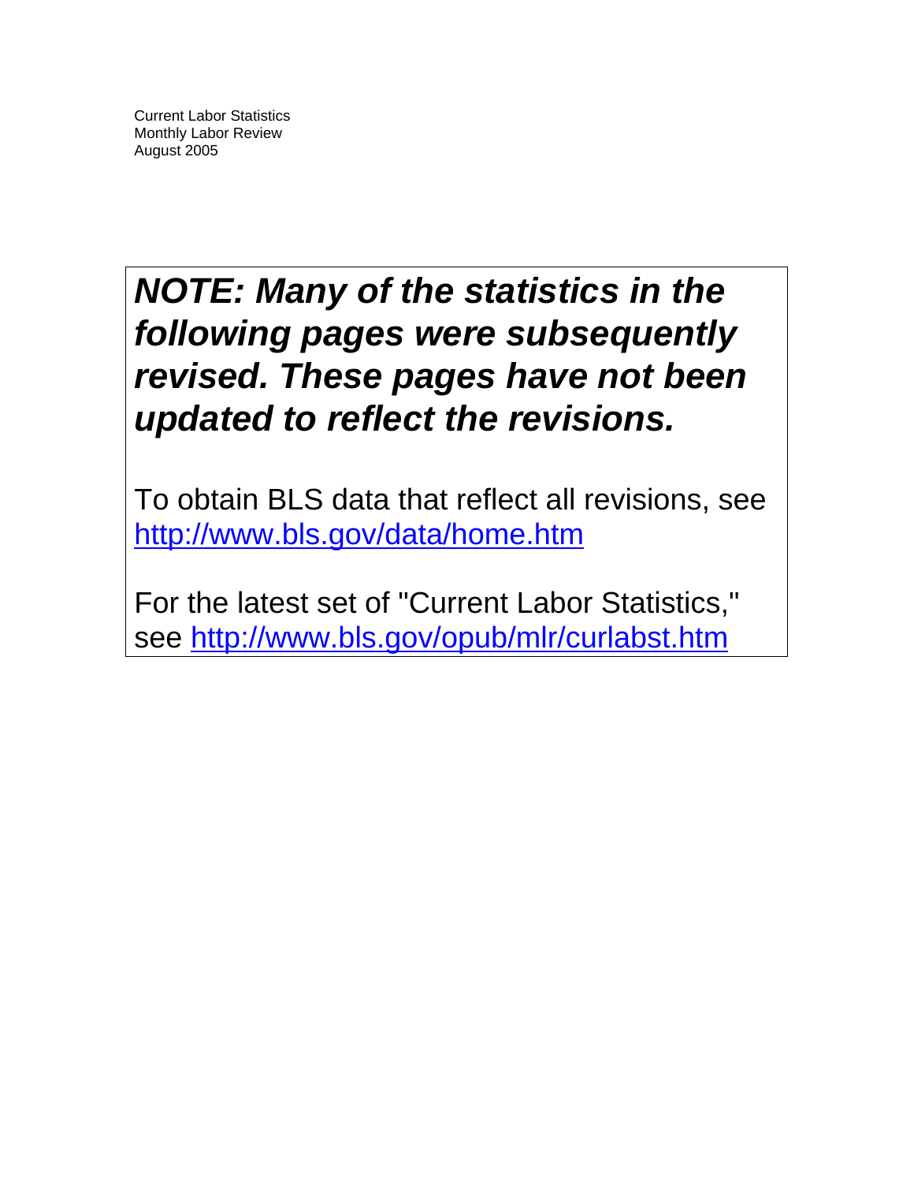Current Labor Statistics
Monthly Labor Review
August 2005

***NOTE: Many of the statistics in the following pages were subsequently revised. These pages have not been updated to reflect the revisions.***

To obtain BLS data that reflect all revisions, see http://www.bls.gov/data/home.htm

For the latest set of "Current Labor Statistics," see http://www.bls.gov/opub/mlr/curlabst.htm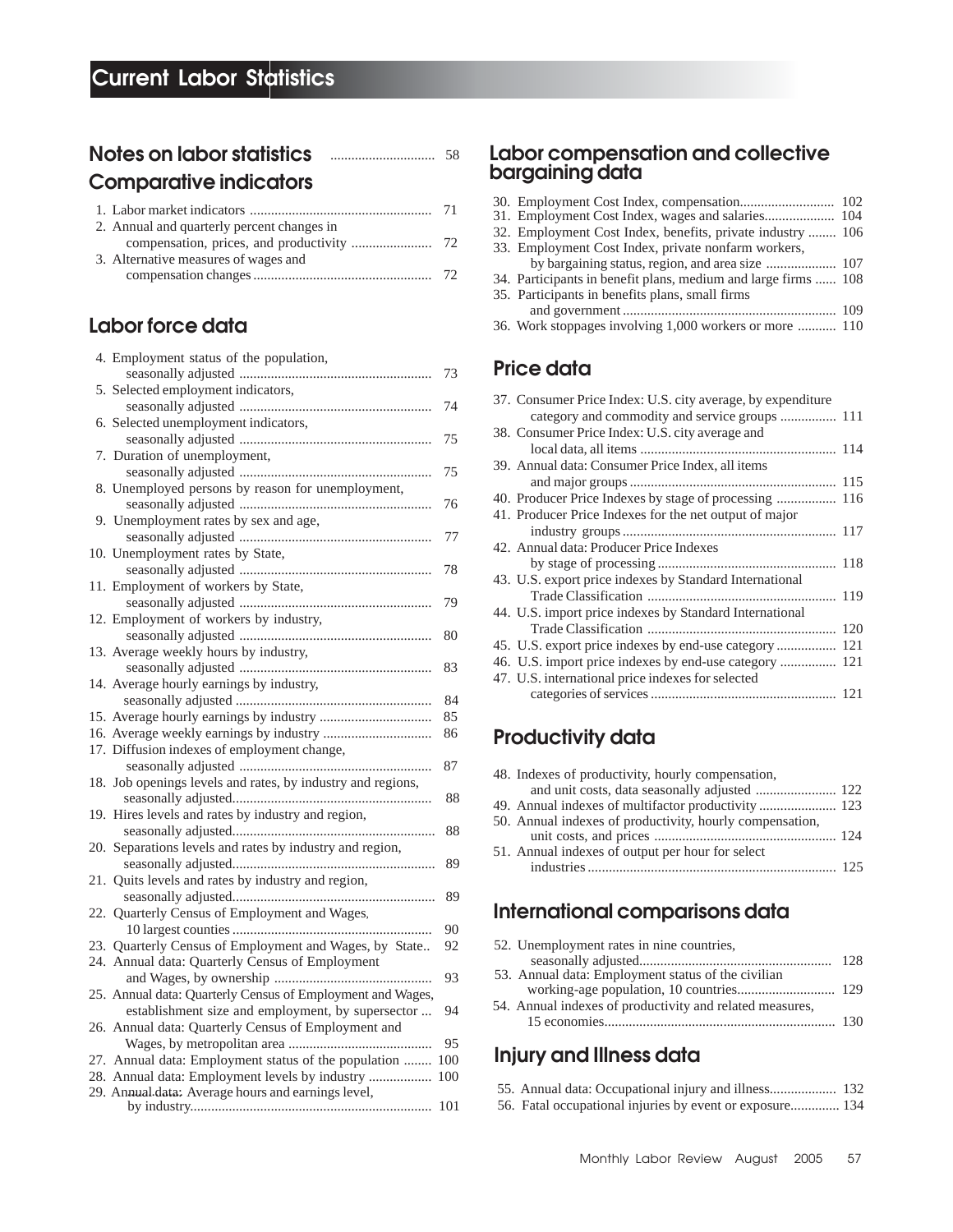# Current Labor Statistics

## Notes on labor statistics .............................. 58

## Comparative indicators

1. Labor market indicators .................................................... 71
2. Annual and quarterly percent changes in compensation, prices, and productivity ....................... 72
3. Alternative measures of wages and compensation changes .................................................. 72

## Labor force data

4. Employment status of the population, seasonally adjusted ...................................................... 73
5. Selected employment indicators, seasonally adjusted ...................................................... 74
6. Selected unemployment indicators, seasonally adjusted ...................................................... 75
7. Duration of unemployment, seasonally adjusted ...................................................... 75
8. Unemployed persons by reason for unemployment, seasonally adjusted ...................................................... 76
9. Unemployment rates by sex and age, seasonally adjusted ...................................................... 77
10. Unemployment rates by State, seasonally adjusted ...................................................... 78
11. Employment of workers by State, seasonally adjusted ...................................................... 79
12. Employment of workers by industry, seasonally adjusted ...................................................... 80
13. Average weekly hours by industry, seasonally adjusted ...................................................... 83
14. Average hourly earnings by industry, seasonally adjusted ...................................................... 84
15. Average hourly earnings by industry ................................ 85
16. Average weekly earnings by industry .............................. 86
17. Diffusion indexes of employment change, seasonally adjusted ...................................................... 87
18. Job openings levels and rates, by industry and regions, seasonally adjusted......................................................... 88
19. Hires levels and rates by industry and region, seasonally adjusted......................................................... 88
20. Separations levels and rates by industry and region, seasonally adjusted......................................................... 89
21. Quits levels and rates by industry and region, seasonally adjusted......................................................... 89
22. Quarterly Census of Employment and Wages, 10 largest counties ......................................................... 90
23. Quarterly Census of Employment and Wages, by State.. 92
24. Annual data: Quarterly Census of Employment and Wages, by ownership ............................................ 93
25. Annual data: Quarterly Census of Employment and Wages, establishment size and employment, by supersector ... 94
26. Annual data: Quarterly Census of Employment and Wages, by metropolitan area ......................................... 95
27. Annual data: Employment status of the population ........ 100
28. Annual data: Employment levels by industry .................. 100
29. Annual data: Average hours and earnings level, by industry.................................................................... 101

## Labor compensation and collective bargaining data

30. Employment Cost Index, compensation........................... 102
31. Employment Cost Index, wages and salaries.................... 104
32. Employment Cost Index, benefits, private industry ........ 106
33. Employment Cost Index, private nonfarm workers, by bargaining status, region, and area size .................... 107
34. Participants in benefit plans, medium and large firms ...... 108
35. Participants in benefits plans, small firms and government ............................................................ 109
36. Work stoppages involving 1,000 workers or more ........... 110

## Price data

37. Consumer Price Index: U.S. city average, by expenditure category and commodity and service groups ................ 111
38. Consumer Price Index: U.S. city average and local data, all items ........................................................ 114
39. Annual data: Consumer Price Index, all items and major groups ........................................................... 115
40. Producer Price Indexes by stage of processing ................. 116
41. Producer Price Indexes for the net output of major industry groups ............................................................ 117
42. Annual data: Producer Price Indexes by stage of processing .................................................. 118
43. U.S. export price indexes by Standard International Trade Classification ...................................................... 119
44. U.S. import price indexes by Standard International Trade Classification ...................................................... 120
45. U.S. export price indexes by end-use category ................. 121
46. U.S. import price indexes by end-use category ................ 121
47. U.S. international price indexes for selected categories of services ..................................................... 121

## Productivity data

48. Indexes of productivity, hourly compensation, and unit costs, data seasonally adjusted ....................... 122
49. Annual indexes of multifactor productivity ...................... 123
50. Annual indexes of productivity, hourly compensation, unit costs, and prices .................................................... 124
51. Annual indexes of output per hour for select industries ....................................................................... 125

## International comparisons data

52. Unemployment rates in nine countries, seasonally adjusted....................................................... 128
53. Annual data: Employment status of the civilian working-age population, 10 countries............................ 129
54. Annual indexes of productivity and related measures, 15 economies.................................................................. 130

## Injury and Illness data

55. Annual data: Occupational injury and illness................... 132
56. Fatal occupational injuries by event or exposure.............. 134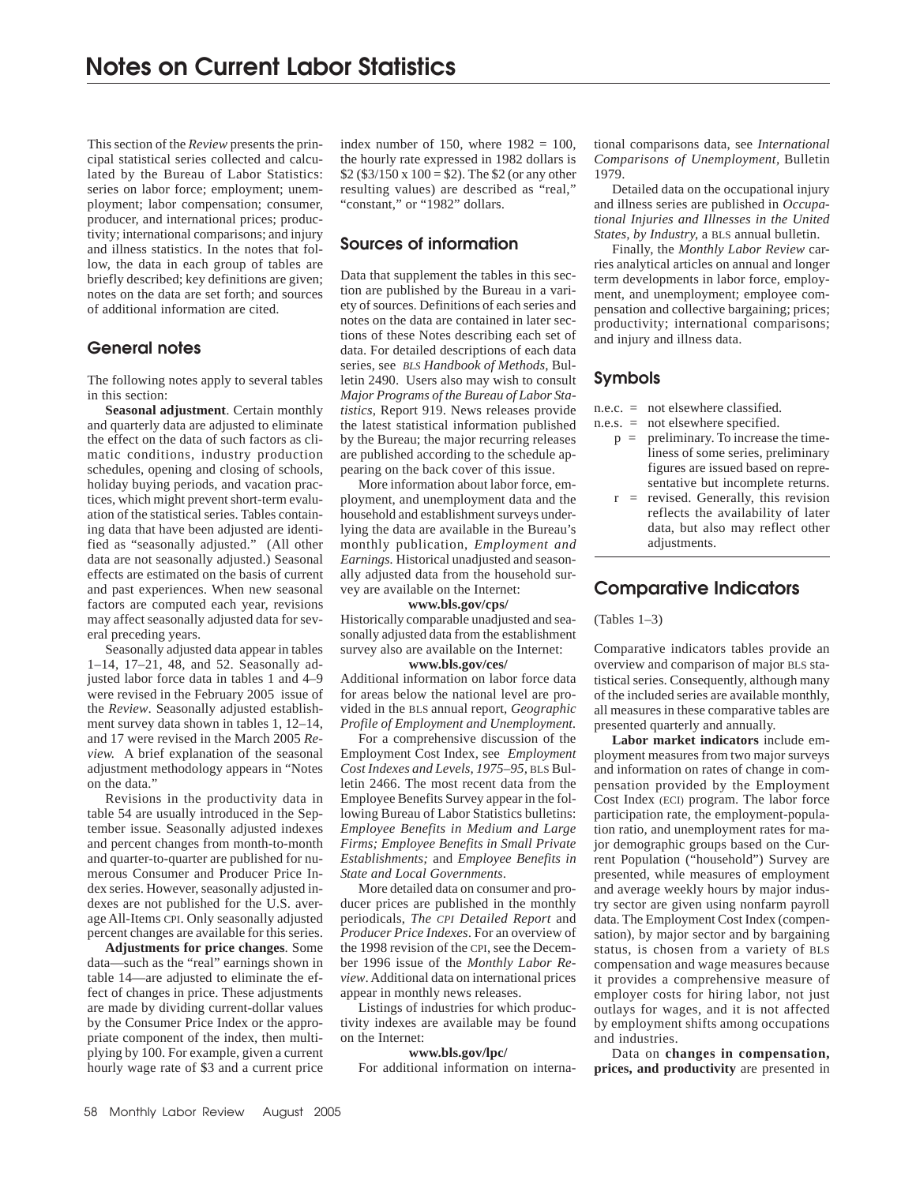# Notes on Current Labor Statistics

This section of the *Review* presents the principal statistical series collected and calculated by the Bureau of Labor Statistics: series on labor force; employment; unemployment; labor compensation; consumer, producer, and international prices; productivity; international comparisons; and injury and illness statistics. In the notes that follow, the data in each group of tables are briefly described; key definitions are given; notes on the data are set forth; and sources of additional information are cited.

## General notes

The following notes apply to several tables in this section:

**Seasonal adjustment**. Certain monthly and quarterly data are adjusted to eliminate the effect on the data of such factors as climatic conditions, industry production schedules, opening and closing of schools, holiday buying periods, and vacation practices, which might prevent short-term evaluation of the statistical series. Tables containing data that have been adjusted are identified as "seasonally adjusted." (All other data are not seasonally adjusted.) Seasonal effects are estimated on the basis of current and past experiences. When new seasonal factors are computed each year, revisions may affect seasonally adjusted data for several preceding years.

Seasonally adjusted data appear in tables 1–14, 17–21, 48, and 52. Seasonally adjusted labor force data in tables 1 and 4–9 were revised in the February 2005 issue of the *Review*. Seasonally adjusted establishment survey data shown in tables 1, 12–14, and 17 were revised in the March 2005 *Review*. A brief explanation of the seasonal adjustment methodology appears in "Notes on the data."

Revisions in the productivity data in table 54 are usually introduced in the September issue. Seasonally adjusted indexes and percent changes from month-to-month and quarter-to-quarter are published for numerous Consumer and Producer Price Index series. However, seasonally adjusted indexes are not published for the U.S. average All-Items CPI. Only seasonally adjusted percent changes are available for this series.

**Adjustments for price changes**. Some data—such as the "real" earnings shown in table 14—are adjusted to eliminate the effect of changes in price. These adjustments are made by dividing current-dollar values by the Consumer Price Index or the appropriate component of the index, then multiplying by 100. For example, given a current hourly wage rate of $3 and a current price index number of 150, where 1982 = 100, the hourly rate expressed in 1982 dollars is $2 ($3/150 x 100 = $2). The $2 (or any other resulting values) are described as "real," "constant," or "1982" dollars.

## Sources of information

Data that supplement the tables in this section are published by the Bureau in a variety of sources. Definitions of each series and notes on the data are contained in later sections of these Notes describing each set of data. For detailed descriptions of each data series, see BLS *Handbook of Methods*, Bulletin 2490. Users also may wish to consult *Major Programs of the Bureau of Labor Statistics*, Report 919. News releases provide the latest statistical information published by the Bureau; the major recurring releases are published according to the schedule appearing on the back cover of this issue.

More information about labor force, employment, and unemployment data and the household and establishment surveys underlying the data are available in the Bureau's monthly publication, *Employment and Earnings.* Historical unadjusted and seasonally adjusted data from the household survey are available on the Internet:

**www.bls.gov/cps/**

Historically comparable unadjusted and seasonally adjusted data from the establishment survey also are available on the Internet:

**www.bls.gov/ces/**

Additional information on labor force data for areas below the national level are provided in the BLS annual report, *Geographic Profile of Employment and Unemployment.*

For a comprehensive discussion of the Employment Cost Index, see *Employment Cost Indexes and Levels, 1975–95,* BLS Bulletin 2466. The most recent data from the Employee Benefits Survey appear in the following Bureau of Labor Statistics bulletins: *Employee Benefits in Medium and Large Firms; Employee Benefits in Small Private Establishments;* and *Employee Benefits in State and Local Governments*.

More detailed data on consumer and producer prices are published in the monthly periodicals, *The CPI Detailed Report* and *Producer Price Indexes*. For an overview of the 1998 revision of the CPI, see the December 1996 issue of the *Monthly Labor Review*. Additional data on international prices appear in monthly news releases.

Listings of industries for which productivity indexes are available may be found on the Internet:

**www.bls.gov/lpc/**

For additional information on international comparisons data, see *International Comparisons of Unemployment*, Bulletin 1979.

Detailed data on the occupational injury and illness series are published in *Occupational Injuries and Illnesses in the United States, by Industry*, a BLS annual bulletin.

Finally, the *Monthly Labor Review* carries analytical articles on annual and longer term developments in labor force, employment, and unemployment; employee compensation and collective bargaining; prices; productivity; international comparisons; and injury and illness data.

## Symbols

n.e.c. = not elsewhere classified.
n.e.s. = not elsewhere specified.
p = preliminary. To increase the timeliness of some series, preliminary figures are issued based on representative but incomplete returns.
r = revised. Generally, this revision reflects the availability of later data, but also may reflect other adjustments.

## Comparative Indicators

(Tables 1–3)

Comparative indicators tables provide an overview and comparison of major BLS statistical series. Consequently, although many of the included series are available monthly, all measures in these comparative tables are presented quarterly and annually.

**Labor market indicators** include employment measures from two major surveys and information on rates of change in compensation provided by the Employment Cost Index (ECI) program. The labor force participation rate, the employment-population ratio, and unemployment rates for major demographic groups based on the Current Population ("household") Survey are presented, while measures of employment and average weekly hours by major industry sector are given using nonfarm payroll data. The Employment Cost Index (compensation), by major sector and by bargaining status, is chosen from a variety of BLS compensation and wage measures because it provides a comprehensive measure of employer costs for hiring labor, not just outlays for wages, and it is not affected by employment shifts among occupations and industries.

Data on **changes in compensation, prices, and productivity** are presented in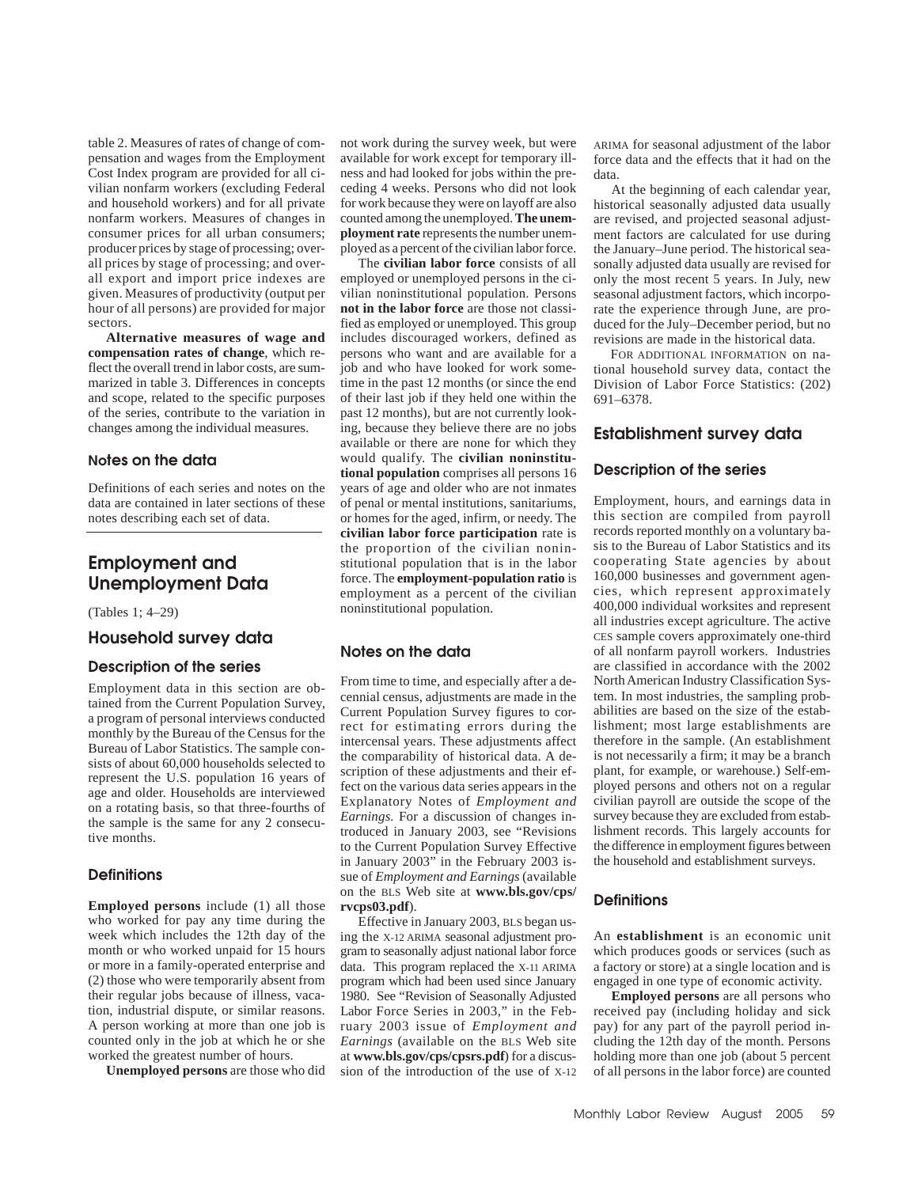table 2. Measures of rates of change of compensation and wages from the Employment Cost Index program are provided for all civilian nonfarm workers (excluding Federal and household workers) and for all private nonfarm workers. Measures of changes in consumer prices for all urban consumers; producer prices by stage of processing; overall prices by stage of processing; and overall export and import price indexes are given. Measures of productivity (output per hour of all persons) are provided for major sectors.

**Alternative measures of wage and compensation rates of change**, which reflect the overall trend in labor costs, are summarized in table 3. Differences in concepts and scope, related to the specific purposes of the series, contribute to the variation in changes among the individual measures.

### Notes on the data

Definitions of each series and notes on the data are contained in later sections of these notes describing each set of data.

# Employment and Unemployment Data

(Tables 1; 4–29)

## Household survey data

### Description of the series

Employment data in this section are obtained from the Current Population Survey, a program of personal interviews conducted monthly by the Bureau of the Census for the Bureau of Labor Statistics. The sample consists of about 60,000 households selected to represent the U.S. population 16 years of age and older. Households are interviewed on a rotating basis, so that three-fourths of the sample is the same for any 2 consecutive months.

### Definitions

**Employed persons** include (1) all those who worked for pay any time during the week which includes the 12th day of the month or who worked unpaid for 15 hours or more in a family-operated enterprise and (2) those who were temporarily absent from their regular jobs because of illness, vacation, industrial dispute, or similar reasons. A person working at more than one job is counted only in the job at which he or she worked the greatest number of hours.

**Unemployed persons** are those who did not work during the survey week, but were available for work except for temporary illness and had looked for jobs within the preceding 4 weeks. Persons who did not look for work because they were on layoff are also counted among the unemployed. **The unemployment rate** represents the number unemployed as a percent of the civilian labor force.

The **civilian labor force** consists of all employed or unemployed persons in the civilian noninstitutional population. Persons **not in the labor force** are those not classified as employed or unemployed. This group includes discouraged workers, defined as persons who want and are available for a job and who have looked for work sometime in the past 12 months (or since the end of their last job if they held one within the past 12 months), but are not currently looking, because they believe there are no jobs available or there are none for which they would qualify. The **civilian noninstitutional population** comprises all persons 16 years of age and older who are not inmates of penal or mental institutions, sanitariums, or homes for the aged, infirm, or needy. The **civilian labor force participation** rate is the proportion of the civilian noninstitutional population that is in the labor force. The **employment-population ratio** is employment as a percent of the civilian noninstitutional population.

### Notes on the data

From time to time, and especially after a decennial census, adjustments are made in the Current Population Survey figures to correct for estimating errors during the intercensal years. These adjustments affect the comparability of historical data. A description of these adjustments and their effect on the various data series appears in the Explanatory Notes of *Employment and Earnings.* For a discussion of changes introduced in January 2003, see "Revisions to the Current Population Survey Effective in January 2003" in the February 2003 issue of *Employment and Earnings* (available on the BLS Web site at **www.bls.gov/cps/rvcps03.pdf**).

Effective in January 2003, BLS began using the X-12 ARIMA seasonal adjustment program to seasonally adjust national labor force data. This program replaced the X-11 ARIMA program which had been used since January 1980. See "Revision of Seasonally Adjusted Labor Force Series in 2003," in the February 2003 issue of *Employment and Earnings* (available on the BLS Web site at **www.bls.gov/cps/cpsrs.pdf**) for a discussion of the introduction of the use of X-12 ARIMA for seasonal adjustment of the labor force data and the effects that it had on the data.

At the beginning of each calendar year, historical seasonally adjusted data usually are revised, and projected seasonal adjustment factors are calculated for use during the January–June period. The historical seasonally adjusted data usually are revised for only the most recent 5 years. In July, new seasonal adjustment factors, which incorporate the experience through June, are produced for the July–December period, but no revisions are made in the historical data.

FOR ADDITIONAL INFORMATION on national household survey data, contact the Division of Labor Force Statistics: (202) 691–6378.

## Establishment survey data

### Description of the series

Employment, hours, and earnings data in this section are compiled from payroll records reported monthly on a voluntary basis to the Bureau of Labor Statistics and its cooperating State agencies by about 160,000 businesses and government agencies, which represent approximately 400,000 individual worksites and represent all industries except agriculture. The active CES sample covers approximately one-third of all nonfarm payroll workers. Industries are classified in accordance with the 2002 North American Industry Classification System. In most industries, the sampling probabilities are based on the size of the establishment; most large establishments are therefore in the sample. (An establishment is not necessarily a firm; it may be a branch plant, for example, or warehouse.) Self-employed persons and others not on a regular civilian payroll are outside the scope of the survey because they are excluded from establishment records. This largely accounts for the difference in employment figures between the household and establishment surveys.

### Definitions

An **establishment** is an economic unit which produces goods or services (such as a factory or store) at a single location and is engaged in one type of economic activity.

**Employed persons** are all persons who received pay (including holiday and sick pay) for any part of the payroll period including the 12th day of the month. Persons holding more than one job (about 5 percent of all persons in the labor force) are counted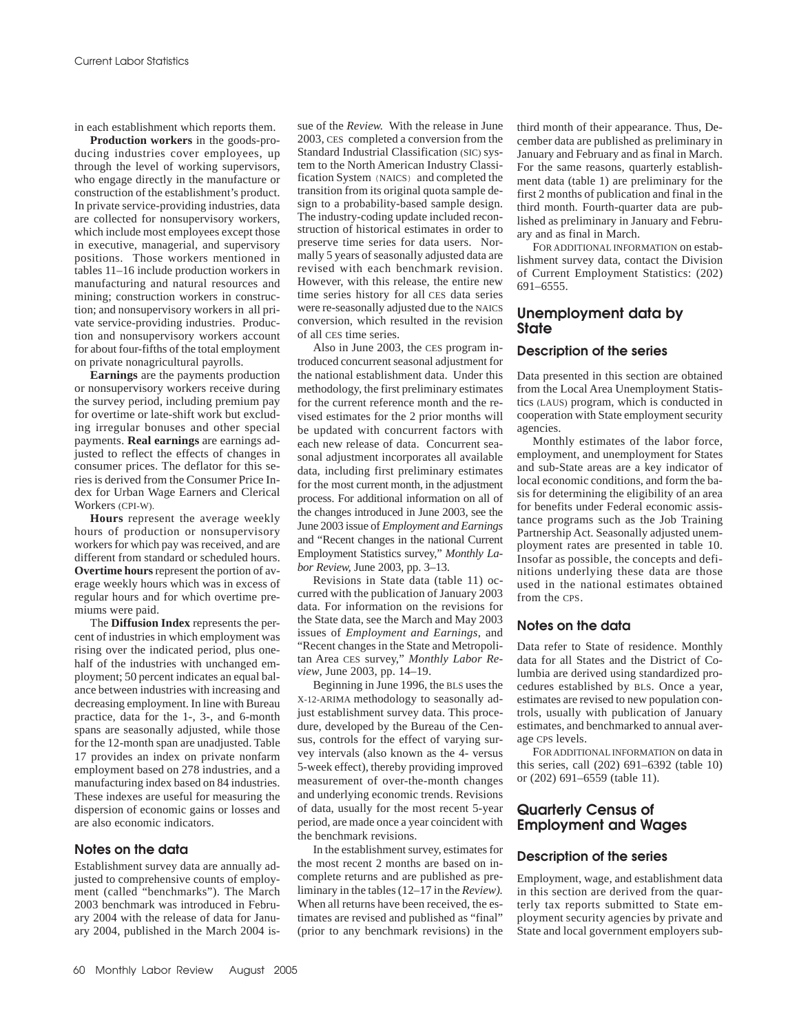in each establishment which reports them.

**Production workers** in the goods-producing industries cover employees, up through the level of working supervisors, who engage directly in the manufacture or construction of the establishment's product. In private service-providing industries, data are collected for nonsupervisory workers, which include most employees except those in executive, managerial, and supervisory positions. Those workers mentioned in tables 11–16 include production workers in manufacturing and natural resources and mining; construction workers in construction; and nonsupervisory workers in all private service-providing industries. Production and nonsupervisory workers account for about four-fifths of the total employment on private nonagricultural payrolls.

**Earnings** are the payments production or nonsupervisory workers receive during the survey period, including premium pay for overtime or late-shift work but excluding irregular bonuses and other special payments. **Real earnings** are earnings adjusted to reflect the effects of changes in consumer prices. The deflator for this series is derived from the Consumer Price Index for Urban Wage Earners and Clerical Workers (CPI-W).

**Hours** represent the average weekly hours of production or nonsupervisory workers for which pay was received, and are different from standard or scheduled hours. **Overtime hours** represent the portion of average weekly hours which was in excess of regular hours and for which overtime premiums were paid.

The **Diffusion Index** represents the percent of industries in which employment was rising over the indicated period, plus one-half of the industries with unchanged employment; 50 percent indicates an equal balance between industries with increasing and decreasing employment. In line with Bureau practice, data for the 1-, 3-, and 6-month spans are seasonally adjusted, while those for the 12-month span are unadjusted. Table 17 provides an index on private nonfarm employment based on 278 industries, and a manufacturing index based on 84 industries. These indexes are useful for measuring the dispersion of economic gains or losses and are also economic indicators.

### Notes on the data

Establishment survey data are annually adjusted to comprehensive counts of employment (called "benchmarks"). The March 2003 benchmark was introduced in February 2004 with the release of data for January 2004, published in the March 2004 issue of the *Review.* With the release in June 2003, CES completed a conversion from the Standard Industrial Classification (SIC) system to the North American Industry Classification System (NAICS) and completed the transition from its original quota sample design to a probability-based sample design. The industry-coding update included reconstruction of historical estimates in order to preserve time series for data users. Normally 5 years of seasonally adjusted data are revised with each benchmark revision. However, with this release, the entire new time series history for all CES data series were re-seasonally adjusted due to the NAICS conversion, which resulted in the revision of all CES time series.

Also in June 2003, the CES program introduced concurrent seasonal adjustment for the national establishment data. Under this methodology, the first preliminary estimates for the current reference month and the revised estimates for the 2 prior months will be updated with concurrent factors with each new release of data. Concurrent seasonal adjustment incorporates all available data, including first preliminary estimates for the most current month, in the adjustment process. For additional information on all of the changes introduced in June 2003, see the June 2003 issue of *Employment and Earnings* and "Recent changes in the national Current Employment Statistics survey," *Monthly Labor Review,* June 2003, pp. 3–13.

Revisions in State data (table 11) occurred with the publication of January 2003 data. For information on the revisions for the State data, see the March and May 2003 issues of *Employment and Earnings,* and "Recent changes in the State and Metropolitan Area CES survey," *Monthly Labor Review,* June 2003, pp. 14–19.

Beginning in June 1996, the BLS uses the X-12-ARIMA methodology to seasonally adjust establishment survey data. This procedure, developed by the Bureau of the Census, controls for the effect of varying survey intervals (also known as the 4- versus 5-week effect), thereby providing improved measurement of over-the-month changes and underlying economic trends. Revisions of data, usually for the most recent 5-year period, are made once a year coincident with the benchmark revisions.

In the establishment survey, estimates for the most recent 2 months are based on incomplete returns and are published as preliminary in the tables (12–17 in the *Review).* When all returns have been received, the estimates are revised and published as "final" (prior to any benchmark revisions) in the third month of their appearance. Thus, December data are published as preliminary in January and February and as final in March. For the same reasons, quarterly establishment data (table 1) are preliminary for the first 2 months of publication and final in the third month. Fourth-quarter data are published as preliminary in January and February and as final in March.

FOR ADDITIONAL INFORMATION on establishment survey data, contact the Division of Current Employment Statistics: (202) 691–6555.

## Unemployment data by State

### Description of the series

Data presented in this section are obtained from the Local Area Unemployment Statistics (LAUS) program, which is conducted in cooperation with State employment security agencies.

Monthly estimates of the labor force, employment, and unemployment for States and sub-State areas are a key indicator of local economic conditions, and form the basis for determining the eligibility of an area for benefits under Federal economic assistance programs such as the Job Training Partnership Act. Seasonally adjusted unemployment rates are presented in table 10. Insofar as possible, the concepts and definitions underlying these data are those used in the national estimates obtained from the CPS.

### Notes on the data

Data refer to State of residence. Monthly data for all States and the District of Columbia are derived using standardized procedures established by BLS. Once a year, estimates are revised to new population controls, usually with publication of January estimates, and benchmarked to annual average CPS levels.

FOR ADDITIONAL INFORMATION on data in this series, call (202) 691–6392 (table 10) or (202) 691–6559 (table 11).

## Quarterly Census of Employment and Wages

### Description of the series

Employment, wage, and establishment data in this section are derived from the quarterly tax reports submitted to State employment security agencies by private and State and local government employers sub-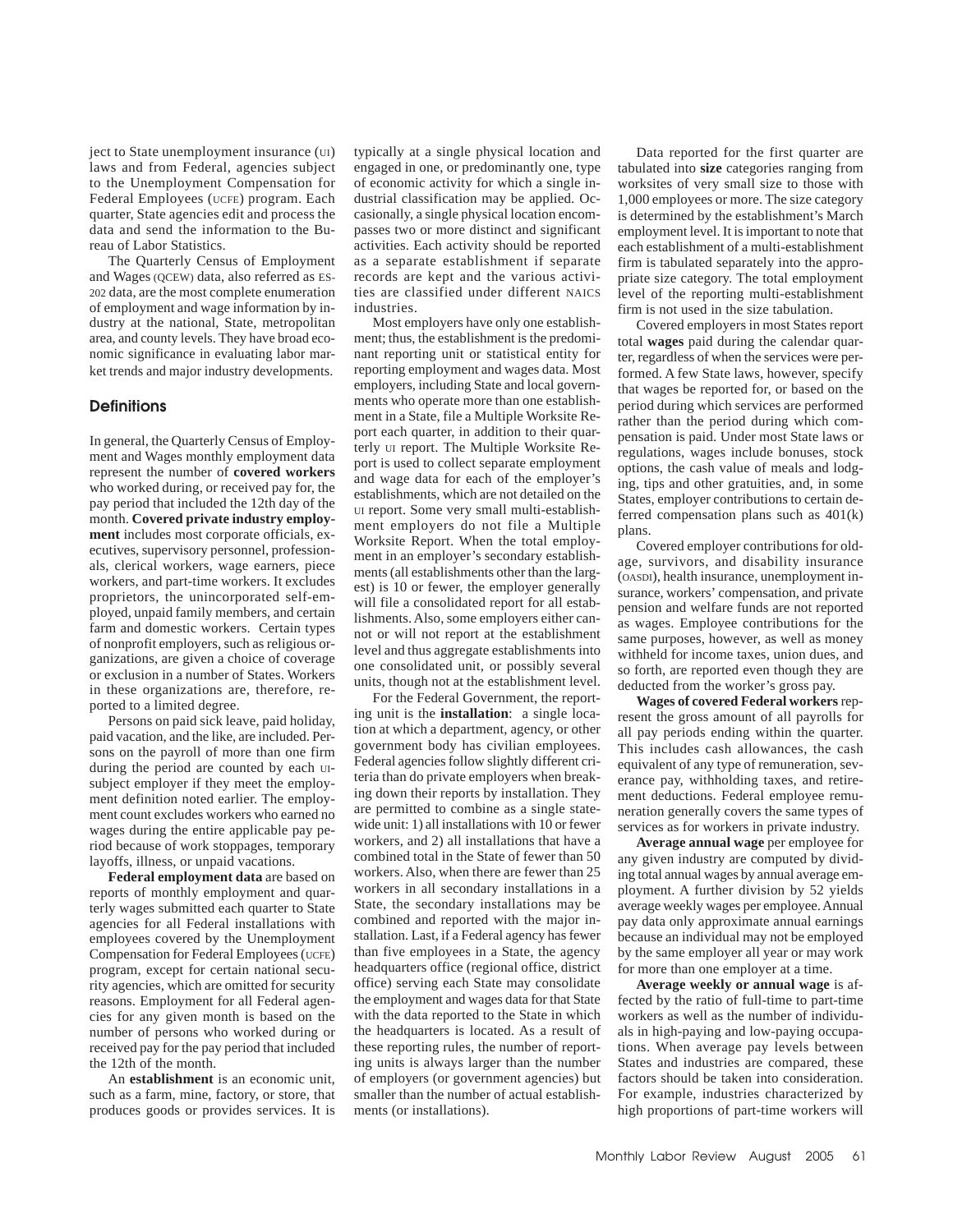ject to State unemployment insurance (UI) laws and from Federal, agencies subject to the Unemployment Compensation for Federal Employees (UCFE) program. Each quarter, State agencies edit and process the data and send the information to the Bureau of Labor Statistics.

The Quarterly Census of Employment and Wages (QCEW) data, also referred as ES-202 data, are the most complete enumeration of employment and wage information by industry at the national, State, metropolitan area, and county levels. They have broad economic significance in evaluating labor market trends and major industry developments.

## Definitions

In general, the Quarterly Census of Employment and Wages monthly employment data represent the number of **covered workers** who worked during, or received pay for, the pay period that included the 12th day of the month. **Covered private industry employment** includes most corporate officials, executives, supervisory personnel, professionals, clerical workers, wage earners, piece workers, and part-time workers. It excludes proprietors, the unincorporated self-employed, unpaid family members, and certain farm and domestic workers. Certain types of nonprofit employers, such as religious organizations, are given a choice of coverage or exclusion in a number of States. Workers in these organizations are, therefore, reported to a limited degree.

Persons on paid sick leave, paid holiday, paid vacation, and the like, are included. Persons on the payroll of more than one firm during the period are counted by each UI-subject employer if they meet the employment definition noted earlier. The employment count excludes workers who earned no wages during the entire applicable pay period because of work stoppages, temporary layoffs, illness, or unpaid vacations.

**Federal employment data** are based on reports of monthly employment and quarterly wages submitted each quarter to State agencies for all Federal installations with employees covered by the Unemployment Compensation for Federal Employees (UCFE) program, except for certain national security agencies, which are omitted for security reasons. Employment for all Federal agencies for any given month is based on the number of persons who worked during or received pay for the pay period that included the 12th of the month.

An **establishment** is an economic unit, such as a farm, mine, factory, or store, that produces goods or provides services. It is typically at a single physical location and engaged in one, or predominantly one, type of economic activity for which a single industrial classification may be applied. Occasionally, a single physical location encompasses two or more distinct and significant activities. Each activity should be reported as a separate establishment if separate records are kept and the various activities are classified under different NAICS industries.

Most employers have only one establishment; thus, the establishment is the predominant reporting unit or statistical entity for reporting employment and wages data. Most employers, including State and local governments who operate more than one establishment in a State, file a Multiple Worksite Report each quarter, in addition to their quarterly UI report. The Multiple Worksite Report is used to collect separate employment and wage data for each of the employer's establishments, which are not detailed on the UI report. Some very small multi-establishment employers do not file a Multiple Worksite Report. When the total employment in an employer's secondary establishments (all establishments other than the largest) is 10 or fewer, the employer generally will file a consolidated report for all establishments. Also, some employers either cannot or will not report at the establishment level and thus aggregate establishments into one consolidated unit, or possibly several units, though not at the establishment level.

For the Federal Government, the reporting unit is the **installation**: a single location at which a department, agency, or other government body has civilian employees. Federal agencies follow slightly different criteria than do private employers when breaking down their reports by installation. They are permitted to combine as a single statewide unit: 1) all installations with 10 or fewer workers, and 2) all installations that have a combined total in the State of fewer than 50 workers. Also, when there are fewer than 25 workers in all secondary installations in a State, the secondary installations may be combined and reported with the major installation. Last, if a Federal agency has fewer than five employees in a State, the agency headquarters office (regional office, district office) serving each State may consolidate the employment and wages data for that State with the data reported to the State in which the headquarters is located. As a result of these reporting rules, the number of reporting units is always larger than the number of employers (or government agencies) but smaller than the number of actual establishments (or installations).

Data reported for the first quarter are tabulated into **size** categories ranging from worksites of very small size to those with 1,000 employees or more. The size category is determined by the establishment's March employment level. It is important to note that each establishment of a multi-establishment firm is tabulated separately into the appropriate size category. The total employment level of the reporting multi-establishment firm is not used in the size tabulation.

Covered employers in most States report total **wages** paid during the calendar quarter, regardless of when the services were performed. A few State laws, however, specify that wages be reported for, or based on the period during which services are performed rather than the period during which compensation is paid. Under most State laws or regulations, wages include bonuses, stock options, the cash value of meals and lodging, tips and other gratuities, and, in some States, employer contributions to certain deferred compensation plans such as 401(k) plans.

Covered employer contributions for old-age, survivors, and disability insurance (OASDI), health insurance, unemployment insurance, workers' compensation, and private pension and welfare funds are not reported as wages. Employee contributions for the same purposes, however, as well as money withheld for income taxes, union dues, and so forth, are reported even though they are deducted from the worker's gross pay.

**Wages of covered Federal workers** represent the gross amount of all payrolls for all pay periods ending within the quarter. This includes cash allowances, the cash equivalent of any type of remuneration, severance pay, withholding taxes, and retirement deductions. Federal employee remuneration generally covers the same types of services as for workers in private industry.

**Average annual wage** per employee for any given industry are computed by dividing total annual wages by annual average employment. A further division by 52 yields average weekly wages per employee. Annual pay data only approximate annual earnings because an individual may not be employed by the same employer all year or may work for more than one employer at a time.

**Average weekly or annual wage** is affected by the ratio of full-time to part-time workers as well as the number of individuals in high-paying and low-paying occupations. When average pay levels between States and industries are compared, these factors should be taken into consideration. For example, industries characterized by high proportions of part-time workers will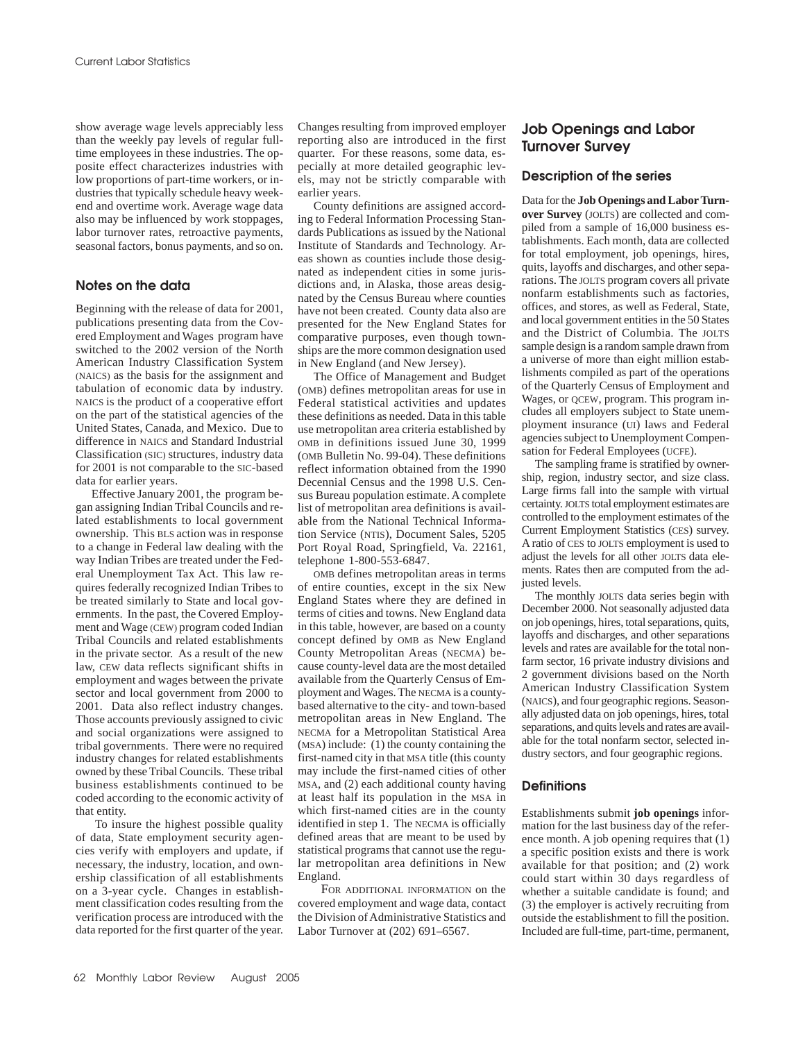show average wage levels appreciably less than the weekly pay levels of regular full-time employees in these industries. The opposite effect characterizes industries with low proportions of part-time workers, or industries that typically schedule heavy weekend and overtime work. Average wage data also may be influenced by work stoppages, labor turnover rates, retroactive payments, seasonal factors, bonus payments, and so on.

### Notes on the data

Beginning with the release of data for 2001, publications presenting data from the Covered Employment and Wages program have switched to the 2002 version of the North American Industry Classification System (NAICS) as the basis for the assignment and tabulation of economic data by industry. NAICS is the product of a cooperative effort on the part of the statistical agencies of the United States, Canada, and Mexico. Due to difference in NAICS and Standard Industrial Classification (SIC) structures, industry data for 2001 is not comparable to the SIC-based data for earlier years.

Effective January 2001, the program began assigning Indian Tribal Councils and related establishments to local government ownership. This BLS action was in response to a change in Federal law dealing with the way Indian Tribes are treated under the Federal Unemployment Tax Act. This law requires federally recognized Indian Tribes to be treated similarly to State and local governments. In the past, the Covered Employment and Wage (CEW) program coded Indian Tribal Councils and related establishments in the private sector. As a result of the new law, CEW data reflects significant shifts in employment and wages between the private sector and local government from 2000 to 2001. Data also reflect industry changes. Those accounts previously assigned to civic and social organizations were assigned to tribal governments. There were no required industry changes for related establishments owned by these Tribal Councils. These tribal business establishments continued to be coded according to the economic activity of that entity.

To insure the highest possible quality of data, State employment security agencies verify with employers and update, if necessary, the industry, location, and ownership classification of all establishments on a 3-year cycle. Changes in establishment classification codes resulting from the verification process are introduced with the data reported for the first quarter of the year. Changes resulting from improved employer reporting also are introduced in the first quarter. For these reasons, some data, especially at more detailed geographic levels, may not be strictly comparable with earlier years.

County definitions are assigned according to Federal Information Processing Standards Publications as issued by the National Institute of Standards and Technology. Areas shown as counties include those designated as independent cities in some jurisdictions and, in Alaska, those areas designated by the Census Bureau where counties have not been created. County data also are presented for the New England States for comparative purposes, even though townships are the more common designation used in New England (and New Jersey).

The Office of Management and Budget (OMB) defines metropolitan areas for use in Federal statistical activities and updates these definitions as needed. Data in this table use metropolitan area criteria established by OMB in definitions issued June 30, 1999 (OMB Bulletin No. 99-04). These definitions reflect information obtained from the 1990 Decennial Census and the 1998 U.S. Census Bureau population estimate. A complete list of metropolitan area definitions is available from the National Technical Information Service (NTIS), Document Sales, 5205 Port Royal Road, Springfield, Va. 22161, telephone 1-800-553-6847.

OMB defines metropolitan areas in terms of entire counties, except in the six New England States where they are defined in terms of cities and towns. New England data in this table, however, are based on a county concept defined by OMB as New England County Metropolitan Areas (NECMA) because county-level data are the most detailed available from the Quarterly Census of Employment and Wages. The NECMA is a county-based alternative to the city- and town-based metropolitan areas in New England. The NECMA for a Metropolitan Statistical Area (MSA) include: (1) the county containing the first-named city in that MSA title (this county may include the first-named cities of other MSA, and (2) each additional county having at least half its population in the MSA in which first-named cities are in the county identified in step 1. The NECMA is officially defined areas that are meant to be used by statistical programs that cannot use the regular metropolitan area definitions in New England.

FOR ADDITIONAL INFORMATION on the covered employment and wage data, contact the Division of Administrative Statistics and Labor Turnover at (202) 691–6567.

## Job Openings and Labor Turnover Survey

### Description of the series

Data for the **Job Openings and Labor Turnover Survey** (JOLTS) are collected and compiled from a sample of 16,000 business establishments. Each month, data are collected for total employment, job openings, hires, quits, layoffs and discharges, and other separations. The JOLTS program covers all private nonfarm establishments such as factories, offices, and stores, as well as Federal, State, and local government entities in the 50 States and the District of Columbia. The JOLTS sample design is a random sample drawn from a universe of more than eight million establishments compiled as part of the operations of the Quarterly Census of Employment and Wages, or QCEW, program. This program includes all employers subject to State unemployment insurance (UI) laws and Federal agencies subject to Unemployment Compensation for Federal Employees (UCFE).

The sampling frame is stratified by ownership, region, industry sector, and size class. Large firms fall into the sample with virtual certainty. JOLTS total employment estimates are controlled to the employment estimates of the Current Employment Statistics (CES) survey. A ratio of CES to JOLTS employment is used to adjust the levels for all other JOLTS data elements. Rates then are computed from the adjusted levels.

The monthly JOLTS data series begin with December 2000. Not seasonally adjusted data on job openings, hires, total separations, quits, layoffs and discharges, and other separations levels and rates are available for the total nonfarm sector, 16 private industry divisions and 2 government divisions based on the North American Industry Classification System (NAICS), and four geographic regions. Seasonally adjusted data on job openings, hires, total separations, and quits levels and rates are available for the total nonfarm sector, selected industry sectors, and four geographic regions.

### Definitions

Establishments submit **job openings** information for the last business day of the reference month. A job opening requires that (1) a specific position exists and there is work available for that position; and (2) work could start within 30 days regardless of whether a suitable candidate is found; and (3) the employer is actively recruiting from outside the establishment to fill the position. Included are full-time, part-time, permanent,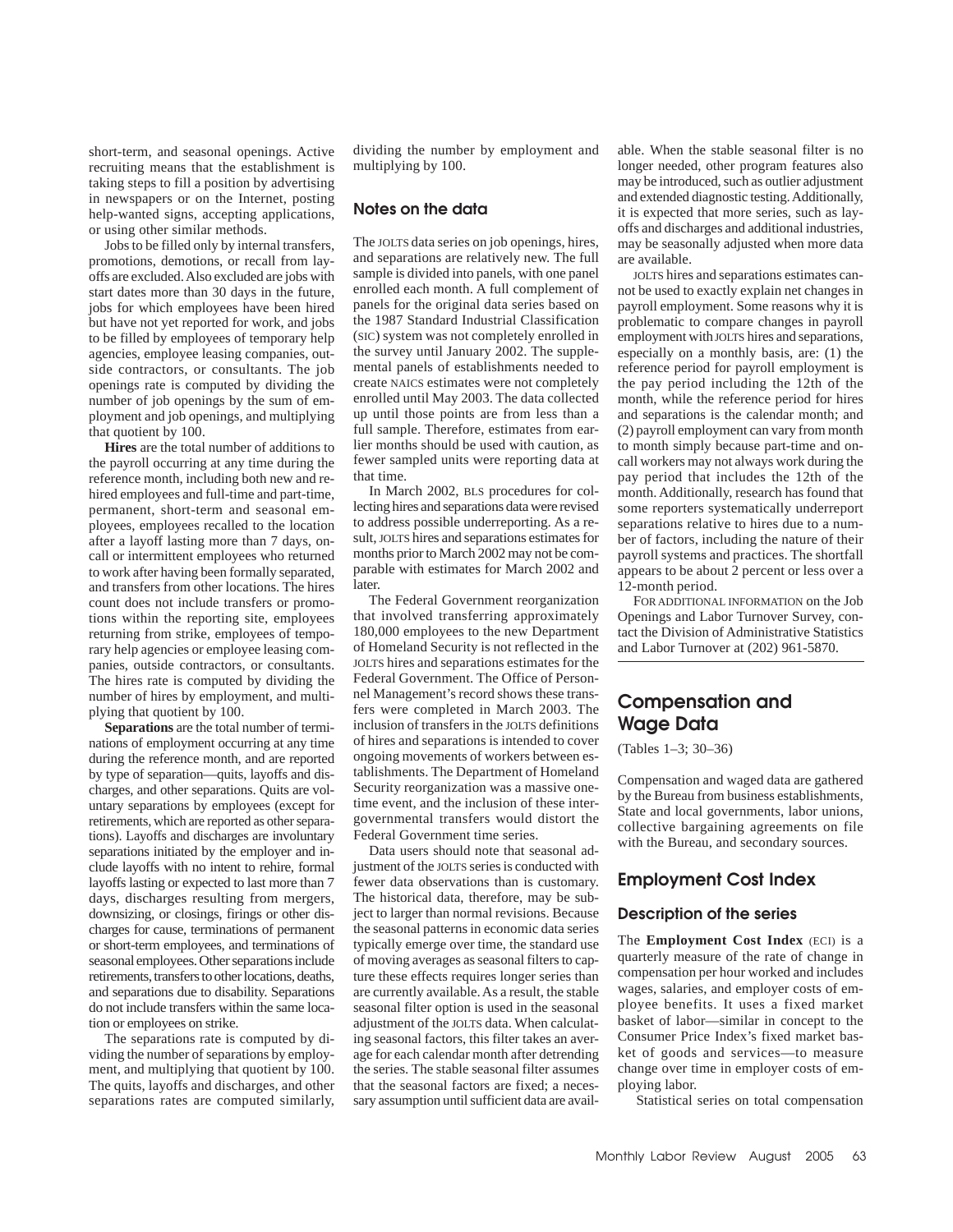short-term, and seasonal openings. Active recruiting means that the establishment is taking steps to fill a position by advertising in newspapers or on the Internet, posting help-wanted signs, accepting applications, or using other similar methods.

Jobs to be filled only by internal transfers, promotions, demotions, or recall from layoffs are excluded. Also excluded are jobs with start dates more than 30 days in the future, jobs for which employees have been hired but have not yet reported for work, and jobs to be filled by employees of temporary help agencies, employee leasing companies, outside contractors, or consultants. The job openings rate is computed by dividing the number of job openings by the sum of employment and job openings, and multiplying that quotient by 100.

**Hires** are the total number of additions to the payroll occurring at any time during the reference month, including both new and rehired employees and full-time and part-time, permanent, short-term and seasonal employees, employees recalled to the location after a layoff lasting more than 7 days, on-call or intermittent employees who returned to work after having been formally separated, and transfers from other locations. The hires count does not include transfers or promotions within the reporting site, employees returning from strike, employees of temporary help agencies or employee leasing companies, outside contractors, or consultants. The hires rate is computed by dividing the number of hires by employment, and multiplying that quotient by 100.

**Separations** are the total number of terminations of employment occurring at any time during the reference month, and are reported by type of separation—quits, layoffs and discharges, and other separations. Quits are voluntary separations by employees (except for retirements, which are reported as other separations). Layoffs and discharges are involuntary separations initiated by the employer and include layoffs with no intent to rehire, formal layoffs lasting or expected to last more than 7 days, discharges resulting from mergers, downsizing, or closings, firings or other discharges for cause, terminations of permanent or short-term employees, and terminations of seasonal employees. Other separations include retirements, transfers to other locations, deaths, and separations due to disability. Separations do not include transfers within the same location or employees on strike.

The separations rate is computed by dividing the number of separations by employment, and multiplying that quotient by 100. The quits, layoffs and discharges, and other separations rates are computed similarly, dividing the number by employment and multiplying by 100.

### Notes on the data

The JOLTS data series on job openings, hires, and separations are relatively new. The full sample is divided into panels, with one panel enrolled each month. A full complement of panels for the original data series based on the 1987 Standard Industrial Classification (SIC) system was not completely enrolled in the survey until January 2002. The supplemental panels of establishments needed to create NAICS estimates were not completely enrolled until May 2003. The data collected up until those points are from less than a full sample. Therefore, estimates from earlier months should be used with caution, as fewer sampled units were reporting data at that time.

In March 2002, BLS procedures for collecting hires and separations data were revised to address possible underreporting. As a result, JOLTS hires and separations estimates for months prior to March 2002 may not be comparable with estimates for March 2002 and later.

The Federal Government reorganization that involved transferring approximately 180,000 employees to the new Department of Homeland Security is not reflected in the JOLTS hires and separations estimates for the Federal Government. The Office of Personnel Management's record shows these transfers were completed in March 2003. The inclusion of transfers in the JOLTS definitions of hires and separations is intended to cover ongoing movements of workers between establishments. The Department of Homeland Security reorganization was a massive one-time event, and the inclusion of these intergovernmental transfers would distort the Federal Government time series.

Data users should note that seasonal adjustment of the JOLTS series is conducted with fewer data observations than is customary. The historical data, therefore, may be subject to larger than normal revisions. Because the seasonal patterns in economic data series typically emerge over time, the standard use of moving averages as seasonal filters to capture these effects requires longer series than are currently available. As a result, the stable seasonal filter option is used in the seasonal adjustment of the JOLTS data. When calculating seasonal factors, this filter takes an average for each calendar month after detrending the series. The stable seasonal filter assumes that the seasonal factors are fixed; a necessary assumption until sufficient data are available. When the stable seasonal filter is no longer needed, other program features also may be introduced, such as outlier adjustment and extended diagnostic testing. Additionally, it is expected that more series, such as layoffs and discharges and additional industries, may be seasonally adjusted when more data are available.

JOLTS hires and separations estimates cannot be used to exactly explain net changes in payroll employment. Some reasons why it is problematic to compare changes in payroll employment with JOLTS hires and separations, especially on a monthly basis, are: (1) the reference period for payroll employment is the pay period including the 12th of the month, while the reference period for hires and separations is the calendar month; and (2) payroll employment can vary from month to month simply because part-time and on-call workers may not always work during the pay period that includes the 12th of the month. Additionally, research has found that some reporters systematically underreport separations relative to hires due to a number of factors, including the nature of their payroll systems and practices. The shortfall appears to be about 2 percent or less over a 12-month period.

FOR ADDITIONAL INFORMATION on the Job Openings and Labor Turnover Survey, contact the Division of Administrative Statistics and Labor Turnover at (202) 961-5870.

## Compensation and Wage Data

(Tables 1–3; 30–36)

Compensation and waged data are gathered by the Bureau from business establishments, State and local governments, labor unions, collective bargaining agreements on file with the Bureau, and secondary sources.

### Employment Cost Index

#### Description of the series

The **Employment Cost Index** (ECI) is a quarterly measure of the rate of change in compensation per hour worked and includes wages, salaries, and employer costs of employee benefits. It uses a fixed market basket of labor—similar in concept to the Consumer Price Index's fixed market basket of goods and services—to measure change over time in employer costs of employing labor.

Statistical series on total compensation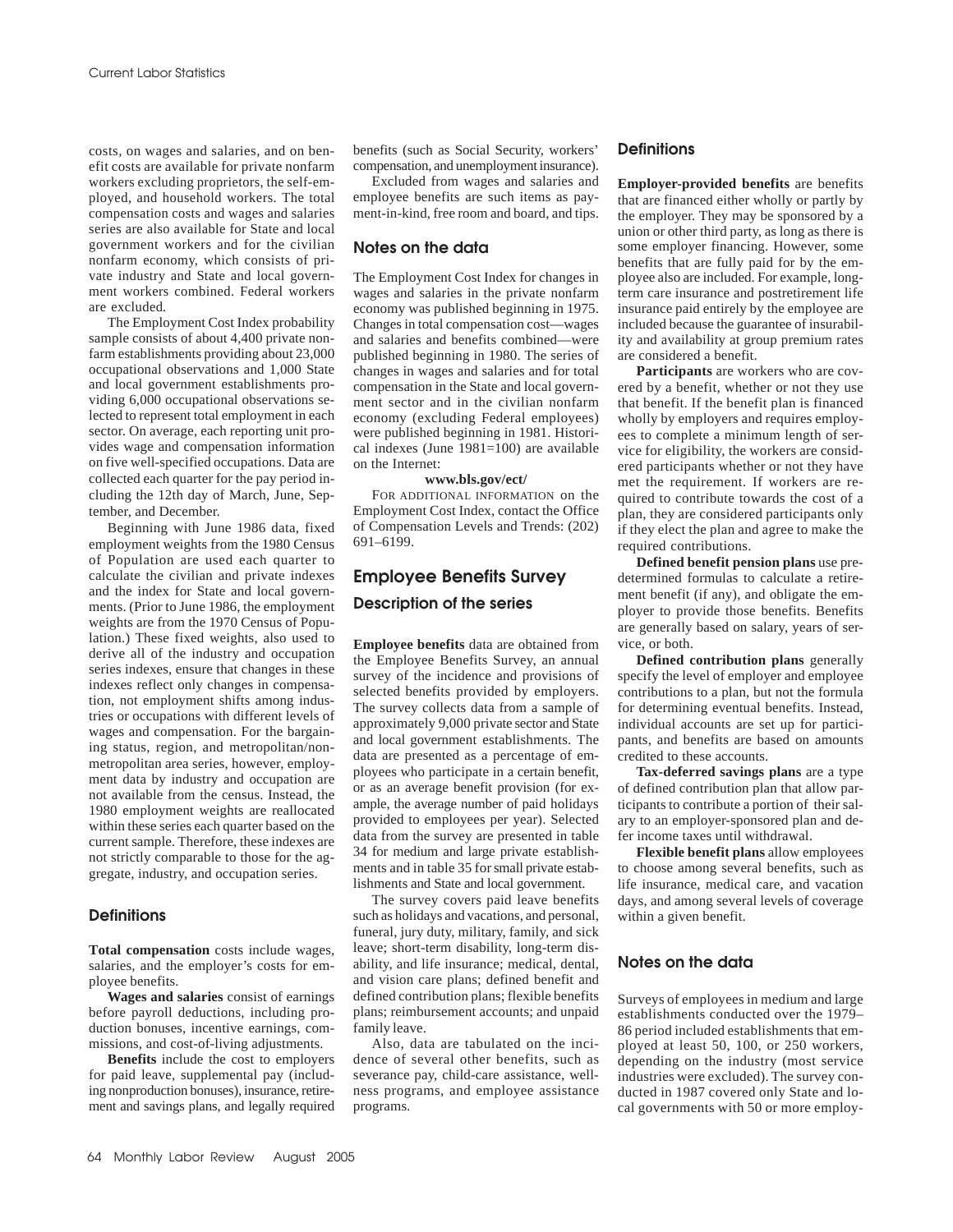costs, on wages and salaries, and on benefit costs are available for private nonfarm workers excluding proprietors, the self-employed, and household workers. The total compensation costs and wages and salaries series are also available for State and local government workers and for the civilian nonfarm economy, which consists of private industry and State and local government workers combined. Federal workers are excluded.

The Employment Cost Index probability sample consists of about 4,400 private nonfarm establishments providing about 23,000 occupational observations and 1,000 State and local government establishments providing 6,000 occupational observations selected to represent total employment in each sector. On average, each reporting unit provides wage and compensation information on five well-specified occupations. Data are collected each quarter for the pay period including the 12th day of March, June, September, and December.

Beginning with June 1986 data, fixed employment weights from the 1980 Census of Population are used each quarter to calculate the civilian and private indexes and the index for State and local governments. (Prior to June 1986, the employment weights are from the 1970 Census of Population.) These fixed weights, also used to derive all of the industry and occupation series indexes, ensure that changes in these indexes reflect only changes in compensation, not employment shifts among industries or occupations with different levels of wages and compensation. For the bargaining status, region, and metropolitan/nonmetropolitan area series, however, employment data by industry and occupation are not available from the census. Instead, the 1980 employment weights are reallocated within these series each quarter based on the current sample. Therefore, these indexes are not strictly comparable to those for the aggregate, industry, and occupation series.

### Definitions

**Total compensation** costs include wages, salaries, and the employer's costs for employee benefits.

**Wages and salaries** consist of earnings before payroll deductions, including production bonuses, incentive earnings, commissions, and cost-of-living adjustments.

**Benefits** include the cost to employers for paid leave, supplemental pay (including nonproduction bonuses), insurance, retirement and savings plans, and legally required benefits (such as Social Security, workers' compensation, and unemployment insurance).

Excluded from wages and salaries and employee benefits are such items as payment-in-kind, free room and board, and tips.

### Notes on the data

The Employment Cost Index for changes in wages and salaries in the private nonfarm economy was published beginning in 1975. Changes in total compensation cost—wages and salaries and benefits combined—were published beginning in 1980. The series of changes in wages and salaries and for total compensation in the State and local government sector and in the civilian nonfarm economy (excluding Federal employees) were published beginning in 1981. Historical indexes (June 1981=100) are available on the Internet:

**www.bls.gov/ect/**

For additional information on the Employment Cost Index, contact the Office of Compensation Levels and Trends: (202) 691–6199.

## Employee Benefits Survey

### Description of the series

**Employee benefits** data are obtained from the Employee Benefits Survey, an annual survey of the incidence and provisions of selected benefits provided by employers. The survey collects data from a sample of approximately 9,000 private sector and State and local government establishments. The data are presented as a percentage of employees who participate in a certain benefit, or as an average benefit provision (for example, the average number of paid holidays provided to employees per year). Selected data from the survey are presented in table 34 for medium and large private establishments and in table 35 for small private establishments and State and local government.

The survey covers paid leave benefits such as holidays and vacations, and personal, funeral, jury duty, military, family, and sick leave; short-term disability, long-term disability, and life insurance; medical, dental, and vision care plans; defined benefit and defined contribution plans; flexible benefits plans; reimbursement accounts; and unpaid family leave.

Also, data are tabulated on the incidence of several other benefits, such as severance pay, child-care assistance, wellness programs, and employee assistance programs.

### Definitions

**Employer-provided benefits** are benefits that are financed either wholly or partly by the employer. They may be sponsored by a union or other third party, as long as there is some employer financing. However, some benefits that are fully paid for by the employee also are included. For example, long-term care insurance and postretirement life insurance paid entirely by the employee are included because the guarantee of insurability and availability at group premium rates are considered a benefit.

**Participants** are workers who are covered by a benefit, whether or not they use that benefit. If the benefit plan is financed wholly by employers and requires employees to complete a minimum length of service for eligibility, the workers are considered participants whether or not they have met the requirement. If workers are required to contribute towards the cost of a plan, they are considered participants only if they elect the plan and agree to make the required contributions.

**Defined benefit pension plans** use predetermined formulas to calculate a retirement benefit (if any), and obligate the employer to provide those benefits. Benefits are generally based on salary, years of service, or both.

**Defined contribution plans** generally specify the level of employer and employee contributions to a plan, but not the formula for determining eventual benefits. Instead, individual accounts are set up for participants, and benefits are based on amounts credited to these accounts.

**Tax-deferred savings plans** are a type of defined contribution plan that allow participants to contribute a portion of their salary to an employer-sponsored plan and defer income taxes until withdrawal.

**Flexible benefit plans** allow employees to choose among several benefits, such as life insurance, medical care, and vacation days, and among several levels of coverage within a given benefit.

### Notes on the data

Surveys of employees in medium and large establishments conducted over the 1979–86 period included establishments that employed at least 50, 100, or 250 workers, depending on the industry (most service industries were excluded). The survey conducted in 1987 covered only State and local governments with 50 or more employ-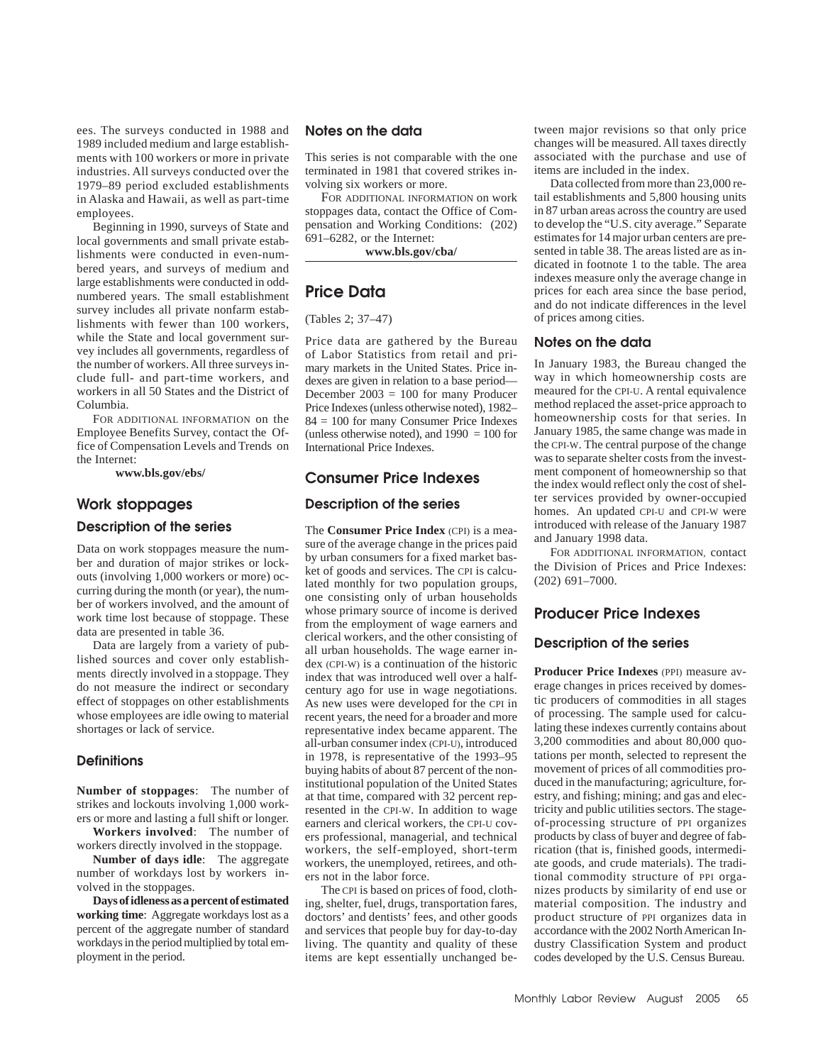ees. The surveys conducted in 1988 and 1989 included medium and large establishments with 100 workers or more in private industries. All surveys conducted over the 1979–89 period excluded establishments in Alaska and Hawaii, as well as part-time employees.

Beginning in 1990, surveys of State and local governments and small private establishments were conducted in even-numbered years, and surveys of medium and large establishments were conducted in odd-numbered years. The small establishment survey includes all private nonfarm establishments with fewer than 100 workers, while the State and local government survey includes all governments, regardless of the number of workers. All three surveys include full- and part-time workers, and workers in all 50 States and the District of Columbia.

FOR ADDITIONAL INFORMATION on the Employee Benefits Survey, contact the Office of Compensation Levels and Trends on the Internet:

**www.bls.gov/ebs/**

## Work stoppages

### Description of the series

Data on work stoppages measure the number and duration of major strikes or lockouts (involving 1,000 workers or more) occurring during the month (or year), the number of workers involved, and the amount of work time lost because of stoppage. These data are presented in table 36.

Data are largely from a variety of published sources and cover only establishments directly involved in a stoppage. They do not measure the indirect or secondary effect of stoppages on other establishments whose employees are idle owing to material shortages or lack of service.

### Definitions

**Number of stoppages**: The number of strikes and lockouts involving 1,000 workers or more and lasting a full shift or longer.

**Workers involved**: The number of workers directly involved in the stoppage.

**Number of days idle**: The aggregate number of workdays lost by workers involved in the stoppages.

**Days of idleness as a percent of estimated working time**: Aggregate workdays lost as a percent of the aggregate number of standard workdays in the period multiplied by total employment in the period.

### Notes on the data

This series is not comparable with the one terminated in 1981 that covered strikes involving six workers or more.

FOR ADDITIONAL INFORMATION on work stoppages data, contact the Office of Compensation and Working Conditions: (202) 691–6282, or the Internet:

**www.bls.gov/cba/**

## Price Data

(Tables 2; 37–47)

Price data are gathered by the Bureau of Labor Statistics from retail and primary markets in the United States. Price indexes are given in relation to a base period—December 2003 = 100 for many Producer Price Indexes (unless otherwise noted), 1982–84 = 100 for many Consumer Price Indexes (unless otherwise noted), and 1990 = 100 for International Price Indexes.

## Consumer Price Indexes

### Description of the series

The **Consumer Price Index** (CPI) is a measure of the average change in the prices paid by urban consumers for a fixed market basket of goods and services. The CPI is calculated monthly for two population groups, one consisting only of urban households whose primary source of income is derived from the employment of wage earners and clerical workers, and the other consisting of all urban households. The wage earner index (CPI-W) is a continuation of the historic index that was introduced well over a half-century ago for use in wage negotiations. As new uses were developed for the CPI in recent years, the need for a broader and more representative index became apparent. The all-urban consumer index (CPI-U), introduced in 1978, is representative of the 1993–95 buying habits of about 87 percent of the noninstitutional population of the United States at that time, compared with 32 percent represented in the CPI-W. In addition to wage earners and clerical workers, the CPI-U covers professional, managerial, and technical workers, the self-employed, short-term workers, the unemployed, retirees, and others not in the labor force.

The CPI is based on prices of food, clothing, shelter, fuel, drugs, transportation fares, doctors' and dentists' fees, and other goods and services that people buy for day-to-day living. The quantity and quality of these items are kept essentially unchanged between major revisions so that only price changes will be measured. All taxes directly associated with the purchase and use of items are included in the index.

Data collected from more than 23,000 retail establishments and 5,800 housing units in 87 urban areas across the country are used to develop the "U.S. city average." Separate estimates for 14 major urban centers are presented in table 38. The areas listed are as indicated in footnote 1 to the table. The area indexes measure only the average change in prices for each area since the base period, and do not indicate differences in the level of prices among cities.

### Notes on the data

In January 1983, the Bureau changed the way in which homeownership costs are meaured for the CPI-U. A rental equivalence method replaced the asset-price approach to homeownership costs for that series. In January 1985, the same change was made in the CPI-W. The central purpose of the change was to separate shelter costs from the investment component of homeownership so that the index would reflect only the cost of shelter services provided by owner-occupied homes. An updated CPI-U and CPI-W were introduced with release of the January 1987 and January 1998 data.

FOR ADDITIONAL INFORMATION, contact the Division of Prices and Price Indexes: (202) 691–7000.

## Producer Price Indexes

### Description of the series

**Producer Price Indexes** (PPI) measure average changes in prices received by domestic producers of commodities in all stages of processing. The sample used for calculating these indexes currently contains about 3,200 commodities and about 80,000 quotations per month, selected to represent the movement of prices of all commodities produced in the manufacturing; agriculture, forestry, and fishing; mining; and gas and electricity and public utilities sectors. The stage-of-processing structure of PPI organizes products by class of buyer and degree of fabrication (that is, finished goods, intermediate goods, and crude materials). The traditional commodity structure of PPI organizes products by similarity of end use or material composition. The industry and product structure of PPI organizes data in accordance with the 2002 North American Industry Classification System and product codes developed by the U.S. Census Bureau.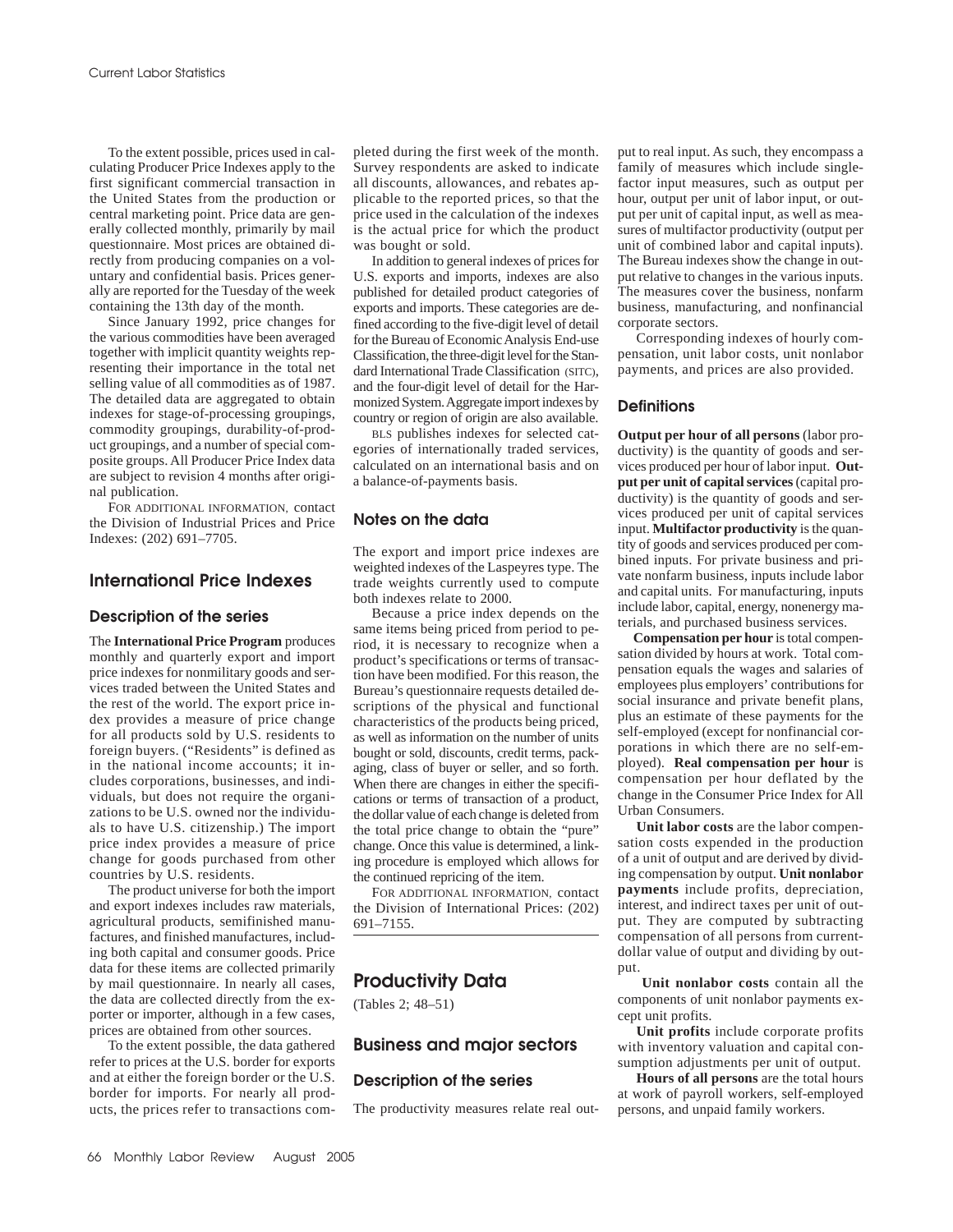To the extent possible, prices used in calculating Producer Price Indexes apply to the first significant commercial transaction in the United States from the production or central marketing point. Price data are generally collected monthly, primarily by mail questionnaire. Most prices are obtained directly from producing companies on a voluntary and confidential basis. Prices generally are reported for the Tuesday of the week containing the 13th day of the month.

Since January 1992, price changes for the various commodities have been averaged together with implicit quantity weights representing their importance in the total net selling value of all commodities as of 1987. The detailed data are aggregated to obtain indexes for stage-of-processing groupings, commodity groupings, durability-of-product groupings, and a number of special composite groups. All Producer Price Index data are subject to revision 4 months after original publication.

FOR ADDITIONAL INFORMATION, contact the Division of Industrial Prices and Price Indexes: (202) 691–7705.

## International Price Indexes

### Description of the series

The **International Price Program** produces monthly and quarterly export and import price indexes for nonmilitary goods and services traded between the United States and the rest of the world. The export price index provides a measure of price change for all products sold by U.S. residents to foreign buyers. ("Residents" is defined as in the national income accounts; it includes corporations, businesses, and individuals, but does not require the organizations to be U.S. owned nor the individuals to have U.S. citizenship.) The import price index provides a measure of price change for goods purchased from other countries by U.S. residents.

The product universe for both the import and export indexes includes raw materials, agricultural products, semifinished manufactures, and finished manufactures, including both capital and consumer goods. Price data for these items are collected primarily by mail questionnaire. In nearly all cases, the data are collected directly from the exporter or importer, although in a few cases, prices are obtained from other sources.

To the extent possible, the data gathered refer to prices at the U.S. border for exports and at either the foreign border or the U.S. border for imports. For nearly all products, the prices refer to transactions completed during the first week of the month. Survey respondents are asked to indicate all discounts, allowances, and rebates applicable to the reported prices, so that the price used in the calculation of the indexes is the actual price for which the product was bought or sold.

In addition to general indexes of prices for U.S. exports and imports, indexes are also published for detailed product categories of exports and imports. These categories are defined according to the five-digit level of detail for the Bureau of Economic Analysis End-use Classification, the three-digit level for the Standard International Trade Classification (SITC), and the four-digit level of detail for the Harmonized System. Aggregate import indexes by country or region of origin are also available.

BLS publishes indexes for selected categories of internationally traded services, calculated on an international basis and on a balance-of-payments basis.

### Notes on the data

The export and import price indexes are weighted indexes of the Laspeyres type. The trade weights currently used to compute both indexes relate to 2000.

Because a price index depends on the same items being priced from period to period, it is necessary to recognize when a product's specifications or terms of transaction have been modified. For this reason, the Bureau's questionnaire requests detailed descriptions of the physical and functional characteristics of the products being priced, as well as information on the number of units bought or sold, discounts, credit terms, packaging, class of buyer or seller, and so forth. When there are changes in either the specifications or terms of transaction of a product, the dollar value of each change is deleted from the total price change to obtain the "pure" change. Once this value is determined, a linking procedure is employed which allows for the continued repricing of the item.

FOR ADDITIONAL INFORMATION, contact the Division of International Prices: (202) 691–7155.

## Productivity Data

(Tables 2; 48–51)

### Business and major sectors

### Description of the series

The productivity measures relate real output to real input. As such, they encompass a family of measures which include single-factor input measures, such as output per hour, output per unit of labor input, or output per unit of capital input, as well as measures of multifactor productivity (output per unit of combined labor and capital inputs). The Bureau indexes show the change in output relative to changes in the various inputs. The measures cover the business, nonfarm business, manufacturing, and nonfinancial corporate sectors.

Corresponding indexes of hourly compensation, unit labor costs, unit nonlabor payments, and prices are also provided.

### Definitions

**Output per hour of all persons** (labor productivity) is the quantity of goods and services produced per hour of labor input. **Output per unit of capital services** (capital productivity) is the quantity of goods and services produced per unit of capital services input. **Multifactor productivity** is the quantity of goods and services produced per combined inputs. For private business and private nonfarm business, inputs include labor and capital units. For manufacturing, inputs include labor, capital, energy, nonenergy materials, and purchased business services.

**Compensation per hour** is total compensation divided by hours at work. Total compensation equals the wages and salaries of employees plus employers' contributions for social insurance and private benefit plans, plus an estimate of these payments for the self-employed (except for nonfinancial corporations in which there are no self-employed). **Real compensation per hour** is compensation per hour deflated by the change in the Consumer Price Index for All Urban Consumers.

**Unit labor costs** are the labor compensation costs expended in the production of a unit of output and are derived by dividing compensation by output. **Unit nonlabor payments** include profits, depreciation, interest, and indirect taxes per unit of output. They are computed by subtracting compensation of all persons from current-dollar value of output and dividing by output.

**Unit nonlabor costs** contain all the components of unit nonlabor payments except unit profits.

**Unit profits** include corporate profits with inventory valuation and capital consumption adjustments per unit of output.

**Hours of all persons** are the total hours at work of payroll workers, self-employed persons, and unpaid family workers.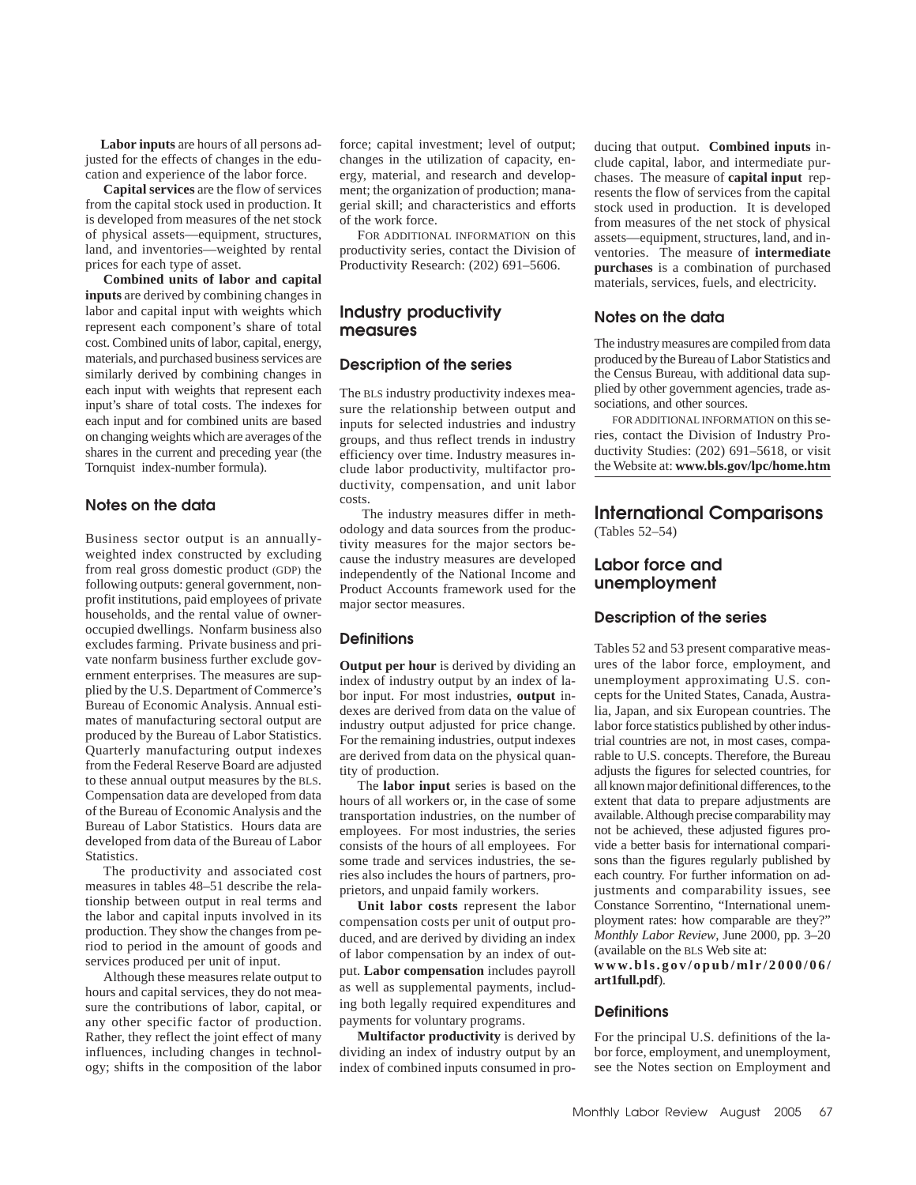**Labor inputs** are hours of all persons adjusted for the effects of changes in the education and experience of the labor force.

**Capital services** are the flow of services from the capital stock used in production. It is developed from measures of the net stock of physical assets—equipment, structures, land, and inventories—weighted by rental prices for each type of asset.

**Combined units of labor and capital inputs** are derived by combining changes in labor and capital input with weights which represent each component's share of total cost. Combined units of labor, capital, energy, materials, and purchased business services are similarly derived by combining changes in each input with weights that represent each input's share of total costs. The indexes for each input and for combined units are based on changing weights which are averages of the shares in the current and preceding year (the Tornquist index-number formula).

### Notes on the data

Business sector output is an annually-weighted index constructed by excluding from real gross domestic product (GDP) the following outputs: general government, nonprofit institutions, paid employees of private households, and the rental value of owner-occupied dwellings. Nonfarm business also excludes farming. Private business and private nonfarm business further exclude government enterprises. The measures are supplied by the U.S. Department of Commerce's Bureau of Economic Analysis. Annual estimates of manufacturing sectoral output are produced by the Bureau of Labor Statistics. Quarterly manufacturing output indexes from the Federal Reserve Board are adjusted to these annual output measures by the BLS. Compensation data are developed from data of the Bureau of Economic Analysis and the Bureau of Labor Statistics. Hours data are developed from data of the Bureau of Labor Statistics.

The productivity and associated cost measures in tables 48–51 describe the relationship between output in real terms and the labor and capital inputs involved in its production. They show the changes from period to period in the amount of goods and services produced per unit of input.

Although these measures relate output to hours and capital services, they do not measure the contributions of labor, capital, or any other specific factor of production. Rather, they reflect the joint effect of many influences, including changes in technology; shifts in the composition of the labor force; capital investment; level of output; changes in the utilization of capacity, energy, material, and research and development; the organization of production; managerial skill; and characteristics and efforts of the work force.

FOR ADDITIONAL INFORMATION on this productivity series, contact the Division of Productivity Research: (202) 691–5606.

## Industry productivity measures

### Description of the series

The BLS industry productivity indexes measure the relationship between output and inputs for selected industries and industry groups, and thus reflect trends in industry efficiency over time. Industry measures include labor productivity, multifactor productivity, compensation, and unit labor costs.

The industry measures differ in methodology and data sources from the productivity measures for the major sectors because the industry measures are developed independently of the National Income and Product Accounts framework used for the major sector measures.

### Definitions

**Output per hour** is derived by dividing an index of industry output by an index of labor input. For most industries, **output** indexes are derived from data on the value of industry output adjusted for price change. For the remaining industries, output indexes are derived from data on the physical quantity of production.

The **labor input** series is based on the hours of all workers or, in the case of some transportation industries, on the number of employees. For most industries, the series consists of the hours of all employees. For some trade and services industries, the series also includes the hours of partners, proprietors, and unpaid family workers.

**Unit labor costs** represent the labor compensation costs per unit of output produced, and are derived by dividing an index of labor compensation by an index of output. **Labor compensation** includes payroll as well as supplemental payments, including both legally required expenditures and payments for voluntary programs.

**Multifactor productivity** is derived by dividing an index of industry output by an index of combined inputs consumed in producing that output. **Combined inputs** include capital, labor, and intermediate purchases. The measure of **capital input** represents the flow of services from the capital stock used in production. It is developed from measures of the net stock of physical assets—equipment, structures, land, and inventories. The measure of **intermediate purchases** is a combination of purchased materials, services, fuels, and electricity.

### Notes on the data

The industry measures are compiled from data produced by the Bureau of Labor Statistics and the Census Bureau, with additional data supplied by other government agencies, trade associations, and other sources.

FOR ADDITIONAL INFORMATION on this series, contact the Division of Industry Productivity Studies: (202) 691–5618, or visit the Website at: **www.bls.gov/lpc/home.htm**

# International Comparisons

(Tables 52–54)

## Labor force and unemployment

### Description of the series

Tables 52 and 53 present comparative measures of the labor force, employment, and unemployment approximating U.S. concepts for the United States, Canada, Australia, Japan, and six European countries. The labor force statistics published by other industrial countries are not, in most cases, comparable to U.S. concepts. Therefore, the Bureau adjusts the figures for selected countries, for all known major definitional differences, to the extent that data to prepare adjustments are available. Although precise comparability may not be achieved, these adjusted figures provide a better basis for international comparisons than the figures regularly published by each country. For further information on adjustments and comparability issues, see Constance Sorrentino, "International unemployment rates: how comparable are they?" *Monthly Labor Review*, June 2000, pp. 3–20 (available on the BLS Web site at: **www.bls.gov/opub/mlr/2000/06/art1full.pdf**).

### Definitions

For the principal U.S. definitions of the labor force, employment, and unemployment, see the Notes section on Employment and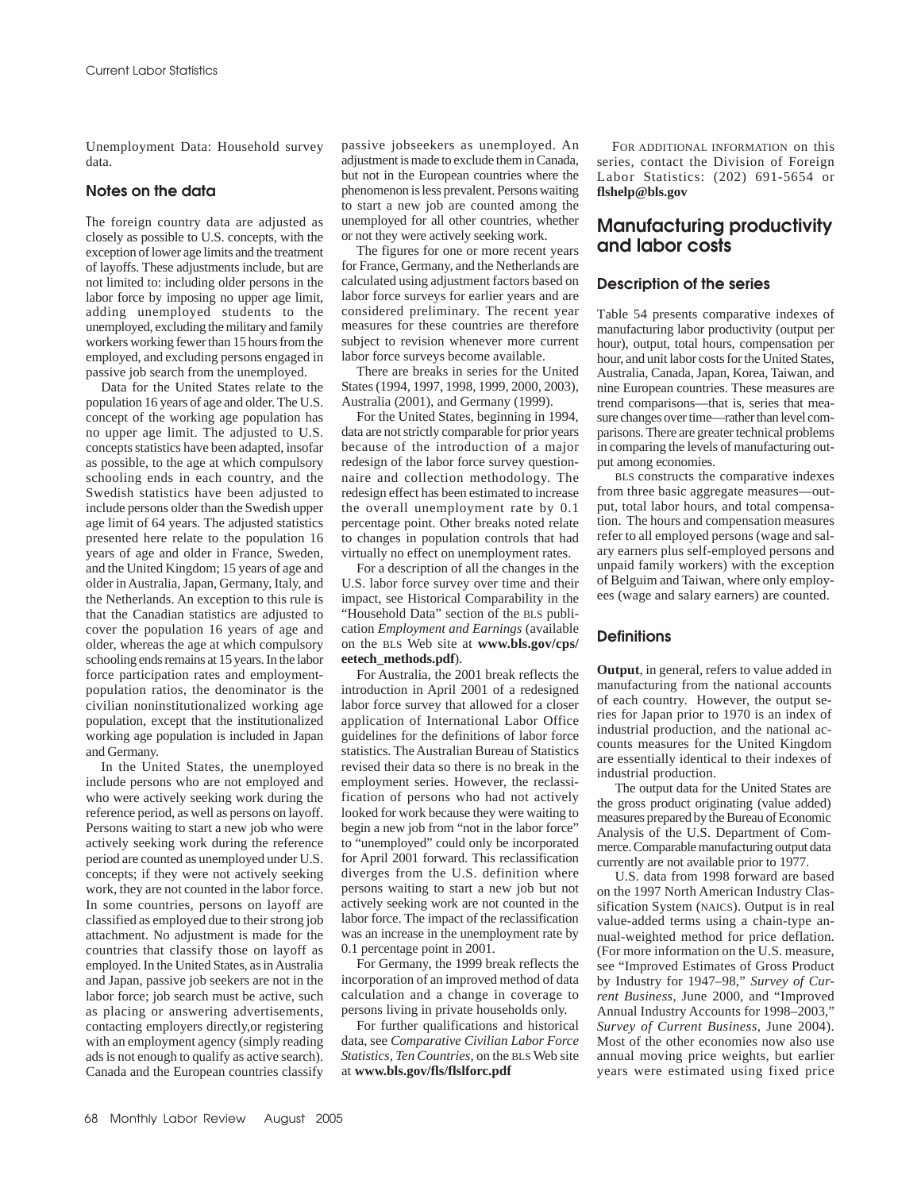Unemployment Data: Household survey data.

### Notes on the data

The foreign country data are adjusted as closely as possible to U.S. concepts, with the exception of lower age limits and the treatment of layoffs. These adjustments include, but are not limited to: including older persons in the labor force by imposing no upper age limit, adding unemployed students to the unemployed, excluding the military and family workers working fewer than 15 hours from the employed, and excluding persons engaged in passive job search from the unemployed.

Data for the United States relate to the population 16 years of age and older. The U.S. concept of the working age population has no upper age limit. The adjusted to U.S. concepts statistics have been adapted, insofar as possible, to the age at which compulsory schooling ends in each country, and the Swedish statistics have been adjusted to include persons older than the Swedish upper age limit of 64 years. The adjusted statistics presented here relate to the population 16 years of age and older in France, Sweden, and the United Kingdom; 15 years of age and older in Australia, Japan, Germany, Italy, and the Netherlands. An exception to this rule is that the Canadian statistics are adjusted to cover the population 16 years of age and older, whereas the age at which compulsory schooling ends remains at 15 years. In the labor force participation rates and employment-population ratios, the denominator is the civilian noninstitutionalized working age population, except that the institutionalized working age population is included in Japan and Germany.

In the United States, the unemployed include persons who are not employed and who were actively seeking work during the reference period, as well as persons on layoff. Persons waiting to start a new job who were actively seeking work during the reference period are counted as unemployed under U.S. concepts; if they were not actively seeking work, they are not counted in the labor force. In some countries, persons on layoff are classified as employed due to their strong job attachment. No adjustment is made for the countries that classify those on layoff as employed. In the United States, as in Australia and Japan, passive job seekers are not in the labor force; job search must be active, such as placing or answering advertisements, contacting employers directly,or registering with an employment agency (simply reading ads is not enough to qualify as active search). Canada and the European countries classify passive jobseekers as unemployed. An adjustment is made to exclude them in Canada, but not in the European countries where the phenomenon is less prevalent. Persons waiting to start a new job are counted among the unemployed for all other countries, whether or not they were actively seeking work.

The figures for one or more recent years for France, Germany, and the Netherlands are calculated using adjustment factors based on labor force surveys for earlier years and are considered preliminary. The recent year measures for these countries are therefore subject to revision whenever more current labor force surveys become available.

There are breaks in series for the United States (1994, 1997, 1998, 1999, 2000, 2003), Australia (2001), and Germany (1999).

For the United States, beginning in 1994, data are not strictly comparable for prior years because of the introduction of a major redesign of the labor force survey questionnaire and collection methodology. The redesign effect has been estimated to increase the overall unemployment rate by 0.1 percentage point. Other breaks noted relate to changes in population controls that had virtually no effect on unemployment rates.

For a description of all the changes in the U.S. labor force survey over time and their impact, see Historical Comparability in the "Household Data" section of the BLS publication *Employment and Earnings* (available on the BLS Web site at **www.bls.gov/cps/eetech_methods.pdf**).

For Australia, the 2001 break reflects the introduction in April 2001 of a redesigned labor force survey that allowed for a closer application of International Labor Office guidelines for the definitions of labor force statistics. The Australian Bureau of Statistics revised their data so there is no break in the employment series. However, the reclassification of persons who had not actively looked for work because they were waiting to begin a new job from "not in the labor force" to "unemployed" could only be incorporated for April 2001 forward. This reclassification diverges from the U.S. definition where persons waiting to start a new job but not actively seeking work are not counted in the labor force. The impact of the reclassification was an increase in the unemployment rate by 0.1 percentage point in 2001.

For Germany, the 1999 break reflects the incorporation of an improved method of data calculation and a change in coverage to persons living in private households only.

For further qualifications and historical data, see *Comparative Civilian Labor Force Statistics, Ten Countries,* on the BLS Web site at **www.bls.gov/fls/flslforc.pdf**

FOR ADDITIONAL INFORMATION on this series, contact the Division of Foreign Labor Statistics: (202) 691-5654 or **flshelp@bls.gov**

## Manufacturing productivity and labor costs

### Description of the series

Table 54 presents comparative indexes of manufacturing labor productivity (output per hour), output, total hours, compensation per hour, and unit labor costs for the United States, Australia, Canada, Japan, Korea, Taiwan, and nine European countries. These measures are trend comparisons—that is, series that measure changes over time—rather than level comparisons. There are greater technical problems in comparing the levels of manufacturing output among economies.

BLS constructs the comparative indexes from three basic aggregate measures—output, total labor hours, and total compensation. The hours and compensation measures refer to all employed persons (wage and salary earners plus self-employed persons and unpaid family workers) with the exception of Belguim and Taiwan, where only employees (wage and salary earners) are counted.

### Definitions

**Output**, in general, refers to value added in manufacturing from the national accounts of each country. However, the output series for Japan prior to 1970 is an index of industrial production, and the national accounts measures for the United Kingdom are essentially identical to their indexes of industrial production.

The output data for the United States are the gross product originating (value added) measures prepared by the Bureau of Economic Analysis of the U.S. Department of Commerce. Comparable manufacturing output data currently are not available prior to 1977.

U.S. data from 1998 forward are based on the 1997 North American Industry Classification System (NAICS). Output is in real value-added terms using a chain-type annual-weighted method for price deflation. (For more information on the U.S. measure, see "Improved Estimates of Gross Product by Industry for 1947–98," *Survey of Current Business*, June 2000, and "Improved Annual Industry Accounts for 1998–2003," *Survey of Current Business*, June 2004). Most of the other economies now also use annual moving price weights, but earlier years were estimated using fixed price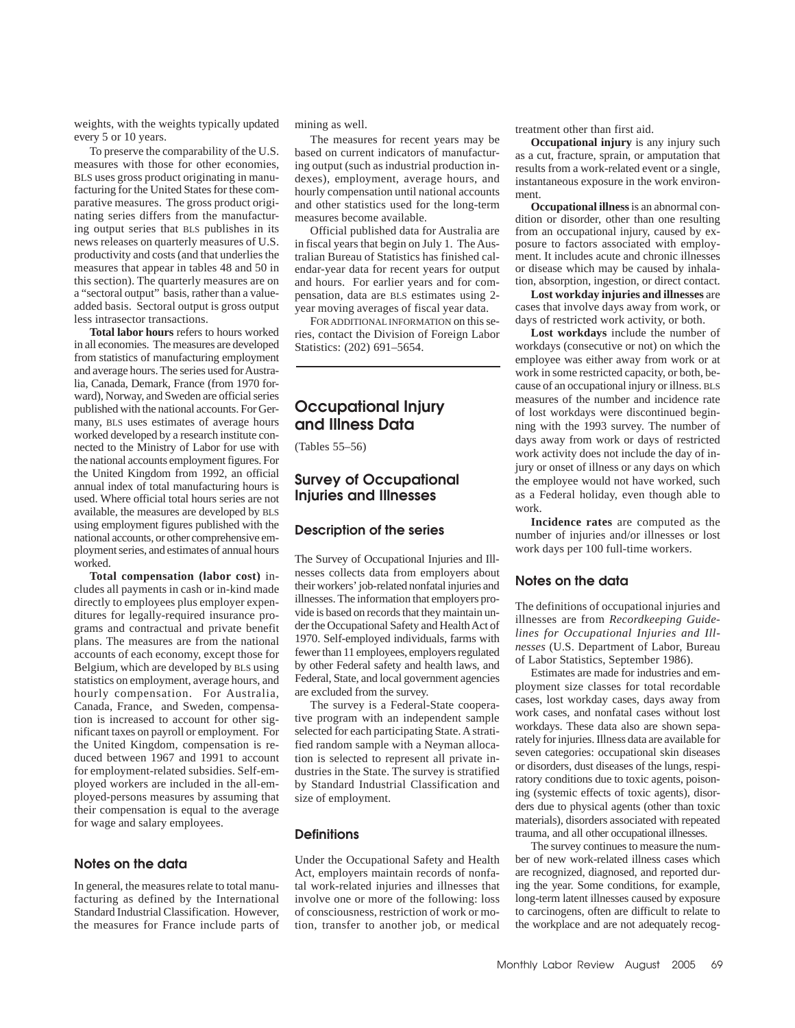weights, with the weights typically updated every 5 or 10 years.

To preserve the comparability of the U.S. measures with those for other economies, BLS uses gross product originating in manufacturing for the United States for these comparative measures. The gross product originating series differs from the manufacturing output series that BLS publishes in its news releases on quarterly measures of U.S. productivity and costs (and that underlies the measures that appear in tables 48 and 50 in this section). The quarterly measures are on a "sectoral output" basis, rather than a value-added basis. Sectoral output is gross output less intrasector transactions.

**Total labor hours** refers to hours worked in all economies. The measures are developed from statistics of manufacturing employment and average hours. The series used for Australia, Canada, Demark, France (from 1970 forward), Norway, and Sweden are official series published with the national accounts. For Germany, BLS uses estimates of average hours worked developed by a research institute connected to the Ministry of Labor for use with the national accounts employment figures. For the United Kingdom from 1992, an official annual index of total manufacturing hours is used. Where official total hours series are not available, the measures are developed by BLS using employment figures published with the national accounts, or other comprehensive employment series, and estimates of annual hours worked.

**Total compensation (labor cost)** includes all payments in cash or in-kind made directly to employees plus employer expenditures for legally-required insurance programs and contractual and private benefit plans. The measures are from the national accounts of each economy, except those for Belgium, which are developed by BLS using statistics on employment, average hours, and hourly compensation. For Australia, Canada, France, and Sweden, compensation is increased to account for other significant taxes on payroll or employment. For the United Kingdom, compensation is reduced between 1967 and 1991 to account for employment-related subsidies. Self-employed workers are included in the all-employed-persons measures by assuming that their compensation is equal to the average for wage and salary employees.

### Notes on the data

In general, the measures relate to total manufacturing as defined by the International Standard Industrial Classification. However, the measures for France include parts of mining as well.

The measures for recent years may be based on current indicators of manufacturing output (such as industrial production indexes), employment, average hours, and hourly compensation until national accounts and other statistics used for the long-term measures become available.

Official published data for Australia are in fiscal years that begin on July 1. The Australian Bureau of Statistics has finished calendar-year data for recent years for output and hours. For earlier years and for compensation, data are BLS estimates using 2-year moving averages of fiscal year data.

FOR ADDITIONAL INFORMATION on this series, contact the Division of Foreign Labor Statistics: (202) 691–5654.

# Occupational Injury and Illness Data

(Tables 55–56)

## Survey of Occupational Injuries and Illnesses

### Description of the series

The Survey of Occupational Injuries and Illnesses collects data from employers about their workers' job-related nonfatal injuries and illnesses. The information that employers provide is based on records that they maintain under the Occupational Safety and Health Act of 1970. Self-employed individuals, farms with fewer than 11 employees, employers regulated by other Federal safety and health laws, and Federal, State, and local government agencies are excluded from the survey.

The survey is a Federal-State cooperative program with an independent sample selected for each participating State. A stratified random sample with a Neyman allocation is selected to represent all private industries in the State. The survey is stratified by Standard Industrial Classification and size of employment.

### Definitions

Under the Occupational Safety and Health Act, employers maintain records of nonfatal work-related injuries and illnesses that involve one or more of the following: loss of consciousness, restriction of work or motion, transfer to another job, or medical treatment other than first aid.

**Occupational injury** is any injury such as a cut, fracture, sprain, or amputation that results from a work-related event or a single, instantaneous exposure in the work environment.

**Occupational illness** is an abnormal condition or disorder, other than one resulting from an occupational injury, caused by exposure to factors associated with employment. It includes acute and chronic illnesses or disease which may be caused by inhalation, absorption, ingestion, or direct contact.

**Lost workday injuries and illnesses** are cases that involve days away from work, or days of restricted work activity, or both.

**Lost workdays** include the number of workdays (consecutive or not) on which the employee was either away from work or at work in some restricted capacity, or both, because of an occupational injury or illness. BLS measures of the number and incidence rate of lost workdays were discontinued beginning with the 1993 survey. The number of days away from work or days of restricted work activity does not include the day of injury or onset of illness or any days on which the employee would not have worked, such as a Federal holiday, even though able to work.

**Incidence rates** are computed as the number of injuries and/or illnesses or lost work days per 100 full-time workers.

### Notes on the data

The definitions of occupational injuries and illnesses are from *Recordkeeping Guidelines for Occupational Injuries and Illnesses* (U.S. Department of Labor, Bureau of Labor Statistics, September 1986).

Estimates are made for industries and employment size classes for total recordable cases, lost workday cases, days away from work cases, and nonfatal cases without lost workdays. These data also are shown separately for injuries. Illness data are available for seven categories: occupational skin diseases or disorders, dust diseases of the lungs, respiratory conditions due to toxic agents, poisoning (systemic effects of toxic agents), disorders due to physical agents (other than toxic materials), disorders associated with repeated trauma, and all other occupational illnesses.

The survey continues to measure the number of new work-related illness cases which are recognized, diagnosed, and reported during the year. Some conditions, for example, long-term latent illnesses caused by exposure to carcinogens, often are difficult to relate to the workplace and are not adequately recog-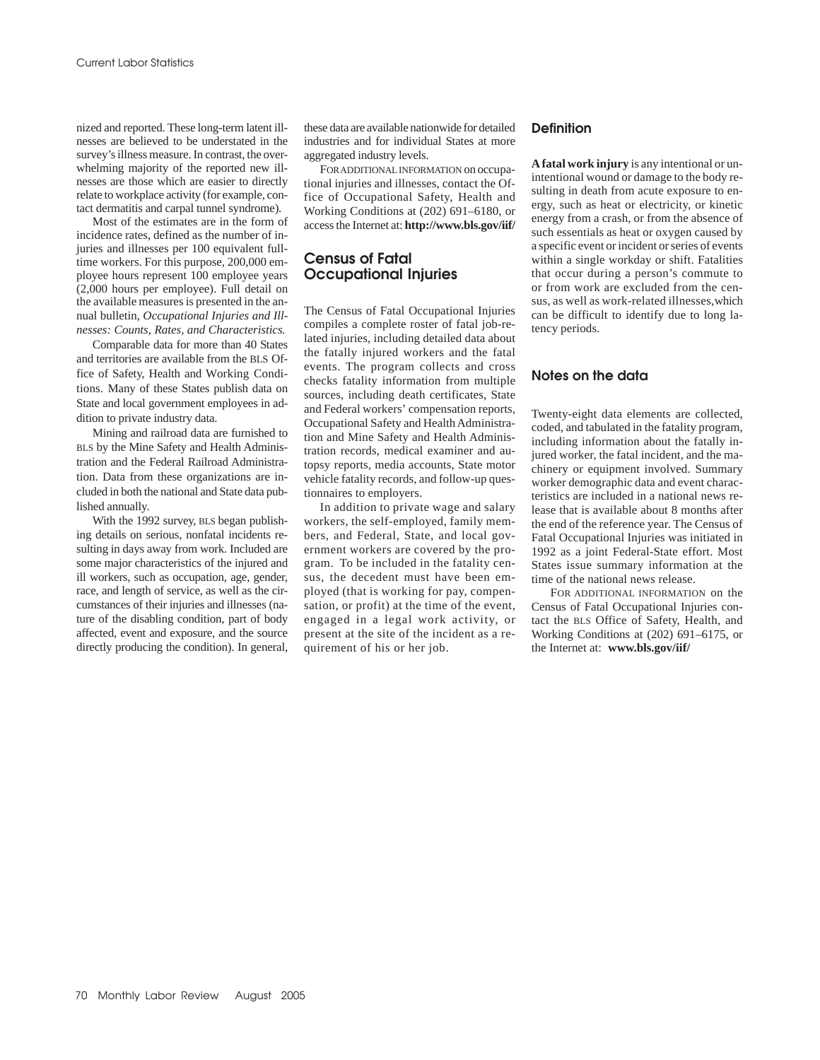nized and reported. These long-term latent illnesses are believed to be understated in the survey's illness measure. In contrast, the overwhelming majority of the reported new illnesses are those which are easier to directly relate to workplace activity (for example, contact dermatitis and carpal tunnel syndrome).

Most of the estimates are in the form of incidence rates, defined as the number of injuries and illnesses per 100 equivalent full-time workers. For this purpose, 200,000 employee hours represent 100 employee years (2,000 hours per employee). Full detail on the available measures is presented in the annual bulletin, *Occupational Injuries and Illnesses: Counts, Rates, and Characteristics.*

Comparable data for more than 40 States and territories are available from the BLS Office of Safety, Health and Working Conditions. Many of these States publish data on State and local government employees in addition to private industry data.

Mining and railroad data are furnished to BLS by the Mine Safety and Health Administration and the Federal Railroad Administration. Data from these organizations are included in both the national and State data published annually.

With the 1992 survey, BLS began publishing details on serious, nonfatal incidents resulting in days away from work. Included are some major characteristics of the injured and ill workers, such as occupation, age, gender, race, and length of service, as well as the circumstances of their injuries and illnesses (nature of the disabling condition, part of body affected, event and exposure, and the source directly producing the condition). In general, these data are available nationwide for detailed industries and for individual States at more aggregated industry levels.

FOR ADDITIONAL INFORMATION on occupational injuries and illnesses, contact the Office of Occupational Safety, Health and Working Conditions at (202) 691–6180, or access the Internet at: **http://www.bls.gov/iif/**

## Census of Fatal Occupational Injuries

The Census of Fatal Occupational Injuries compiles a complete roster of fatal job-related injuries, including detailed data about the fatally injured workers and the fatal events. The program collects and cross checks fatality information from multiple sources, including death certificates, State and Federal workers' compensation reports, Occupational Safety and Health Administration and Mine Safety and Health Administration records, medical examiner and autopsy reports, media accounts, State motor vehicle fatality records, and follow-up questionnaires to employers.

In addition to private wage and salary workers, the self-employed, family members, and Federal, State, and local government workers are covered by the program. To be included in the fatality census, the decedent must have been employed (that is working for pay, compensation, or profit) at the time of the event, engaged in a legal work activity, or present at the site of the incident as a requirement of his or her job.

### Definition

**A fatal work injury** is any intentional or unintentional wound or damage to the body resulting in death from acute exposure to energy, such as heat or electricity, or kinetic energy from a crash, or from the absence of such essentials as heat or oxygen caused by a specific event or incident or series of events within a single workday or shift. Fatalities that occur during a person's commute to or from work are excluded from the census, as well as work-related illnesses,which can be difficult to identify due to long latency periods.

### Notes on the data

Twenty-eight data elements are collected, coded, and tabulated in the fatality program, including information about the fatally injured worker, the fatal incident, and the machinery or equipment involved. Summary worker demographic data and event characteristics are included in a national news release that is available about 8 months after the end of the reference year. The Census of Fatal Occupational Injuries was initiated in 1992 as a joint Federal-State effort. Most States issue summary information at the time of the national news release.

FOR ADDITIONAL INFORMATION on the Census of Fatal Occupational Injuries contact the BLS Office of Safety, Health, and Working Conditions at (202) 691–6175, or the Internet at: **www.bls.gov/iif/**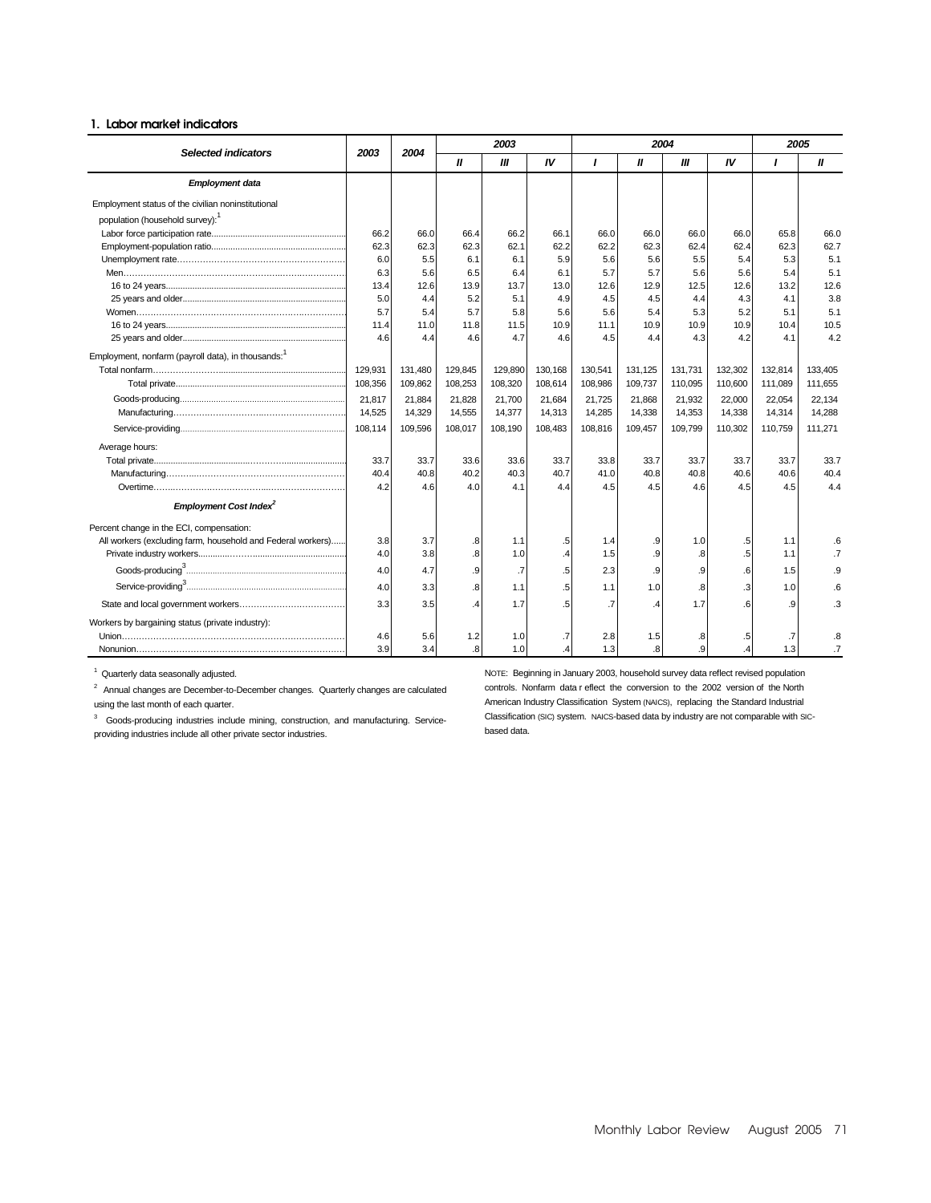## 1. Labor market indicators

| Selected indicators | 2003 | 2004 | 2003 | | | 2004 | | | | 2005 | |
|---|---|---|---|---|---|---|---|---|---|---|---|
| | | | II | III | IV | I | II | III | IV | I | II |
| ***Employment data*** | | | | | | | | | | | |
| Employment status of the civilian noninstitutional population (household survey):[1] | | | | | | | | | | | |
| Labor force participation rate | 66.2 | 66.0 | 66.4 | 66.2 | 66.1 | 66.0 | 66.0 | 66.0 | 66.0 | 65.8 | 66.0 |
| Employment-population ratio | 62.3 | 62.3 | 62.3 | 62.1 | 62.2 | 62.2 | 62.3 | 62.4 | 62.4 | 62.3 | 62.7 |
| Unemployment rate | 6.0 | 5.5 | 6.1 | 6.1 | 5.9 | 5.6 | 5.6 | 5.5 | 5.4 | 5.3 | 5.1 |
| Men | 6.3 | 5.6 | 6.5 | 6.4 | 6.1 | 5.7 | 5.7 | 5.6 | 5.6 | 5.4 | 5.1 |
| 16 to 24 years | 13.4 | 12.6 | 13.9 | 13.7 | 13.0 | 12.6 | 12.9 | 12.5 | 12.6 | 13.2 | 12.6 |
| 25 years and older | 5.0 | 4.4 | 5.2 | 5.1 | 4.9 | 4.5 | 4.5 | 4.4 | 4.3 | 4.1 | 3.8 |
| Women | 5.7 | 5.4 | 5.7 | 5.8 | 5.6 | 5.6 | 5.4 | 5.3 | 5.2 | 5.1 | 5.1 |
| 16 to 24 years | 11.4 | 11.0 | 11.8 | 11.5 | 10.9 | 11.1 | 10.9 | 10.9 | 10.9 | 10.4 | 10.5 |
| 25 years and older | 4.6 | 4.4 | 4.6 | 4.7 | 4.6 | 4.5 | 4.4 | 4.3 | 4.2 | 4.1 | 4.2 |
| Employment, nonfarm (payroll data), in thousands:[1] | | | | | | | | | | | |
| Total nonfarm | 129,931 | 131,480 | 129,845 | 129,890 | 130,168 | 130,541 | 131,125 | 131,731 | 132,302 | 132,814 | 133,405 |
| Total private | 108,356 | 109,862 | 108,253 | 108,320 | 108,614 | 108,986 | 109,737 | 110,095 | 110,600 | 111,089 | 111,655 |
| Goods-producing | 21,817 | 21,884 | 21,828 | 21,700 | 21,684 | 21,725 | 21,868 | 21,932 | 22,000 | 22,054 | 22,134 |
| Manufacturing | 14,525 | 14,329 | 14,555 | 14,377 | 14,313 | 14,285 | 14,338 | 14,353 | 14,338 | 14,314 | 14,288 |
| Service-providing | 108,114 | 109,596 | 108,017 | 108,190 | 108,483 | 108,816 | 109,457 | 109,799 | 110,302 | 110,759 | 111,271 |
| Average hours: | | | | | | | | | | | |
| Total private | 33.7 | 33.7 | 33.6 | 33.6 | 33.7 | 33.8 | 33.7 | 33.7 | 33.7 | 33.7 | 33.7 |
| Manufacturing | 40.4 | 40.8 | 40.2 | 40.3 | 40.7 | 41.0 | 40.8 | 40.8 | 40.6 | 40.6 | 40.4 |
| Overtime | 4.2 | 4.6 | 4.0 | 4.1 | 4.4 | 4.5 | 4.5 | 4.6 | 4.5 | 4.5 | 4.4 |
| ***Employment Cost Index***[2] | | | | | | | | | | | |
| Percent change in the ECI, compensation: | | | | | | | | | | | |
| All workers (excluding farm, household and Federal workers) | 3.8 | 3.7 | .8 | 1.1 | .5 | 1.4 | .9 | 1.0 | .5 | 1.1 | .6 |
| Private industry workers | 4.0 | 3.8 | .8 | 1.0 | .4 | 1.5 | .9 | .8 | .5 | 1.1 | .7 |
| Goods-producing[3] | 4.0 | 4.7 | .9 | .7 | .5 | 2.3 | .9 | .9 | .6 | 1.5 | .9 |
| Service-providing[3] | 4.0 | 3.3 | .8 | 1.1 | .5 | 1.1 | 1.0 | .8 | .3 | 1.0 | .6 |
| State and local government workers | 3.3 | 3.5 | .4 | 1.7 | .5 | .7 | .4 | 1.7 | .6 | .9 | .3 |
| Workers by bargaining status (private industry): | | | | | | | | | | | |
| Union | 4.6 | 5.6 | 1.2 | 1.0 | .7 | 2.8 | 1.5 | .8 | .5 | .7 | .8 |
| Nonunion | 3.9 | 3.4 | .8 | 1.0 | .4 | 1.3 | .8 | .9 | .4 | 1.3 | .7 |

[1] Quarterly data seasonally adjusted.

[2] Annual changes are December-to-December changes. Quarterly changes are calculated using the last month of each quarter.

[3] Goods-producing industries include mining, construction, and manufacturing. Service-providing industries include all other private sector industries.

NOTE: Beginning in January 2003, household survey data reflect revised population controls. Nonfarm data reflect the conversion to the 2002 version of the North American Industry Classification System (NAICS), replacing the Standard Industrial Classification (SIC) system. NAICS-based data by industry are not comparable with SIC-based data.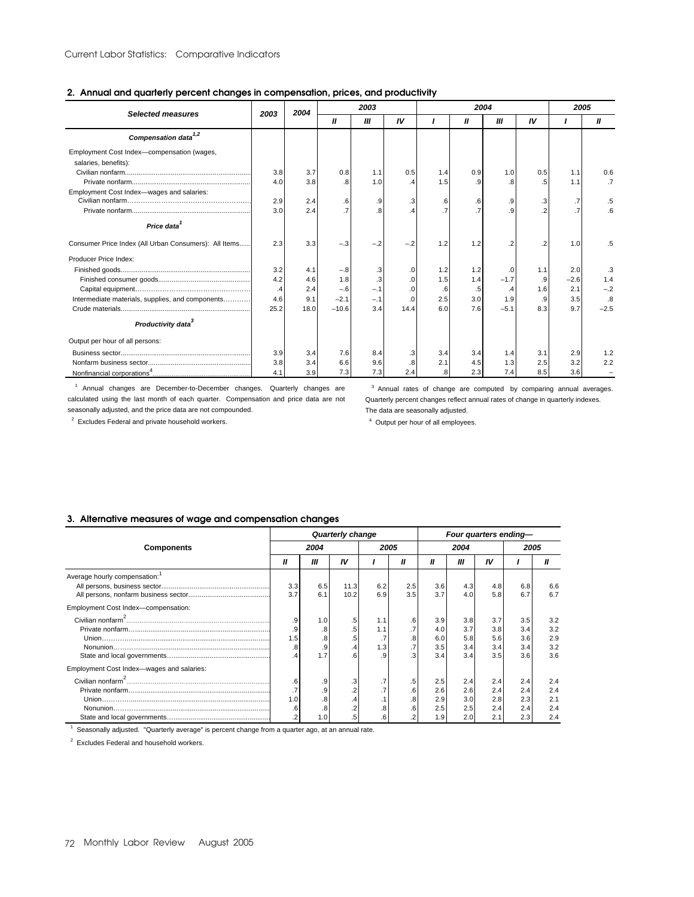## 2. Annual and quarterly percent changes in compensation, prices, and productivity

| Selected measures | 2003 | 2004 | 2003 | | | 2004 | | | | 2005 | |
|---|---|---|---|---|---|---|---|---|---|---|---|
| | | | II | III | IV | I | II | III | IV | I | II |
| ***Compensation data*** [1,2] | | | | | | | | | | | |
| Employment Cost Index—compensation (wages, salaries, benefits): | | | | | | | | | | | |
| Civilian nonfarm | 3.8 | 3.7 | 0.8 | 1.1 | 0.5 | 1.4 | 0.9 | 1.0 | 0.5 | 1.1 | 0.6 |
| Private nonfarm | 4.0 | 3.8 | .8 | 1.0 | .4 | 1.5 | .9 | .8 | .5 | 1.1 | .7 |
| Employment Cost Index—wages and salaries: | | | | | | | | | | | |
| Civilian nonfarm | 2.9 | 2.4 | .6 | .9 | .3 | .6 | .6 | .9 | .3 | .7 | .5 |
| Private nonfarm | 3.0 | 2.4 | .7 | .8 | .4 | .7 | .7 | .9 | .2 | .7 | .6 |
| ***Price data*** [1] | | | | | | | | | | | |
| Consumer Price Index (All Urban Consumers): All Items | 2.3 | 3.3 | –.3 | –.2 | –.2 | 1.2 | 1.2 | .2 | .2 | 1.0 | .5 |
| Producer Price Index: | | | | | | | | | | | |
| Finished goods | 3.2 | 4.1 | –.8 | .3 | .0 | 1.2 | 1.2 | .0 | 1.1 | 2.0 | .3 |
| Finished consumer goods | 4.2 | 4.6 | 1.8 | .3 | .0 | 1.5 | 1.4 | –1.7 | .9 | –2.6 | 1.4 |
| Capital equipment | .4 | 2.4 | –.6 | –.1 | .0 | .6 | .5 | .4 | 1.6 | 2.1 | –.2 |
| Intermediate materials, supplies, and components | 4.6 | 9.1 | –2.1 | –.1 | .0 | 2.5 | 3.0 | 1.9 | .9 | 3.5 | .8 |
| Crude materials | 25.2 | 18.0 | –10.6 | 3.4 | 14.4 | 6.0 | 7.6 | –5.1 | 8.3 | 9.7 | –2.5 |
| ***Productivity data*** [3] | | | | | | | | | | | |
| Output per hour of all persons: | | | | | | | | | | | |
| Business sector | 3.9 | 3.4 | 7.6 | 8.4 | .3 | 3.4 | 3.4 | 1.4 | 3.1 | 2.9 | 1.2 |
| Nonfarm business sector | 3.8 | 3.4 | 6.6 | 9.6 | .8 | 2.1 | 4.5 | 1.3 | 2.5 | 3.2 | 2.2 |
| Nonfinancial corporations [4] | 4.1 | 3.9 | 7.3 | 7.3 | 2.4 | .8 | 2.3 | 7.4 | 8.5 | 3.6 | – |

[1] Annual changes are December-to-December changes. Quarterly changes are calculated using the last month of each quarter. Compensation and price data are not seasonally adjusted, and the price data are not compounded.

[2] Excludes Federal and private household workers.

[3] Annual rates of change are computed by comparing annual averages. Quarterly percent changes reflect annual rates of change in quarterly indexes. The data are seasonally adjusted.

[4] Output per hour of all employees.

## 3. Alternative measures of wage and compensation changes

| Components | Quarterly change | | | | | Four quarters ending— | | | | |
|---|---|---|---|---|---|---|---|---|---|---|
| | 2004 | | | 2005 | | 2004 | | | 2005 | |
| | II | III | IV | I | II | II | III | IV | I | II |
| Average hourly compensation: [1] | | | | | | | | | | |
| All persons, business sector | 3.3 | 6.5 | 11.3 | 6.2 | 2.5 | 3.6 | 4.3 | 4.8 | 6.8 | 6.6 |
| All persons, nonfarm business sector | 3.7 | 6.1 | 10.2 | 6.9 | 3.5 | 3.7 | 4.0 | 5.8 | 6.7 | 6.7 |
| Employment Cost Index—compensation: | | | | | | | | | | |
| Civilian nonfarm [2] | .9 | 1.0 | .5 | 1.1 | .6 | 3.9 | 3.8 | 3.7 | 3.5 | 3.2 |
| Private nonfarm | .9 | .8 | .5 | 1.1 | .7 | 4.0 | 3.7 | 3.8 | 3.4 | 3.2 |
| Union | 1.5 | .8 | .5 | .7 | .8 | 6.0 | 5.8 | 5.6 | 3.6 | 2.9 |
| Nonunion | .8 | .9 | .4 | 1.3 | .7 | 3.5 | 3.4 | 3.4 | 3.4 | 3.2 |
| State and local governments | .4 | 1.7 | .6 | .9 | .3 | 3.4 | 3.4 | 3.5 | 3.6 | 3.6 |
| Employment Cost Index—wages and salaries: | | | | | | | | | | |
| Civilian nonfarm [2] | .6 | .9 | .3 | .7 | .5 | 2.5 | 2.4 | 2.4 | 2.4 | 2.4 |
| Private nonfarm | .7 | .9 | .2 | .7 | .6 | 2.6 | 2.6 | 2.4 | 2.4 | 2.4 |
| Union | 1.0 | .8 | .4 | .1 | .8 | 2.9 | 3.0 | 2.8 | 2.3 | 2.1 |
| Nonunion | .6 | .8 | .2 | .8 | .6 | 2.5 | 2.5 | 2.4 | 2.4 | 2.4 |
| State and local governments | .2 | 1.0 | .5 | .6 | .2 | 1.9 | 2.0 | 2.1 | 2.3 | 2.4 |

[1] Seasonally adjusted. "Quarterly average" is percent change from a quarter ago, at an annual rate.

[2] Excludes Federal and household workers.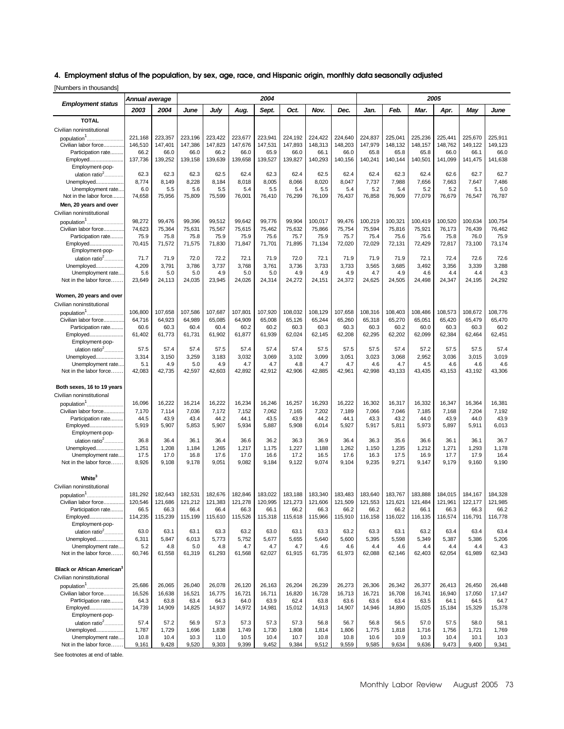## 4. Employment status of the population, by sex, age, race, and Hispanic origin, monthly data seasonally adjusted

[Numbers in thousands]

| Employment status | Annual average | | 2004 | | | | | | | 2005 | | | | | |
|---|---|---|---|---|---|---|---|---|---|---|---|---|---|---|---|
| | 2003 | 2004 | June | July | Aug. | Sept. | Oct. | Nov. | Dec. | Jan. | Feb. | Mar. | Apr. | May | June |
| **TOTAL** | | | | | | | | | | | | | | | |
| Civilian noninstitutional population[1] | 221,168 | 223,357 | 223,196 | 223,422 | 223,677 | 223,941 | 224,192 | 224,422 | 224,640 | 224,837 | 225,041 | 225,236 | 225,441 | 225,670 | 225,911 |
| Civilian labor force | 146,510 | 147,401 | 147,386 | 147,823 | 147,676 | 147,531 | 147,893 | 148,313 | 148,203 | 147,979 | 148,132 | 148,157 | 148,762 | 149,122 | 149,123 |
| Participation rate | 66.2 | 66.0 | 66.0 | 66.2 | 66.0 | 65.9 | 66.0 | 66.1 | 66.0 | 65.8 | 65.8 | 65.8 | 66.0 | 66.1 | 66.0 |
| Employed | 137,736 | 139,252 | 139,158 | 139,639 | 139,658 | 139,527 | 139,827 | 140,293 | 140,156 | 140,241 | 140,144 | 140,501 | 141,099 | 141,475 | 141,638 |
| Employment-population ratio[2] | 62.3 | 62.3 | 62.3 | 62.5 | 62.4 | 62.3 | 62.4 | 62.5 | 62.4 | 62.4 | 62.3 | 62.4 | 62.6 | 62.7 | 62.7 |
| Unemployed | 8,774 | 8,149 | 8,228 | 8,184 | 8,018 | 8,005 | 8,066 | 8,020 | 8,047 | 7,737 | 7,988 | 7,656 | 7,663 | 7,647 | 7,486 |
| Unemployment rate | 6.0 | 5.5 | 5.6 | 5.5 | 5.4 | 5.5 | 5.4 | 5.5 | 5.4 | 5.2 | 5.4 | 5.2 | 5.2 | 5.1 | 5.0 |
| Not in the labor force | 74,658 | 75,956 | 75,809 | 75,599 | 76,001 | 76,410 | 76,299 | 76,109 | 76,437 | 76,858 | 76,909 | 77,079 | 76,679 | 76,547 | 76,787 |
| **Men, 20 years and over** | | | | | | | | | | | | | | | |
| Civilian noninstitutional population[1] | 98,272 | 99,476 | 99,396 | 99,512 | 99,642 | 99,776 | 99,904 | 100,017 | 99,476 | 100,219 | 100,321 | 100,419 | 100,520 | 100,634 | 100,754 |
| Civilian labor force | 74,623 | 75,364 | 75,631 | 75,567 | 75,615 | 75,462 | 75,632 | 75,866 | 75,754 | 75,594 | 75,816 | 75,921 | 76,173 | 76,439 | 76,462 |
| Participation rate | 75.9 | 75.8 | 75.8 | 75.9 | 75.9 | 75.6 | 75.7 | 75.9 | 75.7 | 75.4 | 75.6 | 75.6 | 75.8 | 76.0 | 75.9 |
| Employed | 70,415 | 71,572 | 71,575 | 71,830 | 71,847 | 71,701 | 71,895 | 71,134 | 72,020 | 72,029 | 72,131 | 72,429 | 72,817 | 73,100 | 73,174 |
| Employment-population ratio[2] | 71.7 | 71.9 | 72.0 | 72.2 | 72.1 | 71.9 | 72.0 | 72.1 | 71.9 | 71.9 | 71.9 | 72.1 | 72.4 | 72.6 | 72.6 |
| Unemployed | 4,209 | 3,791 | 3,786 | 3,737 | 3,768 | 3,761 | 3,736 | 3,733 | 3,733 | 3,565 | 3,685 | 3,492 | 3,356 | 3,339 | 3,288 |
| Unemployment rate | 5.6 | 5.0 | 5.0 | 4.9 | 5.0 | 5.0 | 4.9 | 4.9 | 4.9 | 4.7 | 4.9 | 4.6 | 4.4 | 4.4 | 4.3 |
| Not in the labor force | 23,649 | 24,113 | 24,035 | 23,945 | 24,026 | 24,314 | 24,272 | 24,151 | 24,372 | 24,625 | 24,505 | 24,498 | 24,347 | 24,195 | 24,292 |
| **Women, 20 years and over** | | | | | | | | | | | | | | | |
| Civilian noninstitutional population[1] | 106,800 | 107,658 | 107,586 | 107,687 | 107,801 | 107,920 | 108,032 | 108,129 | 107,658 | 108,316 | 108,403 | 108,486 | 108,573 | 108,672 | 108,776 |
| Civilian labor force | 64,716 | 64,923 | 64,989 | 65,085 | 64,909 | 65,008 | 65,126 | 65,244 | 65,260 | 65,318 | 65,270 | 65,051 | 65,420 | 65,479 | 65,470 |
| Participation rate | 60.6 | 60.3 | 60.4 | 60.4 | 60.2 | 60.2 | 60.3 | 60.3 | 60.3 | 60.3 | 60.2 | 60.0 | 60.3 | 60.3 | 60.2 |
| Employed | 61,402 | 61,773 | 61,731 | 61,902 | 61,877 | 61,939 | 62,024 | 62,145 | 62,208 | 62,295 | 62,202 | 62,099 | 62,384 | 62,464 | 62,451 |
| Employment-population ratio[2] | 57.5 | 57.4 | 57.4 | 57.5 | 57.4 | 57.4 | 57.4 | 57.5 | 57.5 | 57.5 | 57.4 | 57.2 | 57.5 | 57.5 | 57.4 |
| Unemployed | 3,314 | 3,150 | 3,259 | 3,183 | 3,032 | 3,069 | 3,102 | 3,099 | 3,051 | 3,023 | 3,068 | 2,952 | 3,036 | 3,015 | 3,019 |
| Unemployment rate | 5.1 | 4.9 | 5.0 | 4.9 | 4.7 | 4.7 | 4.8 | 4.7 | 4.7 | 4.6 | 4.7 | 4.5 | 4.6 | 4.6 | 4.6 |
| Not in the labor force | 42,083 | 42,735 | 42,597 | 42,603 | 42,892 | 42,912 | 42,906 | 42,885 | 42,961 | 42,998 | 43,133 | 43,435 | 43,153 | 43,192 | 43,306 |
| **Both sexes, 16 to 19 years** | | | | | | | | | | | | | | | |
| Civilian noninstitutional population[1] | 16,096 | 16,222 | 16,214 | 16,222 | 16,234 | 16,246 | 16,257 | 16,293 | 16,222 | 16,302 | 16,317 | 16,332 | 16,347 | 16,364 | 16,381 |
| Civilian labor force | 7,170 | 7,114 | 7,036 | 7,172 | 7,152 | 7,062 | 7,165 | 7,202 | 7,189 | 7,066 | 7,046 | 7,185 | 7,168 | 7,204 | 7,192 |
| Participation rate | 44.5 | 43.9 | 43.4 | 44.2 | 44.1 | 43.5 | 43.9 | 44.2 | 44.1 | 43.3 | 43.2 | 44.0 | 43.9 | 44.0 | 43.9 |
| Employed | 5,919 | 5,907 | 5,853 | 5,907 | 5,934 | 5,887 | 5,908 | 6,014 | 5,927 | 5,917 | 5,811 | 5,973 | 5,897 | 5,911 | 6,013 |
| Employment-population ratio[2] | 36.8 | 36.4 | 36.1 | 36.4 | 36.6 | 36.2 | 36.3 | 36.9 | 36.4 | 36.3 | 35.6 | 36.6 | 36.1 | 36.1 | 36.7 |
| Unemployed | 1,251 | 1,208 | 1,184 | 1,265 | 1,217 | 1,175 | 1,227 | 1,188 | 1,262 | 1,150 | 1,235 | 1,212 | 1,271 | 1,293 | 1,178 |
| Unemployment rate | 17.5 | 17.0 | 16.8 | 17.6 | 17.0 | 16.6 | 17.2 | 16.5 | 17.6 | 16.3 | 17.5 | 16.9 | 17.7 | 17.9 | 16.4 |
| Not in the labor force | 8,926 | 9,108 | 9,178 | 9,051 | 9,082 | 9,184 | 9,122 | 9,074 | 9,104 | 9,235 | 9,271 | 9,147 | 9,179 | 9,160 | 9,190 |
| **White[3]** | | | | | | | | | | | | | | | |
| Civilian noninstitutional population[1] | 181,292 | 182,643 | 182,531 | 182,676 | 182,846 | 183,022 | 183,188 | 183,340 | 183,483 | 183,640 | 183,767 | 183,888 | 184,015 | 184,167 | 184,328 |
| Civilian labor force | 120,546 | 121,686 | 121,212 | 121,383 | 121,278 | 120,995 | 121,273 | 121,606 | 121,509 | 121,553 | 121,621 | 121,484 | 121,961 | 122,177 | 121,985 |
| Participation rate | 66.5 | 66.3 | 66.4 | 66.4 | 66.3 | 66.1 | 66.2 | 66.3 | 66.2 | 66.2 | 66.2 | 66.1 | 66.3 | 66.3 | 66.2 |
| Employed | 114,235 | 115,239 | 115,199 | 115,610 | 115,526 | 115,318 | 115,618 | 115,966 | 115,910 | 116,158 | 116,022 | 116,135 | 116,574 | 116,791 | 116,778 |
| Employment-population ratio[2] | 63.0 | 63.1 | 63.1 | 63.3 | 63.2 | 63.0 | 63.1 | 63.3 | 63.2 | 63.3 | 63.1 | 63.2 | 63.4 | 63.4 | 63.4 |
| Unemployed | 6,311 | 5,847 | 6,013 | 5,773 | 5,752 | 5,677 | 5,655 | 5,640 | 5,600 | 5,395 | 5,598 | 5,349 | 5,387 | 5,386 | 5,206 |
| Unemployment rate | 5.2 | 4.8 | 5.0 | 4.8 | 4.7 | 4.7 | 4.7 | 4.6 | 4.6 | 4.4 | 4.6 | 4.4 | 4.4 | 4.4 | 4.3 |
| Not in the labor force | 60,746 | 61,558 | 61,319 | 61,293 | 61,568 | 62,027 | 61,915 | 61,735 | 61,973 | 62,088 | 62,146 | 62,403 | 62,054 | 61,989 | 62,343 |
| **Black or African American[3]** | | | | | | | | | | | | | | | |
| Civilian noninstitutional population[1] | 25,686 | 26,065 | 26,040 | 26,078 | 26,120 | 26,163 | 26,204 | 26,239 | 26,273 | 26,306 | 26,342 | 26,377 | 26,413 | 26,450 | 26,448 |
| Civilian labor force | 16,526 | 16,638 | 16,521 | 16,775 | 16,721 | 16,711 | 16,820 | 16,728 | 16,713 | 16,721 | 16,708 | 16,741 | 16,940 | 17,050 | 17,147 |
| Participation rate | 64.3 | 63.8 | 63.4 | 64.3 | 64.0 | 63.9 | 62.4 | 63.8 | 63.6 | 63.6 | 63.4 | 63.5 | 64.1 | 64.5 | 64.7 |
| Employed | 14,739 | 14,909 | 14,825 | 14,937 | 14,972 | 14,981 | 15,012 | 14,913 | 14,907 | 14,946 | 14,890 | 15,025 | 15,184 | 15,329 | 15,378 |
| Employment-population ratio[2] | 57.4 | 57.2 | 56.9 | 57.3 | 57.3 | 57.3 | 57.3 | 56.8 | 56.7 | 56.8 | 56.5 | 57.0 | 57.5 | 58.0 | 58.1 |
| Unemployed | 1,787 | 1,729 | 1,696 | 1,838 | 1,749 | 1,730 | 1,808 | 1,814 | 1,806 | 1,775 | 1,818 | 1,716 | 1,756 | 1,721 | 1,769 |
| Unemployment rate | 10.8 | 10.4 | 10.3 | 11.0 | 10.5 | 10.4 | 10.7 | 10.8 | 10.8 | 10.6 | 10.9 | 10.3 | 10.4 | 10.1 | 10.3 |
| Not in the labor force | 9,161 | 9,428 | 9,520 | 9,303 | 9,399 | 9,452 | 9,384 | 9,512 | 9,559 | 9,585 | 9,634 | 9,636 | 9,473 | 9,400 | 9,341 |

See footnotes at end of table.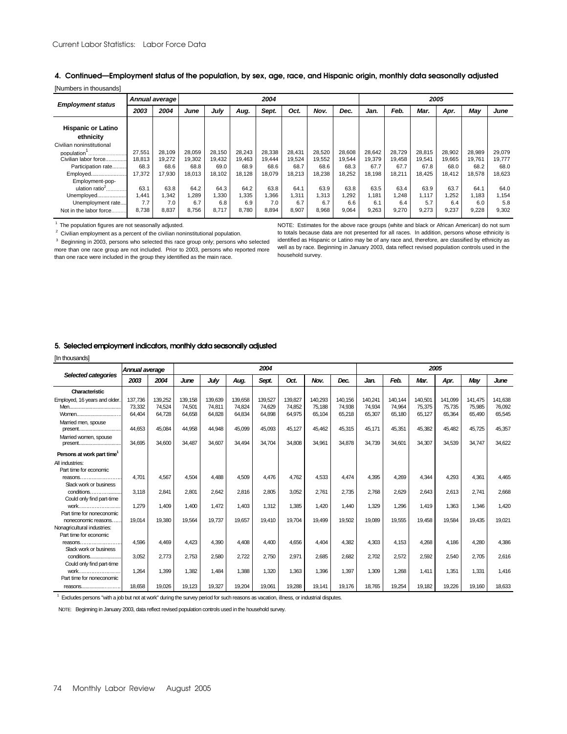## 4. Continued—Employment status of the population, by sex, age, race, and Hispanic origin, monthly data seasonally adjusted

[Numbers in thousands]

| Employment status | Annual average | | 2004 | | | | | | | 2005 | | | | | |
|---|---|---|---|---|---|---|---|---|---|---|---|---|---|---|---|
| | 2003 | 2004 | June | July | Aug. | Sept. | Oct. | Nov. | Dec. | Jan. | Feb. | Mar. | Apr. | May | June |
| **Hispanic or Latino ethnicity** | | | | | | | | | | | | | | | |
| Civilian noninstitutional population[1] | 27,551 | 28,109 | 28,059 | 28,150 | 28,243 | 28,338 | 28,431 | 28,520 | 28,608 | 28,642 | 28,729 | 28,815 | 28,902 | 28,989 | 29,079 |
| Civilian labor force | 18,813 | 19,272 | 19,302 | 19,432 | 19,463 | 19,444 | 19,524 | 19,552 | 19,544 | 19,379 | 19,458 | 19,541 | 19,665 | 19,761 | 19,777 |
| Participation rate | 68.3 | 68.6 | 68.8 | 69.0 | 68.9 | 68.6 | 68.7 | 68.6 | 68.3 | 67.7 | 67.7 | 67.8 | 68.0 | 68.2 | 68.0 |
| Employed | 17,372 | 17,930 | 18,013 | 18,102 | 18,128 | 18,079 | 18,213 | 18,238 | 18,252 | 18,198 | 18,211 | 18,425 | 18,412 | 18,578 | 18,623 |
| Employment-population ratio[2] | 63.1 | 63.8 | 64.2 | 64.3 | 64.2 | 63.8 | 64.1 | 63.9 | 63.8 | 63.5 | 63.4 | 63.9 | 63.7 | 64.1 | 64.0 |
| Unemployed | 1,441 | 1,342 | 1,289 | 1,330 | 1,335 | 1,366 | 1,311 | 1,313 | 1,292 | 1,181 | 1,248 | 1,117 | 1,252 | 1,183 | 1,154 |
| Unemployment rate | 7.7 | 7.0 | 6.7 | 6.8 | 6.9 | 7.0 | 6.7 | 6.7 | 6.6 | 6.1 | 6.4 | 5.7 | 6.4 | 6.0 | 5.8 |
| Not in the labor force | 8,738 | 8,837 | 8,756 | 8,717 | 8,780 | 8,894 | 8,907 | 8,968 | 9,064 | 9,263 | 9,270 | 9,273 | 9,237 | 9,228 | 9,302 |

[1] The population figures are not seasonally adjusted.

[2] Civilian employment as a percent of the civilian noninstitutional population.

[3] Beginning in 2003, persons who selected this race group only; persons who selected more than one race group are not included. Prior to 2003, persons who reported more than one race were included in the group they identified as the main race.

NOTE: Estimates for the above race groups (white and black or African American) do not sum to totals because data are not presented for all races. In addition, persons whose ethnicity is identified as Hispanic or Latino may be of any race and, therefore, are classified by ethnicity as well as by race. Beginning in January 2003, data reflect revised population controls used in the household survey.

## 5. Selected employment indicators, monthly data seasonally adjusted

[In thousands]

| Selected categories | Annual average | | 2004 | | | | | | | 2005 | | | | | |
|---|---|---|---|---|---|---|---|---|---|---|---|---|---|---|---|
| | 2003 | 2004 | June | July | Aug. | Sept. | Oct. | Nov. | Dec. | Jan. | Feb. | Mar. | Apr. | May | June |
| **Characteristic** | | | | | | | | | | | | | | | |
| Employed, 16 years and older | 137,736 | 139,252 | 139,158 | 139,639 | 139,658 | 139,527 | 139,827 | 140,293 | 140,156 | 140,241 | 140,144 | 140,501 | 141,099 | 141,475 | 141,638 |
| Men | 73,332 | 74,524 | 74,501 | 74,811 | 74,824 | 74,629 | 74,852 | 75,188 | 74,938 | 74,934 | 74,964 | 75,375 | 75,735 | 75,985 | 76,092 |
| Women | 64,404 | 64,728 | 64,658 | 64,828 | 64,834 | 64,898 | 64,975 | 65,104 | 65,218 | 65,307 | 65,180 | 65,127 | 65,364 | 65,490 | 65,545 |
| Married men, spouse present | 44,653 | 45,084 | 44,958 | 44,948 | 45,099 | 45,093 | 45,127 | 45,462 | 45,315 | 45,171 | 45,351 | 45,382 | 45,482 | 45,725 | 45,357 |
| Married women, spouse present | 34,695 | 34,600 | 34,487 | 34,607 | 34,494 | 34,704 | 34,808 | 34,961 | 34,878 | 34,739 | 34,601 | 34,307 | 34,539 | 34,747 | 34,622 |
| **Persons at work part time[1]** | | | | | | | | | | | | | | | |
| All industries: | | | | | | | | | | | | | | | |
| Part time for economic reasons | 4,701 | 4,567 | 4,504 | 4,488 | 4,509 | 4,476 | 4,762 | 4,533 | 4,474 | 4,395 | 4,269 | 4,344 | 4,293 | 4,361 | 4,465 |
| Slack work or business conditions | 3,118 | 2,841 | 2,801 | 2,642 | 2,816 | 2,805 | 3,052 | 2,761 | 2,735 | 2,768 | 2,629 | 2,643 | 2,613 | 2,741 | 2,668 |
| Could only find part-time work | 1,279 | 1,409 | 1,400 | 1,472 | 1,403 | 1,312 | 1,385 | 1,420 | 1,440 | 1,329 | 1,296 | 1,419 | 1,363 | 1,346 | 1,420 |
| Part time for noneconomic reasons | 19,014 | 19,380 | 19,564 | 19,737 | 19,657 | 19,410 | 19,704 | 19,499 | 19,502 | 19,089 | 19,555 | 19,458 | 19,584 | 19,435 | 19,021 |
| Nonagricultural industries: | | | | | | | | | | | | | | | |
| Part time for economic reasons | 4,596 | 4,469 | 4,423 | 4,390 | 4,408 | 4,400 | 4,656 | 4,404 | 4,382 | 4,303 | 4,153 | 4,268 | 4,186 | 4,280 | 4,386 |
| Slack work or business conditions | 3,052 | 2,773 | 2,753 | 2,580 | 2,722 | 2,750 | 2,971 | 2,685 | 2,682 | 2,702 | 2,572 | 2,592 | 2,540 | 2,705 | 2,616 |
| Could only find part-time work | 1,264 | 1,399 | 1,382 | 1,484 | 1,388 | 1,320 | 1,363 | 1,396 | 1,397 | 1,309 | 1,268 | 1,411 | 1,351 | 1,331 | 1,416 |
| Part time for noneconomic reasons | 18,658 | 19,026 | 19,123 | 19,327 | 19,204 | 19,061 | 19,288 | 19,141 | 19,176 | 18,765 | 19,254 | 19,182 | 19,226 | 19,160 | 18,633 |

[1] Excludes persons "with a job but not at work" during the survey period for such reasons as vacation, illness, or industrial disputes.

NOTE: Beginning in January 2003, data reflect revised population controls used in the household survey.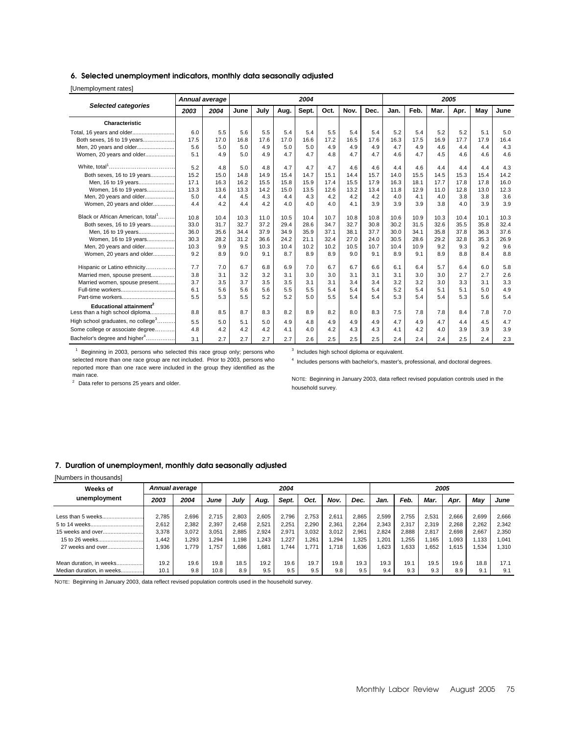## 6. Selected unemployment indicators, monthly data seasonally adjusted

[Unemployment rates]

| Selected categories | Annual average | | 2004 | | | | | | | 2005 | | | | | |
|---|---|---|---|---|---|---|---|---|---|---|---|---|---|---|---|
| | 2003 | 2004 | June | July | Aug. | Sept. | Oct. | Nov. | Dec. | Jan. | Feb. | Mar. | Apr. | May | June |
| **Characteristic** | | | | | | | | | | | | | | | |
| Total, 16 years and older | 6.0 | 5.5 | 5.6 | 5.5 | 5.4 | 5.4 | 5.5 | 5.4 | 5.4 | 5.2 | 5.4 | 5.2 | 5.2 | 5.1 | 5.0 |
| Both sexes, 16 to 19 years | 17.5 | 17.0 | 16.8 | 17.6 | 17.0 | 16.6 | 17.2 | 16.5 | 17.6 | 16.3 | 17.5 | 16.9 | 17.7 | 17.9 | 16.4 |
| Men, 20 years and older | 5.6 | 5.0 | 5.0 | 4.9 | 5.0 | 5.0 | 4.9 | 4.9 | 4.9 | 4.7 | 4.9 | 4.6 | 4.4 | 4.4 | 4.3 |
| Women, 20 years and older | 5.1 | 4.9 | 5.0 | 4.9 | 4.7 | 4.7 | 4.8 | 4.7 | 4.7 | 4.6 | 4.7 | 4.5 | 4.6 | 4.6 | 4.6 |
| White, total[1] | 5.2 | 4.8 | 5.0 | 4.8 | 4.7 | 4.7 | 4.7 | 4.6 | 4.6 | 4.4 | 4.6 | 4.4 | 4.4 | 4.4 | 4.3 |
| Both sexes, 16 to 19 years | 15.2 | 15.0 | 14.8 | 14.9 | 15.4 | 14.7 | 15.1 | 14.4 | 15.7 | 14.0 | 15.5 | 14.5 | 15.3 | 15.4 | 14.2 |
| Men, 16 to 19 years | 17.1 | 16.3 | 16.2 | 15.5 | 15.8 | 15.9 | 17.4 | 15.5 | 17.9 | 16.3 | 18.1 | 17.7 | 17.8 | 17.8 | 16.0 |
| Women, 16 to 19 years | 13.3 | 13.6 | 13.3 | 14.2 | 15.0 | 13.5 | 12.6 | 13.2 | 13.4 | 11.8 | 12.9 | 11.0 | 12.8 | 13.0 | 12.3 |
| Men, 20 years and older | 5.0 | 4.4 | 4.5 | 4.3 | 4.4 | 4.3 | 4.2 | 4.2 | 4.2 | 4.0 | 4.1 | 4.0 | 3.8 | 3.8 | 3.6 |
| Women, 20 years and older | 4.4 | 4.2 | 4.4 | 4.2 | 4.0 | 4.0 | 4.0 | 4.1 | 3.9 | 3.9 | 3.9 | 3.8 | 4.0 | 3.9 | 3.9 |
| Black or African American, total[1] | 10.8 | 10.4 | 10.3 | 11.0 | 10.5 | 10.4 | 10.7 | 10.8 | 10.8 | 10.6 | 10.9 | 10.3 | 10.4 | 10.1 | 10.3 |
| Both sexes, 16 to 19 years | 33.0 | 31.7 | 32.7 | 37.2 | 29.4 | 28.6 | 34.7 | 32.7 | 30.8 | 30.2 | 31.5 | 32.6 | 35.5 | 35.8 | 32.4 |
| Men, 16 to 19 years | 36.0 | 35.6 | 34.4 | 37.9 | 34.9 | 35.9 | 37.1 | 38.1 | 37.7 | 30.0 | 34.1 | 35.8 | 37.8 | 36.3 | 37.6 |
| Women, 16 to 19 years | 30.3 | 28.2 | 31.2 | 36.6 | 24.2 | 21.1 | 32.4 | 27.0 | 24.0 | 30.5 | 28.6 | 29.2 | 32.8 | 35.3 | 26.9 |
| Men, 20 years and older | 10.3 | 9.9 | 9.5 | 10.3 | 10.4 | 10.2 | 10.2 | 10.5 | 10.7 | 10.4 | 10.9 | 9.2 | 9.3 | 9.2 | 9.6 |
| Women, 20 years and older | 9.2 | 8.9 | 9.0 | 9.1 | 8.7 | 8.9 | 8.9 | 9.0 | 9.1 | 8.9 | 9.1 | 8.9 | 8.8 | 8.4 | 8.8 |
| Hispanic or Latino ethnicity | 7.7 | 7.0 | 6.7 | 6.8 | 6.9 | 7.0 | 6.7 | 6.7 | 6.6 | 6.1 | 6.4 | 5.7 | 6.4 | 6.0 | 5.8 |
| Married men, spouse present | 3.8 | 3.1 | 3.2 | 3.2 | 3.1 | 3.0 | 3.0 | 3.1 | 3.1 | 3.1 | 3.0 | 3.0 | 2.7 | 2.7 | 2.6 |
| Married women, spouse present | 3.7 | 3.5 | 3.7 | 3.5 | 3.5 | 3.1 | 3.1 | 3.4 | 3.4 | 3.2 | 3.2 | 3.0 | 3.3 | 3.1 | 3.3 |
| Full-time workers | 6.1 | 5.6 | 5.6 | 5.6 | 5.5 | 5.5 | 5.4 | 5.4 | 5.4 | 5.2 | 5.4 | 5.1 | 5.1 | 5.0 | 4.9 |
| Part-time workers | 5.5 | 5.3 | 5.5 | 5.2 | 5.2 | 5.0 | 5.5 | 5.4 | 5.4 | 5.3 | 5.4 | 5.4 | 5.3 | 5.6 | 5.4 |
| **Educational attainment[2]** | | | | | | | | | | | | | | | |
| Less than a high school diploma | 8.8 | 8.5 | 8.7 | 8.3 | 8.2 | 8.9 | 8.2 | 8.0 | 8.3 | 7.5 | 7.8 | 7.8 | 8.4 | 7.8 | 7.0 |
| High school graduates, no college[3] | 5.5 | 5.0 | 5.1 | 5.0 | 4.9 | 4.8 | 4.9 | 4.9 | 4.9 | 4.7 | 4.9 | 4.7 | 4.4 | 4.5 | 4.7 |
| Some college or associate degree | 4.8 | 4.2 | 4.2 | 4.2 | 4.1 | 4.0 | 4.2 | 4.3 | 4.3 | 4.1 | 4.2 | 4.0 | 3.9 | 3.9 | 3.9 |
| Bachelor's degree and higher[4] | 3.1 | 2.7 | 2.7 | 2.7 | 2.7 | 2.6 | 2.5 | 2.5 | 2.5 | 2.4 | 2.4 | 2.4 | 2.5 | 2.4 | 2.3 |

[1] Beginning in 2003, persons who selected this race group only; persons who selected more than one race group are not included. Prior to 2003, persons who reported more than one race were included in the group they identified as the main race.

[2] Data refer to persons 25 years and older.

[3] Includes high school diploma or equivalent.

[4] Includes persons with bachelor's, master's, professional, and doctoral degrees.

NOTE: Beginning in January 2003, data reflect revised population controls used in the household survey.

## 7. Duration of unemployment, monthly data seasonally adjusted

[Numbers in thousands]

| Weeks of unemployment | Annual average | | 2004 | | | | | | | 2005 | | | | | |
|---|---|---|---|---|---|---|---|---|---|---|---|---|---|---|---|
| | 2003 | 2004 | June | July | Aug. | Sept. | Oct. | Nov. | Dec. | Jan. | Feb. | Mar. | Apr. | May | June |
| Less than 5 weeks | 2,785 | 2,696 | 2,715 | 2,803 | 2,605 | 2,796 | 2,753 | 2,611 | 2,865 | 2,599 | 2,755 | 2,531 | 2,666 | 2,699 | 2,666 |
| 5 to 14 weeks | 2,612 | 2,382 | 2,397 | 2,458 | 2,521 | 2,251 | 2,290 | 2,361 | 2,264 | 2,343 | 2,317 | 2,319 | 2,268 | 2,262 | 2,342 |
| 15 weeks and over | 3,378 | 3,072 | 3,051 | 2,885 | 2,924 | 2,971 | 3,032 | 3,012 | 2,961 | 2,824 | 2,888 | 2,817 | 2,698 | 2,667 | 2,350 |
| 15 to 26 weeks | 1,442 | 1,293 | 1,294 | 1,198 | 1,243 | 1,227 | 1,261 | 1,294 | 1,325 | 1,201 | 1,255 | 1,165 | 1,093 | 1,133 | 1,041 |
| 27 weeks and over | 1,936 | 1,779 | 1,757 | 1,686 | 1,681 | 1,744 | 1,771 | 1,718 | 1,636 | 1,623 | 1,633 | 1,652 | 1,615 | 1,534 | 1,310 |
| Mean duration, in weeks | 19.2 | 19.6 | 19.8 | 18.5 | 19.2 | 19.6 | 19.7 | 19.8 | 19.3 | 19.3 | 19.1 | 19.5 | 19.6 | 18.8 | 17.1 |
| Median duration, in weeks | 10.1 | 9.8 | 10.8 | 8.9 | 9.5 | 9.5 | 9.5 | 9.8 | 9.5 | 9.4 | 9.3 | 9.3 | 8.9 | 9.1 | 9.1 |

NOTE: Beginning in January 2003, data reflect revised population controls used in the household survey.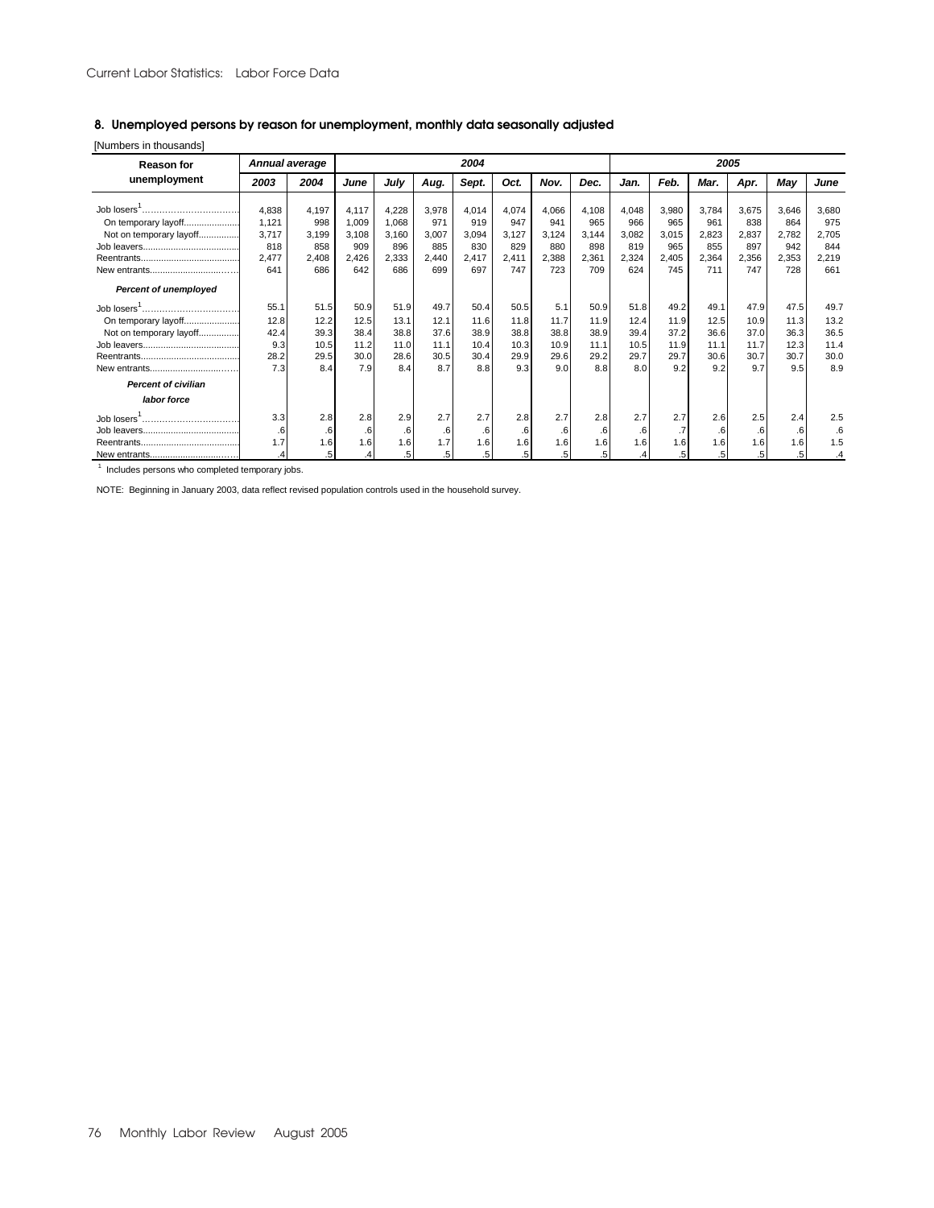## 8. Unemployed persons by reason for unemployment, monthly data seasonally adjusted

[Numbers in thousands]

| Reason for unemployment | Annual average | | 2004 | | | | | | | 2005 | | | | | |
|---|---|---|---|---|---|---|---|---|---|---|---|---|---|---|---|
| | 2003 | 2004 | June | July | Aug. | Sept. | Oct. | Nov. | Dec. | Jan. | Feb. | Mar. | Apr. | May | June |
| Job losers[1] | 4,838 | 4,197 | 4,117 | 4,228 | 3,978 | 4,014 | 4,074 | 4,066 | 4,108 | 4,048 | 3,980 | 3,784 | 3,675 | 3,646 | 3,680 |
| On temporary layoff | 1,121 | 998 | 1,009 | 1,068 | 971 | 919 | 947 | 941 | 965 | 966 | 965 | 961 | 838 | 864 | 975 |
| Not on temporary layoff | 3,717 | 3,199 | 3,108 | 3,160 | 3,007 | 3,094 | 3,127 | 3,124 | 3,144 | 3,082 | 3,015 | 2,823 | 2,837 | 2,782 | 2,705 |
| Job leavers | 818 | 858 | 909 | 896 | 885 | 830 | 829 | 880 | 898 | 819 | 965 | 855 | 897 | 942 | 844 |
| Reentrants | 2,477 | 2,408 | 2,426 | 2,333 | 2,440 | 2,417 | 2,411 | 2,388 | 2,361 | 2,324 | 2,405 | 2,364 | 2,356 | 2,353 | 2,219 |
| New entrants | 641 | 686 | 642 | 686 | 699 | 697 | 747 | 723 | 709 | 624 | 745 | 711 | 747 | 728 | 661 |
| ***Percent of unemployed*** | | | | | | | | | | | | | | | |
| Job losers[1] | 55.1 | 51.5 | 50.9 | 51.9 | 49.7 | 50.4 | 50.5 | 5.1 | 50.9 | 51.8 | 49.2 | 49.1 | 47.9 | 47.5 | 49.7 |
| On temporary layoff | 12.8 | 12.2 | 12.5 | 13.1 | 12.1 | 11.6 | 11.8 | 11.7 | 11.9 | 12.4 | 11.9 | 12.5 | 10.9 | 11.3 | 13.2 |
| Not on temporary layoff | 42.4 | 39.3 | 38.4 | 38.8 | 37.6 | 38.9 | 38.8 | 38.8 | 38.9 | 39.4 | 37.2 | 36.6 | 37.0 | 36.3 | 36.5 |
| Job leavers | 9.3 | 10.5 | 11.2 | 11.0 | 11.1 | 10.4 | 10.3 | 10.9 | 11.1 | 10.5 | 11.9 | 11.1 | 11.7 | 12.3 | 11.4 |
| Reentrants | 28.2 | 29.5 | 30.0 | 28.6 | 30.5 | 30.4 | 29.9 | 29.6 | 29.2 | 29.7 | 29.7 | 30.6 | 30.7 | 30.7 | 30.0 |
| New entrants | 7.3 | 8.4 | 7.9 | 8.4 | 8.7 | 8.8 | 9.3 | 9.0 | 8.8 | 8.0 | 9.2 | 9.2 | 9.7 | 9.5 | 8.9 |
| ***Percent of civilian labor force*** | | | | | | | | | | | | | | | |
| Job losers[1] | 3.3 | 2.8 | 2.8 | 2.9 | 2.7 | 2.7 | 2.8 | 2.7 | 2.8 | 2.7 | 2.7 | 2.6 | 2.5 | 2.4 | 2.5 |
| Job leavers | .6 | .6 | .6 | .6 | .6 | .6 | .6 | .6 | .6 | .6 | .7 | .6 | .6 | .6 | .6 |
| Reentrants | 1.7 | 1.6 | 1.6 | 1.6 | 1.7 | 1.6 | 1.6 | 1.6 | 1.6 | 1.6 | 1.6 | 1.6 | 1.6 | 1.6 | 1.5 |
| New entrants | .4 | .5 | .4 | .5 | .5 | .5 | .5 | .5 | .5 | .4 | .5 | .5 | .5 | .5 | .4 |

[1] Includes persons who completed temporary jobs.

NOTE: Beginning in January 2003, data reflect revised population controls used in the household survey.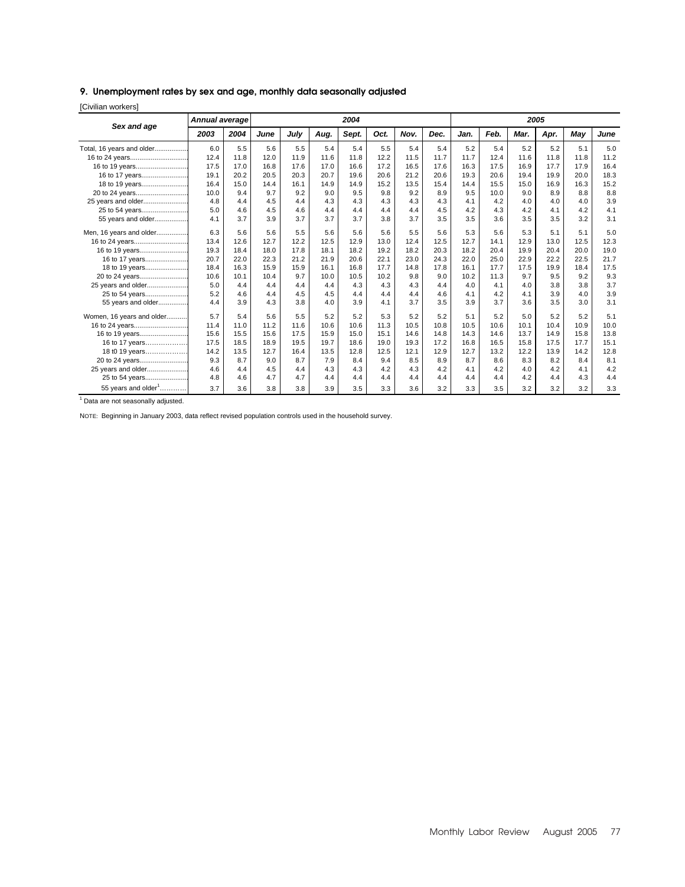## 9. Unemployment rates by sex and age, monthly data seasonally adjusted

[Civilian workers]

| Sex and age | Annual average | | 2004 | | | | | | | 2005 | | | | | |
|---|---|---|---|---|---|---|---|---|---|---|---|---|---|---|---|
| | 2003 | 2004 | June | July | Aug. | Sept. | Oct. | Nov. | Dec. | Jan. | Feb. | Mar. | Apr. | May | June |
| Total, 16 years and older | 6.0 | 5.5 | 5.6 | 5.5 | 5.4 | 5.4 | 5.5 | 5.4 | 5.4 | 5.2 | 5.4 | 5.2 | 5.2 | 5.1 | 5.0 |
| 16 to 24 years | 12.4 | 11.8 | 12.0 | 11.9 | 11.6 | 11.8 | 12.2 | 11.5 | 11.7 | 11.7 | 12.4 | 11.6 | 11.8 | 11.8 | 11.2 |
| 16 to 19 years | 17.5 | 17.0 | 16.8 | 17.6 | 17.0 | 16.6 | 17.2 | 16.5 | 17.6 | 16.3 | 17.5 | 16.9 | 17.7 | 17.9 | 16.4 |
| 16 to 17 years | 19.1 | 20.2 | 20.5 | 20.3 | 20.7 | 19.6 | 20.6 | 21.2 | 20.6 | 19.3 | 20.6 | 19.4 | 19.9 | 20.0 | 18.3 |
| 18 to 19 years | 16.4 | 15.0 | 14.4 | 16.1 | 14.9 | 14.9 | 15.2 | 13.5 | 15.4 | 14.4 | 15.5 | 15.0 | 16.9 | 16.3 | 15.2 |
| 20 to 24 years | 10.0 | 9.4 | 9.7 | 9.2 | 9.0 | 9.5 | 9.8 | 9.2 | 8.9 | 9.5 | 10.0 | 9.0 | 8.9 | 8.8 | 8.8 |
| 25 years and older | 4.8 | 4.4 | 4.5 | 4.4 | 4.3 | 4.3 | 4.3 | 4.3 | 4.3 | 4.1 | 4.2 | 4.0 | 4.0 | 4.0 | 3.9 |
| 25 to 54 years | 5.0 | 4.6 | 4.5 | 4.6 | 4.4 | 4.4 | 4.4 | 4.4 | 4.5 | 4.2 | 4.3 | 4.2 | 4.1 | 4.2 | 4.1 |
| 55 years and older | 4.1 | 3.7 | 3.9 | 3.7 | 3.7 | 3.7 | 3.8 | 3.7 | 3.5 | 3.5 | 3.6 | 3.5 | 3.5 | 3.2 | 3.1 |
| Men, 16 years and older | 6.3 | 5.6 | 5.6 | 5.5 | 5.6 | 5.6 | 5.6 | 5.5 | 5.6 | 5.3 | 5.6 | 5.3 | 5.1 | 5.1 | 5.0 |
| 16 to 24 years | 13.4 | 12.6 | 12.7 | 12.2 | 12.5 | 12.9 | 13.0 | 12.4 | 12.5 | 12.7 | 14.1 | 12.9 | 13.0 | 12.5 | 12.3 |
| 16 to 19 years | 19.3 | 18.4 | 18.0 | 17.8 | 18.1 | 18.2 | 19.2 | 18.2 | 20.3 | 18.2 | 20.4 | 19.9 | 20.4 | 20.0 | 19.0 |
| 16 to 17 years | 20.7 | 22.0 | 22.3 | 21.2 | 21.9 | 20.6 | 22.1 | 23.0 | 24.3 | 22.0 | 25.0 | 22.9 | 22.2 | 22.5 | 21.7 |
| 18 to 19 years | 18.4 | 16.3 | 15.9 | 15.9 | 16.1 | 16.8 | 17.7 | 14.8 | 17.8 | 16.1 | 17.7 | 17.5 | 19.9 | 18.4 | 17.5 |
| 20 to 24 years | 10.6 | 10.1 | 10.4 | 9.7 | 10.0 | 10.5 | 10.2 | 9.8 | 9.0 | 10.2 | 11.3 | 9.7 | 9.5 | 9.2 | 9.3 |
| 25 years and older | 5.0 | 4.4 | 4.4 | 4.4 | 4.4 | 4.3 | 4.3 | 4.3 | 4.4 | 4.0 | 4.1 | 4.0 | 3.8 | 3.8 | 3.7 |
| 25 to 54 years | 5.2 | 4.6 | 4.4 | 4.5 | 4.5 | 4.4 | 4.4 | 4.4 | 4.6 | 4.1 | 4.2 | 4.1 | 3.9 | 4.0 | 3.9 |
| 55 years and older | 4.4 | 3.9 | 4.3 | 3.8 | 4.0 | 3.9 | 4.1 | 3.7 | 3.5 | 3.9 | 3.7 | 3.6 | 3.5 | 3.0 | 3.1 |
| Women, 16 years and older | 5.7 | 5.4 | 5.6 | 5.5 | 5.2 | 5.2 | 5.3 | 5.2 | 5.2 | 5.1 | 5.2 | 5.0 | 5.2 | 5.2 | 5.1 |
| 16 to 24 years | 11.4 | 11.0 | 11.2 | 11.6 | 10.6 | 10.6 | 11.3 | 10.5 | 10.8 | 10.5 | 10.6 | 10.1 | 10.4 | 10.9 | 10.0 |
| 16 to 19 years | 15.6 | 15.5 | 15.6 | 17.5 | 15.9 | 15.0 | 15.1 | 14.6 | 14.8 | 14.3 | 14.6 | 13.7 | 14.9 | 15.8 | 13.8 |
| 16 to 17 years | 17.5 | 18.5 | 18.9 | 19.5 | 19.7 | 18.6 | 19.0 | 19.3 | 17.2 | 16.8 | 16.5 | 15.8 | 17.5 | 17.7 | 15.1 |
| 18 t0 19 years | 14.2 | 13.5 | 12.7 | 16.4 | 13.5 | 12.8 | 12.5 | 12.1 | 12.9 | 12.7 | 13.2 | 12.2 | 13.9 | 14.2 | 12.8 |
| 20 to 24 years | 9.3 | 8.7 | 9.0 | 8.7 | 7.9 | 8.4 | 9.4 | 8.5 | 8.9 | 8.7 | 8.6 | 8.3 | 8.2 | 8.4 | 8.1 |
| 25 years and older | 4.6 | 4.4 | 4.5 | 4.4 | 4.3 | 4.3 | 4.2 | 4.3 | 4.2 | 4.1 | 4.2 | 4.0 | 4.2 | 4.1 | 4.2 |
| 25 to 54 years | 4.8 | 4.6 | 4.7 | 4.7 | 4.4 | 4.4 | 4.4 | 4.4 | 4.4 | 4.4 | 4.4 | 4.2 | 4.4 | 4.3 | 4.4 |
| 55 years and older[1] | 3.7 | 3.6 | 3.8 | 3.8 | 3.9 | 3.5 | 3.3 | 3.6 | 3.2 | 3.3 | 3.5 | 3.2 | 3.2 | 3.2 | 3.3 |

[1] Data are not seasonally adjusted.

NOTE: Beginning in January 2003, data reflect revised population controls used in the household survey.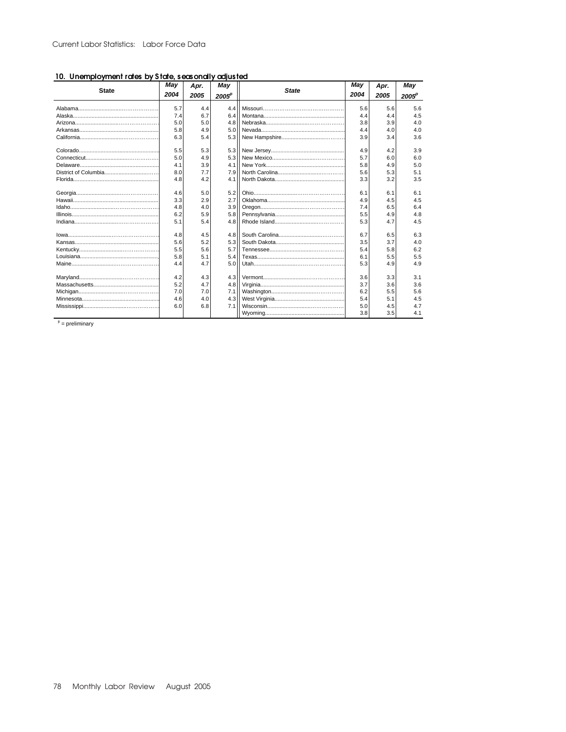## 10. Unemployment rates by State, seasonally adjusted

| State | May 2004 | Apr. 2005 | May 2005[p] | State | May 2004 | Apr. 2005 | May 2005[p] |
|---|---|---|---|---|---|---|---|
| Alabama | 5.7 | 4.4 | 4.4 | Missouri | 5.6 | 5.6 | 5.6 |
| Alaska | 7.4 | 6.7 | 6.4 | Montana | 4.4 | 4.4 | 4.5 |
| Arizona | 5.0 | 5.0 | 4.8 | Nebraska | 3.8 | 3.9 | 4.0 |
| Arkansas | 5.8 | 4.9 | 5.0 | Nevada | 4.4 | 4.0 | 4.0 |
| California | 6.3 | 5.4 | 5.3 | New Hampshire | 3.9 | 3.4 | 3.6 |
| Colorado | 5.5 | 5.3 | 5.3 | New Jersey | 4.9 | 4.2 | 3.9 |
| Connecticut | 5.0 | 4.9 | 5.3 | New Mexico | 5.7 | 6.0 | 6.0 |
| Delaware | 4.1 | 3.9 | 4.1 | New York | 5.8 | 4.9 | 5.0 |
| District of Columbia | 8.0 | 7.7 | 7.9 | North Carolina | 5.6 | 5.3 | 5.1 |
| Florida | 4.8 | 4.2 | 4.1 | North Dakota | 3.3 | 3.2 | 3.5 |
| Georgia | 4.6 | 5.0 | 5.2 | Ohio | 6.1 | 6.1 | 6.1 |
| Hawaii | 3.3 | 2.9 | 2.7 | Oklahoma | 4.9 | 4.5 | 4.5 |
| Idaho | 4.8 | 4.0 | 3.9 | Oregon | 7.4 | 6.5 | 6.4 |
| Illinois | 6.2 | 5.9 | 5.8 | Pennsylvania | 5.5 | 4.9 | 4.8 |
| Indiana | 5.1 | 5.4 | 4.8 | Rhode Island | 5.3 | 4.7 | 4.5 |
| Iowa | 4.8 | 4.5 | 4.8 | South Carolina | 6.7 | 6.5 | 6.3 |
| Kansas | 5.6 | 5.2 | 5.3 | South Dakota | 3.5 | 3.7 | 4.0 |
| Kentucky | 5.5 | 5.6 | 5.7 | Tennessee | 5.4 | 5.8 | 6.2 |
| Louisiana | 5.8 | 5.1 | 5.4 | Texas | 6.1 | 5.5 | 5.5 |
| Maine | 4.4 | 4.7 | 5.0 | Utah | 5.3 | 4.9 | 4.9 |
| Maryland | 4.2 | 4.3 | 4.3 | Vermont | 3.6 | 3.3 | 3.1 |
| Massachusetts | 5.2 | 4.7 | 4.8 | Virginia | 3.7 | 3.6 | 3.6 |
| Michigan | 7.0 | 7.0 | 7.1 | Washington | 6.2 | 5.5 | 5.6 |
| Minnesota | 4.6 | 4.0 | 4.3 | West Virginia | 5.4 | 5.1 | 4.5 |
| Mississippi | 6.0 | 6.8 | 7.1 | Wisconsin | 5.0 | 4.5 | 4.7 |
| | | | | Wyoming | 3.8 | 3.5 | 4.1 |

[p] = preliminary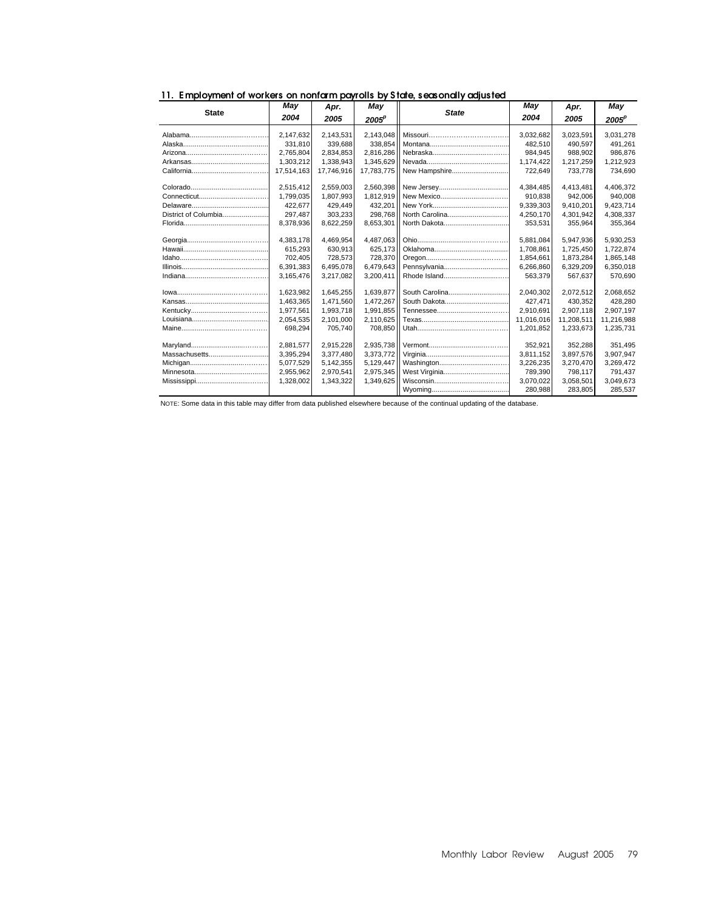## 11. Employment of workers on nonfarm payrolls by State, seasonally adjusted

| State | May 2004 | Apr. 2005 | May 2005[p] | State | May 2004 | Apr. 2005 | May 2005[p] |
|---|---|---|---|---|---|---|---|
| Alabama | 2,147,632 | 2,143,531 | 2,143,048 | Missouri | 3,032,682 | 3,023,591 | 3,031,278 |
| Alaska | 331,810 | 339,688 | 338,854 | Montana | 482,510 | 490,597 | 491,261 |
| Arizona | 2,765,804 | 2,834,853 | 2,816,286 | Nebraska | 984,945 | 988,902 | 986,876 |
| Arkansas | 1,303,212 | 1,338,943 | 1,345,629 | Nevada | 1,174,422 | 1,217,259 | 1,212,923 |
| California | 17,514,163 | 17,746,916 | 17,783,775 | New Hampshire | 722,649 | 733,778 | 734,690 |
| Colorado | 2,515,412 | 2,559,003 | 2,560,398 | New Jersey | 4,384,485 | 4,413,481 | 4,406,372 |
| Connecticut | 1,799,035 | 1,807,993 | 1,812,919 | New Mexico | 910,838 | 942,006 | 940,008 |
| Delaware | 422,677 | 429,449 | 432,201 | New York | 9,339,303 | 9,410,201 | 9,423,714 |
| District of Columbia | 297,487 | 303,233 | 298,768 | North Carolina | 4,250,170 | 4,301,942 | 4,308,337 |
| Florida | 8,378,936 | 8,622,259 | 8,653,301 | North Dakota | 353,531 | 355,964 | 355,364 |
| Georgia | 4,383,178 | 4,469,954 | 4,487,063 | Ohio | 5,881,084 | 5,947,936 | 5,930,253 |
| Hawaii | 615,293 | 630,913 | 625,173 | Oklahoma | 1,708,861 | 1,725,450 | 1,722,874 |
| Idaho | 702,405 | 728,573 | 728,370 | Oregon | 1,854,661 | 1,873,284 | 1,865,148 |
| Illinois | 6,391,383 | 6,495,078 | 6,479,643 | Pennsylvania | 6,266,860 | 6,329,209 | 6,350,018 |
| Indiana | 3,165,476 | 3,217,082 | 3,200,411 | Rhode Island | 563,379 | 567,637 | 570,690 |
| Iowa | 1,623,982 | 1,645,255 | 1,639,877 | South Carolina | 2,040,302 | 2,072,512 | 2,068,652 |
| Kansas | 1,463,365 | 1,471,560 | 1,472,267 | South Dakota | 427,471 | 430,352 | 428,280 |
| Kentucky | 1,977,561 | 1,993,718 | 1,991,855 | Tennessee | 2,910,691 | 2,907,118 | 2,907,197 |
| Louisiana | 2,054,535 | 2,101,000 | 2,110,625 | Texas | 11,016,016 | 11,208,511 | 11,216,988 |
| Maine | 698,294 | 705,740 | 708,850 | Utah | 1,201,852 | 1,233,673 | 1,235,731 |
| Maryland | 2,881,577 | 2,915,228 | 2,935,738 | Vermont | 352,921 | 352,288 | 351,495 |
| Massachusetts | 3,395,294 | 3,377,480 | 3,373,772 | Virginia | 3,811,152 | 3,897,576 | 3,907,947 |
| Michigan | 5,077,529 | 5,142,355 | 5,129,447 | Washington | 3,226,235 | 3,270,470 | 3,269,472 |
| Minnesota | 2,955,962 | 2,970,541 | 2,975,345 | West Virginia | 789,390 | 798,117 | 791,437 |
| Mississippi | 1,328,002 | 1,343,322 | 1,349,625 | Wisconsin | 3,070,022 | 3,058,501 | 3,049,673 |
| | | | | Wyoming | 280,988 | 283,805 | 285,537 |

NOTE: Some data in this table may differ from data published elsewhere because of the continual updating of the database.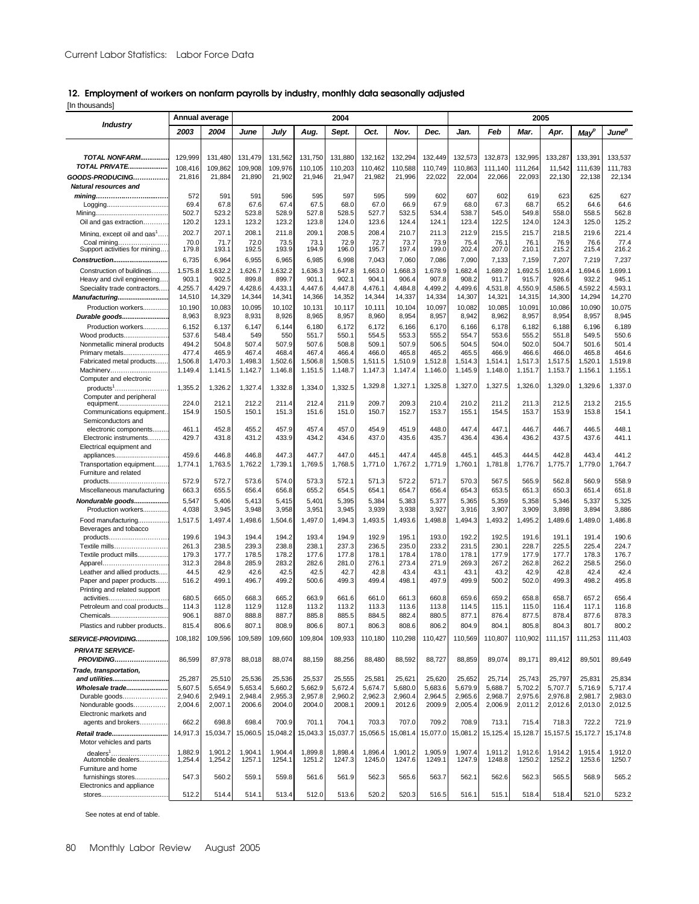## 12. Employment of workers on nonfarm payrolls by industry, monthly data seasonally adjusted

[In thousands]

| Industry | Annual average | | 2004 | | | | | | | 2005 | | | | | |
|---|---|---|---|---|---|---|---|---|---|---|---|---|---|---|---|
| | 2003 | 2004 | June | July | Aug. | Sept. | Oct. | Nov. | Dec. | Jan. | Feb | Mar. | Apr. | May[p] | June[p] |
| **TOTAL NONFARM** | 129,999 | 131,480 | 131,479 | 131,562 | 131,750 | 131,880 | 132,162 | 132,294 | 132,449 | 132,573 | 132,873 | 132,995 | 133,287 | 133,391 | 133,537 |
| **TOTAL PRIVATE** | 108,416 | 109,862 | 109,908 | 109,976 | 110,105 | 110,203 | 110,462 | 110,588 | 110,749 | 110,863 | 111,140 | 111,264 | 11,542 | 111,639 | 111,783 |
| **GOODS-PRODUCING** | 21,816 | 21,884 | 21,890 | 21,902 | 21,946 | 21,947 | 21,982 | 21,996 | 22,022 | 22,004 | 22,066 | 22,093 | 22,130 | 22,138 | 22,134 |
| **Natural resources and mining** | 572 | 591 | 591 | 596 | 595 | 597 | 595 | 599 | 602 | 607 | 602 | 619 | 623 | 625 | 627 |
| Logging | 69.4 | 67.8 | 67.6 | 67.4 | 67.5 | 68.0 | 67.0 | 66.9 | 67.9 | 68.0 | 67.3 | 68.7 | 65.2 | 64.6 | 64.6 |
| Mining | 502.7 | 523.2 | 523.8 | 528.9 | 527.8 | 528.5 | 527.7 | 532.5 | 534.4 | 538.7 | 545.0 | 549.8 | 558.0 | 558.5 | 562.8 |
| Oil and gas extraction | 120.2 | 123.1 | 123.2 | 123.2 | 123.8 | 124.0 | 123.6 | 124.4 | 124.1 | 123.4 | 122.5 | 124.0 | 124.3 | 125.0 | 125.2 |
| Mining, except oil and gas[1] | 202.7 | 207.1 | 208.1 | 211.8 | 209.1 | 208.5 | 208.4 | 210.7 | 211.3 | 212.9 | 215.5 | 215.7 | 218.5 | 219.6 | 221.4 |
| Coal mining | 70.0 | 71.7 | 72.0 | 73.5 | 73.1 | 72.9 | 72.7 | 73.7 | 73.9 | 75.4 | 76.1 | 76.1 | 76.9 | 76.6 | 77.4 |
| Support activities for mining | 179.8 | 193.1 | 192.5 | 193.9 | 194.9 | 196.0 | 195.7 | 197.4 | 199.0 | 202.4 | 207.0 | 210.1 | 215.2 | 215.4 | 216.2 |
| **Construction** | 6,735 | 6,964 | 6,955 | 6,965 | 6,985 | 6,998 | 7,043 | 7,060 | 7,086 | 7,090 | 7,133 | 7,159 | 7,207 | 7,219 | 7,237 |
| Construction of buildings | 1,575.8 | 1,632.2 | 1,626.7 | 1,632.2 | 1,636.3 | 1,647.8 | 1,663.0 | 1,668.3 | 1,678.9 | 1,682.4 | 1,689.2 | 1,692.5 | 1,693.4 | 1,694.6 | 1,699.1 |
| Heavy and civil engineering | 903.1 | 902.5 | 899.8 | 899.7 | 901.1 | 902.1 | 904.1 | 906.4 | 907.8 | 908.2 | 911.7 | 915.7 | 926.6 | 932.2 | 945.1 |
| Speciality trade contractors | 4,255.7 | 4,429.7 | 4,428.6 | 4,433.1 | 4,447.6 | 4,447.8 | 4,476.1 | 4,484.8 | 4,499.2 | 4,499.6 | 4,531.8 | 4,550.9 | 4,586.5 | 4,592.2 | 4,593.1 |
| **Manufacturing** | 14,510 | 14,329 | 14,344 | 14,341 | 14,366 | 14,352 | 14,344 | 14,337 | 14,334 | 14,307 | 14,321 | 14,315 | 14,300 | 14,294 | 14,270 |
| Production workers | 10,190 | 10,083 | 10,095 | 10,102 | 10,131 | 10,117 | 10,111 | 10,104 | 10,097 | 10,082 | 10,085 | 10,091 | 10,086 | 10,090 | 10,075 |
| **Durable goods** | 8,963 | 8,923 | 8,931 | 8,926 | 8,965 | 8,957 | 8,960 | 8,954 | 8,957 | 8,942 | 8,962 | 8,957 | 8,954 | 8,957 | 8,945 |
| Production workers | 6,152 | 6,137 | 6,147 | 6,144 | 6,180 | 6,172 | 6,172 | 6,166 | 6,170 | 6,166 | 6,178 | 6,182 | 6,188 | 6,196 | 6,189 |
| Wood products | 537.6 | 548.4 | 549 | 550 | 551.7 | 550.1 | 554.5 | 553.3 | 555.2 | 554.7 | 553.6 | 555.2 | 551.8 | 549.5 | 550.6 |
| Nonmetallic mineral products | 494.2 | 504.8 | 507.4 | 507.9 | 507.6 | 508.8 | 509.1 | 507.9 | 506.5 | 504.5 | 504.0 | 502.0 | 504.7 | 501.6 | 501.4 |
| Primary metals | 477.4 | 465.9 | 467.4 | 468.4 | 467.4 | 466.4 | 466.0 | 465.8 | 465.2 | 465.5 | 466.9 | 466.6 | 466.0 | 465.8 | 464.6 |
| Fabricated metal products | 1,506.8 | 1,470.3 | 1,498.3 | 1,502.6 | 1,506.8 | 1,508.5 | 1,511.5 | 1,510.9 | 1,512.8 | 1,514.3 | 1,514.1 | 1,517.3 | 1,517.5 | 1,520.1 | 1,519.8 |
| Machinery | 1,149.4 | 1,141.5 | 1,142.7 | 1,146.8 | 1,151.5 | 1,148.7 | 1,147.3 | 1,147.4 | 1,146.0 | 1,145.9 | 1,148.0 | 1,151.7 | 1,153.7 | 1,156.1 | 1,155.1 |
| Computer and electronic products[1] | 1,355.2 | 1,326.2 | 1,327.4 | 1,332.8 | 1,334.0 | 1,332.5 | 1,329.8 | 1,327.1 | 1,325.8 | 1,327.0 | 1,327.5 | 1,326.0 | 1,329.0 | 1,329.6 | 1,337.0 |
| Computer and peripheral equipment | 224.0 | 212.1 | 212.2 | 211.4 | 212.4 | 211.9 | 209.7 | 209.3 | 210.4 | 210.2 | 211.2 | 211.3 | 212.5 | 213.2 | 215.5 |
| Communications equipment | 154.9 | 150.5 | 150.1 | 151.3 | 151.6 | 151.0 | 150.7 | 152.7 | 153.7 | 155.1 | 154.5 | 153.7 | 153.9 | 153.8 | 154.1 |
| Semiconductors and electronic components | 461.1 | 452.8 | 455.2 | 457.9 | 457.4 | 457.0 | 454.9 | 451.9 | 448.0 | 447.4 | 447.1 | 446.7 | 446.7 | 446.5 | 448.1 |
| Electronic instruments | 429.7 | 431.8 | 431.2 | 433.9 | 434.2 | 434.6 | 437.0 | 435.6 | 435.7 | 436.4 | 436.4 | 436.2 | 437.5 | 437.6 | 441.1 |
| Electrical equipment and appliances | 459.6 | 446.8 | 446.8 | 447.3 | 447.7 | 447.0 | 445.1 | 447.4 | 445.8 | 445.1 | 445.3 | 444.5 | 442.8 | 443.4 | 441.2 |
| Transportation equipment | 1,774.1 | 1,763.5 | 1,762.2 | 1,739.1 | 1,769.5 | 1,768.5 | 1,771.0 | 1,767.2 | 1,771.9 | 1,760.1 | 1,781.8 | 1,776.7 | 1,775.7 | 1,779.0 | 1,764.7 |
| Furniture and related products | 572.9 | 572.7 | 573.6 | 574.0 | 573.3 | 572.1 | 571.3 | 572.2 | 571.7 | 570.3 | 567.5 | 565.9 | 562.8 | 560.9 | 558.9 |
| Miscellaneous manufacturing | 663.3 | 655.5 | 656.4 | 656.8 | 655.2 | 654.5 | 654.1 | 654.7 | 656.4 | 654.3 | 653.5 | 651.3 | 650.3 | 651.4 | 651.8 |
| **Nondurable goods** | 5,547 | 5,406 | 5,413 | 5,415 | 5,401 | 5,395 | 5,384 | 5,383 | 5,377 | 5,365 | 5,359 | 5,358 | 5,346 | 5,337 | 5,325 |
| Production workers | 4,038 | 3,945 | 3,948 | 3,958 | 3,951 | 3,945 | 3,939 | 3,938 | 3,927 | 3,916 | 3,907 | 3,909 | 3,898 | 3,894 | 3,886 |
| Food manufacturing | 1,517.5 | 1,497.4 | 1,498.6 | 1,504.6 | 1,497.0 | 1,494.3 | 1,493.5 | 1,493.6 | 1,498.8 | 1,494.3 | 1,493.2 | 1,495.2 | 1,489.6 | 1,489.0 | 1,486.8 |
| Beverages and tobacco products | 199.6 | 194.3 | 194.4 | 194.2 | 193.4 | 194.9 | 192.9 | 195.1 | 193.0 | 192.2 | 192.5 | 191.6 | 191.1 | 191.4 | 190.6 |
| Textile mills | 261.3 | 238.5 | 239.3 | 238.8 | 238.1 | 237.3 | 236.5 | 235.0 | 233.2 | 231.5 | 230.1 | 228.7 | 225.5 | 225.4 | 224.7 |
| Textile product mills | 179.3 | 177.7 | 178.5 | 178.2 | 177.6 | 177.8 | 178.1 | 178.4 | 178.0 | 178.1 | 177.9 | 177.9 | 177.7 | 178.3 | 176.7 |
| Apparel | 312.3 | 284.8 | 285.9 | 283.2 | 282.6 | 281.0 | 276.1 | 273.4 | 271.9 | 269.3 | 267.2 | 262.8 | 262.2 | 258.5 | 256.0 |
| Leather and allied products | 44.5 | 42.9 | 42.6 | 42.5 | 42.5 | 42.7 | 42.8 | 43.4 | 43.1 | 43.1 | 43.2 | 42.9 | 42.8 | 42.4 | 42.4 |
| Paper and paper products | 516.2 | 499.1 | 496.7 | 499.2 | 500.6 | 499.3 | 499.4 | 498.1 | 497.9 | 499.9 | 500.2 | 502.0 | 499.3 | 498.2 | 495.8 |
| Printing and related support activities | 680.5 | 665.0 | 668.3 | 665.2 | 663.9 | 661.6 | 661.0 | 661.3 | 660.8 | 659.6 | 659.2 | 658.8 | 658.7 | 657.2 | 656.4 |
| Petroleum and coal products | 114.3 | 112.8 | 112.9 | 112.8 | 113.2 | 113.2 | 113.3 | 113.6 | 113.8 | 114.5 | 115.1 | 115.0 | 116.4 | 117.1 | 116.8 |
| Chemicals | 906.1 | 887.0 | 888.8 | 887.7 | 885.8 | 885.5 | 884.5 | 882.4 | 880.5 | 877.1 | 876.4 | 877.5 | 878.4 | 877.6 | 878.3 |
| Plastics and rubber products | 815.4 | 806.6 | 807.1 | 808.9 | 806.6 | 807.1 | 806.3 | 808.6 | 806.2 | 804.9 | 804.1 | 805.8 | 804.3 | 801.7 | 800.2 |
| **SERVICE-PROVIDING** | 108,182 | 109,596 | 109,589 | 109,660 | 109,804 | 109,933 | 110,180 | 110,298 | 110,427 | 110,569 | 110,807 | 110,902 | 111,157 | 111,253 | 111,403 |
| **PRIVATE SERVICE-PROVIDING** | 86,599 | 87,978 | 88,018 | 88,074 | 88,159 | 88,256 | 88,480 | 88,592 | 88,727 | 88,859 | 89,074 | 89,171 | 89,412 | 89,501 | 89,649 |
| **Trade, transportation, and utilities** | 25,287 | 25,510 | 25,536 | 25,536 | 25,537 | 25,555 | 25,581 | 25,621 | 25,620 | 25,652 | 25,714 | 25,743 | 25,797 | 25,831 | 25,834 |
| **Wholesale trade** | 5,607.5 | 5,654.9 | 5,653.4 | 5,660.2 | 5,662.9 | 5,672.4 | 5,674.7 | 5,680.0 | 5,683.6 | 5,679.9 | 5,688.7 | 5,702.2 | 5,707.7 | 5,716.9 | 5,717.4 |
| Durable goods | 2,940.6 | 2,949.1 | 2,948.4 | 2,955.3 | 2,957.8 | 2,960.2 | 2,962.3 | 2,960.4 | 2,964.5 | 2,965.6 | 2,968.7 | 2,975.6 | 2,976.8 | 2,981.7 | 2,983.0 |
| Nondurable goods | 2,004.6 | 2,007.1 | 2006.6 | 2004.0 | 2004.0 | 2008.1 | 2009.1 | 2012.6 | 2009.9 | 2,005.4 | 2,006.9 | 2,011.2 | 2,012.6 | 2,013.0 | 2,012.5 |
| Electronic markets and agents and brokers | 662.2 | 698.8 | 698.4 | 700.9 | 701.1 | 704.1 | 703.3 | 707.0 | 709.2 | 708.9 | 713.1 | 715.4 | 718.3 | 722.2 | 721.9 |
| **Retail trade** | 14,917.3 | 15,034.7 | 15,060.5 | 15,048.2 | 15,043.3 | 15,037.7 | 15,056.5 | 15,081.4 | 15,077.0 | 15,081.2 | 15,125.4 | 15,128.7 | 15,157.5 | 15,172.7 | 15,174.8 |
| Motor vehicles and parts dealers[1] | 1,882.9 | 1,901.2 | 1,904.1 | 1,904.4 | 1,899.8 | 1,898.4 | 1,896.4 | 1,901.2 | 1,905.9 | 1,907.4 | 1,911.2 | 1,912.6 | 1,914.2 | 1,915.4 | 1,912.0 |
| Automobile dealers | 1,254.4 | 1,254.2 | 1257.1 | 1254.1 | 1251.2 | 1247.3 | 1245.0 | 1247.6 | 1249.1 | 1247.9 | 1248.8 | 1250.2 | 1252.2 | 1253.6 | 1250.7 |
| Furniture and home furnishings stores | 547.3 | 560.2 | 559.1 | 559.8 | 561.6 | 561.9 | 562.3 | 565.6 | 563.7 | 562.1 | 562.6 | 562.3 | 565.5 | 568.9 | 565.2 |
| Electronics and appliance stores | 512.2 | 514.4 | 514.1 | 513.4 | 512.0 | 513.6 | 520.2 | 520.3 | 516.5 | 516.1 | 515.1 | 518.4 | 518.4 | 521.0 | 523.2 |

See notes at end of table.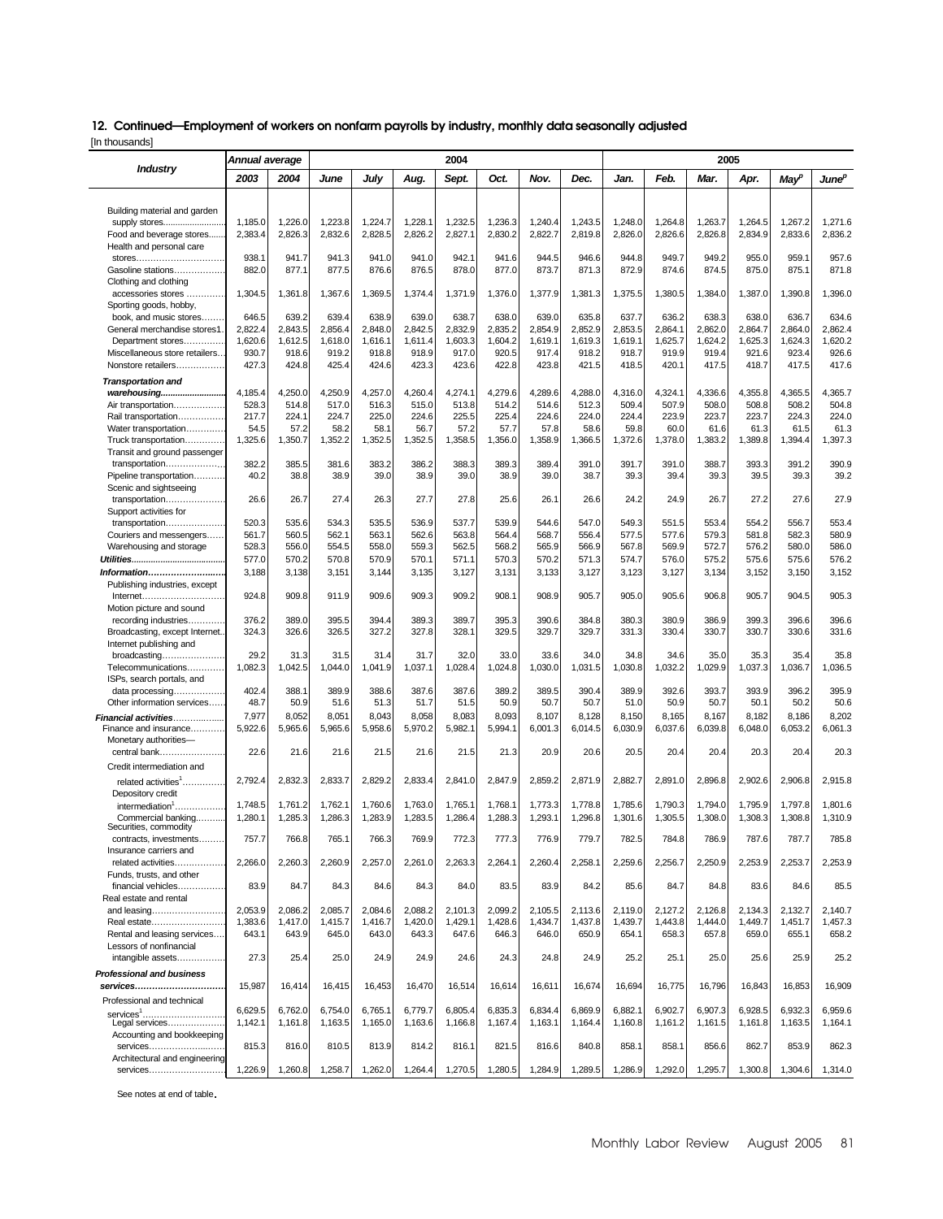## 12. Continued—Employment of workers on nonfarm payrolls by industry, monthly data seasonally adjusted

[In thousands]

| Industry | Annual average | | 2004 | | | | | | | 2005 | | | | | |
|---|---|---|---|---|---|---|---|---|---|---|---|---|---|---|---|
| | 2003 | 2004 | June | July | Aug. | Sept. | Oct. | Nov. | Dec. | Jan. | Feb. | Mar. | Apr. | May[p] | June[p] |
| Building material and garden supply stores | 1,185.0 | 1,226.0 | 1,223.8 | 1,224.7 | 1,228.1 | 1,232.5 | 1,236.3 | 1,240.4 | 1,243.5 | 1,248.0 | 1,264.8 | 1,263.7 | 1,264.5 | 1,267.2 | 1,271.6 |
| Food and beverage stores | 2,383.4 | 2,826.3 | 2,832.6 | 2,828.5 | 2,826.2 | 2,827.1 | 2,830.2 | 2,822.7 | 2,819.8 | 2,826.0 | 2,826.6 | 2,826.8 | 2,834.9 | 2,833.6 | 2,836.2 |
| Health and personal care stores | 938.1 | 941.7 | 941.3 | 941.0 | 941.0 | 942.1 | 941.6 | 944.5 | 946.6 | 944.8 | 949.7 | 949.2 | 955.0 | 959.1 | 957.6 |
| Gasoline stations | 882.0 | 877.1 | 877.5 | 876.6 | 876.5 | 878.0 | 877.0 | 873.7 | 871.3 | 872.9 | 874.6 | 874.5 | 875.0 | 875.1 | 871.8 |
| Clothing and clothing accessories stores | 1,304.5 | 1,361.8 | 1,367.6 | 1,369.5 | 1,374.4 | 1,371.9 | 1,376.0 | 1,377.9 | 1,381.3 | 1,375.5 | 1,380.5 | 1,384.0 | 1,387.0 | 1,390.8 | 1,396.0 |
| Sporting goods, hobby, book, and music stores | 646.5 | 639.2 | 639.4 | 638.9 | 639.0 | 638.7 | 638.0 | 639.0 | 635.8 | 637.7 | 636.2 | 638.3 | 638.0 | 636.7 | 634.6 |
| General merchandise stores1 | 2,822.4 | 2,843.5 | 2,856.4 | 2,848.0 | 2,842.5 | 2,832.9 | 2,835.2 | 2,854.9 | 2,852.9 | 2,853.5 | 2,864.1 | 2,862.0 | 2,864.7 | 2,864.0 | 2,862.4 |
| Department stores | 1,620.6 | 1,612.5 | 1,618.0 | 1,616.1 | 1,611.4 | 1,603.3 | 1,604.2 | 1,619.1 | 1,619.3 | 1,619.1 | 1,625.7 | 1,624.2 | 1,625.3 | 1,624.3 | 1,620.2 |
| Miscellaneous store retailers | 930.7 | 918.6 | 919.2 | 918.8 | 918.9 | 917.0 | 920.5 | 917.4 | 918.2 | 918.7 | 919.9 | 919.4 | 921.6 | 923.4 | 926.6 |
| Nonstore retailers | 427.3 | 424.8 | 425.4 | 424.6 | 423.3 | 423.6 | 422.8 | 423.8 | 421.5 | 418.5 | 420.1 | 417.5 | 418.7 | 417.5 | 417.6 |
| ***Transportation and warehousing*** | 4,185.4 | 4,250.0 | 4,250.9 | 4,257.0 | 4,260.4 | 4,274.1 | 4,279.6 | 4,289.6 | 4,288.0 | 4,316.0 | 4,324.1 | 4,336.6 | 4,355.8 | 4,365.5 | 4,365.7 |
| Air transportation | 528.3 | 514.8 | 517.0 | 516.3 | 515.0 | 513.8 | 514.2 | 514.6 | 512.3 | 509.4 | 507.9 | 508.0 | 508.8 | 508.2 | 504.8 |
| Rail transportation | 217.7 | 224.1 | 224.7 | 225.0 | 224.6 | 225.5 | 225.4 | 224.6 | 224.0 | 224.4 | 223.9 | 223.7 | 223.7 | 224.3 | 224.0 |
| Water transportation | 54.5 | 57.2 | 58.2 | 58.1 | 56.7 | 57.2 | 57.7 | 57.8 | 58.6 | 59.8 | 60.0 | 61.6 | 61.3 | 61.5 | 61.3 |
| Truck transportation | 1,325.6 | 1,350.7 | 1,352.2 | 1,352.5 | 1,352.5 | 1,358.5 | 1,356.0 | 1,358.9 | 1,366.5 | 1,372.6 | 1,378.0 | 1,383.2 | 1,389.8 | 1,394.4 | 1,397.3 |
| Transit and ground passenger transportation | 382.2 | 385.5 | 381.6 | 383.2 | 386.2 | 388.3 | 389.3 | 389.4 | 391.0 | 391.7 | 391.0 | 388.7 | 393.3 | 391.2 | 390.9 |
| Pipeline transportation | 40.2 | 38.8 | 38.9 | 39.0 | 38.9 | 39.0 | 38.9 | 39.0 | 38.7 | 39.3 | 39.4 | 39.3 | 39.5 | 39.3 | 39.2 |
| Scenic and sightseeing transportation | 26.6 | 26.7 | 27.4 | 26.3 | 27.7 | 27.8 | 25.6 | 26.1 | 26.6 | 24.2 | 24.9 | 26.7 | 27.2 | 27.6 | 27.9 |
| Support activities for transportation | 520.3 | 535.6 | 534.3 | 535.5 | 536.9 | 537.7 | 539.9 | 544.6 | 547.0 | 549.3 | 551.5 | 553.4 | 554.2 | 556.7 | 553.4 |
| Couriers and messengers | 561.7 | 560.5 | 562.1 | 563.1 | 562.6 | 563.8 | 564.4 | 568.7 | 556.4 | 577.5 | 577.6 | 579.3 | 581.8 | 582.3 | 580.9 |
| Warehousing and storage | 528.3 | 556.0 | 554.5 | 558.0 | 559.3 | 562.5 | 568.2 | 565.9 | 566.9 | 567.8 | 569.9 | 572.7 | 576.2 | 580.0 | 586.0 |
| ***Utilities*** | 577.0 | 570.2 | 570.8 | 570.9 | 570.1 | 571.1 | 570.3 | 570.2 | 571.3 | 574.7 | 576.0 | 575.2 | 575.6 | 575.6 | 576.2 |
| ***Information*** | 3,188 | 3,138 | 3,151 | 3,144 | 3,135 | 3,127 | 3,131 | 3,133 | 3,127 | 3,123 | 3,127 | 3,134 | 3,152 | 3,150 | 3,152 |
| Publishing industries, except Internet | 924.8 | 909.8 | 911.9 | 909.6 | 909.3 | 909.2 | 908.1 | 908.9 | 905.7 | 905.0 | 905.6 | 906.8 | 905.7 | 904.5 | 905.3 |
| Motion picture and sound recording industries | 376.2 | 389.0 | 395.5 | 394.4 | 389.3 | 389.7 | 395.3 | 390.6 | 384.8 | 380.3 | 380.9 | 386.9 | 399.3 | 396.6 | 396.6 |
| Broadcasting, except Internet | 324.3 | 326.6 | 326.5 | 327.2 | 327.8 | 328.1 | 329.5 | 329.7 | 329.7 | 331.3 | 330.4 | 330.7 | 330.7 | 330.6 | 331.6 |
| Internet publishing and broadcasting | 29.2 | 31.3 | 31.5 | 31.4 | 31.7 | 32.0 | 33.0 | 33.6 | 34.0 | 34.8 | 34.6 | 35.0 | 35.3 | 35.4 | 35.8 |
| Telecommunications | 1,082.3 | 1,042.5 | 1,044.0 | 1,041.9 | 1,037.1 | 1,028.4 | 1,024.8 | 1,030.0 | 1,031.5 | 1,030.8 | 1,032.2 | 1,029.9 | 1,037.3 | 1,036.7 | 1,036.5 |
| ISPs, search portals, and data processing | 402.4 | 388.1 | 389.9 | 388.6 | 387.6 | 387.6 | 389.2 | 389.5 | 390.4 | 389.9 | 392.6 | 393.7 | 393.9 | 396.2 | 395.9 |
| Other information services | 48.7 | 50.9 | 51.6 | 51.3 | 51.7 | 51.5 | 50.9 | 50.7 | 50.7 | 51.0 | 50.9 | 50.7 | 50.1 | 50.2 | 50.6 |
| ***Financial activities*** | 7,977 | 8,052 | 8,051 | 8,043 | 8,058 | 8,083 | 8,093 | 8,107 | 8,128 | 8,150 | 8,165 | 8,167 | 8,182 | 8,186 | 8,202 |
| Finance and insurance | 5,922.6 | 5,965.6 | 5,965.6 | 5,958.6 | 5,970.2 | 5,982.1 | 5,994.1 | 6,001.3 | 6,014.5 | 6,030.9 | 6,037.6 | 6,039.8 | 6,048.0 | 6,053.2 | 6,061.3 |
| Monetary authorities—central bank | 22.6 | 21.6 | 21.6 | 21.5 | 21.6 | 21.5 | 21.3 | 20.9 | 20.6 | 20.5 | 20.4 | 20.4 | 20.3 | 20.4 | 20.3 |
| Credit intermediation and related activities[1] | 2,792.4 | 2,832.3 | 2,833.7 | 2,829.2 | 2,833.4 | 2,841.0 | 2,847.9 | 2,859.2 | 2,871.9 | 2,882.7 | 2,891.0 | 2,896.8 | 2,902.6 | 2,906.8 | 2,915.8 |
| Depository credit intermediation[1] | 1,748.5 | 1,761.2 | 1,762.1 | 1,760.6 | 1,763.0 | 1,765.1 | 1,768.1 | 1,773.3 | 1,778.8 | 1,785.6 | 1,790.3 | 1,794.0 | 1,795.9 | 1,797.8 | 1,801.6 |
| Commercial banking | 1,280.1 | 1,285.3 | 1,286.3 | 1,283.9 | 1,283.5 | 1,286.4 | 1,288.3 | 1,293.1 | 1,296.8 | 1,301.6 | 1,305.5 | 1,308.0 | 1,308.3 | 1,308.8 | 1,310.9 |
| Securities, commodity contracts, investments | 757.7 | 766.8 | 765.1 | 766.3 | 769.9 | 772.3 | 777.3 | 776.9 | 779.7 | 782.5 | 784.8 | 786.9 | 787.6 | 787.7 | 785.8 |
| Insurance carriers and related activities | 2,266.0 | 2,260.3 | 2,260.9 | 2,257.0 | 2,261.0 | 2,263.3 | 2,264.1 | 2,260.4 | 2,258.1 | 2,259.6 | 2,256.7 | 2,250.9 | 2,253.9 | 2,253.7 | 2,253.9 |
| Funds, trusts, and other financial vehicles | 83.9 | 84.7 | 84.3 | 84.6 | 84.3 | 84.0 | 83.5 | 83.9 | 84.2 | 85.6 | 84.7 | 84.8 | 83.6 | 84.6 | 85.5 |
| Real estate and rental and leasing | 2,053.9 | 2,086.2 | 2,085.7 | 2,084.6 | 2,088.2 | 2,101.3 | 2,099.2 | 2,105.5 | 2,113.6 | 2,119.0 | 2,127.2 | 2,126.8 | 2,134.3 | 2,132.7 | 2,140.7 |
| Real estate | 1,383.6 | 1,417.0 | 1,415.7 | 1,416.7 | 1,420.0 | 1,429.1 | 1,428.6 | 1,434.7 | 1,437.8 | 1,439.7 | 1,443.8 | 1,444.0 | 1,449.7 | 1,451.7 | 1,457.3 |
| Rental and leasing services | 643.1 | 643.9 | 645.0 | 643.0 | 643.3 | 647.6 | 646.3 | 646.0 | 650.9 | 654.1 | 658.3 | 657.8 | 659.0 | 655.1 | 658.2 |
| Lessors of nonfinancial intangible assets | 27.3 | 25.4 | 25.0 | 24.9 | 24.9 | 24.6 | 24.3 | 24.8 | 24.9 | 25.2 | 25.1 | 25.0 | 25.6 | 25.9 | 25.2 |
| ***Professional and business services*** | 15,987 | 16,414 | 16,415 | 16,453 | 16,470 | 16,514 | 16,614 | 16,611 | 16,674 | 16,694 | 16,775 | 16,796 | 16,843 | 16,853 | 16,909 |
| Professional and technical services[1] | 6,629.5 | 6,762.0 | 6,754.0 | 6,765.1 | 6,779.7 | 6,805.4 | 6,835.3 | 6,834.4 | 6,869.9 | 6,882.1 | 6,902.7 | 6,907.3 | 6,928.5 | 6,932.3 | 6,959.6 |
| Legal services | 1,142.1 | 1,161.8 | 1,163.5 | 1,165.0 | 1,163.6 | 1,166.8 | 1,167.4 | 1,163.1 | 1,164.4 | 1,160.8 | 1,161.2 | 1,161.5 | 1,161.8 | 1,163.5 | 1,164.1 |
| Accounting and bookkeeping services | 815.3 | 816.0 | 810.5 | 813.9 | 814.2 | 816.1 | 821.5 | 816.6 | 840.8 | 858.1 | 858.1 | 856.6 | 862.7 | 853.9 | 862.3 |
| Architectural and engineering services | 1,226.9 | 1,260.8 | 1,258.7 | 1,262.0 | 1,264.4 | 1,270.5 | 1,280.5 | 1,284.9 | 1,289.5 | 1,286.9 | 1,292.0 | 1,295.7 | 1,300.8 | 1,304.6 | 1,314.0 |

See notes at end of table.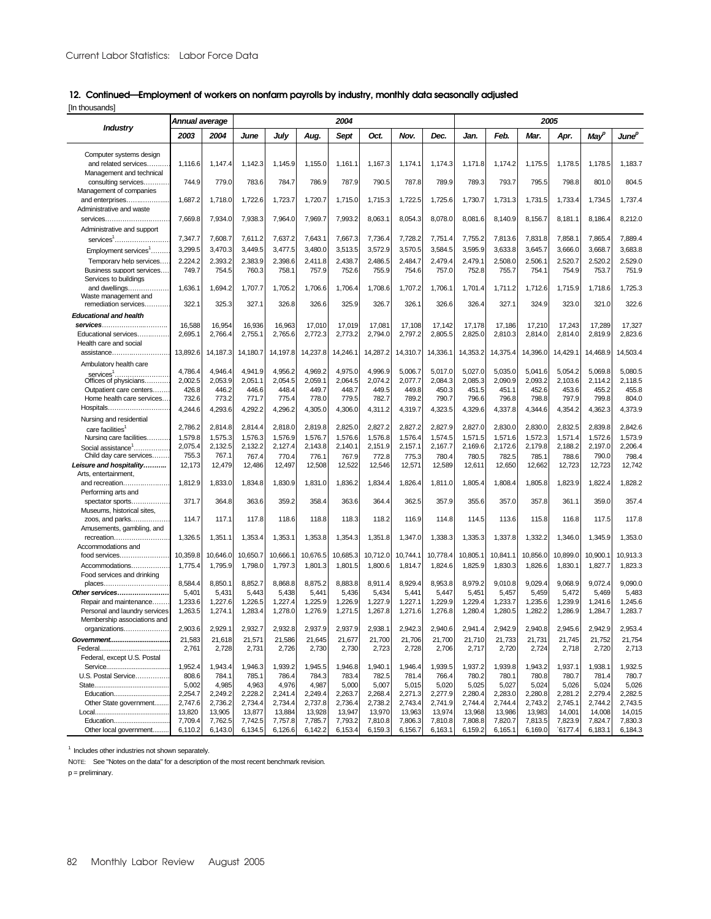## 12. Continued—Employment of workers on nonfarm payrolls by industry, monthly data seasonally adjusted

[In thousands]

| Industry | Annual average | | 2004 | | | | | | | 2005 | | | | | |
|---|---|---|---|---|---|---|---|---|---|---|---|---|---|---|---|
| | 2003 | 2004 | June | July | Aug. | Sept | Oct. | Nov. | Dec. | Jan. | Feb. | Mar. | Apr. | May[p] | June[p] |
| Computer systems design and related services | 1,116.6 | 1,147.4 | 1,142.3 | 1,145.9 | 1,155.0 | 1,161.1 | 1,167.3 | 1,174.1 | 1,174.3 | 1,171.8 | 1,174.2 | 1,175.5 | 1,178.5 | 1,178.5 | 1,183.7 |
| Management and technical consulting services | 744.9 | 779.0 | 783.6 | 784.7 | 786.9 | 787.9 | 790.5 | 787.8 | 789.9 | 789.3 | 793.7 | 795.5 | 798.8 | 801.0 | 804.5 |
| Management of companies and enterprises | 1,687.2 | 1,718.0 | 1,722.6 | 1,723.7 | 1,720.7 | 1,715.0 | 1,715.3 | 1,722.5 | 1,725.6 | 1,730.7 | 1,731.3 | 1,731.5 | 1,733.4 | 1,734.5 | 1,737.4 |
| Administrative and waste services | 7,669.8 | 7,934.0 | 7,938.3 | 7,964.0 | 7,969.7 | 7,993.2 | 8,063.1 | 8,054.3 | 8,078.0 | 8,081.6 | 8,140.9 | 8,156.7 | 8,181.1 | 8,186.4 | 8,212.0 |
| Administrative and support services[1] | 7,347.7 | 7,608.7 | 7,611.2 | 7,637.2 | 7,643.1 | 7,667.3 | 7,736.4 | 7,728.2 | 7,751.4 | 7,755.2 | 7,813.6 | 7,831.8 | 7,858.1 | 7,865.4 | 7,889.4 |
| Employment services[1] | 3,299.5 | 3,470.3 | 3,449.5 | 3,477.5 | 3,480.0 | 3,513.5 | 3,572.9 | 3,570.5 | 3,584.5 | 3,595.9 | 3,633.8 | 3,645.7 | 3,666.0 | 3,668.7 | 3,683.8 |
| Temporary help services | 2,224.2 | 2,393.2 | 2,383.9 | 2,398.6 | 2,411.8 | 2,438.7 | 2,486.5 | 2,484.7 | 2,479.4 | 2,479.1 | 2,508.0 | 2,506.1 | 2,520.7 | 2,520.2 | 2,529.0 |
| Business support services | 749.7 | 754.5 | 760.3 | 758.1 | 757.9 | 752.6 | 755.9 | 754.6 | 757.0 | 752.8 | 755.7 | 754.1 | 754.9 | 753.7 | 751.9 |
| Services to buildings and dwellings | 1,636.1 | 1,694.2 | 1,707.7 | 1,705.2 | 1,706.6 | 1,706.4 | 1,708.6 | 1,707.2 | 1,706.1 | 1,701.4 | 1,711.2 | 1,712.6 | 1,715.9 | 1,718.6 | 1,725.3 |
| Waste management and remediation services | 322.1 | 325.3 | 327.1 | 326.8 | 326.6 | 325.9 | 326.7 | 326.1 | 326.6 | 326.4 | 327.1 | 324.9 | 323.0 | 321.0 | 322.6 |
| ***Educational and health services*** | 16,588 | 16,954 | 16,936 | 16,963 | 17,010 | 17,019 | 17,081 | 17,108 | 17,142 | 17,178 | 17,186 | 17,210 | 17,243 | 17,289 | 17,327 |
| Educational services | 2,695.1 | 2,766.4 | 2,755.1 | 2,765.6 | 2,772.3 | 2,773.2 | 2,794.0 | 2,797.2 | 2,805.5 | 2,825.0 | 2,810.3 | 2,814.0 | 2,814.0 | 2,819.9 | 2,823.6 |
| Health care and social assistance | 13,892.6 | 14,187.3 | 14,180.7 | 14,197.8 | 14,237.8 | 14,246.1 | 14,287.2 | 14,310.7 | 14,336.1 | 14,353.2 | 14,375.4 | 14,396.0 | 14,429.1 | 14,468.9 | 14,503.4 |
| Ambulatory health care services[1] | 4,786.4 | 4,946.4 | 4,941.9 | 4,956.2 | 4,969.2 | 4,975.0 | 4,996.9 | 5,006.7 | 5,017.0 | 5,027.0 | 5,035.0 | 5,041.6 | 5,054.2 | 5,069.8 | 5,080.5 |
| Offices of physicians | 2,002.5 | 2,053.9 | 2,051.1 | 2,054.5 | 2,059.1 | 2,064.5 | 2,074.2 | 2,077.7 | 2,084.3 | 2,085.3 | 2,090.9 | 2,093.2 | 2,103.6 | 2,114.2 | 2,118.5 |
| Outpatient care centers | 426.8 | 446.2 | 446.6 | 448.4 | 449.7 | 448.7 | 449.5 | 449.8 | 450.3 | 451.5 | 451.1 | 452.6 | 453.6 | 455.2 | 455.8 |
| Home health care services | 732.6 | 773.2 | 771.7 | 775.4 | 778.0 | 779.5 | 782.7 | 789.2 | 790.7 | 796.6 | 796.8 | 798.8 | 797.9 | 799.8 | 804.0 |
| Hospitals | 4,244.6 | 4,293.6 | 4,292.2 | 4,296.2 | 4,305.0 | 4,306.0 | 4,311.2 | 4,319.7 | 4,323.5 | 4,329.6 | 4,337.8 | 4,344.6 | 4,354.2 | 4,362.3 | 4,373.9 |
| Nursing and residential care facilities[1] | 2,786.2 | 2,814.8 | 2,814.4 | 2,818.0 | 2,819.8 | 2,825.0 | 2,827.2 | 2,827.2 | 2,827.9 | 2,827.0 | 2,830.0 | 2,830.0 | 2,832.5 | 2,839.8 | 2,842.6 |
| Nursing care facilities | 1,579.8 | 1,575.3 | 1,576.3 | 1,576.9 | 1,576.7 | 1,576.6 | 1,576.8 | 1,576.4 | 1,574.5 | 1,571.5 | 1,571.6 | 1,572.3 | 1,571.4 | 1,572.6 | 1,573.9 |
| Social assistance[1] | 2,075.4 | 2,132.5 | 2,132.2 | 2,127.4 | 2,143.8 | 2,140.1 | 2,151.9 | 2,157.1 | 2,167.7 | 2,169.6 | 2,172.6 | 2,179.8 | 2,188.2 | 2,197.0 | 2,206.4 |
| Child day care services | 755.3 | 767.1 | 767.4 | 770.4 | 776.1 | 767.9 | 772.8 | 775.3 | 780.4 | 780.5 | 782.5 | 785.1 | 788.6 | 790.0 | 798.4 |
| ***Leisure and hospitality*** | 12,173 | 12,479 | 12,486 | 12,497 | 12,508 | 12,522 | 12,546 | 12,571 | 12,589 | 12,611 | 12,650 | 12,662 | 12,723 | 12,723 | 12,742 |
| Arts, entertainment, and recreation | 1,812.9 | 1,833.0 | 1,834.8 | 1,830.9 | 1,831.0 | 1,836.2 | 1,834.4 | 1,826.4 | 1,811.0 | 1,805.4 | 1,808.4 | 1,805.8 | 1,823.9 | 1,822.4 | 1,828.2 |
| Performing arts and spectator sports | 371.7 | 364.8 | 363.6 | 359.2 | 358.4 | 363.6 | 364.4 | 362.5 | 357.9 | 355.6 | 357.0 | 357.8 | 361.1 | 359.0 | 357.4 |
| Museums, historical sites, zoos, and parks | 114.7 | 117.1 | 117.8 | 118.6 | 118.8 | 118.3 | 118.2 | 116.9 | 114.8 | 114.5 | 113.6 | 115.8 | 116.8 | 117.5 | 117.8 |
| Amusements, gambling, and recreation | 1,326.5 | 1,351.1 | 1,353.4 | 1,353.1 | 1,353.8 | 1,354.3 | 1,351.8 | 1,347.0 | 1,338.3 | 1,335.3 | 1,337.8 | 1,332.2 | 1,346.0 | 1,345.9 | 1,353.0 |
| Accommodations and food services | 10,359.8 | 10,646.0 | 10,650.7 | 10,666.1 | 10,676.5 | 10,685.3 | 10,712.0 | 10,744.1 | 10,778.4 | 10,805.1 | 10,841.1 | 10,856.0 | 10,899.0 | 10,900.1 | 10,913.3 |
| Accommodations | 1,775.4 | 1,795.9 | 1,798.0 | 1,797.3 | 1,801.3 | 1,801.5 | 1,800.6 | 1,814.7 | 1,824.6 | 1,825.9 | 1,830.3 | 1,826.6 | 1,830.1 | 1,827.7 | 1,823.3 |
| Food services and drinking places | 8,584.4 | 8,850.1 | 8,852.7 | 8,868.8 | 8,875.2 | 8,883.8 | 8,911.4 | 8,929.4 | 8,953.8 | 8,979.2 | 9,010.8 | 9,029.4 | 9,068.9 | 9,072.4 | 9,090.0 |
| ***Other services*** | 5,401 | 5,431 | 5,443 | 5,438 | 5,441 | 5,436 | 5,434 | 5,441 | 5,447 | 5,451 | 5,457 | 5,459 | 5,472 | 5,469 | 5,483 |
| Repair and maintenance | 1,233.6 | 1,227.6 | 1,226.5 | 1,227.4 | 1,225.9 | 1,226.9 | 1,227.9 | 1,227.1 | 1,229.9 | 1,229.4 | 1,233.7 | 1,235.6 | 1,239.9 | 1,241.6 | 1,245.6 |
| Personal and laundry services | 1,263.5 | 1,274.1 | 1,283.4 | 1,278.0 | 1,276.9 | 1,271.5 | 1,267.8 | 1,271.6 | 1,276.8 | 1,280.4 | 1,280.5 | 1,282.2 | 1,286.9 | 1,284.7 | 1,283.7 |
| Membership associations and organizations | 2,903.6 | 2,929.1 | 2,932.7 | 2,932.8 | 2,937.9 | 2,937.9 | 2,938.1 | 2,942.3 | 2,940.6 | 2,941.4 | 2,942.9 | 2,940.8 | 2,945.6 | 2,942.9 | 2,953.4 |
| ***Government*** | 21,583 | 21,618 | 21,571 | 21,586 | 21,645 | 21,677 | 21,700 | 21,706 | 21,700 | 21,710 | 21,733 | 21,731 | 21,745 | 21,752 | 21,754 |
| Federal | 2,761 | 2,728 | 2,731 | 2,726 | 2,730 | 2,730 | 2,723 | 2,728 | 2,706 | 2,717 | 2,720 | 2,724 | 2,718 | 2,720 | 2,713 |
| Federal, except U.S. Postal Service | 1,952.4 | 1,943.4 | 1,946.3 | 1,939.2 | 1,945.5 | 1,946.8 | 1,940.1 | 1,946.4 | 1,939.5 | 1,937.2 | 1,939.8 | 1,943.2 | 1,937.1 | 1,938.1 | 1,932.5 |
| U.S. Postal Service | 808.6 | 784.1 | 785.1 | 786.4 | 784.3 | 783.4 | 782.5 | 781.4 | 766.4 | 780.2 | 780.1 | 780.8 | 780.7 | 781.4 | 780.7 |
| State | 5,002 | 4,985 | 4,963 | 4,976 | 4,987 | 5,000 | 5,007 | 5,015 | 5,020 | 5,025 | 5,027 | 5,024 | 5,026 | 5,024 | 5,026 |
| Education | 2,254.7 | 2,249.2 | 2,228.2 | 2,241.4 | 2,249.4 | 2,263.7 | 2,268.4 | 2,271.3 | 2,277.9 | 2,280.4 | 2,283.0 | 2,280.8 | 2,281.2 | 2,279.4 | 2,282.5 |
| Other State government | 2,747.6 | 2,736.2 | 2,734.4 | 2,734.4 | 2,737.8 | 2,736.4 | 2,738.2 | 2,743.4 | 2,741.9 | 2,744.4 | 2,744.4 | 2,743.2 | 2,745.1 | 2,744.2 | 2,743.5 |
| Local | 13,820 | 13,905 | 13,877 | 13,884 | 13,928 | 13,947 | 13,970 | 13,963 | 13,974 | 13,968 | 13,986 | 13,983 | 14,001 | 14,008 | 14,015 |
| Education | 7,709.4 | 7,762.5 | 7,742.5 | 7,757.8 | 7,785.7 | 7,793.2 | 7,810.8 | 7,806.3 | 7,810.8 | 7,808.8 | 7,820.7 | 7,813.5 | 7,823.9 | 7,824.7 | 7,830.3 |
| Other local government | 6,110.2 | 6,143.0 | 6,134.5 | 6,126.6 | 6,142.2 | 6,153.4 | 6,159.3 | 6,156.7 | 6,163.1 | 6,159.2 | 6,165.1 | 6,169.0 | `6177.4 | 6,183.1 | 6,184.3 |

[1] Includes other industries not shown separately.

NOTE: See "Notes on the data" for a description of the most recent benchmark revision.

p = preliminary.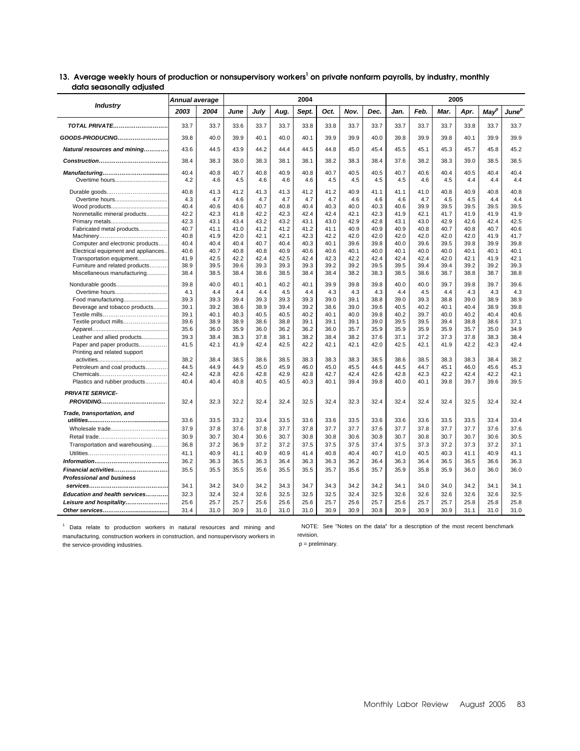## 13. Average weekly hours of production or nonsupervisory workers[1] on private nonfarm payrolls, by industry, monthly data seasonally adjusted

| Industry | Annual average | | 2004 | | | | | | | 2005 | | | | | |
|---|---|---|---|---|---|---|---|---|---|---|---|---|---|---|---|
| | 2003 | 2004 | June | July | Aug. | Sept. | Oct. | Nov. | Dec. | Jan. | Feb. | Mar. | Apr. | May[p] | June[p] |
| **TOTAL PRIVATE** | 33.7 | 33.7 | 33.6 | 33.7 | 33.7 | 33.8 | 33.8 | 33.7 | 33.7 | 33.7 | 33.7 | 33.7 | 33.8 | 33.7 | 33.7 |
| **GOODS-PRODUCING** | 39.8 | 40.0 | 39.9 | 40.1 | 40.0 | 40.1 | 39.9 | 39.9 | 40.0 | 39.8 | 39.9 | 39.8 | 40.1 | 39.9 | 39.9 |
| **Natural resources and mining** | 43.6 | 44.5 | 43.9 | 44.2 | 44.4 | 44.5 | 44.8 | 45.0 | 45.4 | 45.5 | 45.1 | 45.3 | 45.7 | 45.8 | 45.2 |
| **Construction** | 38.4 | 38.3 | 38.0 | 38.3 | 38.1 | 38.1 | 38.2 | 38.3 | 38.4 | 37.6 | 38.2 | 38.3 | 39.0 | 38.5 | 38.5 |
| **Manufacturing** | 40.4 | 40.8 | 40.7 | 40.8 | 40.9 | 40.8 | 40.7 | 40.5 | 40.5 | 40.7 | 40.6 | 40.4 | 40.5 | 40.4 | 40.4 |
| Overtime hours | 4.2 | 4.6 | 4.5 | 4.6 | 4.6 | 4.6 | 4.5 | 4.5 | 4.5 | 4.5 | 4.6 | 4.5 | 4.4 | 4.4 | 4.4 |
| Durable goods | 40.8 | 41.3 | 41.2 | 41.3 | 41.3 | 41.2 | 41.2 | 40.9 | 41.1 | 41.1 | 41.0 | 40.8 | 40.9 | 40.8 | 40.8 |
| Overtime hours | 4.3 | 4.7 | 4.6 | 4.7 | 4.7 | 4.7 | 4.7 | 4.6 | 4.6 | 4.6 | 4.7 | 4.5 | 4.5 | 4.4 | 4.4 |
| Wood products | 40.4 | 40.6 | 40.6 | 40.7 | 40.8 | 40.4 | 40.3 | 40.0 | 40.3 | 40.6 | 39.9 | 39.5 | 39.5 | 39.5 | 39.5 |
| Nonmetallic mineral products | 42.2 | 42.3 | 41.8 | 42.2 | 42.3 | 42.4 | 42.4 | 42.1 | 42.3 | 41.9 | 42.1 | 41.7 | 41.9 | 41.9 | 41.9 |
| Primary metals | 42.3 | 43.1 | 43.4 | 43.2 | 43.2 | 43.1 | 43.0 | 42.9 | 42.8 | 43.1 | 43.0 | 42.9 | 42.6 | 42.4 | 42.5 |
| Fabricated metal products | 40.7 | 41.1 | 41.0 | 41.2 | 41.2 | 41.2 | 41.1 | 40.9 | 40.9 | 40.9 | 40.8 | 40.7 | 40.8 | 40.7 | 40.6 |
| Machinery | 40.8 | 41.9 | 42.0 | 42.1 | 42.1 | 42.3 | 42.2 | 42.0 | 42.0 | 42.0 | 42.0 | 42.0 | 42.0 | 41.9 | 41.7 |
| Computer and electronic products | 40.4 | 40.4 | 40.4 | 40.7 | 40.4 | 40.3 | 40.1 | 39.6 | 39.8 | 40.0 | 39.6 | 39.5 | 39.8 | 39.9 | 39.8 |
| Electrical equipment and appliances | 40.6 | 40.7 | 40.8 | 40.8 | 40.9 | 40.6 | 40.6 | 40.1 | 40.0 | 40.1 | 40.0 | 40.0 | 40.1 | 40.1 | 40.1 |
| Transportation equipment | 41.9 | 42.5 | 42.2 | 42.4 | 42.5 | 42.4 | 42.3 | 42.2 | 42.4 | 42.4 | 42.4 | 42.0 | 42.1 | 41.9 | 42.1 |
| Furniture and related products | 38.9 | 39.5 | 39.6 | 39.3 | 39.3 | 39.3 | 39.2 | 39.2 | 39.5 | 39.5 | 39.4 | 39.4 | 39.2 | 39.2 | 39.3 |
| Miscellaneous manufacturing | 38.4 | 38.5 | 38.4 | 38.6 | 38.5 | 38.4 | 38.4 | 38.2 | 38.3 | 38.5 | 38.6 | 38.7 | 38.8 | 38.7 | 38.8 |
| Nondurable goods | 39.8 | 40.0 | 40.1 | 40.1 | 40.2 | 40.1 | 39.9 | 39.8 | 39.8 | 40.0 | 40.0 | 39.7 | 39.8 | 39.7 | 39.6 |
| Overtime hours | 4.1 | 4.4 | 4.4 | 4.4 | 4.5 | 4.4 | 4.3 | 4.3 | 4.3 | 4.4 | 4.5 | 4.4 | 4.3 | 4.3 | 4.3 |
| Food manufacturing | 39.3 | 39.3 | 39.4 | 39.3 | 39.3 | 39.3 | 39.0 | 39.1 | 38.8 | 39.0 | 39.3 | 38.8 | 39.0 | 38.9 | 38.9 |
| Beverage and tobacco products | 39.1 | 39.2 | 38.6 | 38.9 | 39.4 | 39.2 | 38.6 | 39.0 | 39.6 | 40.5 | 40.2 | 40.1 | 40.4 | 38.9 | 39.8 |
| Textile mills | 39.1 | 40.1 | 40.3 | 40.5 | 40.5 | 40.2 | 40.1 | 40.0 | 39.8 | 40.2 | 39.7 | 40.0 | 40.2 | 40.4 | 40.6 |
| Textile product mills | 39.6 | 38.9 | 38.9 | 38.6 | 38.8 | 39.1 | 39.1 | 39.1 | 39.0 | 39.5 | 39.5 | 39.4 | 38.8 | 38.6 | 37.1 |
| Apparel | 35.6 | 36.0 | 35.9 | 36.0 | 36.2 | 36.2 | 36.0 | 35.7 | 35.9 | 35.9 | 35.9 | 35.9 | 35.7 | 35.0 | 34.9 |
| Leather and allied products | 39.3 | 38.4 | 38.3 | 37.8 | 38.1 | 38.2 | 38.4 | 38.2 | 37.6 | 37.1 | 37.2 | 37.3 | 37.8 | 38.3 | 38.4 |
| Paper and paper products | 41.5 | 42.1 | 41.9 | 42.4 | 42.5 | 42.2 | 42.1 | 42.1 | 42.0 | 42.5 | 42.1 | 41.9 | 42.2 | 42.3 | 42.4 |
| Printing and related support activities | 38.2 | 38.4 | 38.5 | 38.6 | 38.5 | 38.3 | 38.3 | 38.3 | 38.5 | 38.6 | 38.5 | 38.3 | 38.3 | 38.4 | 38.2 |
| Petroleum and coal products | 44.5 | 44.9 | 44.9 | 45.0 | 45.9 | 46.0 | 45.0 | 45.5 | 44.6 | 44.5 | 44.7 | 45.1 | 46.0 | 45.6 | 45.3 |
| Chemicals | 42.4 | 42.8 | 42.6 | 42.8 | 42.9 | 42.8 | 42.7 | 42.4 | 42.6 | 42.8 | 42.3 | 42.2 | 42.4 | 42.2 | 42.1 |
| Plastics and rubber products | 40.4 | 40.4 | 40.8 | 40.5 | 40.5 | 40.3 | 40.1 | 39.4 | 39.8 | 40.0 | 40.1 | 39.8 | 39.7 | 39.6 | 39.5 |
| **PRIVATE SERVICE-PROVIDING** | 32.4 | 32.3 | 32.2 | 32.4 | 32.4 | 32.5 | 32.4 | 32.3 | 32.4 | 32.4 | 32.4 | 32.4 | 32.5 | 32.4 | 32.4 |
| **Trade, transportation, and utilities** | 33.6 | 33.5 | 33.2 | 33.4 | 33.5 | 33.6 | 33.6 | 33.5 | 33.6 | 33.6 | 33.6 | 33.5 | 33.5 | 33.4 | 33.4 |
| Wholesale trade | 37.9 | 37.8 | 37.6 | 37.8 | 37.7 | 37.8 | 37.7 | 37.7 | 37.6 | 37.7 | 37.8 | 37.7 | 37.7 | 37.6 | 37.6 |
| Retail trade | 30.9 | 30.7 | 30.4 | 30.6 | 30.7 | 30.8 | 30.8 | 30.6 | 30.8 | 30.7 | 30.8 | 30.7 | 30.7 | 30.6 | 30.5 |
| Transportation and warehousing | 36.8 | 37.2 | 36.9 | 37.2 | 37.2 | 37.5 | 37.5 | 37.5 | 37.4 | 37.5 | 37.3 | 37.2 | 37.3 | 37.2 | 37.1 |
| Utilities | 41.1 | 40.9 | 41.1 | 40.9 | 40.9 | 41.4 | 40.8 | 40.4 | 40.7 | 41.0 | 40.5 | 40.3 | 41.1 | 40.9 | 41.1 |
| **Information** | 36.2 | 36.3 | 36.5 | 36.3 | 36.4 | 36.3 | 36.3 | 36.2 | 36.4 | 36.3 | 36.4 | 36.5 | 36.5 | 36.6 | 36.3 |
| **Financial activities** | 35.5 | 35.5 | 35.5 | 35.6 | 35.5 | 35.5 | 35.7 | 35.6 | 35.7 | 35.9 | 35.8 | 35.9 | 36.0 | 36.0 | 36.0 |
| **Professional and business services** | 34.1 | 34.2 | 34.0 | 34.2 | 34.3 | 34.7 | 34.3 | 34.2 | 34.2 | 34.1 | 34.0 | 34.0 | 34.2 | 34.1 | 34.1 |
| **Education and health services** | 32.3 | 32.4 | 32.4 | 32.6 | 32.5 | 32.5 | 32.5 | 32.4 | 32.5 | 32.6 | 32.6 | 32.6 | 32.6 | 32.6 | 32.5 |
| **Leisure and hospitality** | 25.6 | 25.7 | 25.7 | 25.6 | 25.6 | 25.6 | 25.7 | 25.6 | 25.7 | 25.6 | 25.7 | 25.7 | 25.8 | 25.8 | 25.8 |
| **Other services** | 31.4 | 31.0 | 30.9 | 31.0 | 31.0 | 31.0 | 30.9 | 30.9 | 30.8 | 30.9 | 30.9 | 30.9 | 31.1 | 31.0 | 31.0 |

[1] Data relate to production workers in natural resources and mining and manufacturing, construction workers in construction, and nonsupervisory workers in the service-providing industries.

NOTE: See "Notes on the data" for a description of the most recent benchmark revision.

p = preliminary.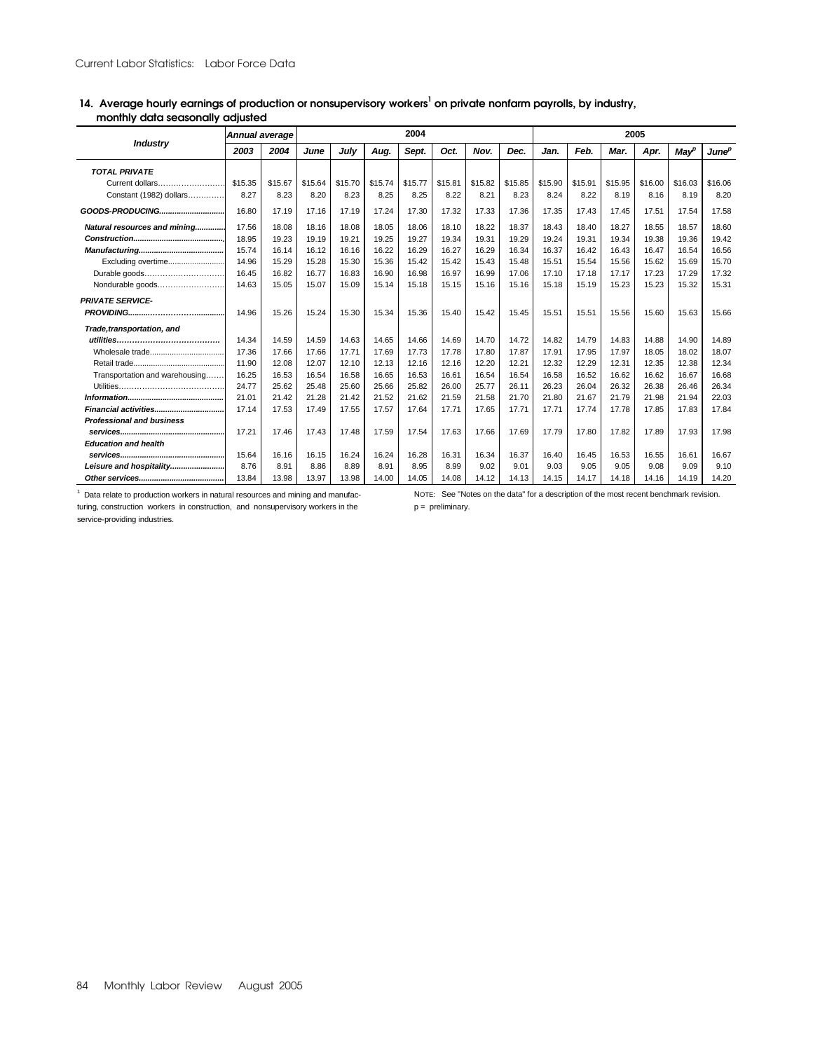Current Labor Statistics: Labor Force Data

## 14. Average hourly earnings of production or nonsupervisory workers[1] on private nonfarm payrolls, by industry, monthly data seasonally adjusted

| Industry | Annual average | | 2004 | | | | | | | 2005 | | | | | |
|---|---|---|---|---|---|---|---|---|---|---|---|---|---|---|---|
| | 2003 | 2004 | June | July | Aug. | Sept. | Oct. | Nov. | Dec. | Jan. | Feb. | Mar. | Apr. | May[p] | June[p] |
| **TOTAL PRIVATE** | | | | | | | | | | | | | | | |
| Current dollars | $15.35 | $15.67 | $15.64 | $15.70 | $15.74 | $15.77 | $15.81 | $15.82 | $15.85 | $15.90 | $15.91 | $15.95 | $16.00 | $16.03 | $16.06 |
| Constant (1982) dollars | 8.27 | 8.23 | 8.20 | 8.23 | 8.25 | 8.25 | 8.22 | 8.21 | 8.23 | 8.24 | 8.22 | 8.19 | 8.16 | 8.19 | 8.20 |
| **GOODS-PRODUCING** | 16.80 | 17.19 | 17.16 | 17.19 | 17.24 | 17.30 | 17.32 | 17.33 | 17.36 | 17.35 | 17.43 | 17.45 | 17.51 | 17.54 | 17.58 |
| **Natural resources and mining** | 17.56 | 18.08 | 18.16 | 18.08 | 18.05 | 18.06 | 18.10 | 18.22 | 18.37 | 18.43 | 18.40 | 18.27 | 18.55 | 18.57 | 18.60 |
| **Construction** | 18.95 | 19.23 | 19.19 | 19.21 | 19.25 | 19.27 | 19.34 | 19.31 | 19.29 | 19.24 | 19.31 | 19.34 | 19.38 | 19.36 | 19.42 |
| **Manufacturing** | 15.74 | 16.14 | 16.12 | 16.16 | 16.22 | 16.29 | 16.27 | 16.29 | 16.34 | 16.37 | 16.42 | 16.43 | 16.47 | 16.54 | 16.56 |
| Excluding overtime | 14.96 | 15.29 | 15.28 | 15.30 | 15.36 | 15.42 | 15.42 | 15.43 | 15.48 | 15.51 | 15.54 | 15.56 | 15.62 | 15.69 | 15.70 |
| Durable goods | 16.45 | 16.82 | 16.77 | 16.83 | 16.90 | 16.98 | 16.97 | 16.99 | 17.06 | 17.10 | 17.18 | 17.17 | 17.23 | 17.29 | 17.32 |
| Nondurable goods | 14.63 | 15.05 | 15.07 | 15.09 | 15.14 | 15.18 | 15.15 | 15.16 | 15.16 | 15.18 | 15.19 | 15.23 | 15.23 | 15.32 | 15.31 |
| **PRIVATE SERVICE-PROVIDING** | 14.96 | 15.26 | 15.24 | 15.30 | 15.34 | 15.36 | 15.40 | 15.42 | 15.45 | 15.51 | 15.51 | 15.56 | 15.60 | 15.63 | 15.66 |
| **Trade,transportation, and utilities** | 14.34 | 14.59 | 14.59 | 14.63 | 14.65 | 14.66 | 14.69 | 14.70 | 14.72 | 14.82 | 14.79 | 14.83 | 14.88 | 14.90 | 14.89 |
| Wholesale trade | 17.36 | 17.66 | 17.66 | 17.71 | 17.69 | 17.73 | 17.78 | 17.80 | 17.87 | 17.91 | 17.95 | 17.97 | 18.05 | 18.02 | 18.07 |
| Retail trade | 11.90 | 12.08 | 12.07 | 12.10 | 12.13 | 12.16 | 12.16 | 12.20 | 12.21 | 12.32 | 12.29 | 12.31 | 12.35 | 12.38 | 12.34 |
| Transportation and warehousing | 16.25 | 16.53 | 16.54 | 16.58 | 16.65 | 16.53 | 16.61 | 16.54 | 16.54 | 16.58 | 16.52 | 16.62 | 16.62 | 16.67 | 16.68 |
| Utilities | 24.77 | 25.62 | 25.48 | 25.60 | 25.66 | 25.82 | 26.00 | 25.77 | 26.11 | 26.23 | 26.04 | 26.32 | 26.38 | 26.46 | 26.34 |
| **Information** | 21.01 | 21.42 | 21.28 | 21.42 | 21.52 | 21.62 | 21.59 | 21.58 | 21.70 | 21.80 | 21.67 | 21.79 | 21.98 | 21.94 | 22.03 |
| **Financial activities** | 17.14 | 17.53 | 17.49 | 17.55 | 17.57 | 17.64 | 17.71 | 17.65 | 17.71 | 17.71 | 17.74 | 17.78 | 17.85 | 17.83 | 17.84 |
| **Professional and business services** | 17.21 | 17.46 | 17.43 | 17.48 | 17.59 | 17.54 | 17.63 | 17.66 | 17.69 | 17.79 | 17.80 | 17.82 | 17.89 | 17.93 | 17.98 |
| **Education and health services** | 15.64 | 16.16 | 16.15 | 16.24 | 16.24 | 16.28 | 16.31 | 16.34 | 16.37 | 16.40 | 16.45 | 16.53 | 16.55 | 16.61 | 16.67 |
| **Leisure and hospitality** | 8.76 | 8.91 | 8.86 | 8.89 | 8.91 | 8.95 | 8.99 | 9.02 | 9.01 | 9.03 | 9.05 | 9.05 | 9.08 | 9.09 | 9.10 |
| **Other services** | 13.84 | 13.98 | 13.97 | 13.98 | 14.00 | 14.05 | 14.08 | 14.12 | 14.13 | 14.15 | 14.17 | 14.18 | 14.16 | 14.19 | 14.20 |

[1] Data relate to production workers in natural resources and mining and manufacturing, construction workers in construction, and nonsupervisory workers in the service-providing industries.

NOTE: See "Notes on the data" for a description of the most recent benchmark revision.

p = preliminary.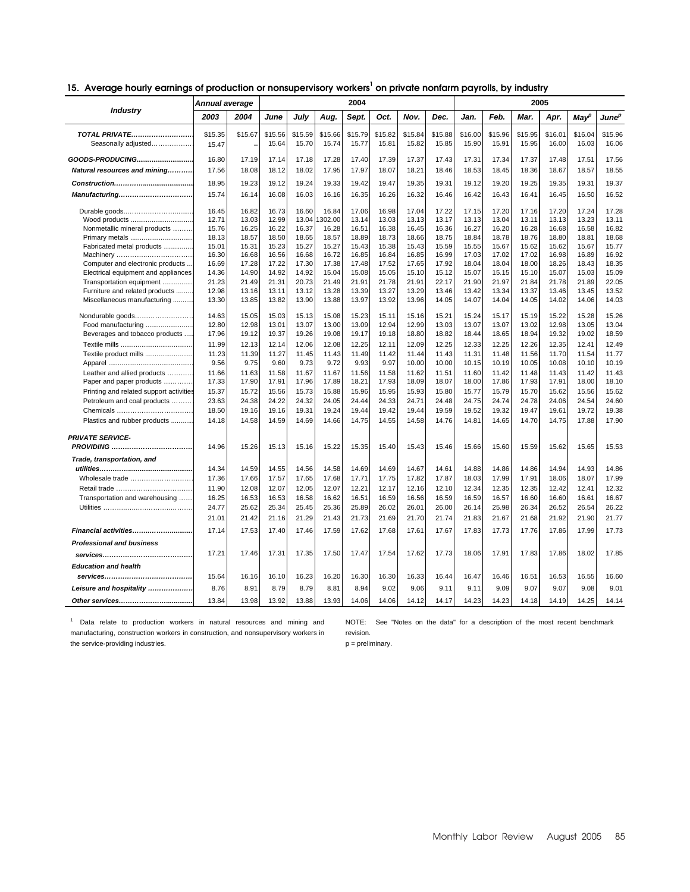## 15. Average hourly earnings of production or nonsupervisory workers[1] on private nonfarm payrolls, by industry

| Industry | Annual average | | 2004 | | | | | | | 2005 | | | | | |
|---|---|---|---|---|---|---|---|---|---|---|---|---|---|---|---|
| | 2003 | 2004 | June | July | Aug. | Sept. | Oct. | Nov. | Dec. | Jan. | Feb. | Mar. | Apr. | May[p] | June[p] |
| ***TOTAL PRIVATE*** | $15.35 | $15.67 | $15.56 | $15.59 | $15.66 | $15.79 | $15.82 | $15.84 | $15.88 | $16.00 | $15.96 | $15.95 | $16.01 | $16.04 | $15.96 |
| Seasonally adjusted | 15.47 | – | 15.64 | 15.70 | 15.74 | 15.77 | 15.81 | 15.82 | 15.85 | 15.90 | 15.91 | 15.95 | 16.00 | 16.03 | 16.06 |
| ***GOODS-PRODUCING*** | 16.80 | 17.19 | 17.14 | 17.18 | 17.28 | 17.40 | 17.39 | 17.37 | 17.43 | 17.31 | 17.34 | 17.37 | 17.48 | 17.51 | 17.56 |
| ***Natural resources and mining*** | 17.56 | 18.08 | 18.12 | 18.02 | 17.95 | 17.97 | 18.07 | 18.21 | 18.46 | 18.53 | 18.45 | 18.36 | 18.67 | 18.57 | 18.55 |
| ***Construction*** | 18.95 | 19.23 | 19.12 | 19.24 | 19.33 | 19.42 | 19.47 | 19.35 | 19.31 | 19.12 | 19.20 | 19.25 | 19.35 | 19.31 | 19.37 |
| ***Manufacturing*** | 15.74 | 16.14 | 16.08 | 16.03 | 16.16 | 16.35 | 16.26 | 16.32 | 16.46 | 16.42 | 16.43 | 16.41 | 16.45 | 16.50 | 16.52 |
| Durable goods | 16.45 | 16.82 | 16.73 | 16.60 | 16.84 | 17.06 | 16.98 | 17.04 | 17.22 | 17.15 | 17.20 | 17.16 | 17.20 | 17.24 | 17.28 |
| Wood products | 12.71 | 13.03 | 12.99 | 13.04 | 1302.00 | 13.14 | 13.03 | 13.13 | 13.17 | 13.13 | 13.04 | 13.11 | 13.13 | 13.23 | 13.11 |
| Nonmetallic mineral products | 15.76 | 16.25 | 16.22 | 16.37 | 16.28 | 16.51 | 16.38 | 16.45 | 16.36 | 16.27 | 16.20 | 16.28 | 16.68 | 16.58 | 16.82 |
| Primary metals | 18.13 | 18.57 | 18.50 | 18.65 | 18.57 | 18.89 | 18.73 | 18.66 | 18.75 | 18.84 | 18.78 | 18.76 | 18.80 | 18.81 | 18.68 |
| Fabricated metal products | 15.01 | 15.31 | 15.23 | 15.27 | 15.27 | 15.43 | 15.38 | 15.43 | 15.59 | 15.55 | 15.67 | 15.62 | 15.62 | 15.67 | 15.77 |
| Machinery | 16.30 | 16.68 | 16.56 | 16.68 | 16.72 | 16.85 | 16.84 | 16.85 | 16.99 | 17.03 | 17.02 | 17.02 | 16.98 | 16.89 | 16.92 |
| Computer and electronic products | 16.69 | 17.28 | 17.22 | 17.30 | 17.38 | 17.48 | 17.52 | 17.65 | 17.92 | 18.04 | 18.04 | 18.00 | 18.26 | 18.43 | 18.35 |
| Electrical equipment and appliances | 14.36 | 14.90 | 14.92 | 14.92 | 15.04 | 15.08 | 15.05 | 15.10 | 15.12 | 15.07 | 15.15 | 15.10 | 15.07 | 15.03 | 15.09 |
| Transportation equipment | 21.23 | 21.49 | 21.31 | 20.73 | 21.49 | 21.91 | 21.78 | 21.91 | 22.17 | 21.90 | 21.97 | 21.84 | 21.78 | 21.89 | 22.05 |
| Furniture and related products | 12.98 | 13.16 | 13.11 | 13.12 | 13.28 | 13.39 | 13.27 | 13.29 | 13.46 | 13.42 | 13.34 | 13.37 | 13.46 | 13.45 | 13.52 |
| Miscellaneous manufacturing | 13.30 | 13.85 | 13.82 | 13.90 | 13.88 | 13.97 | 13.92 | 13.96 | 14.05 | 14.07 | 14.04 | 14.05 | 14.02 | 14.06 | 14.03 |
| Nondurable goods | 14.63 | 15.05 | 15.03 | 15.13 | 15.08 | 15.23 | 15.11 | 15.16 | 15.21 | 15.24 | 15.17 | 15.19 | 15.22 | 15.28 | 15.26 |
| Food manufacturing | 12.80 | 12.98 | 13.01 | 13.07 | 13.00 | 13.09 | 12.94 | 12.99 | 13.03 | 13.07 | 13.07 | 13.02 | 12.98 | 13.05 | 13.04 |
| Beverages and tobacco products | 17.96 | 19.12 | 19.37 | 19.26 | 19.08 | 19.17 | 19.18 | 18.80 | 18.82 | 18.44 | 18.65 | 18.94 | 19.32 | 19.02 | 18.59 |
| Textile mills | 11.99 | 12.13 | 12.14 | 12.06 | 12.08 | 12.25 | 12.11 | 12.09 | 12.25 | 12.33 | 12.25 | 12.26 | 12.35 | 12.41 | 12.49 |
| Textile product mills | 11.23 | 11.39 | 11.27 | 11.45 | 11.43 | 11.49 | 11.42 | 11.44 | 11.43 | 11.31 | 11.48 | 11.56 | 11.70 | 11.54 | 11.77 |
| Apparel | 9.56 | 9.75 | 9.60 | 9.73 | 9.72 | 9.93 | 9.97 | 10.00 | 10.00 | 10.15 | 10.19 | 10.05 | 10.08 | 10.10 | 10.19 |
| Leather and allied products | 11.66 | 11.63 | 11.58 | 11.67 | 11.67 | 11.56 | 11.58 | 11.62 | 11.51 | 11.60 | 11.42 | 11.48 | 11.43 | 11.42 | 11.43 |
| Paper and paper products | 17.33 | 17.90 | 17.91 | 17.96 | 17.89 | 18.21 | 17.93 | 18.09 | 18.07 | 18.00 | 17.86 | 17.93 | 17.91 | 18.00 | 18.10 |
| Printing and related support activities | 15.37 | 15.72 | 15.56 | 15.73 | 15.88 | 15.96 | 15.95 | 15.93 | 15.80 | 15.77 | 15.79 | 15.70 | 15.62 | 15.56 | 15.62 |
| Petroleum and coal products | 23.63 | 24.38 | 24.22 | 24.32 | 24.05 | 24.44 | 24.33 | 24.71 | 24.48 | 24.75 | 24.74 | 24.78 | 24.06 | 24.54 | 24.60 |
| Chemicals | 18.50 | 19.16 | 19.16 | 19.31 | 19.24 | 19.44 | 19.42 | 19.44 | 19.59 | 19.52 | 19.32 | 19.47 | 19.61 | 19.72 | 19.38 |
| Plastics and rubber products | 14.18 | 14.58 | 14.59 | 14.69 | 14.66 | 14.75 | 14.55 | 14.58 | 14.76 | 14.81 | 14.65 | 14.70 | 14.75 | 17.88 | 17.90 |
| ***PRIVATE SERVICE-PROVIDING*** | 14.96 | 15.26 | 15.13 | 15.16 | 15.22 | 15.35 | 15.40 | 15.43 | 15.46 | 15.66 | 15.60 | 15.59 | 15.62 | 15.65 | 15.53 |
| ***Trade, transportation, and utilities*** | 14.34 | 14.59 | 14.55 | 14.56 | 14.58 | 14.69 | 14.69 | 14.67 | 14.61 | 14.88 | 14.86 | 14.86 | 14.94 | 14.93 | 14.86 |
| Wholesale trade | 17.36 | 17.66 | 17.57 | 17.65 | 17.68 | 17.71 | 17.75 | 17.82 | 17.87 | 18.03 | 17.99 | 17.91 | 18.06 | 18.07 | 17.99 |
| Retail trade | 11.90 | 12.08 | 12.07 | 12.05 | 12.07 | 12.21 | 12.17 | 12.16 | 12.10 | 12.34 | 12.35 | 12.35 | 12.42 | 12.41 | 12.32 |
| Transportation and warehousing | 16.25 | 16.53 | 16.53 | 16.58 | 16.62 | 16.51 | 16.59 | 16.56 | 16.59 | 16.59 | 16.57 | 16.60 | 16.60 | 16.61 | 16.67 |
| Utilities | 24.77 | 25.62 | 25.34 | 25.45 | 25.36 | 25.89 | 26.02 | 26.01 | 26.00 | 26.14 | 25.98 | 26.34 | 26.52 | 26.54 | 26.22 |
| | 21.01 | 21.42 | 21.16 | 21.29 | 21.43 | 21.73 | 21.69 | 21.70 | 21.74 | 21.83 | 21.67 | 21.68 | 21.92 | 21.90 | 21.77 |
| ***Financial activities*** | 17.14 | 17.53 | 17.40 | 17.46 | 17.59 | 17.62 | 17.68 | 17.61 | 17.67 | 17.83 | 17.73 | 17.76 | 17.86 | 17.99 | 17.73 |
| ***Professional and business services*** | 17.21 | 17.46 | 17.31 | 17.35 | 17.50 | 17.47 | 17.54 | 17.62 | 17.73 | 18.06 | 17.91 | 17.83 | 17.86 | 18.02 | 17.85 |
| ***Education and health services*** | 15.64 | 16.16 | 16.10 | 16.23 | 16.20 | 16.30 | 16.30 | 16.33 | 16.44 | 16.47 | 16.46 | 16.51 | 16.53 | 16.55 | 16.60 |
| ***Leisure and hospitality*** | 8.76 | 8.91 | 8.79 | 8.79 | 8.81 | 8.94 | 9.02 | 9.06 | 9.11 | 9.11 | 9.09 | 9.07 | 9.07 | 9.08 | 9.01 |
| ***Other services*** | 13.84 | 13.98 | 13.92 | 13.88 | 13.93 | 14.06 | 14.06 | 14.12 | 14.17 | 14.23 | 14.23 | 14.18 | 14.19 | 14.25 | 14.14 |

[1] Data relate to production workers in natural resources and mining and manufacturing, construction workers in construction, and nonsupervisory workers in the service-providing industries.

NOTE: See "Notes on the data" for a description of the most recent benchmark revision.

p = preliminary.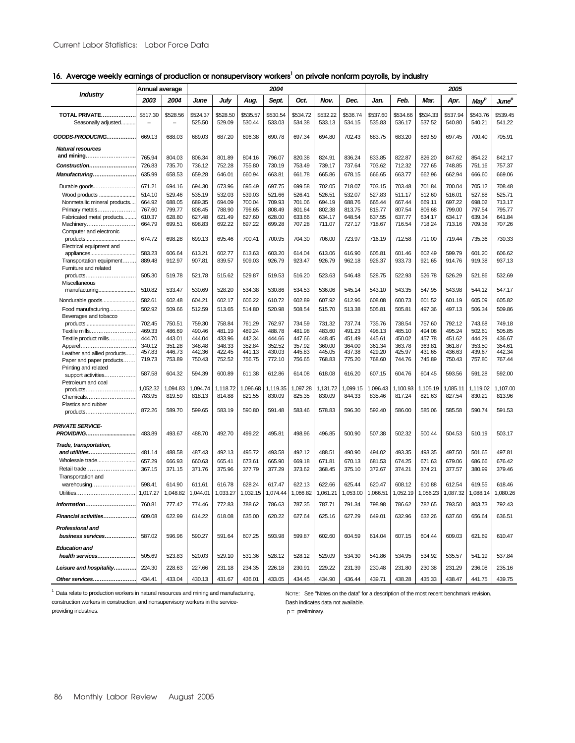## 16. Average weekly earnings of production or nonsupervisory workers[1] on private nonfarm payrolls, by industry

| Industry | Annual average | | 2004 | | | | | | | 2005 | | | | | |
|---|---|---|---|---|---|---|---|---|---|---|---|---|---|---|---|
| | 2003 | 2004 | June | July | Aug. | Sept. | Oct. | Nov. | Dec. | Jan. | Feb. | Mar. | Apr. | May[p] | June[p] |
| **TOTAL PRIVATE** | $517.30 | $528.56 | $524.37 | $528.50 | $535.57 | $530.54 | $534.72 | $532.22 | $536.74 | $537.60 | $534.66 | $534.33 | $537.94 | $543.76 | $539.45 |
| Seasonally adjusted | – | – | 525.50 | 529.09 | 530.44 | 533.03 | 534.38 | 533.13 | 534.15 | 535.83 | 536.17 | 537.52 | 540.80 | 540.21 | 541.22 |
| **GOODS-PRODUCING** | 669.13 | 688.03 | 689.03 | 687.20 | 696.38 | 690.78 | 697.34 | 694.80 | 702.43 | 683.75 | 683.20 | 689.59 | 697.45 | 700.40 | 705.91 |
| ***Natural resources and mining*** | 765.94 | 804.03 | 806.34 | 801.89 | 804.16 | 796.07 | 820.38 | 824.91 | 836.24 | 833.85 | 822.87 | 826.20 | 847.62 | 854.22 | 842.17 |
| ***Construction*** | 726.83 | 735.70 | 736.12 | 752.28 | 755.80 | 730.19 | 753.49 | 739.17 | 737.64 | 703.62 | 712.32 | 727.65 | 748.85 | 751.16 | 757.37 |
| ***Manufacturing*** | 635.99 | 658.53 | 659.28 | 646.01 | 660.94 | 663.81 | 661.78 | 665.86 | 678.15 | 666.65 | 663.77 | 662.96 | 662.94 | 666.60 | 669.06 |
| Durable goods | 671.21 | 694.16 | 694.30 | 673.96 | 695.49 | 697.75 | 699.58 | 702.05 | 718.07 | 703.15 | 703.48 | 701.84 | 700.04 | 705.12 | 708.48 |
| Wood products | 514.10 | 529.46 | 535.19 | 532.03 | 539.03 | 521.66 | 526.41 | 526.51 | 532.07 | 527.83 | 511.17 | 512.60 | 516.01 | 527.88 | 525.71 |
| Nonmetallic mineral products | 664.92 | 688.05 | 689.35 | 694.09 | 700.04 | 709.93 | 701.06 | 694.19 | 688.76 | 665.44 | 667.44 | 669.11 | 697.22 | 698.02 | 713.17 |
| Primary metals | 767.60 | 799.77 | 808.45 | 788.90 | 796.65 | 808.49 | 801.64 | 802.38 | 813.75 | 815.77 | 807.54 | 806.68 | 799.00 | 797.54 | 795.77 |
| Fabricated metal products | 610.37 | 628.80 | 627.48 | 621.49 | 627.60 | 628.00 | 633.66 | 634.17 | 648.54 | 637.55 | 637.77 | 634.17 | 634.17 | 639.34 | 641.84 |
| Machinery | 664.79 | 699.51 | 698.83 | 692.22 | 697.22 | 699.28 | 707.28 | 711.07 | 727.17 | 718.67 | 716.54 | 718.24 | 713.16 | 709.38 | 707.26 |
| Computer and electronic products | 674.72 | 698.28 | 699.13 | 695.46 | 700.41 | 700.95 | 704.30 | 706.00 | 723.97 | 716.19 | 712.58 | 711.00 | 719.44 | 735.36 | 730.33 |
| Electrical equipment and appliances | 583.23 | 606.64 | 613.21 | 602.77 | 613.63 | 603.20 | 614.04 | 613.06 | 616.90 | 605.81 | 601.46 | 602.49 | 599.79 | 601.20 | 606.62 |
| Transportation equipment | 889.48 | 912.97 | 907.81 | 839.57 | 909.03 | 926.79 | 923.47 | 926.79 | 962.18 | 926.37 | 933.73 | 921.65 | 914.76 | 919.38 | 937.13 |
| Furniture and related products | 505.30 | 519.78 | 521.78 | 515.62 | 529.87 | 519.53 | 516.20 | 523.63 | 546.48 | 528.75 | 522.93 | 526.78 | 526.29 | 521.86 | 532.69 |
| Miscellaneous manufacturing | 510.82 | 533.47 | 530.69 | 528.20 | 534.38 | 530.86 | 534.53 | 536.06 | 545.14 | 543.10 | 543.35 | 547.95 | 543.98 | 544.12 | 547.17 |
| Nondurable goods | 582.61 | 602.48 | 604.21 | 602.17 | 606.22 | 610.72 | 602.89 | 607.92 | 612.96 | 608.08 | 600.73 | 601.52 | 601.19 | 605.09 | 605.82 |
| Food manufacturing | 502.92 | 509.66 | 512.59 | 513.65 | 514.80 | 520.98 | 508.54 | 515.70 | 513.38 | 505.81 | 505.81 | 497.36 | 497.13 | 506.34 | 509.86 |
| Beverages and tobacco products | 702.45 | 750.51 | 759.30 | 758.84 | 761.29 | 762.97 | 734.59 | 731.32 | 737.74 | 735.76 | 738.54 | 757.60 | 792.12 | 743.68 | 749.18 |
| Textile mills | 469.33 | 486.69 | 490.46 | 481.19 | 489.24 | 488.78 | 481.98 | 483.60 | 491.23 | 498.13 | 485.10 | 494.08 | 495.24 | 502.61 | 505.85 |
| Textile product mills | 444.70 | 443.01 | 444.04 | 433.96 | 442.34 | 444.66 | 447.66 | 448.45 | 451.49 | 445.61 | 450.02 | 457.78 | 451.62 | 444.29 | 436.67 |
| Apparel | 340.12 | 351.28 | 348.48 | 348.33 | 352.84 | 352.52 | 357.92 | 360.00 | 364.00 | 361.34 | 363.78 | 363.81 | 361.87 | 353.50 | 354.61 |
| Leather and allied products | 457.83 | 446.73 | 442.36 | 422.45 | 441.13 | 430.03 | 445.83 | 445.05 | 437.38 | 429.20 | 425.97 | 431.65 | 436.63 | 439.67 | 442.34 |
| Paper and paper products | 719.73 | 753.89 | 750.43 | 752.52 | 756.75 | 772.10 | 756.65 | 768.83 | 775.20 | 768.60 | 744.76 | 745.89 | 750.43 | 757.80 | 767.44 |
| Printing and related support activities | 587.58 | 604.32 | 594.39 | 600.89 | 611.38 | 612.86 | 614.08 | 618.08 | 616.20 | 607.15 | 604.76 | 604.45 | 593.56 | 591.28 | 592.00 |
| Petroleum and coal products | 1,052.32 | 1,094.83 | 1,094.74 | 1,118.72 | 1,096.68 | 1,119.35 | 1,097.28 | 1,131.72 | 1,099.15 | 1,096.43 | 1,100.93 | 1,105.19 | 1,085.11 | 1,119.02 | 1,107.00 |
| Chemicals | 783.95 | 819.59 | 818.13 | 814.88 | 821.55 | 830.09 | 825.35 | 830.09 | 844.33 | 835.46 | 817.24 | 821.63 | 827.54 | 830.21 | 813.96 |
| Plastics and rubber products | 872.26 | 589.70 | 599.65 | 583.19 | 590.80 | 591.48 | 583.46 | 578.83 | 596.30 | 592.40 | 586.00 | 585.06 | 585.58 | 590.74 | 591.53 |
| ***PRIVATE SERVICE-PROVIDING*** | 483.89 | 493.67 | 488.70 | 492.70 | 499.22 | 495.81 | 498.96 | 496.85 | 500.90 | 507.38 | 502.32 | 500.44 | 504.53 | 510.19 | 503.17 |
| ***Trade, transportation, and utilities*** | 481.14 | 488.58 | 487.43 | 492.13 | 495.72 | 493.58 | 492.12 | 488.51 | 490.90 | 494.02 | 493.35 | 493.35 | 497.50 | 501.65 | 497.81 |
| Wholesale trade | 657.29 | 666.93 | 660.63 | 665.41 | 673.61 | 665.90 | 669.18 | 671.81 | 670.13 | 681.53 | 674.25 | 671.63 | 679.06 | 686.66 | 676.42 |
| Retail trade | 367.15 | 371.15 | 371.76 | 375.96 | 377.79 | 377.29 | 373.62 | 368.45 | 375.10 | 372.67 | 374.21 | 374.21 | 377.57 | 380.99 | 379.46 |
| Transportation and warehousing | 598.41 | 614.90 | 611.61 | 616.78 | 628.24 | 617.47 | 622.13 | 622.66 | 625.44 | 620.47 | 608.12 | 610.88 | 612.54 | 619.55 | 618.46 |
| Utilities | 1,017.27 | 1,048.82 | 1,044.01 | 1,033.27 | 1,032.15 | 1,074.44 | 1,066.82 | 1,061.21 | 1,053.00 | 1,066.51 | 1,052.19 | 1,056.23 | 1,087.32 | 1,088.14 | 1,080.26 |
| ***Information*** | 760.81 | 777.42 | 774.46 | 772.83 | 788.62 | 786.63 | 787.35 | 787.71 | 791.34 | 798.98 | 786.62 | 782.65 | 793.50 | 803.73 | 792.43 |
| ***Financial activities*** | 609.08 | 622.99 | 614.22 | 618.08 | 635.00 | 620.22 | 627.64 | 625.16 | 627.29 | 649.01 | 632.96 | 632.26 | 637.60 | 656.64 | 636.51 |
| ***Professional and business services*** | 587.02 | 596.96 | 590.27 | 591.64 | 607.25 | 593.98 | 599.87 | 602.60 | 604.59 | 614.04 | 607.15 | 604.44 | 609.03 | 621.69 | 610.47 |
| ***Education and health services*** | 505.69 | 523.83 | 520.03 | 529.10 | 531.36 | 528.12 | 528.12 | 529.09 | 534.30 | 541.86 | 534.95 | 534.92 | 535.57 | 541.19 | 537.84 |
| ***Leisure and hospitality*** | 224.30 | 228.63 | 227.66 | 231.18 | 234.35 | 226.18 | 230.91 | 229.22 | 231.39 | 230.48 | 231.80 | 230.38 | 231.29 | 236.08 | 235.16 |
| ***Other services*** | 434.41 | 433.04 | 430.13 | 431.67 | 436.01 | 433.05 | 434.45 | 434.90 | 436.44 | 439.71 | 438.28 | 435.33 | 438.47 | 441.75 | 439.75 |

[1] Data relate to production workers in natural resources and mining and manufacturing, construction workers in construction, and nonsupervisory workers in the service-providing industries.

NOTE: See "Notes on the data" for a description of the most recent benchmark revision. Dash indicates data not available.

p = preliminary.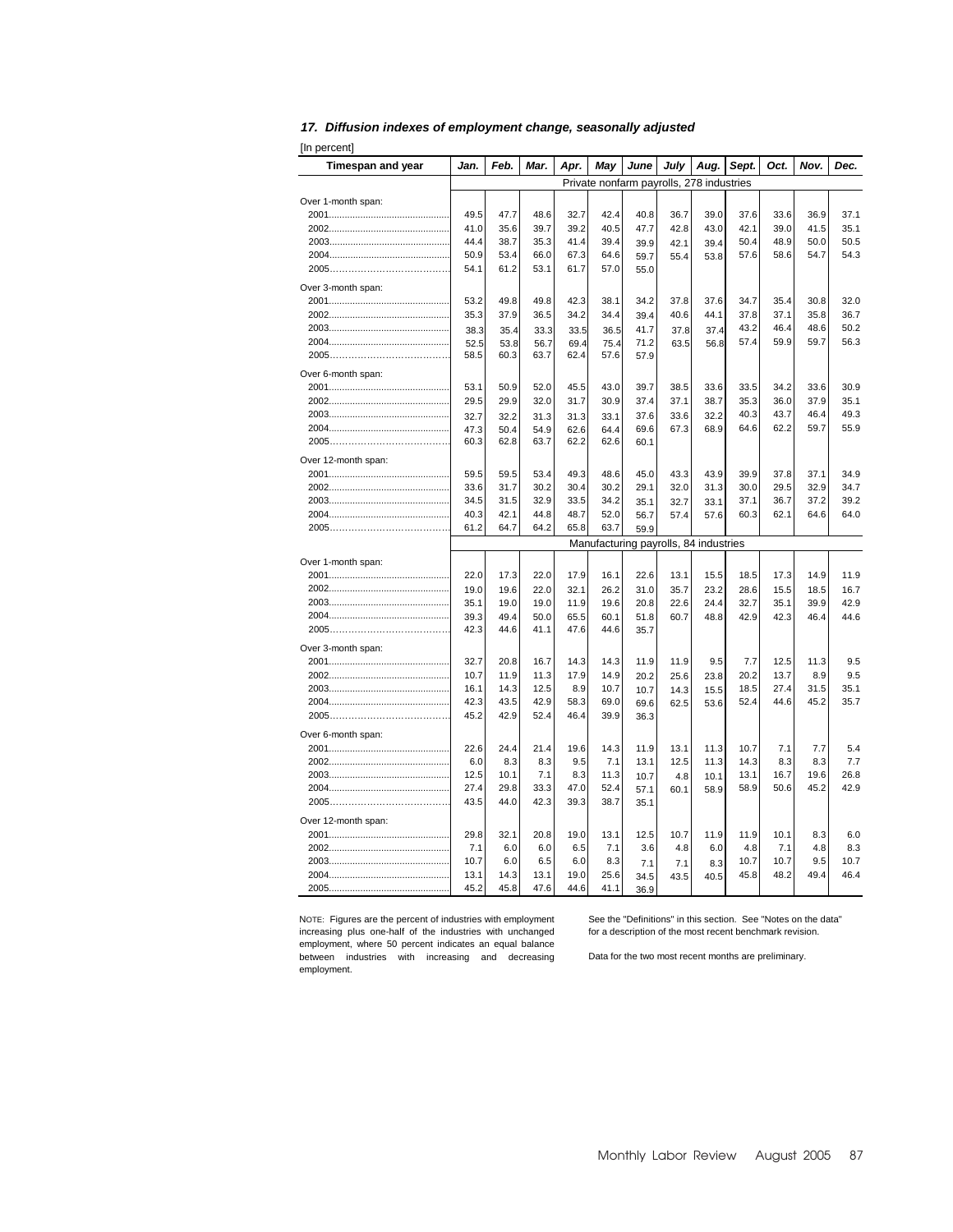## 17. Diffusion indexes of employment change, seasonally adjusted

[In percent]

| Timespan and year | Jan. | Feb. | Mar. | Apr. | May | June | July | Aug. | Sept. | Oct. | Nov. | Dec. |
|---|---|---|---|---|---|---|---|---|---|---|---|---|
| | Private nonfarm payrolls, 278 industries | | | | | | | | | | | |
| Over 1-month span: | | | | | | | | | | | | |
| 2001 | 49.5 | 47.7 | 48.6 | 32.7 | 42.4 | 40.8 | 36.7 | 39.0 | 37.6 | 33.6 | 36.9 | 37.1 |
| 2002 | 41.0 | 35.6 | 39.7 | 39.2 | 40.5 | 47.7 | 42.8 | 43.0 | 42.1 | 39.0 | 41.5 | 35.1 |
| 2003 | 44.4 | 38.7 | 35.3 | 41.4 | 39.4 | 39.9 | 42.1 | 39.4 | 50.4 | 48.9 | 50.0 | 50.5 |
| 2004 | 50.9 | 53.4 | 66.0 | 67.3 | 64.6 | 59.7 | 55.4 | 53.8 | 57.6 | 58.6 | 54.7 | 54.3 |
| 2005 | 54.1 | 61.2 | 53.1 | 61.7 | 57.0 | 55.0 | | | | | | |
| Over 3-month span: | | | | | | | | | | | | |
| 2001 | 53.2 | 49.8 | 49.8 | 42.3 | 38.1 | 34.2 | 37.8 | 37.6 | 34.7 | 35.4 | 30.8 | 32.0 |
| 2002 | 35.3 | 37.9 | 36.5 | 34.2 | 34.4 | 39.4 | 40.6 | 44.1 | 37.8 | 37.1 | 35.8 | 36.7 |
| 2003 | 38.3 | 35.4 | 33.3 | 33.5 | 36.5 | 41.7 | 37.8 | 37.4 | 43.2 | 46.4 | 48.6 | 50.2 |
| 2004 | 52.5 | 53.8 | 56.7 | 69.4 | 75.4 | 71.2 | 63.5 | 56.8 | 57.4 | 59.9 | 59.7 | 56.3 |
| 2005 | 58.5 | 60.3 | 63.7 | 62.4 | 57.6 | 57.9 | | | | | | |
| Over 6-month span: | | | | | | | | | | | | |
| 2001 | 53.1 | 50.9 | 52.0 | 45.5 | 43.0 | 39.7 | 38.5 | 33.6 | 33.5 | 34.2 | 33.6 | 30.9 |
| 2002 | 29.5 | 29.9 | 32.0 | 31.7 | 30.9 | 37.4 | 37.1 | 38.7 | 35.3 | 36.0 | 37.9 | 35.1 |
| 2003 | 32.7 | 32.2 | 31.3 | 31.3 | 33.1 | 37.6 | 33.6 | 32.2 | 40.3 | 43.7 | 46.4 | 49.3 |
| 2004 | 47.3 | 50.4 | 54.9 | 62.6 | 64.4 | 69.6 | 67.3 | 68.9 | 64.6 | 62.2 | 59.7 | 55.9 |
| 2005 | 60.3 | 62.8 | 63.7 | 62.2 | 62.6 | 60.1 | | | | | | |
| Over 12-month span: | | | | | | | | | | | | |
| 2001 | 59.5 | 59.5 | 53.4 | 49.3 | 48.6 | 45.0 | 43.3 | 43.9 | 39.9 | 37.8 | 37.1 | 34.9 |
| 2002 | 33.6 | 31.7 | 30.2 | 30.4 | 30.2 | 29.1 | 32.0 | 31.3 | 30.0 | 29.5 | 32.9 | 34.7 |
| 2003 | 34.5 | 31.5 | 32.9 | 33.5 | 34.2 | 35.1 | 32.7 | 33.1 | 37.1 | 36.7 | 37.2 | 39.2 |
| 2004 | 40.3 | 42.1 | 44.8 | 48.7 | 52.0 | 56.7 | 57.4 | 57.6 | 60.3 | 62.1 | 64.6 | 64.0 |
| 2005 | 61.2 | 64.7 | 64.2 | 65.8 | 63.7 | 59.9 | | | | | | |
| | Manufacturing payrolls, 84 industries | | | | | | | | | | | |
| Over 1-month span: | | | | | | | | | | | | |
| 2001 | 22.0 | 17.3 | 22.0 | 17.9 | 16.1 | 22.6 | 13.1 | 15.5 | 18.5 | 17.3 | 14.9 | 11.9 |
| 2002 | 19.0 | 19.6 | 22.0 | 32.1 | 26.2 | 31.0 | 35.7 | 23.2 | 28.6 | 15.5 | 18.5 | 16.7 |
| 2003 | 35.1 | 19.0 | 19.0 | 11.9 | 19.6 | 20.8 | 22.6 | 24.4 | 32.7 | 35.1 | 39.9 | 42.9 |
| 2004 | 39.3 | 49.4 | 50.0 | 65.5 | 60.1 | 51.8 | 60.7 | 48.8 | 42.9 | 42.3 | 46.4 | 44.6 |
| 2005 | 42.3 | 44.6 | 41.1 | 47.6 | 44.6 | 35.7 | | | | | | |
| Over 3-month span: | | | | | | | | | | | | |
| 2001 | 32.7 | 20.8 | 16.7 | 14.3 | 14.3 | 11.9 | 11.9 | 9.5 | 7.7 | 12.5 | 11.3 | 9.5 |
| 2002 | 10.7 | 11.9 | 11.3 | 17.9 | 14.9 | 20.2 | 25.6 | 23.8 | 20.2 | 13.7 | 8.9 | 9.5 |
| 2003 | 16.1 | 14.3 | 12.5 | 8.9 | 10.7 | 10.7 | 14.3 | 15.5 | 18.5 | 27.4 | 31.5 | 35.1 |
| 2004 | 42.3 | 43.5 | 42.9 | 58.3 | 69.0 | 69.6 | 62.5 | 53.6 | 52.4 | 44.6 | 45.2 | 35.7 |
| 2005 | 45.2 | 42.9 | 52.4 | 46.4 | 39.9 | 36.3 | | | | | | |
| Over 6-month span: | | | | | | | | | | | | |
| 2001 | 22.6 | 24.4 | 21.4 | 19.6 | 14.3 | 11.9 | 13.1 | 11.3 | 10.7 | 7.1 | 7.7 | 5.4 |
| 2002 | 6.0 | 8.3 | 8.3 | 9.5 | 7.1 | 13.1 | 12.5 | 11.3 | 14.3 | 8.3 | 8.3 | 7.7 |
| 2003 | 12.5 | 10.1 | 7.1 | 8.3 | 11.3 | 10.7 | 4.8 | 10.1 | 13.1 | 16.7 | 19.6 | 26.8 |
| 2004 | 27.4 | 29.8 | 33.3 | 47.0 | 52.4 | 57.1 | 60.1 | 58.9 | 58.9 | 50.6 | 45.2 | 42.9 |
| 2005 | 43.5 | 44.0 | 42.3 | 39.3 | 38.7 | 35.1 | | | | | | |
| Over 12-month span: | | | | | | | | | | | | |
| 2001 | 29.8 | 32.1 | 20.8 | 19.0 | 13.1 | 12.5 | 10.7 | 11.9 | 11.9 | 10.1 | 8.3 | 6.0 |
| 2002 | 7.1 | 6.0 | 6.0 | 6.5 | 7.1 | 3.6 | 4.8 | 6.0 | 4.8 | 7.1 | 4.8 | 8.3 |
| 2003 | 10.7 | 6.0 | 6.5 | 6.0 | 8.3 | 7.1 | 7.1 | 8.3 | 10.7 | 10.7 | 9.5 | 10.7 |
| 2004 | 13.1 | 14.3 | 13.1 | 19.0 | 25.6 | 34.5 | 43.5 | 40.5 | 45.8 | 48.2 | 49.4 | 46.4 |
| 2005 | 45.2 | 45.8 | 47.6 | 44.6 | 41.1 | 36.9 | | | | | | |

NOTE: Figures are the percent of industries with employment increasing plus one-half of the industries with unchanged employment, where 50 percent indicates an equal balance between industries with increasing and decreasing employment.

See the "Definitions" in this section. See "Notes on the data" for a description of the most recent benchmark revision.

Data for the two most recent months are preliminary.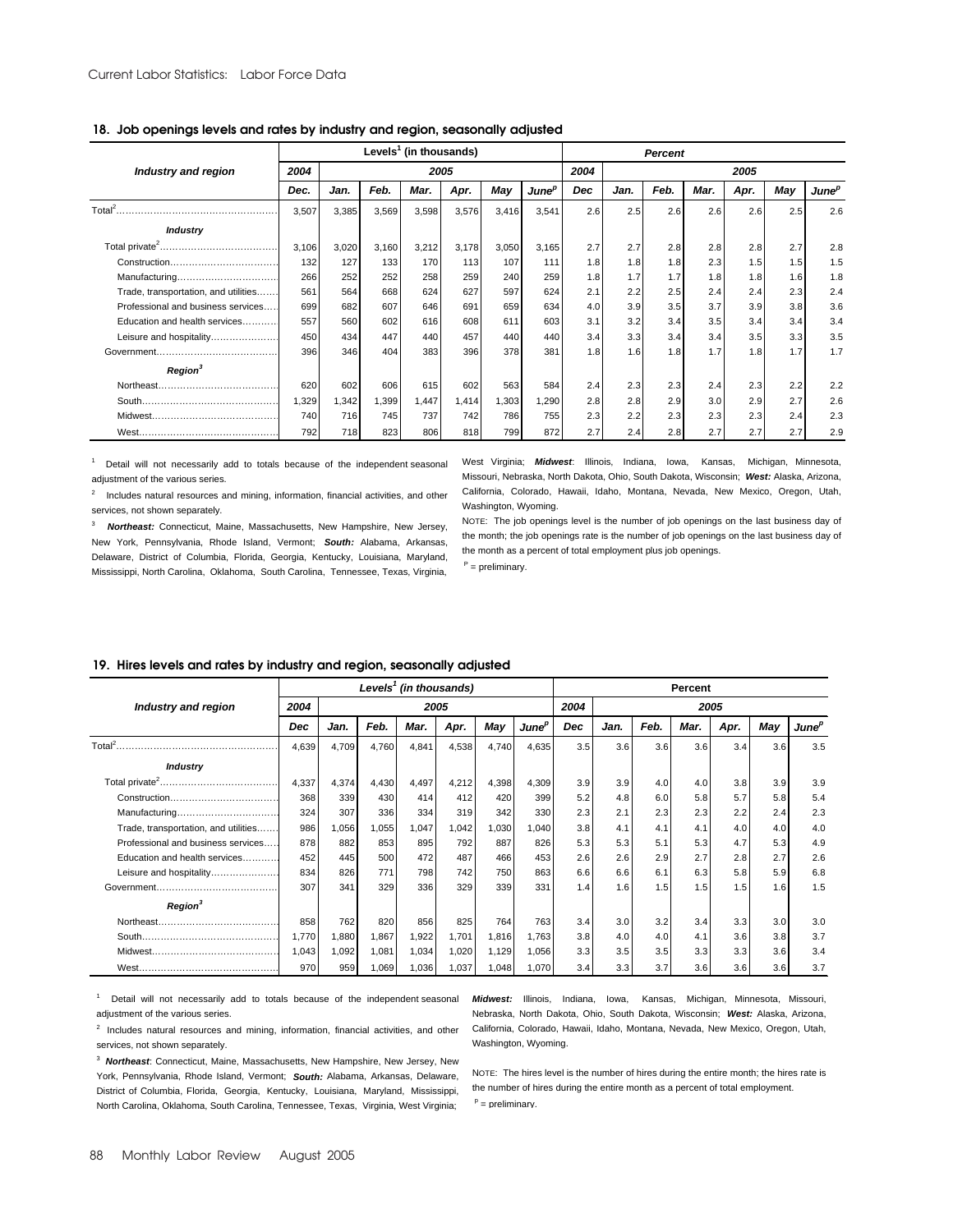## 18. Job openings levels and rates by industry and region, seasonally adjusted

| Industry and region | Levels[1] (in thousands) | | | | | | | Percent | | | | | | |
|---|---|---|---|---|---|---|---|---|---|---|---|---|---|---|
| | 2004 | 2005 | | | | | | 2004 | 2005 | | | | | |
| | Dec. | Jan. | Feb. | Mar. | Apr. | May | June[p] | Dec | Jan. | Feb. | Mar. | Apr. | May | June[p] |
| Total[2] | 3,507 | 3,385 | 3,569 | 3,598 | 3,576 | 3,416 | 3,541 | 2.6 | 2.5 | 2.6 | 2.6 | 2.6 | 2.5 | 2.6 |
| ***Industry*** | | | | | | | | | | | | | | |
| Total private[2] | 3,106 | 3,020 | 3,160 | 3,212 | 3,178 | 3,050 | 3,165 | 2.7 | 2.7 | 2.8 | 2.8 | 2.8 | 2.7 | 2.8 |
| Construction | 132 | 127 | 133 | 170 | 113 | 107 | 111 | 1.8 | 1.8 | 1.8 | 2.3 | 1.5 | 1.5 | 1.5 |
| Manufacturing | 266 | 252 | 252 | 258 | 259 | 240 | 259 | 1.8 | 1.7 | 1.7 | 1.8 | 1.8 | 1.6 | 1.8 |
| Trade, transportation, and utilities | 561 | 564 | 668 | 624 | 627 | 597 | 624 | 2.1 | 2.2 | 2.5 | 2.4 | 2.4 | 2.3 | 2.4 |
| Professional and business services | 699 | 682 | 607 | 646 | 691 | 659 | 634 | 4.0 | 3.9 | 3.5 | 3.7 | 3.9 | 3.8 | 3.6 |
| Education and health services | 557 | 560 | 602 | 616 | 608 | 611 | 603 | 3.1 | 3.2 | 3.4 | 3.5 | 3.4 | 3.4 | 3.4 |
| Leisure and hospitality | 450 | 434 | 447 | 440 | 457 | 440 | 440 | 3.4 | 3.3 | 3.4 | 3.4 | 3.5 | 3.3 | 3.5 |
| Government | 396 | 346 | 404 | 383 | 396 | 378 | 381 | 1.8 | 1.6 | 1.8 | 1.7 | 1.8 | 1.7 | 1.7 |
| ***Region***[3] | | | | | | | | | | | | | | |
| Northeast | 620 | 602 | 606 | 615 | 602 | 563 | 584 | 2.4 | 2.3 | 2.3 | 2.4 | 2.3 | 2.2 | 2.2 |
| South | 1,329 | 1,342 | 1,399 | 1,447 | 1,414 | 1,303 | 1,290 | 2.8 | 2.8 | 2.9 | 3.0 | 2.9 | 2.7 | 2.6 |
| Midwest | 740 | 716 | 745 | 737 | 742 | 786 | 755 | 2.3 | 2.2 | 2.3 | 2.3 | 2.3 | 2.4 | 2.3 |
| West | 792 | 718 | 823 | 806 | 818 | 799 | 872 | 2.7 | 2.4 | 2.8 | 2.7 | 2.7 | 2.7 | 2.9 |

[1] Detail will not necessarily add to totals because of the independent seasonal adjustment of the various series.

[2] Includes natural resources and mining, information, financial activities, and other services, not shown separately.

[3] ***Northeast:*** Connecticut, Maine, Massachusetts, New Hampshire, New Jersey, New York, Pennsylvania, Rhode Island, Vermont; ***South:*** Alabama, Arkansas, Delaware, District of Columbia, Florida, Georgia, Kentucky, Louisiana, Maryland, Mississippi, North Carolina, Oklahoma, South Carolina, Tennessee, Texas, Virginia, West Virginia; ***Midwest***: Illinois, Indiana, Iowa, Kansas, Michigan, Minnesota, Missouri, Nebraska, North Dakota, Ohio, South Dakota, Wisconsin; ***West:*** Alaska, Arizona, California, Colorado, Hawaii, Idaho, Montana, Nevada, New Mexico, Oregon, Utah, Washington, Wyoming.

NOTE: The job openings level is the number of job openings on the last business day of the month; the job openings rate is the number of job openings on the last business day of the month as a percent of total employment plus job openings.

[P] = preliminary.

## 19. Hires levels and rates by industry and region, seasonally adjusted

| Industry and region | Levels[1] (in thousands) | | | | | | | Percent | | | | | | |
|---|---|---|---|---|---|---|---|---|---|---|---|---|---|---|
| | 2004 | 2005 | | | | | | 2004 | 2005 | | | | | |
| | Dec | Jan. | Feb. | Mar. | Apr. | May | June[p] | Dec | Jan. | Feb. | Mar. | Apr. | May | June[p] |
| Total[2] | 4,639 | 4,709 | 4,760 | 4,841 | 4,538 | 4,740 | 4,635 | 3.5 | 3.6 | 3.6 | 3.6 | 3.4 | 3.6 | 3.5 |
| ***Industry*** | | | | | | | | | | | | | | |
| Total private[2] | 4,337 | 4,374 | 4,430 | 4,497 | 4,212 | 4,398 | 4,309 | 3.9 | 3.9 | 4.0 | 4.0 | 3.8 | 3.9 | 3.9 |
| Construction | 368 | 339 | 430 | 414 | 412 | 420 | 399 | 5.2 | 4.8 | 6.0 | 5.8 | 5.7 | 5.8 | 5.4 |
| Manufacturing | 324 | 307 | 336 | 334 | 319 | 342 | 330 | 2.3 | 2.1 | 2.3 | 2.3 | 2.2 | 2.4 | 2.3 |
| Trade, transportation, and utilities | 986 | 1,056 | 1,055 | 1,047 | 1,042 | 1,030 | 1,040 | 3.8 | 4.1 | 4.1 | 4.1 | 4.0 | 4.0 | 4.0 |
| Professional and business services | 878 | 882 | 853 | 895 | 792 | 887 | 826 | 5.3 | 5.3 | 5.1 | 5.3 | 4.7 | 5.3 | 4.9 |
| Education and health services | 452 | 445 | 500 | 472 | 487 | 466 | 453 | 2.6 | 2.6 | 2.9 | 2.7 | 2.8 | 2.7 | 2.6 |
| Leisure and hospitality | 834 | 826 | 771 | 798 | 742 | 750 | 863 | 6.6 | 6.6 | 6.1 | 6.3 | 5.8 | 5.9 | 6.8 |
| Government | 307 | 341 | 329 | 336 | 329 | 339 | 331 | 1.4 | 1.6 | 1.5 | 1.5 | 1.5 | 1.6 | 1.5 |
| ***Region***[3] | | | | | | | | | | | | | | |
| Northeast | 858 | 762 | 820 | 856 | 825 | 764 | 763 | 3.4 | 3.0 | 3.2 | 3.4 | 3.3 | 3.0 | 3.0 |
| South | 1,770 | 1,880 | 1,867 | 1,922 | 1,701 | 1,816 | 1,763 | 3.8 | 4.0 | 4.0 | 4.1 | 3.6 | 3.8 | 3.7 |
| Midwest | 1,043 | 1,092 | 1,081 | 1,034 | 1,020 | 1,129 | 1,056 | 3.3 | 3.5 | 3.5 | 3.3 | 3.3 | 3.6 | 3.4 |
| West | 970 | 959 | 1,069 | 1,036 | 1,037 | 1,048 | 1,070 | 3.4 | 3.3 | 3.7 | 3.6 | 3.6 | 3.6 | 3.7 |

[1] Detail will not necessarily add to totals because of the independent seasonal adjustment of the various series.

[2] Includes natural resources and mining, information, financial activities, and other services, not shown separately.

[3] ***Northeast***: Connecticut, Maine, Massachusetts, New Hampshire, New Jersey, New York, Pennsylvania, Rhode Island, Vermont; ***South:*** Alabama, Arkansas, Delaware, District of Columbia, Florida, Georgia, Kentucky, Louisiana, Maryland, Mississippi, North Carolina, Oklahoma, South Carolina, Tennessee, Texas, Virginia, West Virginia; ***Midwest:*** Illinois, Indiana, Iowa, Kansas, Michigan, Minnesota, Missouri, Nebraska, North Dakota, Ohio, South Dakota, Wisconsin; ***West:*** Alaska, Arizona, California, Colorado, Hawaii, Idaho, Montana, New Mexico, Oregon, Utah, Washington, Wyoming.

NOTE: The hires level is the number of hires during the entire month; the hires rate is the number of hires during the entire month as a percent of total employment.

[P] = preliminary.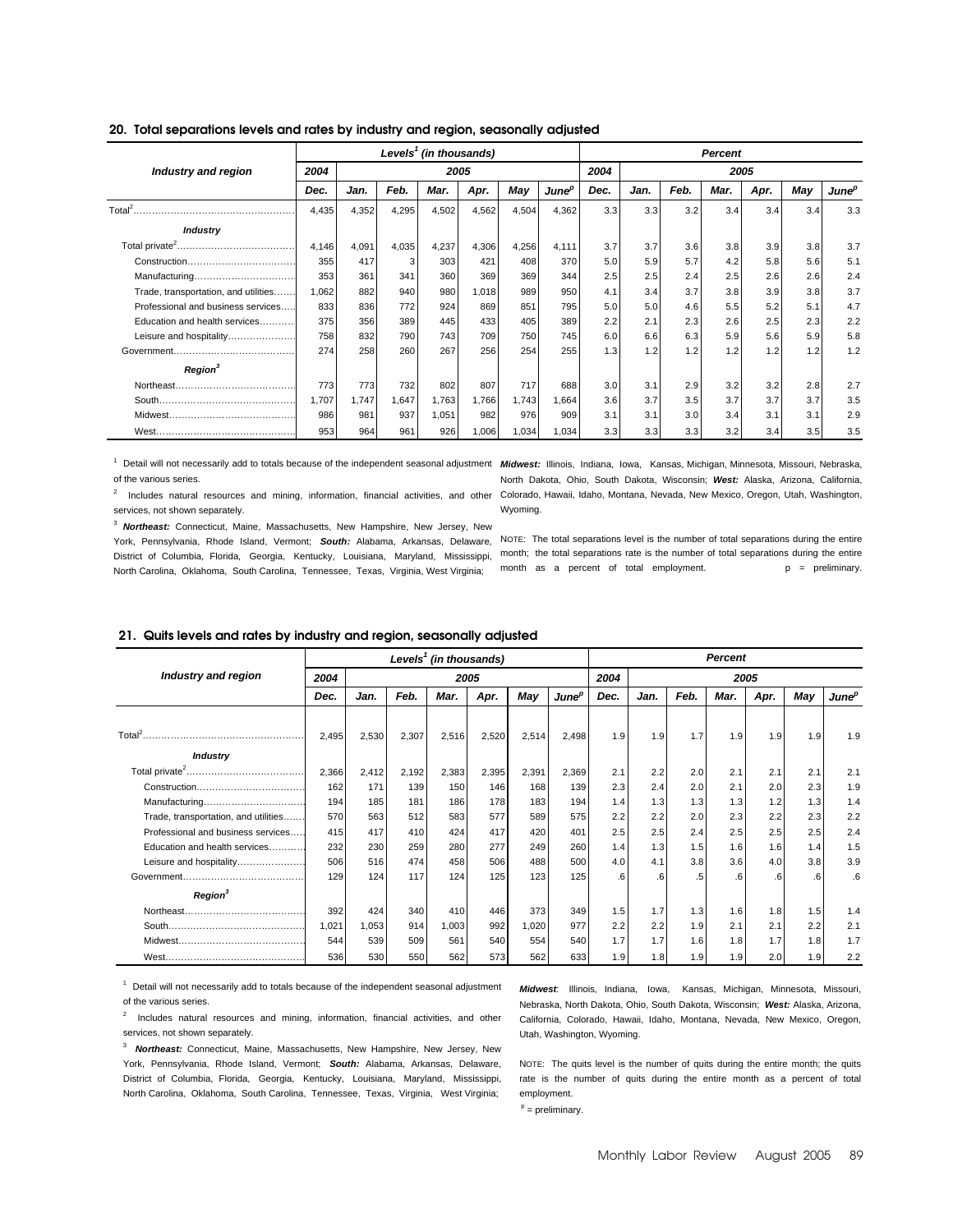## 20. Total separations levels and rates by industry and region, seasonally adjusted

| Industry and region | Levels[1] (in thousands) | | | | | | | Percent | | | | | | |
|---|---|---|---|---|---|---|---|---|---|---|---|---|---|---|
| | 2004 | 2005 | | | | | | 2004 | 2005 | | | | | |
| | Dec. | Jan. | Feb. | Mar. | Apr. | May | June[p] | Dec. | Jan. | Feb. | Mar. | Apr. | May | June[p] |
| Total[2] | 4,435 | 4,352 | 4,295 | 4,502 | 4,562 | 4,504 | 4,362 | 3.3 | 3.3 | 3.2 | 3.4 | 3.4 | 3.4 | 3.3 |
| ***Industry*** | | | | | | | | | | | | | | |
| Total private[2] | 4,146 | 4,091 | 4,035 | 4,237 | 4,306 | 4,256 | 4,111 | 3.7 | 3.7 | 3.6 | 3.8 | 3.9 | 3.8 | 3.7 |
| Construction | 355 | 417 | 3 | 303 | 421 | 408 | 370 | 5.0 | 5.9 | 5.7 | 4.2 | 5.8 | 5.6 | 5.1 |
| Manufacturing | 353 | 361 | 341 | 360 | 369 | 369 | 344 | 2.5 | 2.5 | 2.4 | 2.5 | 2.6 | 2.6 | 2.4 |
| Trade, transportation, and utilities | 1,062 | 882 | 940 | 980 | 1,018 | 989 | 950 | 4.1 | 3.4 | 3.7 | 3.8 | 3.9 | 3.8 | 3.7 |
| Professional and business services | 833 | 836 | 772 | 924 | 869 | 851 | 795 | 5.0 | 5.0 | 4.6 | 5.5 | 5.2 | 5.1 | 4.7 |
| Education and health services | 375 | 356 | 389 | 445 | 433 | 405 | 389 | 2.2 | 2.1 | 2.3 | 2.6 | 2.5 | 2.3 | 2.2 |
| Leisure and hospitality | 758 | 832 | 790 | 743 | 709 | 750 | 745 | 6.0 | 6.6 | 6.3 | 5.9 | 5.6 | 5.9 | 5.8 |
| Government | 274 | 258 | 260 | 267 | 256 | 254 | 255 | 1.3 | 1.2 | 1.2 | 1.2 | 1.2 | 1.2 | 1.2 |
| ***Region[3]*** | | | | | | | | | | | | | | |
| Northeast | 773 | 773 | 732 | 802 | 807 | 717 | 688 | 3.0 | 3.1 | 2.9 | 3.2 | 3.2 | 2.8 | 2.7 |
| South | 1,707 | 1,747 | 1,647 | 1,763 | 1,766 | 1,743 | 1,664 | 3.6 | 3.7 | 3.5 | 3.7 | 3.7 | 3.7 | 3.5 |
| Midwest | 986 | 981 | 937 | 1,051 | 982 | 976 | 909 | 3.1 | 3.1 | 3.0 | 3.4 | 3.1 | 3.1 | 2.9 |
| West | 953 | 964 | 961 | 926 | 1,006 | 1,034 | 1,034 | 3.3 | 3.3 | 3.3 | 3.2 | 3.4 | 3.5 | 3.5 |

[1] Detail will not necessarily add to totals because of the independent seasonal adjustment of the various series.

[2] Includes natural resources and mining, information, financial activities, and other services, not shown separately.

[3] ***Northeast:*** Connecticut, Maine, Massachusetts, New Hampshire, New Jersey, New York, Pennsylvania, Rhode Island, Vermont; ***South:*** Alabama, Arkansas, Delaware, District of Columbia, Florida, Georgia, Kentucky, Louisiana, Maryland, Mississippi, North Carolina, Oklahoma, South Carolina, Tennessee, Texas, Virginia, West Virginia; ***Midwest:*** Illinois, Indiana, Iowa, Kansas, Michigan, Minnesota, Missouri, Nebraska, North Dakota, Ohio, South Dakota, Wisconsin; ***West:*** Alaska, Arizona, California, Colorado, Hawaii, Idaho, Montana, Nevada, New Mexico, Oregon, Utah, Washington, Wyoming.

NOTE: The total separations level is the number of total separations during the entire month; the total separations rate is the number of total separations during the entire month as a percent of total employment. p = preliminary.

## 21. Quits levels and rates by industry and region, seasonally adjusted

| Industry and region | Levels[1] (in thousands) | | | | | | | Percent | | | | | | |
|---|---|---|---|---|---|---|---|---|---|---|---|---|---|---|
| | 2004 | 2005 | | | | | | 2004 | 2005 | | | | | |
| | Dec. | Jan. | Feb. | Mar. | Apr. | May | June[p] | Dec. | Jan. | Feb. | Mar. | Apr. | May | June[p] |
| Total[2] | 2,495 | 2,530 | 2,307 | 2,516 | 2,520 | 2,514 | 2,498 | 1.9 | 1.9 | 1.7 | 1.9 | 1.9 | 1.9 | 1.9 |
| ***Industry*** | | | | | | | | | | | | | | |
| Total private[2] | 2,366 | 2,412 | 2,192 | 2,383 | 2,395 | 2,391 | 2,369 | 2.1 | 2.2 | 2.0 | 2.1 | 2.1 | 2.1 | 2.1 |
| Construction | 162 | 171 | 139 | 150 | 146 | 168 | 139 | 2.3 | 2.4 | 2.0 | 2.1 | 2.0 | 2.3 | 1.9 |
| Manufacturing | 194 | 185 | 181 | 186 | 178 | 183 | 194 | 1.4 | 1.3 | 1.3 | 1.3 | 1.2 | 1.3 | 1.4 |
| Trade, transportation, and utilities | 570 | 563 | 512 | 583 | 577 | 589 | 575 | 2.2 | 2.2 | 2.0 | 2.3 | 2.2 | 2.3 | 2.2 |
| Professional and business services | 415 | 417 | 410 | 424 | 417 | 420 | 401 | 2.5 | 2.5 | 2.4 | 2.5 | 2.5 | 2.5 | 2.4 |
| Education and health services | 232 | 230 | 259 | 280 | 277 | 249 | 260 | 1.4 | 1.3 | 1.5 | 1.6 | 1.6 | 1.4 | 1.5 |
| Leisure and hospitality | 506 | 516 | 474 | 458 | 506 | 488 | 500 | 4.0 | 4.1 | 3.8 | 3.6 | 4.0 | 3.8 | 3.9 |
| Government | 129 | 124 | 117 | 124 | 125 | 123 | 125 | .6 | .6 | .5 | .6 | .6 | .6 | .6 |
| ***Region[3]*** | | | | | | | | | | | | | | |
| Northeast | 392 | 424 | 340 | 410 | 446 | 373 | 349 | 1.5 | 1.7 | 1.3 | 1.6 | 1.8 | 1.5 | 1.4 |
| South | 1,021 | 1,053 | 914 | 1,003 | 992 | 1,020 | 977 | 2.2 | 2.2 | 1.9 | 2.1 | 2.1 | 2.2 | 2.1 |
| Midwest | 544 | 539 | 509 | 561 | 540 | 554 | 540 | 1.7 | 1.7 | 1.6 | 1.8 | 1.7 | 1.8 | 1.7 |
| West | 536 | 530 | 550 | 562 | 573 | 562 | 633 | 1.9 | 1.8 | 1.9 | 1.9 | 2.0 | 1.9 | 2.2 |

[1] Detail will not necessarily add to totals because of the independent seasonal adjustment of the various series.

[2] Includes natural resources and mining, information, financial activities, and other services, not shown separately.

[3] ***Northeast:*** Connecticut, Maine, Massachusetts, New Hampshire, New Jersey, New York, Pennsylvania, Rhode Island, Vermont; ***South:*** Alabama, Arkansas, Delaware, District of Columbia, Florida, Georgia, Kentucky, Louisiana, Maryland, Mississippi, North Carolina, Oklahoma, South Carolina, Tennessee, Texas, Virginia, West Virginia; ***Midwest***: Illinois, Indiana, Iowa, Kansas, Michigan, Minnesota, Missouri, Nebraska, North Dakota, Ohio, South Dakota, Wisconsin; ***West:*** Alaska, Arizona, California, Colorado, Hawaii, Idaho, Montana, Nevada, New Mexico, Oregon, Utah, Washington, Wyoming.

NOTE: The quits level is the number of quits during the entire month; the quits rate is the number of quits during the entire month as a percent of total employment.

[p] = preliminary.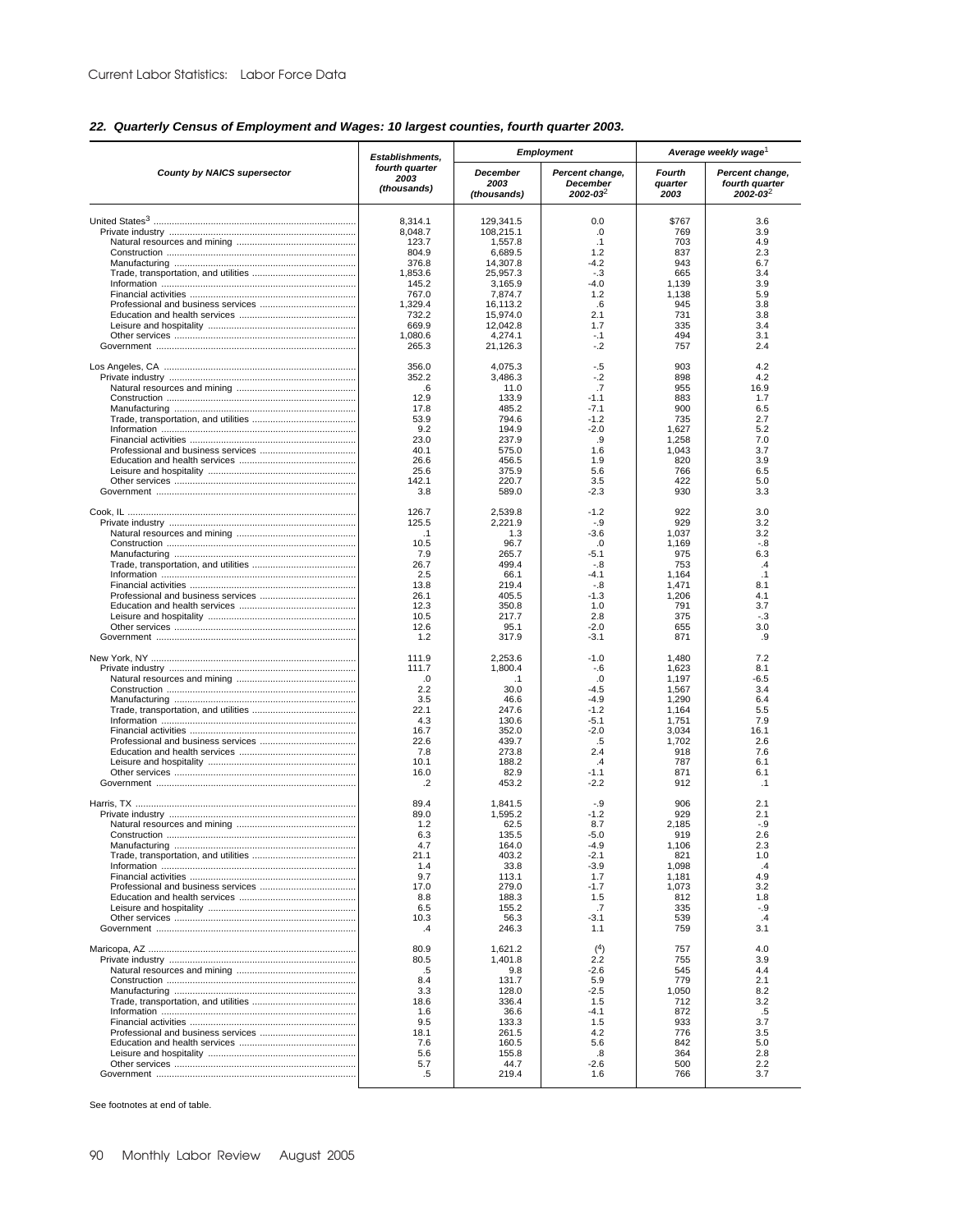## 22. Quarterly Census of Employment and Wages: 10 largest counties, fourth quarter 2003.

| County by NAICS supersector | Establishments, fourth quarter 2003 (thousands) | Employment | | Average weekly wage[1] | |
|---|---|---|---|---|---|
| | | December 2003 (thousands) | Percent change, December 2002-03[2] | Fourth quarter 2003 | Percent change, fourth quarter 2002-03[2] |
| United States[3] | 8,314.1 | 129,341.5 | 0.0 | $767 | 3.6 |
| Private industry | 8,048.7 | 108,215.1 | .0 | 769 | 3.9 |
| Natural resources and mining | 123.7 | 1,557.8 | .1 | 703 | 4.9 |
| Construction | 804.9 | 6,689.5 | 1.2 | 837 | 2.3 |
| Manufacturing | 376.8 | 14,307.8 | -4.2 | 943 | 6.7 |
| Trade, transportation, and utilities | 1,853.6 | 25,957.3 | -.3 | 665 | 3.4 |
| Information | 145.2 | 3,165.9 | -4.0 | 1,139 | 3.9 |
| Financial activities | 767.0 | 7,874.7 | 1.2 | 1,138 | 5.9 |
| Professional and business services | 1,329.4 | 16,113.2 | .6 | 945 | 3.8 |
| Education and health services | 732.2 | 15,974.0 | 2.1 | 731 | 3.8 |
| Leisure and hospitality | 669.9 | 12,042.8 | 1.7 | 335 | 3.4 |
| Other services | 1,080.6 | 4,274.1 | -.1 | 494 | 3.1 |
| Government | 265.3 | 21,126.3 | -.2 | 757 | 2.4 |
| Los Angeles, CA | 356.0 | 4,075.3 | -.5 | 903 | 4.2 |
| Private industry | 352.2 | 3,486.3 | -.2 | 898 | 4.2 |
| Natural resources and mining | .6 | 11.0 | .7 | 955 | 16.9 |
| Construction | 12.9 | 133.9 | -1.1 | 883 | 1.7 |
| Manufacturing | 17.8 | 485.2 | -7.1 | 900 | 6.5 |
| Trade, transportation, and utilities | 53.9 | 794.6 | -1.2 | 735 | 2.7 |
| Information | 9.2 | 194.9 | -2.0 | 1,627 | 5.2 |
| Financial activities | 23.0 | 237.9 | .9 | 1,258 | 7.0 |
| Professional and business services | 40.1 | 575.0 | 1.6 | 1,043 | 3.7 |
| Education and health services | 26.6 | 456.5 | 1.9 | 820 | 3.9 |
| Leisure and hospitality | 25.6 | 375.9 | 5.6 | 766 | 6.5 |
| Other services | 142.1 | 220.7 | 3.5 | 422 | 5.0 |
| Government | 3.8 | 589.0 | -2.3 | 930 | 3.3 |
| Cook, IL | 126.7 | 2,539.8 | -1.2 | 922 | 3.0 |
| Private industry | 125.5 | 2,221.9 | -.9 | 929 | 3.2 |
| Natural resources and mining | .1 | 1.3 | -3.6 | 1,037 | 3.2 |
| Construction | 10.5 | 96.7 | .0 | 1,169 | -.8 |
| Manufacturing | 7.9 | 265.7 | -5.1 | 975 | 6.3 |
| Trade, transportation, and utilities | 26.7 | 499.4 | -.8 | 753 | .4 |
| Information | 2.5 | 66.1 | -4.1 | 1,164 | .1 |
| Financial activities | 13.8 | 219.4 | -.8 | 1,471 | 8.1 |
| Professional and business services | 26.1 | 405.5 | -1.3 | 1,206 | 4.1 |
| Education and health services | 12.3 | 350.8 | 1.0 | 791 | 3.7 |
| Leisure and hospitality | 10.5 | 217.7 | 2.8 | 375 | -.3 |
| Other services | 12.6 | 95.1 | -2.0 | 655 | 3.0 |
| Government | 1.2 | 317.9 | -3.1 | 871 | .9 |
| New York, NY | 111.9 | 2,253.6 | -1.0 | 1,480 | 7.2 |
| Private industry | 111.7 | 1,800.4 | -.6 | 1,623 | 8.1 |
| Natural resources and mining | .0 | .1 | .0 | 1,197 | -6.5 |
| Construction | 2.2 | 30.0 | -4.5 | 1,567 | 3.4 |
| Manufacturing | 3.5 | 46.6 | -4.9 | 1,290 | 6.4 |
| Trade, transportation, and utilities | 22.1 | 247.6 | -1.2 | 1,164 | 5.5 |
| Information | 4.3 | 130.6 | -5.1 | 1,751 | 7.9 |
| Financial activities | 16.7 | 352.0 | -2.0 | 3,034 | 16.1 |
| Professional and business services | 22.6 | 439.7 | .5 | 1,702 | 2.6 |
| Education and health services | 7.8 | 273.8 | 2.4 | 918 | 7.6 |
| Leisure and hospitality | 10.1 | 188.2 | .4 | 787 | 6.1 |
| Other services | 16.0 | 82.9 | -1.1 | 871 | 6.1 |
| Government | .2 | 453.2 | -2.2 | 912 | .1 |
| Harris, TX | 89.4 | 1,841.5 | -.9 | 906 | 2.1 |
| Private industry | 89.0 | 1,595.2 | -1.2 | 929 | 2.1 |
| Natural resources and mining | 1.2 | 62.5 | 8.7 | 2,185 | -.9 |
| Construction | 6.3 | 135.5 | -5.0 | 919 | 2.6 |
| Manufacturing | 4.7 | 164.0 | -4.9 | 1,106 | 2.3 |
| Trade, transportation, and utilities | 21.1 | 403.2 | -2.1 | 821 | 1.0 |
| Information | 1.4 | 33.8 | -3.9 | 1,098 | .4 |
| Financial activities | 9.7 | 113.1 | 1.7 | 1,181 | 4.9 |
| Professional and business services | 17.0 | 279.0 | -1.7 | 1,073 | 3.2 |
| Education and health services | 8.8 | 188.3 | 1.5 | 812 | 1.8 |
| Leisure and hospitality | 6.5 | 155.2 | .7 | 335 | -.9 |
| Other services | 10.3 | 56.3 | -3.1 | 539 | .4 |
| Government | .4 | 246.3 | 1.1 | 759 | 3.1 |
| Maricopa, AZ | 80.9 | 1,621.2 | (4) | 757 | 4.0 |
| Private industry | 80.5 | 1,401.8 | 2.2 | 755 | 3.9 |
| Natural resources and mining | .5 | 9.8 | -2.6 | 545 | 4.4 |
| Construction | 8.4 | 131.7 | 5.9 | 779 | 2.1 |
| Manufacturing | 3.3 | 128.0 | -2.5 | 1,050 | 8.2 |
| Trade, transportation, and utilities | 18.6 | 336.4 | 1.5 | 712 | 3.2 |
| Information | 1.6 | 36.6 | -4.1 | 872 | .5 |
| Financial activities | 9.5 | 133.3 | 1.5 | 933 | 3.7 |
| Professional and business services | 18.1 | 261.5 | 4.2 | 776 | 3.5 |
| Education and health services | 7.6 | 160.5 | 5.6 | 842 | 5.0 |
| Leisure and hospitality | 5.6 | 155.8 | .8 | 364 | 2.8 |
| Other services | 5.7 | 44.7 | -2.6 | 500 | 2.2 |
| Government | .5 | 219.4 | 1.6 | 766 | 3.7 |

See footnotes at end of table.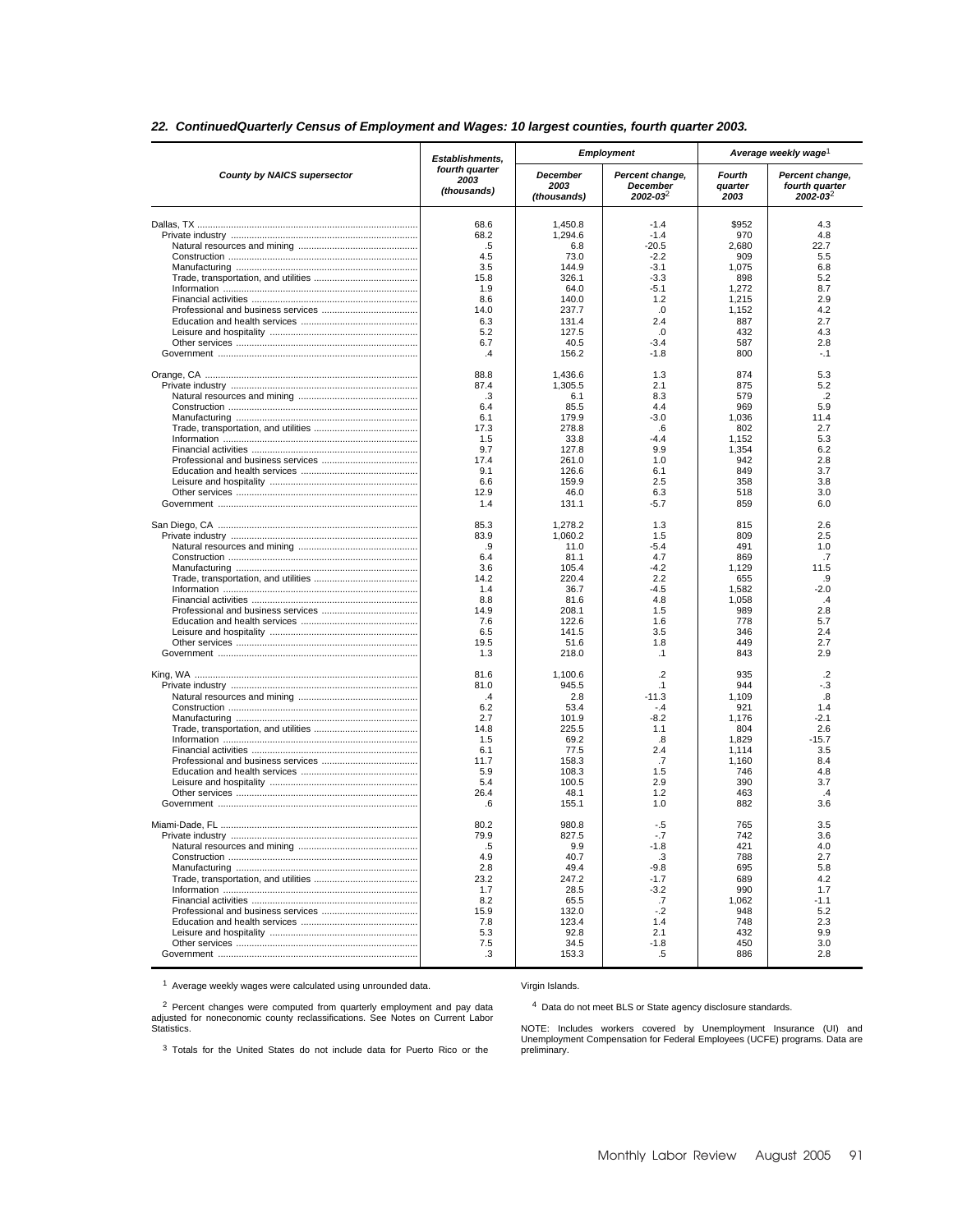## 22. ContinuedQuarterly Census of Employment and Wages: 10 largest counties, fourth quarter 2003.

| County by NAICS supersector | Establishments, fourth quarter 2003 (thousands) | Employment | | Average weekly wage[1] | |
|---|---|---|---|---|---|
| | | December 2003 (thousands) | Percent change, December 2002-03[2] | Fourth quarter 2003 | Percent change, fourth quarter 2002-03[2] |
| Dallas, TX | 68.6 | 1,450.8 | -1.4 | $952 | 4.3 |
| Private industry | 68.2 | 1,294.6 | -1.4 | 970 | 4.8 |
| Natural resources and mining | .5 | 6.8 | -20.5 | 2,680 | 22.7 |
| Construction | 4.5 | 73.0 | -2.2 | 909 | 5.5 |
| Manufacturing | 3.5 | 144.9 | -3.1 | 1,075 | 6.8 |
| Trade, transportation, and utilities | 15.8 | 326.1 | -3.3 | 898 | 5.2 |
| Information | 1.9 | 64.0 | -5.1 | 1,272 | 8.7 |
| Financial activities | 8.6 | 140.0 | 1.2 | 1,215 | 2.9 |
| Professional and business services | 14.0 | 237.7 | .0 | 1,152 | 4.2 |
| Education and health services | 6.3 | 131.4 | 2.4 | 887 | 2.7 |
| Leisure and hospitality | 5.2 | 127.5 | .0 | 432 | 4.3 |
| Other services | 6.7 | 40.5 | -3.4 | 587 | 2.8 |
| Government | .4 | 156.2 | -1.8 | 800 | -.1 |
| Orange, CA | 88.8 | 1,436.6 | 1.3 | 874 | 5.3 |
| Private industry | 87.4 | 1,305.5 | 2.1 | 875 | 5.2 |
| Natural resources and mining | .3 | 6.1 | 8.3 | 579 | .2 |
| Construction | 6.4 | 85.5 | 4.4 | 969 | 5.9 |
| Manufacturing | 6.1 | 179.9 | -3.0 | 1,036 | 11.4 |
| Trade, transportation, and utilities | 17.3 | 278.8 | .6 | 802 | 2.7 |
| Information | 1.5 | 33.8 | -4.4 | 1,152 | 5.3 |
| Financial activities | 9.7 | 127.8 | 9.9 | 1,354 | 6.2 |
| Professional and business services | 17.4 | 261.0 | 1.0 | 942 | 2.8 |
| Education and health services | 9.1 | 126.6 | 6.1 | 849 | 3.7 |
| Leisure and hospitality | 6.6 | 159.9 | 2.5 | 358 | 3.8 |
| Other services | 12.9 | 46.0 | 6.3 | 518 | 3.0 |
| Government | 1.4 | 131.1 | -5.7 | 859 | 6.0 |
| San Diego, CA | 85.3 | 1,278.2 | 1.3 | 815 | 2.6 |
| Private industry | 83.9 | 1,060.2 | 1.5 | 809 | 2.5 |
| Natural resources and mining | .9 | 11.0 | -5.4 | 491 | 1.0 |
| Construction | 6.4 | 81.1 | 4.7 | 869 | .7 |
| Manufacturing | 3.6 | 105.4 | -4.2 | 1,129 | 11.5 |
| Trade, transportation, and utilities | 14.2 | 220.4 | 2.2 | 655 | .9 |
| Information | 1.4 | 36.7 | -4.5 | 1,582 | -2.0 |
| Financial activities | 8.8 | 81.6 | 4.8 | 1,058 | .4 |
| Professional and business services | 14.9 | 208.1 | 1.5 | 989 | 2.8 |
| Education and health services | 7.6 | 122.6 | 1.6 | 778 | 5.7 |
| Leisure and hospitality | 6.5 | 141.5 | 3.5 | 346 | 2.4 |
| Other services | 19.5 | 51.6 | 1.8 | 449 | 2.7 |
| Government | 1.3 | 218.0 | .1 | 843 | 2.9 |
| King, WA | 81.6 | 1,100.6 | .2 | 935 | .2 |
| Private industry | 81.0 | 945.5 | .1 | 944 | -.3 |
| Natural resources and mining | .4 | 2.8 | -11.3 | 1,109 | .8 |
| Construction | 6.2 | 53.4 | -.4 | 921 | 1.4 |
| Manufacturing | 2.7 | 101.9 | -8.2 | 1,176 | -2.1 |
| Trade, transportation, and utilities | 14.8 | 225.5 | 1.1 | 804 | 2.6 |
| Information | 1.5 | 69.2 | .8 | 1,829 | -15.7 |
| Financial activities | 6.1 | 77.5 | 2.4 | 1,114 | 3.5 |
| Professional and business services | 11.7 | 158.3 | .7 | 1,160 | 8.4 |
| Education and health services | 5.9 | 108.3 | 1.5 | 746 | 4.8 |
| Leisure and hospitality | 5.4 | 100.5 | 2.9 | 390 | 3.7 |
| Other services | 26.4 | 48.1 | 1.2 | 463 | .4 |
| Government | .6 | 155.1 | 1.0 | 882 | 3.6 |
| Miami-Dade, FL | 80.2 | 980.8 | -.5 | 765 | 3.5 |
| Private industry | 79.9 | 827.5 | -.7 | 742 | 3.6 |
| Natural resources and mining | .5 | 9.9 | -1.8 | 421 | 4.0 |
| Construction | 4.9 | 40.7 | .3 | 788 | 2.7 |
| Manufacturing | 2.8 | 49.4 | -9.8 | 695 | 5.8 |
| Trade, transportation, and utilities | 23.2 | 247.2 | -1.7 | 689 | 4.2 |
| Information | 1.7 | 28.5 | -3.2 | 990 | 1.7 |
| Financial activities | 8.2 | 65.5 | .7 | 1,062 | -1.1 |
| Professional and business services | 15.9 | 132.0 | -.2 | 948 | 5.2 |
| Education and health services | 7.8 | 123.4 | 1.4 | 748 | 2.3 |
| Leisure and hospitality | 5.3 | 92.8 | 2.1 | 432 | 9.9 |
| Other services | 7.5 | 34.5 | -1.8 | 450 | 3.0 |
| Government | .3 | 153.3 | .5 | 886 | 2.8 |

[1] Average weekly wages were calculated using unrounded data.

[2] Percent changes were computed from quarterly employment and pay data adjusted for noneconomic county reclassifications. See Notes on Current Labor Statistics.

[3] Totals for the United States do not include data for Puerto Rico or the Virgin Islands.

[4] Data do not meet BLS or State agency disclosure standards.

NOTE: Includes workers covered by Unemployment Insurance (UI) and Unemployment Compensation for Federal Employees (UCFE) programs. Data are preliminary.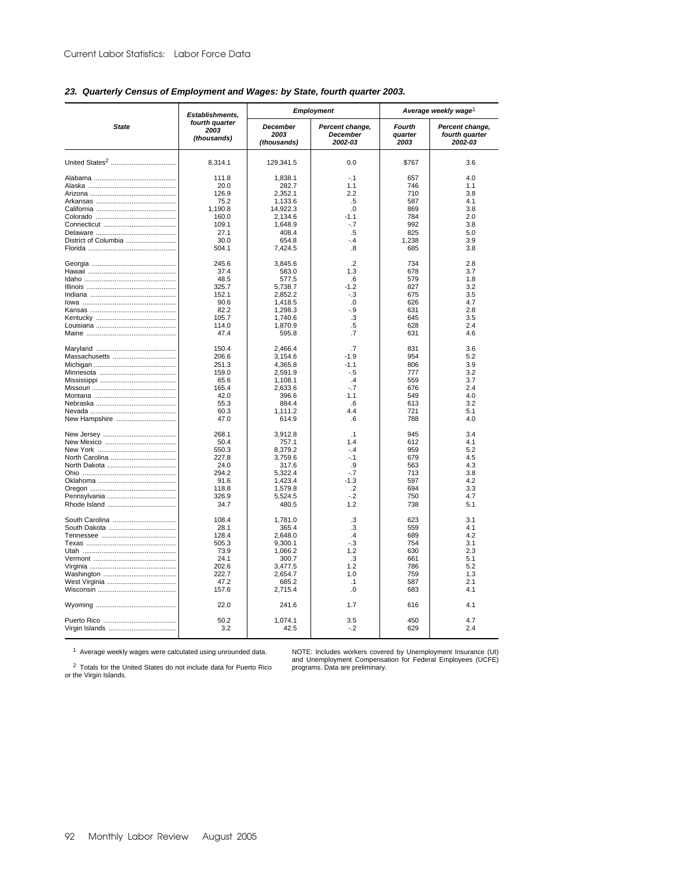### 23. Quarterly Census of Employment and Wages: by State, fourth quarter 2003.

| State | Establishments, fourth quarter 2003 (thousands) | Employment | | Average weekly wage[1] | |
|---|---|---|---|---|---|
| | | December 2003 (thousands) | Percent change, December 2002-03 | Fourth quarter 2003 | Percent change, fourth quarter 2002-03 |
| United States[2] | 8,314.1 | 129,341.5 | 0.0 | $767 | 3.6 |
| Alabama | 111.8 | 1,838.1 | -.1 | 657 | 4.0 |
| Alaska | 20.0 | 282.7 | 1.1 | 746 | 1.1 |
| Arizona | 126.9 | 2,352.1 | 2.2 | 710 | 3.8 |
| Arkansas | 75.2 | 1,133.6 | .5 | 587 | 4.1 |
| California | 1,190.8 | 14,922.3 | .0 | 869 | 3.8 |
| Colorado | 160.0 | 2,134.6 | -1.1 | 784 | 2.0 |
| Connecticut | 109.1 | 1,648.9 | -.7 | 992 | 3.8 |
| Delaware | 27.1 | 408.4 | .5 | 825 | 5.0 |
| District of Columbia | 30.0 | 654.8 | -.4 | 1,238 | 3.9 |
| Florida | 504.1 | 7,424.5 | .8 | 685 | 3.8 |
| Georgia | 245.6 | 3,845.6 | .2 | 734 | 2.8 |
| Hawaii | 37.4 | 583.0 | 1.3 | 678 | 3.7 |
| Idaho | 48.5 | 577.5 | .6 | 579 | 1.8 |
| Illinois | 325.7 | 5,738.7 | -1.2 | 827 | 3.2 |
| Indiana | 152.1 | 2,852.2 | -.3 | 675 | 3.5 |
| Iowa | 90.6 | 1,418.5 | .0 | 626 | 4.7 |
| Kansas | 82.2 | 1,298.3 | -.9 | 631 | 2.8 |
| Kentucky | 105.7 | 1,740.6 | .3 | 645 | 3.5 |
| Louisiana | 114.0 | 1,870.9 | .5 | 628 | 2.4 |
| Maine | 47.4 | 595.8 | .7 | 631 | 4.6 |
| Maryland | 150.4 | 2,466.4 | .7 | 831 | 3.6 |
| Massachusetts | 206.6 | 3,154.6 | -1.9 | 954 | 5.2 |
| Michigan | 251.3 | 4,365.8 | -1.1 | 806 | 3.9 |
| Minnesota | 159.0 | 2,591.9 | -.5 | 777 | 3.2 |
| Mississippi | 65.6 | 1,108.1 | .4 | 559 | 3.7 |
| Missouri | 165.4 | 2,633.6 | -.7 | 676 | 2.4 |
| Montana | 42.0 | 396.6 | 1.1 | 549 | 4.0 |
| Nebraska | 55.3 | 884.4 | .6 | 613 | 3.2 |
| Nevada | 60.3 | 1,111.2 | 4.4 | 721 | 5.1 |
| New Hampshire | 47.0 | 614.9 | .6 | 788 | 4.0 |
| New Jersey | 268.1 | 3,912.8 | .1 | 945 | 3.4 |
| New Mexico | 50.4 | 757.1 | 1.4 | 612 | 4.1 |
| New York | 550.3 | 8,379.2 | -.4 | 959 | 5.2 |
| North Carolina | 227.8 | 3,759.6 | -.1 | 679 | 4.5 |
| North Dakota | 24.0 | 317.6 | .9 | 563 | 4.3 |
| Ohio | 294.2 | 5,322.4 | -.7 | 713 | 3.8 |
| Oklahoma | 91.6 | 1,423.4 | -1.3 | 597 | 4.2 |
| Oregon | 118.8 | 1,579.8 | .2 | 694 | 3.3 |
| Pennsylvania | 326.9 | 5,524.5 | -.2 | 750 | 4.7 |
| Rhode Island | 34.7 | 480.5 | 1.2 | 738 | 5.1 |
| South Carolina | 108.4 | 1,781.0 | .3 | 623 | 3.1 |
| South Dakota | 28.1 | 365.4 | .3 | 559 | 4.1 |
| Tennessee | 128.4 | 2,648.0 | .4 | 689 | 4.2 |
| Texas | 505.3 | 9,300.1 | -.3 | 754 | 3.1 |
| Utah | 73.9 | 1,066.2 | 1.2 | 630 | 2.3 |
| Vermont | 24.1 | 300.7 | .3 | 661 | 5.1 |
| Virginia | 202.6 | 3,477.5 | 1.2 | 786 | 5.2 |
| Washington | 222.7 | 2,654.7 | 1.0 | 759 | 1.3 |
| West Virginia | 47.2 | 685.2 | .1 | 587 | 2.1 |
| Wisconsin | 157.6 | 2,715.4 | .0 | 683 | 4.1 |
| Wyoming | 22.0 | 241.6 | 1.7 | 616 | 4.1 |
| Puerto Rico | 50.2 | 1,074.1 | 3.5 | 450 | 4.7 |
| Virgin Islands | 3.2 | 42.5 | -.2 | 629 | 2.4 |

[1] Average weekly wages were calculated using unrounded data.

[2] Totals for the United States do not include data for Puerto Rico or the Virgin Islands.

NOTE: Includes workers covered by Unemployment Insurance (UI) and Unemployment Compensation for Federal Employees (UCFE) programs. Data are preliminary.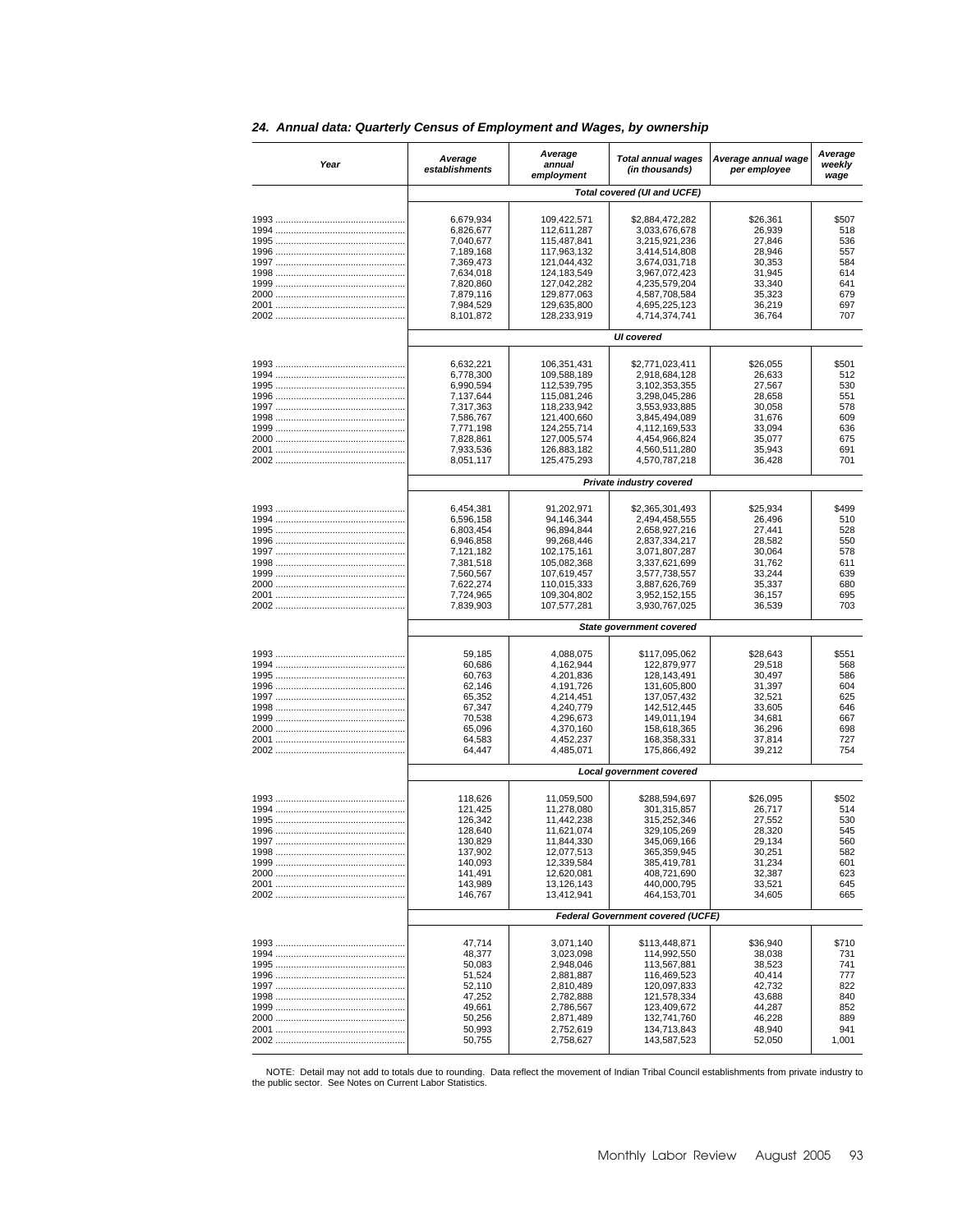## 24. Annual data: Quarterly Census of Employment and Wages, by ownership

| Year | Average establishments | Average annual employment | Total annual wages (in thousands) | Average annual wage per employee | Average weekly wage |
|---|---|---|---|---|---|
| | **Total covered (UI and UCFE)** | | | | |
| 1993 | 6,679,934 | 109,422,571 | $2,884,472,282 | $26,361 | $507 |
| 1994 | 6,826,677 | 112,611,287 | 3,033,676,678 | 26,939 | 518 |
| 1995 | 7,040,677 | 115,487,841 | 3,215,921,236 | 27,846 | 536 |
| 1996 | 7,189,168 | 117,963,132 | 3,414,514,808 | 28,946 | 557 |
| 1997 | 7,369,473 | 121,044,432 | 3,674,031,718 | 30,353 | 584 |
| 1998 | 7,634,018 | 124,183,549 | 3,967,072,423 | 31,945 | 614 |
| 1999 | 7,820,860 | 127,042,282 | 4,235,579,204 | 33,340 | 641 |
| 2000 | 7,879,116 | 129,877,063 | 4,587,708,584 | 35,323 | 679 |
| 2001 | 7,984,529 | 129,635,800 | 4,695,225,123 | 36,219 | 697 |
| 2002 | 8,101,872 | 128,233,919 | 4,714,374,741 | 36,764 | 707 |
| | **UI covered** | | | | |
| 1993 | 6,632,221 | 106,351,431 | $2,771,023,411 | $26,055 | $501 |
| 1994 | 6,778,300 | 109,588,189 | 2,918,684,128 | 26,633 | 512 |
| 1995 | 6,990,594 | 112,539,795 | 3,102,353,355 | 27,567 | 530 |
| 1996 | 7,137,644 | 115,081,246 | 3,298,045,286 | 28,658 | 551 |
| 1997 | 7,317,363 | 118,233,942 | 3,553,933,885 | 30,058 | 578 |
| 1998 | 7,586,767 | 121,400,660 | 3,845,494,089 | 31,676 | 609 |
| 1999 | 7,771,198 | 124,255,714 | 4,112,169,533 | 33,094 | 636 |
| 2000 | 7,828,861 | 127,005,574 | 4,454,966,824 | 35,077 | 675 |
| 2001 | 7,933,536 | 126,883,182 | 4,560,511,280 | 35,943 | 691 |
| 2002 | 8,051,117 | 125,475,293 | 4,570,787,218 | 36,428 | 701 |
| | **Private industry covered** | | | | |
| 1993 | 6,454,381 | 91,202,971 | $2,365,301,493 | $25,934 | $499 |
| 1994 | 6,596,158 | 94,146,344 | 2,494,458,555 | 26,496 | 510 |
| 1995 | 6,803,454 | 96,894,844 | 2,658,927,216 | 27,441 | 528 |
| 1996 | 6,946,858 | 99,268,446 | 2,837,334,217 | 28,582 | 550 |
| 1997 | 7,121,182 | 102,175,161 | 3,071,807,287 | 30,064 | 578 |
| 1998 | 7,381,518 | 105,082,368 | 3,337,621,699 | 31,762 | 611 |
| 1999 | 7,560,567 | 107,619,457 | 3,577,738,557 | 33,244 | 639 |
| 2000 | 7,622,274 | 110,015,333 | 3,887,626,769 | 35,337 | 680 |
| 2001 | 7,724,965 | 109,304,802 | 3,952,152,155 | 36,157 | 695 |
| 2002 | 7,839,903 | 107,577,281 | 3,930,767,025 | 36,539 | 703 |
| | **State government covered** | | | | |
| 1993 | 59,185 | 4,088,075 | $117,095,062 | $28,643 | $551 |
| 1994 | 60,686 | 4,162,944 | 122,879,977 | 29,518 | 568 |
| 1995 | 60,763 | 4,201,836 | 128,143,491 | 30,497 | 586 |
| 1996 | 62,146 | 4,191,726 | 131,605,800 | 31,397 | 604 |
| 1997 | 65,352 | 4,214,451 | 137,057,432 | 32,521 | 625 |
| 1998 | 67,347 | 4,240,779 | 142,512,445 | 33,605 | 646 |
| 1999 | 70,538 | 4,296,673 | 149,011,194 | 34,681 | 667 |
| 2000 | 65,096 | 4,370,160 | 158,618,365 | 36,296 | 698 |
| 2001 | 64,583 | 4,452,237 | 168,358,331 | 37,814 | 727 |
| 2002 | 64,447 | 4,485,071 | 175,866,492 | 39,212 | 754 |
| | **Local government covered** | | | | |
| 1993 | 118,626 | 11,059,500 | $288,594,697 | $26,095 | $502 |
| 1994 | 121,425 | 11,278,080 | 301,315,857 | 26,717 | 514 |
| 1995 | 126,342 | 11,442,238 | 315,252,346 | 27,552 | 530 |
| 1996 | 128,640 | 11,621,074 | 329,105,269 | 28,320 | 545 |
| 1997 | 130,829 | 11,844,330 | 345,069,166 | 29,134 | 560 |
| 1998 | 137,902 | 12,077,513 | 365,359,945 | 30,251 | 582 |
| 1999 | 140,093 | 12,339,584 | 385,419,781 | 31,234 | 601 |
| 2000 | 141,491 | 12,620,081 | 408,721,690 | 32,387 | 623 |
| 2001 | 143,989 | 13,126,143 | 440,000,795 | 33,521 | 645 |
| 2002 | 146,767 | 13,412,941 | 464,153,701 | 34,605 | 665 |
| | **Federal Government covered (UCFE)** | | | | |
| 1993 | 47,714 | 3,071,140 | $113,448,871 | $36,940 | $710 |
| 1994 | 48,377 | 3,023,098 | 114,992,550 | 38,038 | 731 |
| 1995 | 50,083 | 2,948,046 | 113,567,881 | 38,523 | 741 |
| 1996 | 51,524 | 2,881,887 | 116,469,523 | 40,414 | 777 |
| 1997 | 52,110 | 2,810,489 | 120,097,833 | 42,732 | 822 |
| 1998 | 47,252 | 2,782,888 | 121,578,334 | 43,688 | 840 |
| 1999 | 49,661 | 2,786,567 | 123,409,672 | 44,287 | 852 |
| 2000 | 50,256 | 2,871,489 | 132,741,760 | 46,228 | 889 |
| 2001 | 50,993 | 2,752,619 | 134,713,843 | 48,940 | 941 |
| 2002 | 50,755 | 2,758,627 | 143,587,523 | 52,050 | 1,001 |

NOTE: Detail may not add to totals due to rounding. Data reflect the movement of Indian Tribal Council establishments from private industry to the public sector. See Notes on Current Labor Statistics.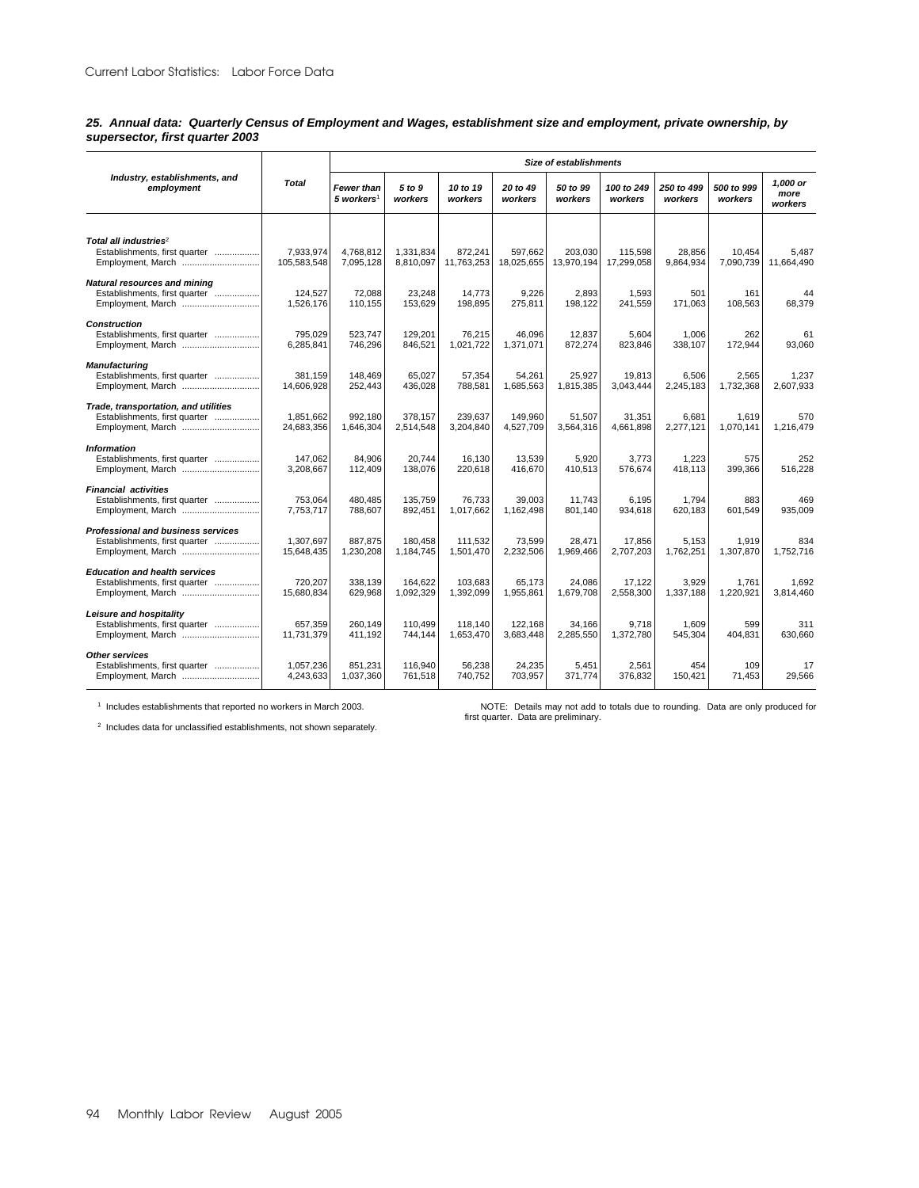**25. Annual data: Quarterly Census of Employment and Wages, establishment size and employment, private ownership, by supersector, first quarter 2003**

| Industry, establishments, and employment | Total | Size of establishments | | | | | | | | |
|---|---|---|---|---|---|---|---|---|---|---|
| | | Fewer than 5 workers[1] | 5 to 9 workers | 10 to 19 workers | 20 to 49 workers | 50 to 99 workers | 100 to 249 workers | 250 to 499 workers | 500 to 999 workers | 1,000 or more workers |
| ***Total all industries***[2] | | | | | | | | | | |
| Establishments, first quarter | 7,933,974 | 4,768,812 | 1,331,834 | 872,241 | 597,662 | 203,030 | 115,598 | 28,856 | 10,454 | 5,487 |
| Employment, March | 105,583,548 | 7,095,128 | 8,810,097 | 11,763,253 | 18,025,655 | 13,970,194 | 17,299,058 | 9,864,934 | 7,090,739 | 11,664,490 |
| ***Natural resources and mining*** | | | | | | | | | | |
| Establishments, first quarter | 124,527 | 72,088 | 23,248 | 14,773 | 9,226 | 2,893 | 1,593 | 501 | 161 | 44 |
| Employment, March | 1,526,176 | 110,155 | 153,629 | 198,895 | 275,811 | 198,122 | 241,559 | 171,063 | 108,563 | 68,379 |
| ***Construction*** | | | | | | | | | | |
| Establishments, first quarter | 795,029 | 523,747 | 129,201 | 76,215 | 46,096 | 12,837 | 5,604 | 1,006 | 262 | 61 |
| Employment, March | 6,285,841 | 746,296 | 846,521 | 1,021,722 | 1,371,071 | 872,274 | 823,846 | 338,107 | 172,944 | 93,060 |
| ***Manufacturing*** | | | | | | | | | | |
| Establishments, first quarter | 381,159 | 148,469 | 65,027 | 57,354 | 54,261 | 25,927 | 19,813 | 6,506 | 2,565 | 1,237 |
| Employment, March | 14,606,928 | 252,443 | 436,028 | 788,581 | 1,685,563 | 1,815,385 | 3,043,444 | 2,245,183 | 1,732,368 | 2,607,933 |
| ***Trade, transportation, and utilities*** | | | | | | | | | | |
| Establishments, first quarter | 1,851,662 | 992,180 | 378,157 | 239,637 | 149,960 | 51,507 | 31,351 | 6,681 | 1,619 | 570 |
| Employment, March | 24,683,356 | 1,646,304 | 2,514,548 | 3,204,840 | 4,527,709 | 3,564,316 | 4,661,898 | 2,277,121 | 1,070,141 | 1,216,479 |
| ***Information*** | | | | | | | | | | |
| Establishments, first quarter | 147,062 | 84,906 | 20,744 | 16,130 | 13,539 | 5,920 | 3,773 | 1,223 | 575 | 252 |
| Employment, March | 3,208,667 | 112,409 | 138,076 | 220,618 | 416,670 | 410,513 | 576,674 | 418,113 | 399,366 | 516,228 |
| ***Financial activities*** | | | | | | | | | | |
| Establishments, first quarter | 753,064 | 480,485 | 135,759 | 76,733 | 39,003 | 11,743 | 6,195 | 1,794 | 883 | 469 |
| Employment, March | 7,753,717 | 788,607 | 892,451 | 1,017,662 | 1,162,498 | 801,140 | 934,618 | 620,183 | 601,549 | 935,009 |
| ***Professional and business services*** | | | | | | | | | | |
| Establishments, first quarter | 1,307,697 | 887,875 | 180,458 | 111,532 | 73,599 | 28,471 | 17,856 | 5,153 | 1,919 | 834 |
| Employment, March | 15,648,435 | 1,230,208 | 1,184,745 | 1,501,470 | 2,232,506 | 1,969,466 | 2,707,203 | 1,762,251 | 1,307,870 | 1,752,716 |
| ***Education and health services*** | | | | | | | | | | |
| Establishments, first quarter | 720,207 | 338,139 | 164,622 | 103,683 | 65,173 | 24,086 | 17,122 | 3,929 | 1,761 | 1,692 |
| Employment, March | 15,680,834 | 629,968 | 1,092,329 | 1,392,099 | 1,955,861 | 1,679,708 | 2,558,300 | 1,337,188 | 1,220,921 | 3,814,460 |
| ***Leisure and hospitality*** | | | | | | | | | | |
| Establishments, first quarter | 657,359 | 260,149 | 110,499 | 118,140 | 122,168 | 34,166 | 9,718 | 1,609 | 599 | 311 |
| Employment, March | 11,731,379 | 411,192 | 744,144 | 1,653,470 | 3,683,448 | 2,285,550 | 1,372,780 | 545,304 | 404,831 | 630,660 |
| ***Other services*** | | | | | | | | | | |
| Establishments, first quarter | 1,057,236 | 851,231 | 116,940 | 56,238 | 24,235 | 5,451 | 2,561 | 454 | 109 | 17 |
| Employment, March | 4,243,633 | 1,037,360 | 761,518 | 740,752 | 703,957 | 371,774 | 376,832 | 150,421 | 71,453 | 29,566 |

[1] Includes establishments that reported no workers in March 2003.

[2] Includes data for unclassified establishments, not shown separately.

NOTE: Details may not add to totals due to rounding. Data are only produced for first quarter. Data are preliminary.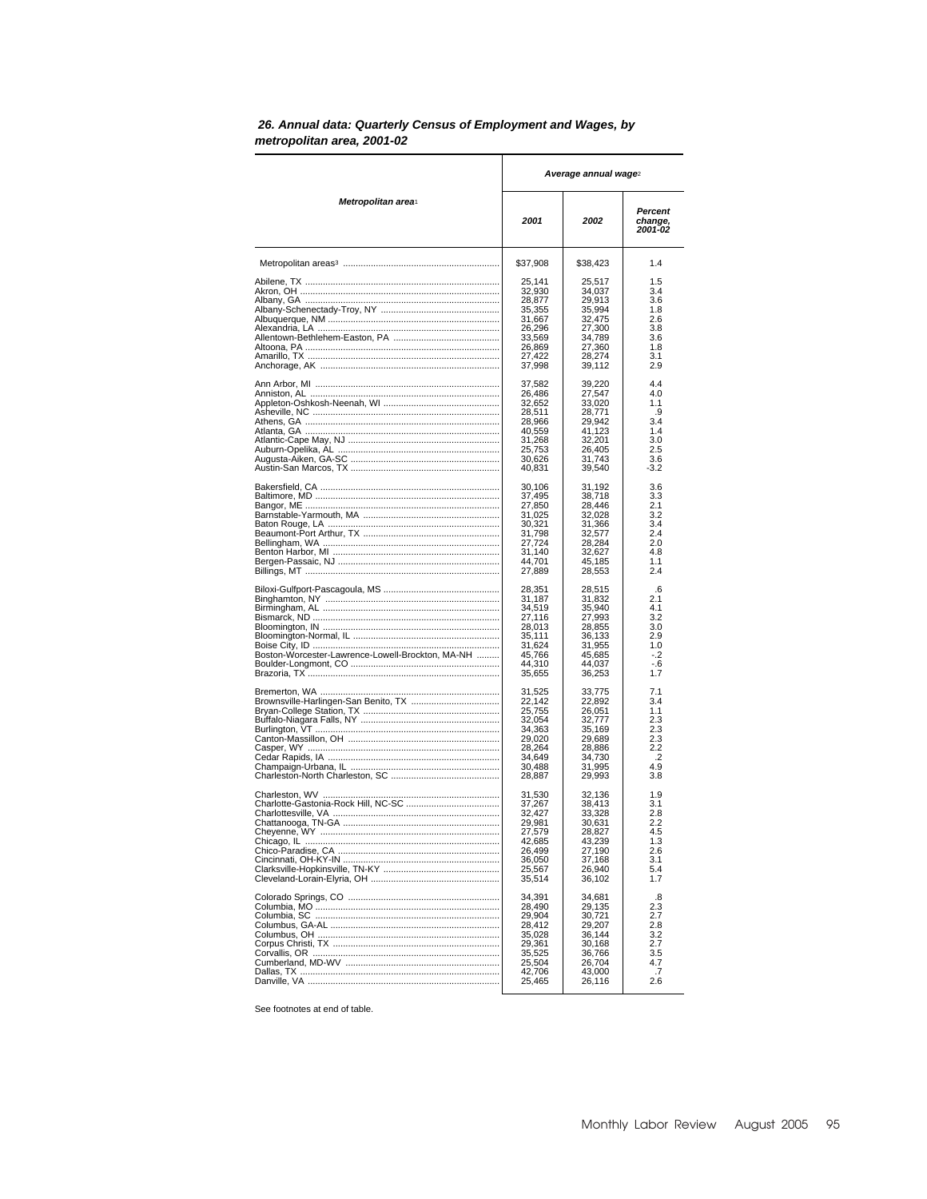## 26. Annual data: Quarterly Census of Employment and Wages, by metropolitan area, 2001-02

| Metropolitan area[1] | Average annual wage[2] | | |
|---|---|---|---|
| | 2001 | 2002 | Percent change, 2001-02 |
| Metropolitan areas[3] | $37,908 | $38,423 | 1.4 |
| Abilene, TX | 25,141 | 25,517 | 1.5 |
| Akron, OH | 32,930 | 34,037 | 3.4 |
| Albany, GA | 28,877 | 29,913 | 3.6 |
| Albany-Schenectady-Troy, NY | 35,355 | 35,994 | 1.8 |
| Albuquerque, NM | 31,667 | 32,475 | 2.6 |
| Alexandria, LA | 26,296 | 27,300 | 3.8 |
| Allentown-Bethlehem-Easton, PA | 33,569 | 34,789 | 3.6 |
| Altoona, PA | 26,869 | 27,360 | 1.8 |
| Amarillo, TX | 27,422 | 28,274 | 3.1 |
| Anchorage, AK | 37,998 | 39,112 | 2.9 |
| Ann Arbor, MI | 37,582 | 39,220 | 4.4 |
| Anniston, AL | 26,486 | 27,547 | 4.0 |
| Appleton-Oshkosh-Neenah, WI | 32,652 | 33,020 | 1.1 |
| Asheville, NC | 28,511 | 28,771 | .9 |
| Athens, GA | 28,966 | 29,942 | 3.4 |
| Atlanta, GA | 40,559 | 41,123 | 1.4 |
| Atlantic-Cape May, NJ | 31,268 | 32,201 | 3.0 |
| Auburn-Opelika, AL | 25,753 | 26,405 | 2.5 |
| Augusta-Aiken, GA-SC | 30,626 | 31,743 | 3.6 |
| Austin-San Marcos, TX | 40,831 | 39,540 | -3.2 |
| Bakersfield, CA | 30,106 | 31,192 | 3.6 |
| Baltimore, MD | 37,495 | 38,718 | 3.3 |
| Bangor, ME | 27,850 | 28,446 | 2.1 |
| Barnstable-Yarmouth, MA | 31,025 | 32,028 | 3.2 |
| Baton Rouge, LA | 30,321 | 31,366 | 3.4 |
| Beaumont-Port Arthur, TX | 31,798 | 32,577 | 2.4 |
| Bellingham, WA | 27,724 | 28,284 | 2.0 |
| Benton Harbor, MI | 31,140 | 32,627 | 4.8 |
| Bergen-Passaic, NJ | 44,701 | 45,185 | 1.1 |
| Billings, MT | 27,889 | 28,553 | 2.4 |
| Biloxi-Gulfport-Pascagoula, MS | 28,351 | 28,515 | .6 |
| Binghamton, NY | 31,187 | 31,832 | 2.1 |
| Birmingham, AL | 34,519 | 35,940 | 4.1 |
| Bismarck, ND | 27,116 | 27,993 | 3.2 |
| Bloomington, IN | 28,013 | 28,855 | 3.0 |
| Bloomington-Normal, IL | 35,111 | 36,133 | 2.9 |
| Boise City, ID | 31,624 | 31,955 | 1.0 |
| Boston-Worcester-Lawrence-Lowell-Brockton, MA-NH | 45,766 | 45,685 | -.2 |
| Boulder-Longmont, CO | 44,310 | 44,037 | -.6 |
| Brazoria, TX | 35,655 | 36,253 | 1.7 |
| Bremerton, WA | 31,525 | 33,775 | 7.1 |
| Brownsville-Harlingen-San Benito, TX | 22,142 | 22,892 | 3.4 |
| Bryan-College Station, TX | 25,755 | 26,051 | 1.1 |
| Buffalo-Niagara Falls, NY | 32,054 | 32,777 | 2.3 |
| Burlington, VT | 34,363 | 35,169 | 2.3 |
| Canton-Massillon, OH | 29,020 | 29,689 | 2.3 |
| Casper, WY | 28,264 | 28,886 | 2.2 |
| Cedar Rapids, IA | 34,649 | 34,730 | .2 |
| Champaign-Urbana, IL | 30,488 | 31,995 | 4.9 |
| Charleston-North Charleston, SC | 28,887 | 29,993 | 3.8 |
| Charleston, WV | 31,530 | 32,136 | 1.9 |
| Charlotte-Gastonia-Rock Hill, NC-SC | 37,267 | 38,413 | 3.1 |
| Charlottesville, VA | 32,427 | 33,328 | 2.8 |
| Chattanooga, TN-GA | 29,981 | 30,631 | 2.2 |
| Cheyenne, WY | 27,579 | 28,827 | 4.5 |
| Chicago, IL | 42,685 | 43,239 | 1.3 |
| Chico-Paradise, CA | 26,499 | 27,190 | 2.6 |
| Cincinnati, OH-KY-IN | 36,050 | 37,168 | 3.1 |
| Clarksville-Hopkinsville, TN-KY | 25,567 | 26,940 | 5.4 |
| Cleveland-Lorain-Elyria, OH | 35,514 | 36,102 | 1.7 |
| Colorado Springs, CO | 34,391 | 34,681 | .8 |
| Columbia, MO | 28,490 | 29,135 | 2.3 |
| Columbia, SC | 29,904 | 30,721 | 2.7 |
| Columbus, GA-AL | 28,412 | 29,207 | 2.8 |
| Columbus, OH | 35,028 | 36,144 | 3.2 |
| Corpus Christi, TX | 29,361 | 30,168 | 2.7 |
| Corvallis, OR | 35,525 | 36,766 | 3.5 |
| Cumberland, MD-WV | 25,504 | 26,704 | 4.7 |
| Dallas, TX | 42,706 | 43,000 | .7 |
| Danville, VA | 25,465 | 26,116 | 2.6 |

See footnotes at end of table.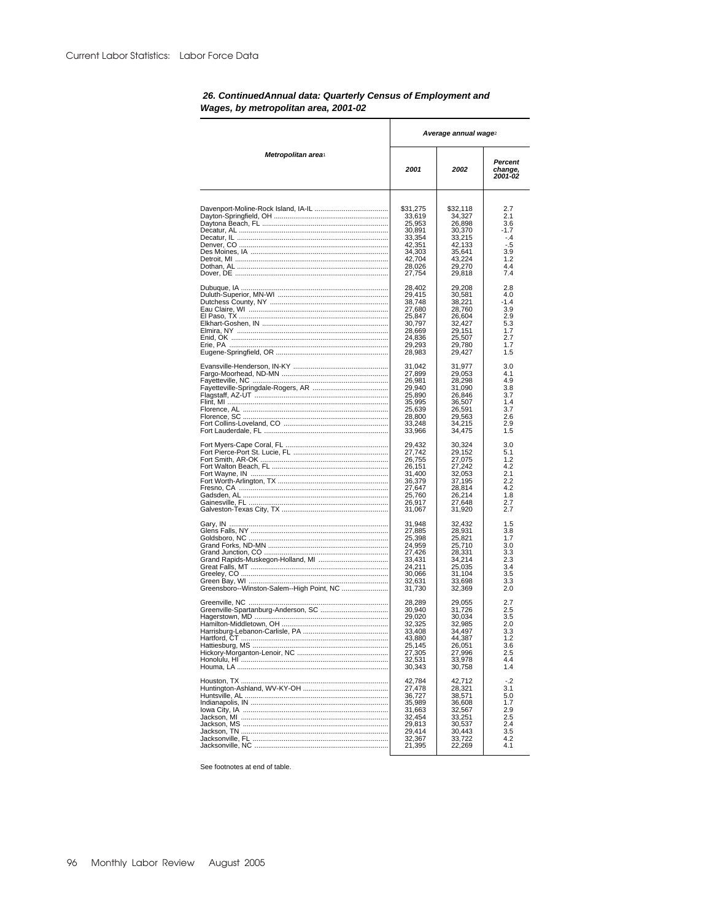## 26. Continued—Annual data: Quarterly Census of Employment and Wages, by metropolitan area, 2001-02

| Metropolitan area[1] | Average annual wage[2] | | |
|---|---|---|---|
| | 2001 | 2002 | Percent change, 2001-02 |
| Davenport-Moline-Rock Island, IA-IL | $31,275 | $32,118 | 2.7 |
| Dayton-Springfield, OH | 33,619 | 34,327 | 2.1 |
| Daytona Beach, FL | 25,953 | 26,898 | 3.6 |
| Decatur, AL | 30,891 | 30,370 | -1.7 |
| Decatur, IL | 33,354 | 33,215 | -.4 |
| Denver, CO | 42,351 | 42,133 | -.5 |
| Des Moines, IA | 34,303 | 35,641 | 3.9 |
| Detroit, MI | 42,704 | 43,224 | 1.2 |
| Dothan, AL | 28,026 | 29,270 | 4.4 |
| Dover, DE | 27,754 | 29,818 | 7.4 |
| Dubuque, IA | 28,402 | 29,208 | 2.8 |
| Duluth-Superior, MN-WI | 29,415 | 30,581 | 4.0 |
| Dutchess County, NY | 38,748 | 38,221 | -1.4 |
| Eau Claire, WI | 27,680 | 28,760 | 3.9 |
| El Paso, TX | 25,847 | 26,604 | 2.9 |
| Elkhart-Goshen, IN | 30,797 | 32,427 | 5.3 |
| Elmira, NY | 28,669 | 29,151 | 1.7 |
| Enid, OK | 24,836 | 25,507 | 2.7 |
| Erie, PA | 29,293 | 29,780 | 1.7 |
| Eugene-Springfield, OR | 28,983 | 29,427 | 1.5 |
| Evansville-Henderson, IN-KY | 31,042 | 31,977 | 3.0 |
| Fargo-Moorhead, ND-MN | 27,899 | 29,053 | 4.1 |
| Fayetteville, NC | 26,981 | 28,298 | 4.9 |
| Fayetteville-Springdale-Rogers, AR | 29,940 | 31,090 | 3.8 |
| Flagstaff, AZ-UT | 25,890 | 26,846 | 3.7 |
| Flint, MI | 35,995 | 36,507 | 1.4 |
| Florence, AL | 25,639 | 26,591 | 3.7 |
| Florence, SC | 28,800 | 29,563 | 2.6 |
| Fort Collins-Loveland, CO | 33,248 | 34,215 | 2.9 |
| Fort Lauderdale, FL | 33,966 | 34,475 | 1.5 |
| Fort Myers-Cape Coral, FL | 29,432 | 30,324 | 3.0 |
| Fort Pierce-Port St. Lucie, FL | 27,742 | 29,152 | 5.1 |
| Fort Smith, AR-OK | 26,755 | 27,075 | 1.2 |
| Fort Walton Beach, FL | 26,151 | 27,242 | 4.2 |
| Fort Wayne, IN | 31,400 | 32,053 | 2.1 |
| Fort Worth-Arlington, TX | 36,379 | 37,195 | 2.2 |
| Fresno, CA | 27,647 | 28,814 | 4.2 |
| Gadsden, AL | 25,760 | 26,214 | 1.8 |
| Gainesville, FL | 26,917 | 27,648 | 2.7 |
| Galveston-Texas City, TX | 31,067 | 31,920 | 2.7 |
| Gary, IN | 31,948 | 32,432 | 1.5 |
| Glens Falls, NY | 27,885 | 28,931 | 3.8 |
| Goldsboro, NC | 25,398 | 25,821 | 1.7 |
| Grand Forks, ND-MN | 24,959 | 25,710 | 3.0 |
| Grand Junction, CO | 27,426 | 28,331 | 3.3 |
| Grand Rapids-Muskegon-Holland, MI | 33,431 | 34,214 | 2.3 |
| Great Falls, MT | 24,211 | 25,035 | 3.4 |
| Greeley, CO | 30,066 | 31,104 | 3.5 |
| Green Bay, WI | 32,631 | 33,698 | 3.3 |
| Greensboro--Winston-Salem--High Point, NC | 31,730 | 32,369 | 2.0 |
| Greenville, NC | 28,289 | 29,055 | 2.7 |
| Greenville-Spartanburg-Anderson, SC | 30,940 | 31,726 | 2.5 |
| Hagerstown, MD | 29,020 | 30,034 | 3.5 |
| Hamilton-Middletown, OH | 32,325 | 32,985 | 2.0 |
| Harrisburg-Lebanon-Carlisle, PA | 33,408 | 34,497 | 3.3 |
| Hartford, CT | 43,880 | 44,387 | 1.2 |
| Hattiesburg, MS | 25,145 | 26,051 | 3.6 |
| Hickory-Morganton-Lenoir, NC | 27,305 | 27,996 | 2.5 |
| Honolulu, HI | 32,531 | 33,978 | 4.4 |
| Houma, LA | 30,343 | 30,758 | 1.4 |
| Houston, TX | 42,784 | 42,712 | -.2 |
| Huntington-Ashland, WV-KY-OH | 27,478 | 28,321 | 3.1 |
| Huntsville, AL | 36,727 | 38,571 | 5.0 |
| Indianapolis, IN | 35,989 | 36,608 | 1.7 |
| Iowa City, IA | 31,663 | 32,567 | 2.9 |
| Jackson, MI | 32,454 | 33,251 | 2.5 |
| Jackson, MS | 29,813 | 30,537 | 2.4 |
| Jackson, TN | 29,414 | 30,443 | 3.5 |
| Jacksonville, FL | 32,367 | 33,722 | 4.2 |
| Jacksonville, NC | 21,395 | 22,269 | 4.1 |

See footnotes at end of table.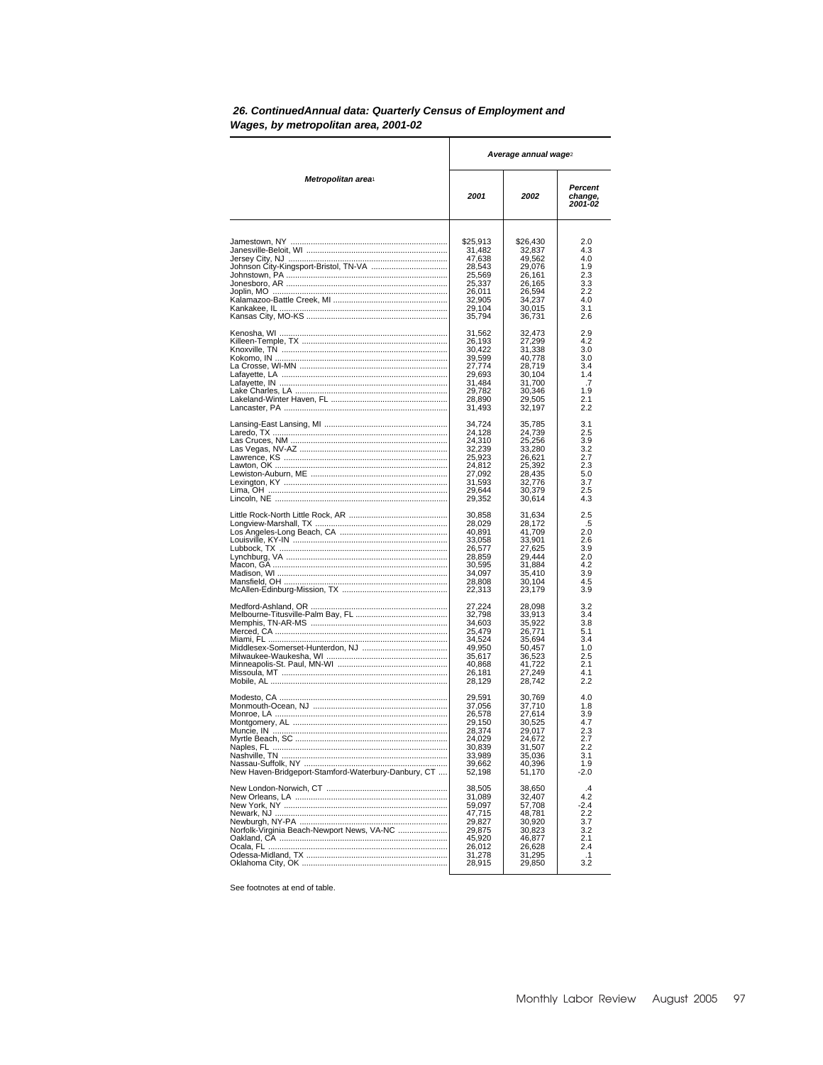**26. ContinuedAnnual data: Quarterly Census of Employment and Wages, by metropolitan area, 2001-02**

| Metropolitan area[1] | Average annual wage[2] | | |
|---|---|---|---|
| | 2001 | 2002 | Percent change, 2001-02 |
| Jamestown, NY | $25,913 | $26,430 | 2.0 |
| Janesville-Beloit, WI | 31,482 | 32,837 | 4.3 |
| Jersey City, NJ | 47,638 | 49,562 | 4.0 |
| Johnson City-Kingsport-Bristol, TN-VA | 28,543 | 29,076 | 1.9 |
| Johnstown, PA | 25,569 | 26,161 | 2.3 |
| Jonesboro, AR | 25,337 | 26,165 | 3.3 |
| Joplin, MO | 26,011 | 26,594 | 2.2 |
| Kalamazoo-Battle Creek, MI | 32,905 | 34,237 | 4.0 |
| Kankakee, IL | 29,104 | 30,015 | 3.1 |
| Kansas City, MO-KS | 35,794 | 36,731 | 2.6 |
| Kenosha, WI | 31,562 | 32,473 | 2.9 |
| Killeen-Temple, TX | 26,193 | 27,299 | 4.2 |
| Knoxville, TN | 30,422 | 31,338 | 3.0 |
| Kokomo, IN | 39,599 | 40,778 | 3.0 |
| La Crosse, WI-MN | 27,774 | 28,719 | 3.4 |
| Lafayette, LA | 29,693 | 30,104 | 1.4 |
| Lafayette, IN | 31,484 | 31,700 | .7 |
| Lake Charles, LA | 29,782 | 30,346 | 1.9 |
| Lakeland-Winter Haven, FL | 28,890 | 29,505 | 2.1 |
| Lancaster, PA | 31,493 | 32,197 | 2.2 |
| Lansing-East Lansing, MI | 34,724 | 35,785 | 3.1 |
| Laredo, TX | 24,128 | 24,739 | 2.5 |
| Las Cruces, NM | 24,310 | 25,256 | 3.9 |
| Las Vegas, NV-AZ | 32,239 | 33,280 | 3.2 |
| Lawrence, KS | 25,923 | 26,621 | 2.7 |
| Lawton, OK | 24,812 | 25,392 | 2.3 |
| Lewiston-Auburn, ME | 27,092 | 28,435 | 5.0 |
| Lexington, KY | 31,593 | 32,776 | 3.7 |
| Lima, OH | 29,644 | 30,379 | 2.5 |
| Lincoln, NE | 29,352 | 30,614 | 4.3 |
| Little Rock-North Little Rock, AR | 30,858 | 31,634 | 2.5 |
| Longview-Marshall, TX | 28,029 | 28,172 | .5 |
| Los Angeles-Long Beach, CA | 40,891 | 41,709 | 2.0 |
| Louisville, KY-IN | 33,058 | 33,901 | 2.6 |
| Lubbock, TX | 26,577 | 27,625 | 3.9 |
| Lynchburg, VA | 28,859 | 29,444 | 2.0 |
| Macon, GA | 30,595 | 31,884 | 4.2 |
| Madison, WI | 34,097 | 35,410 | 3.9 |
| Mansfield, OH | 28,808 | 30,104 | 4.5 |
| McAllen-Edinburg-Mission, TX | 22,313 | 23,179 | 3.9 |
| Medford-Ashland, OR | 27,224 | 28,098 | 3.2 |
| Melbourne-Titusville-Palm Bay, FL | 32,798 | 33,913 | 3.4 |
| Memphis, TN-AR-MS | 34,603 | 35,922 | 3.8 |
| Merced, CA | 25,479 | 26,771 | 5.1 |
| Miami, FL | 34,524 | 35,694 | 3.4 |
| Middlesex-Somerset-Hunterdon, NJ | 49,950 | 50,457 | 1.0 |
| Milwaukee-Waukesha, WI | 35,617 | 36,523 | 2.5 |
| Minneapolis-St. Paul, MN-WI | 40,868 | 41,722 | 2.1 |
| Missoula, MT | 26,181 | 27,249 | 4.1 |
| Mobile, AL | 28,129 | 28,742 | 2.2 |
| Modesto, CA | 29,591 | 30,769 | 4.0 |
| Monmouth-Ocean, NJ | 37,056 | 37,710 | 1.8 |
| Monroe, LA | 26,578 | 27,614 | 3.9 |
| Montgomery, AL | 29,150 | 30,525 | 4.7 |
| Muncie, IN | 28,374 | 29,017 | 2.3 |
| Myrtle Beach, SC | 24,029 | 24,672 | 2.7 |
| Naples, FL | 30,839 | 31,507 | 2.2 |
| Nashville, TN | 33,989 | 35,036 | 3.1 |
| Nassau-Suffolk, NY | 39,662 | 40,396 | 1.9 |
| New Haven-Bridgeport-Stamford-Waterbury-Danbury, CT | 52,198 | 51,170 | -2.0 |
| New London-Norwich, CT | 38,505 | 38,650 | .4 |
| New Orleans, LA | 31,089 | 32,407 | 4.2 |
| New York, NY | 59,097 | 57,708 | -2.4 |
| Newark, NJ | 47,715 | 48,781 | 2.2 |
| Newburgh, NY-PA | 29,827 | 30,920 | 3.7 |
| Norfolk-Virginia Beach-Newport News, VA-NC | 29,875 | 30,823 | 3.2 |
| Oakland, CA | 45,920 | 46,877 | 2.1 |
| Ocala, FL | 26,012 | 26,628 | 2.4 |
| Odessa-Midland, TX | 31,278 | 31,295 | .1 |
| Oklahoma City, OK | 28,915 | 29,850 | 3.2 |

See footnotes at end of table.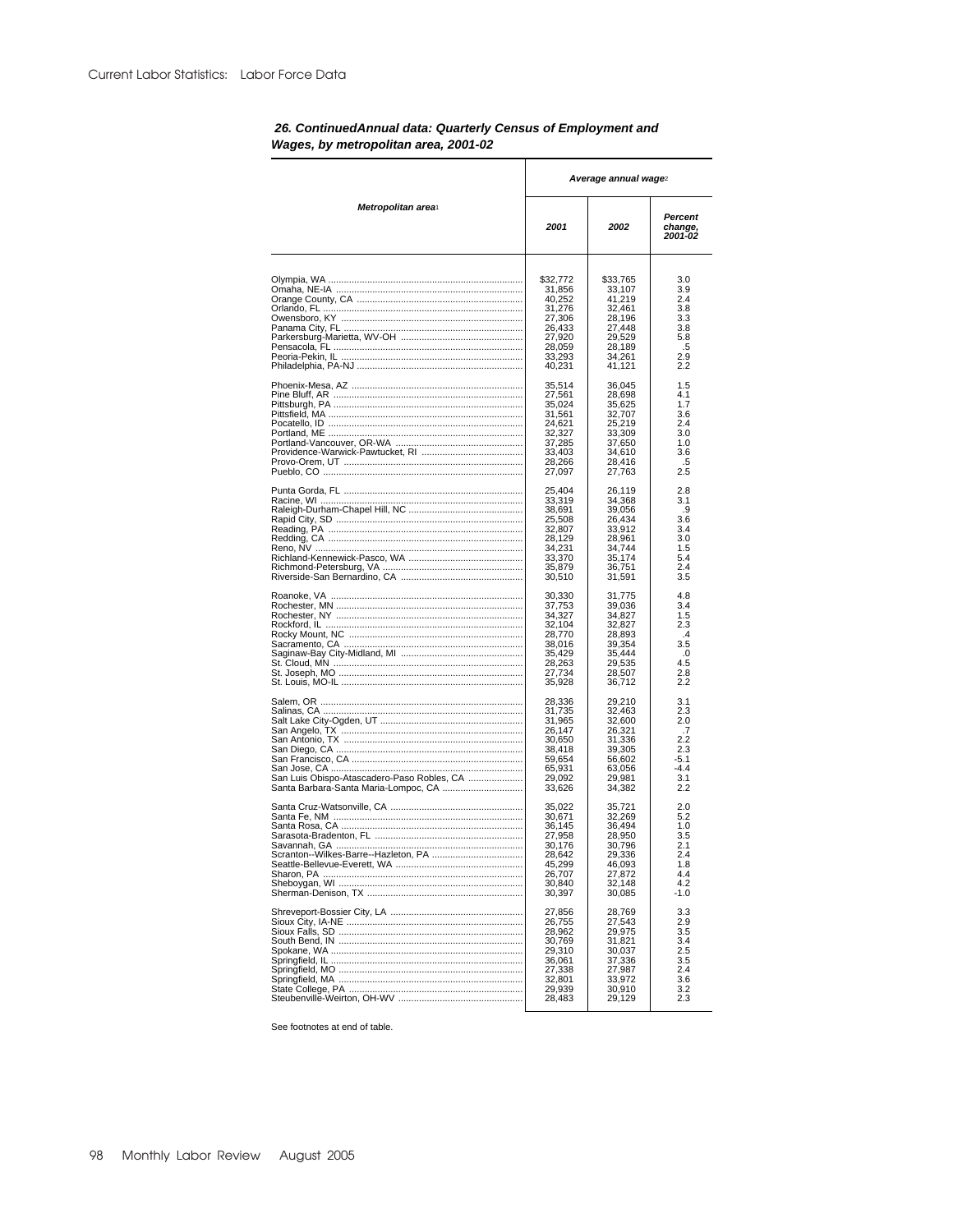**26. Continued—Annual data: Quarterly Census of Employment and Wages, by metropolitan area, 2001-02**

| Metropolitan area[1] | Average annual wage[2] | | |
|---|---|---|---|
| | 2001 | 2002 | Percent change, 2001-02 |
| Olympia, WA | $32,772 | $33,765 | 3.0 |
| Omaha, NE-IA | 31,856 | 33,107 | 3.9 |
| Orange County, CA | 40,252 | 41,219 | 2.4 |
| Orlando, FL | 31,276 | 32,461 | 3.8 |
| Owensboro, KY | 27,306 | 28,196 | 3.3 |
| Panama City, FL | 26,433 | 27,448 | 3.8 |
| Parkersburg-Marietta, WV-OH | 27,920 | 29,529 | 5.8 |
| Pensacola, FL | 28,059 | 28,189 | .5 |
| Peoria-Pekin, IL | 33,293 | 34,261 | 2.9 |
| Philadelphia, PA-NJ | 40,231 | 41,121 | 2.2 |
| Phoenix-Mesa, AZ | 35,514 | 36,045 | 1.5 |
| Pine Bluff, AR | 27,561 | 28,698 | 4.1 |
| Pittsburgh, PA | 35,024 | 35,625 | 1.7 |
| Pittsfield, MA | 31,561 | 32,707 | 3.6 |
| Pocatello, ID | 24,621 | 25,219 | 2.4 |
| Portland, ME | 32,327 | 33,309 | 3.0 |
| Portland-Vancouver, OR-WA | 37,285 | 37,650 | 1.0 |
| Providence-Warwick-Pawtucket, RI | 33,403 | 34,610 | 3.6 |
| Provo-Orem, UT | 28,266 | 28,416 | .5 |
| Pueblo, CO | 27,097 | 27,763 | 2.5 |
| Punta Gorda, FL | 25,404 | 26,119 | 2.8 |
| Racine, WI | 33,319 | 34,368 | 3.1 |
| Raleigh-Durham-Chapel Hill, NC | 38,691 | 39,056 | .9 |
| Rapid City, SD | 25,508 | 26,434 | 3.6 |
| Reading, PA | 32,807 | 33,912 | 3.4 |
| Redding, CA | 28,129 | 28,961 | 3.0 |
| Reno, NV | 34,231 | 34,744 | 1.5 |
| Richland-Kennewick-Pasco, WA | 33,370 | 35,174 | 5.4 |
| Richmond-Petersburg, VA | 35,879 | 36,751 | 2.4 |
| Riverside-San Bernardino, CA | 30,510 | 31,591 | 3.5 |
| Roanoke, VA | 30,330 | 31,775 | 4.8 |
| Rochester, MN | 37,753 | 39,036 | 3.4 |
| Rochester, NY | 34,327 | 34,827 | 1.5 |
| Rockford, IL | 32,104 | 32,827 | 2.3 |
| Rocky Mount, NC | 28,770 | 28,893 | .4 |
| Sacramento, CA | 38,016 | 39,354 | 3.5 |
| Saginaw-Bay City-Midland, MI | 35,429 | 35,444 | .0 |
| St. Cloud, MN | 28,263 | 29,535 | 4.5 |
| St. Joseph, MO | 27,734 | 28,507 | 2.8 |
| St. Louis, MO-IL | 35,928 | 36,712 | 2.2 |
| Salem, OR | 28,336 | 29,210 | 3.1 |
| Salinas, CA | 31,735 | 32,463 | 2.3 |
| Salt Lake City-Ogden, UT | 31,965 | 32,600 | 2.0 |
| San Angelo, TX | 26,147 | 26,321 | .7 |
| San Antonio, TX | 30,650 | 31,336 | 2.2 |
| San Diego, CA | 38,418 | 39,305 | 2.3 |
| San Francisco, CA | 59,654 | 56,602 | -5.1 |
| San Jose, CA | 65,931 | 63,056 | -4.4 |
| San Luis Obispo-Atascadero-Paso Robles, CA | 29,092 | 29,981 | 3.1 |
| Santa Barbara-Santa Maria-Lompoc, CA | 33,626 | 34,382 | 2.2 |
| Santa Cruz-Watsonville, CA | 35,022 | 35,721 | 2.0 |
| Santa Fe, NM | 30,671 | 32,269 | 5.2 |
| Santa Rosa, CA | 36,145 | 36,494 | 1.0 |
| Sarasota-Bradenton, FL | 27,958 | 28,950 | 3.5 |
| Savannah, GA | 30,176 | 30,796 | 2.1 |
| Scranton--Wilkes-Barre--Hazleton, PA | 28,642 | 29,336 | 2.4 |
| Seattle-Bellevue-Everett, WA | 45,299 | 46,093 | 1.8 |
| Sharon, PA | 26,707 | 27,872 | 4.4 |
| Sheboygan, WI | 30,840 | 32,148 | 4.2 |
| Sherman-Denison, TX | 30,397 | 30,085 | -1.0 |
| Shreveport-Bossier City, LA | 27,856 | 28,769 | 3.3 |
| Sioux City, IA-NE | 26,755 | 27,543 | 2.9 |
| Sioux Falls, SD | 28,962 | 29,975 | 3.5 |
| South Bend, IN | 30,769 | 31,821 | 3.4 |
| Spokane, WA | 29,310 | 30,037 | 2.5 |
| Springfield, IL | 36,061 | 37,336 | 3.5 |
| Springfield, MO | 27,338 | 27,987 | 2.4 |
| Springfield, MA | 32,801 | 33,972 | 3.6 |
| State College, PA | 29,939 | 30,910 | 3.2 |
| Steubenville-Weirton, OH-WV | 28,483 | 29,129 | 2.3 |

See footnotes at end of table.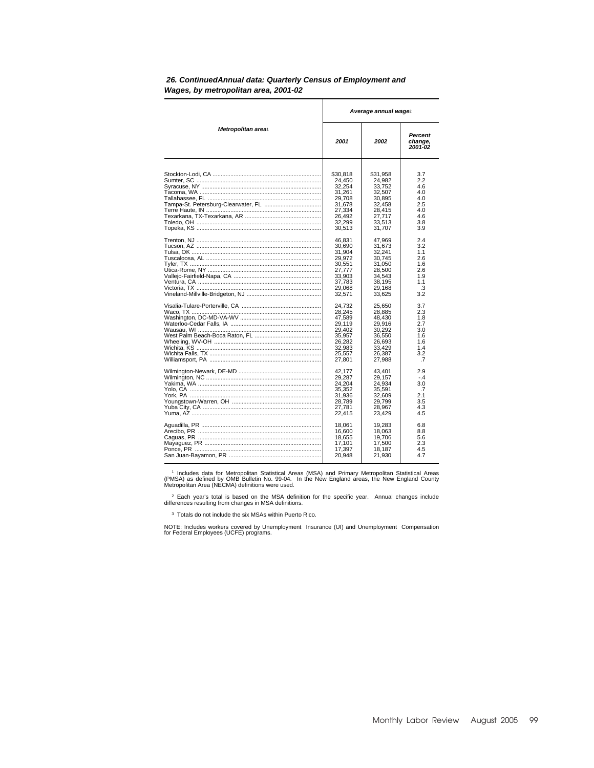### 26. Continued—Annual data: Quarterly Census of Employment and Wages, by metropolitan area, 2001-02

| Metropolitan area[1] | Average annual wage[2] | | |
|---|---|---|---|
| | 2001 | 2002 | Percent change, 2001-02 |
| Stockton-Lodi, CA | $30,818 | $31,958 | 3.7 |
| Sumter, SC | 24,450 | 24,982 | 2.2 |
| Syracuse, NY | 32,254 | 33,752 | 4.6 |
| Tacoma, WA | 31,261 | 32,507 | 4.0 |
| Tallahassee, FL | 29,708 | 30,895 | 4.0 |
| Tampa-St. Petersburg-Clearwater, FL | 31,678 | 32,458 | 2.5 |
| Terre Haute, IN | 27,334 | 28,415 | 4.0 |
| Texarkana, TX-Texarkana, AR | 26,492 | 27,717 | 4.6 |
| Toledo, OH | 32,299 | 33,513 | 3.8 |
| Topeka, KS | 30,513 | 31,707 | 3.9 |
| Trenton, NJ | 46,831 | 47,969 | 2.4 |
| Tucson, AZ | 30,690 | 31,673 | 3.2 |
| Tulsa, OK | 31,904 | 32,241 | 1.1 |
| Tuscaloosa, AL | 29,972 | 30,745 | 2.6 |
| Tyler, TX | 30,551 | 31,050 | 1.6 |
| Utica-Rome, NY | 27,777 | 28,500 | 2.6 |
| Vallejo-Fairfield-Napa, CA | 33,903 | 34,543 | 1.9 |
| Ventura, CA | 37,783 | 38,195 | 1.1 |
| Victoria, TX | 29,068 | 29,168 | .3 |
| Vineland-Millville-Bridgeton, NJ | 32,571 | 33,625 | 3.2 |
| Visalia-Tulare-Porterville, CA | 24,732 | 25,650 | 3.7 |
| Waco, TX | 28,245 | 28,885 | 2.3 |
| Washington, DC-MD-VA-WV | 47,589 | 48,430 | 1.8 |
| Waterloo-Cedar Falls, IA | 29,119 | 29,916 | 2.7 |
| Wausau, WI | 29,402 | 30,292 | 3.0 |
| West Palm Beach-Boca Raton, FL | 35,957 | 36,550 | 1.6 |
| Wheeling, WV-OH | 26,282 | 26,693 | 1.6 |
| Wichita, KS | 32,983 | 33,429 | 1.4 |
| Wichita Falls, TX | 25,557 | 26,387 | 3.2 |
| Williamsport, PA | 27,801 | 27,988 | .7 |
| Wilmington-Newark, DE-MD | 42,177 | 43,401 | 2.9 |
| Wilmington, NC | 29,287 | 29,157 | -.4 |
| Yakima, WA | 24,204 | 24,934 | 3.0 |
| Yolo, CA | 35,352 | 35,591 | .7 |
| York, PA | 31,936 | 32,609 | 2.1 |
| Youngstown-Warren, OH | 28,789 | 29,799 | 3.5 |
| Yuba City, CA | 27,781 | 28,967 | 4.3 |
| Yuma, AZ | 22,415 | 23,429 | 4.5 |
| Aguadilla, PR | 18,061 | 19,283 | 6.8 |
| Arecibo, PR | 16,600 | 18,063 | 8.8 |
| Caguas, PR | 18,655 | 19,706 | 5.6 |
| Mayaguez, PR | 17,101 | 17,500 | 2.3 |
| Ponce, PR | 17,397 | 18,187 | 4.5 |
| San Juan-Bayamon, PR | 20,948 | 21,930 | 4.7 |

[1] Includes data for Metropolitan Statistical Areas (MSA) and Primary Metropolitan Statistical Areas (PMSA) as defined by OMB Bulletin No. 99-04. In the New England areas, the New England County Metropolitan Area (NECMA) definitions were used.

[2] Each year's total is based on the MSA definition for the specific year. Annual changes include differences resulting from changes in MSA definitions.

[3] Totals do not include the six MSAs within Puerto Rico.

NOTE: Includes workers covered by Unemployment Insurance (UI) and Unemployment Compensation for Federal Employees (UCFE) programs.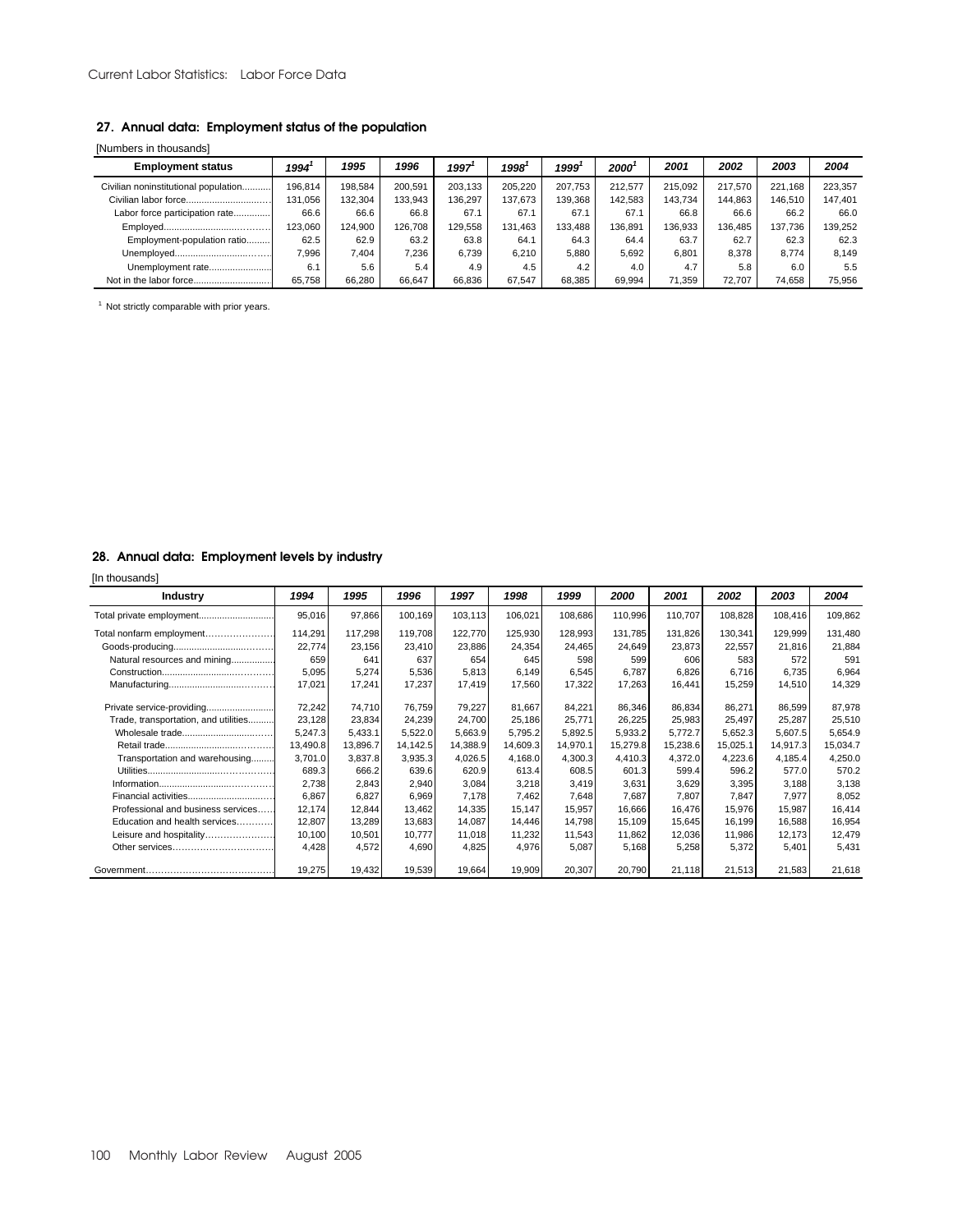## 27. Annual data: Employment status of the population

[Numbers in thousands]

| Employment status | 1994[1] | 1995 | 1996 | 1997[1] | 1998[1] | 1999[1] | 2000[1] | 2001 | 2002 | 2003 | 2004 |
|---|---|---|---|---|---|---|---|---|---|---|---|
| Civilian noninstitutional population | 196,814 | 198,584 | 200,591 | 203,133 | 205,220 | 207,753 | 212,577 | 215,092 | 217,570 | 221,168 | 223,357 |
| Civilian labor force | 131,056 | 132,304 | 133,943 | 136,297 | 137,673 | 139,368 | 142,583 | 143,734 | 144,863 | 146,510 | 147,401 |
| Labor force participation rate | 66.6 | 66.6 | 66.8 | 67.1 | 67.1 | 67.1 | 67.1 | 66.8 | 66.6 | 66.2 | 66.0 |
| Employed | 123,060 | 124,900 | 126,708 | 129,558 | 131,463 | 133,488 | 136,891 | 136,933 | 136,485 | 137,736 | 139,252 |
| Employment-population ratio | 62.5 | 62.9 | 63.2 | 63.8 | 64.1 | 64.3 | 64.4 | 63.7 | 62.7 | 62.3 | 62.3 |
| Unemployed | 7,996 | 7,404 | 7,236 | 6,739 | 6,210 | 5,880 | 5,692 | 6,801 | 8,378 | 8,774 | 8,149 |
| Unemployment rate | 6.1 | 5.6 | 5.4 | 4.9 | 4.5 | 4.2 | 4.0 | 4.7 | 5.8 | 6.0 | 5.5 |
| Not in the labor force | 65,758 | 66,280 | 66,647 | 66,836 | 67,547 | 68,385 | 69,994 | 71,359 | 72,707 | 74,658 | 75,956 |

[1] Not strictly comparable with prior years.

## 28. Annual data: Employment levels by industry

[In thousands]

| Industry | 1994 | 1995 | 1996 | 1997 | 1998 | 1999 | 2000 | 2001 | 2002 | 2003 | 2004 |
|---|---|---|---|---|---|---|---|---|---|---|---|
| Total private employment | 95,016 | 97,866 | 100,169 | 103,113 | 106,021 | 108,686 | 110,996 | 110,707 | 108,828 | 108,416 | 109,862 |
| Total nonfarm employment | 114,291 | 117,298 | 119,708 | 122,770 | 125,930 | 128,993 | 131,785 | 131,826 | 130,341 | 129,999 | 131,480 |
| Goods-producing | 22,774 | 23,156 | 23,410 | 23,886 | 24,354 | 24,465 | 24,649 | 23,873 | 22,557 | 21,816 | 21,884 |
| Natural resources and mining | 659 | 641 | 637 | 654 | 645 | 598 | 599 | 606 | 583 | 572 | 591 |
| Construction | 5,095 | 5,274 | 5,536 | 5,813 | 6,149 | 6,545 | 6,787 | 6,826 | 6,716 | 6,735 | 6,964 |
| Manufacturing | 17,021 | 17,241 | 17,237 | 17,419 | 17,560 | 17,322 | 17,263 | 16,441 | 15,259 | 14,510 | 14,329 |
| Private service-providing | 72,242 | 74,710 | 76,759 | 79,227 | 81,667 | 84,221 | 86,346 | 86,834 | 86,271 | 86,599 | 87,978 |
| Trade, transportation, and utilities | 23,128 | 23,834 | 24,239 | 24,700 | 25,186 | 25,771 | 26,225 | 25,983 | 25,497 | 25,287 | 25,510 |
| Wholesale trade | 5,247.3 | 5,433.1 | 5,522.0 | 5,663.9 | 5,795.2 | 5,892.5 | 5,933.2 | 5,772.7 | 5,652.3 | 5,607.5 | 5,654.9 |
| Retail trade | 13,490.8 | 13,896.7 | 14,142.5 | 14,388.9 | 14,609.3 | 14,970.1 | 15,279.8 | 15,238.6 | 15,025.1 | 14,917.3 | 15,034.7 |
| Transportation and warehousing | 3,701.0 | 3,837.8 | 3,935.3 | 4,026.5 | 4,168.0 | 4,300.3 | 4,410.3 | 4,372.0 | 4,223.6 | 4,185.4 | 4,250.0 |
| Utilities | 689.3 | 666.2 | 639.6 | 620.9 | 613.4 | 608.5 | 601.3 | 599.4 | 596.2 | 577.0 | 570.2 |
| Information | 2,738 | 2,843 | 2,940 | 3,084 | 3,218 | 3,419 | 3,631 | 3,629 | 3,395 | 3,188 | 3,138 |
| Financial activities | 6,867 | 6,827 | 6,969 | 7,178 | 7,462 | 7,648 | 7,687 | 7,807 | 7,847 | 7,977 | 8,052 |
| Professional and business services | 12,174 | 12,844 | 13,462 | 14,335 | 15,147 | 15,957 | 16,666 | 16,476 | 15,976 | 15,987 | 16,414 |
| Education and health services | 12,807 | 13,289 | 13,683 | 14,087 | 14,446 | 14,798 | 15,109 | 15,645 | 16,199 | 16,588 | 16,954 |
| Leisure and hospitality | 10,100 | 10,501 | 10,777 | 11,018 | 11,232 | 11,543 | 11,862 | 12,036 | 11,986 | 12,173 | 12,479 |
| Other services | 4,428 | 4,572 | 4,690 | 4,825 | 4,976 | 5,087 | 5,168 | 5,258 | 5,372 | 5,401 | 5,431 |
| Government | 19,275 | 19,432 | 19,539 | 19,664 | 19,909 | 20,307 | 20,790 | 21,118 | 21,513 | 21,583 | 21,618 |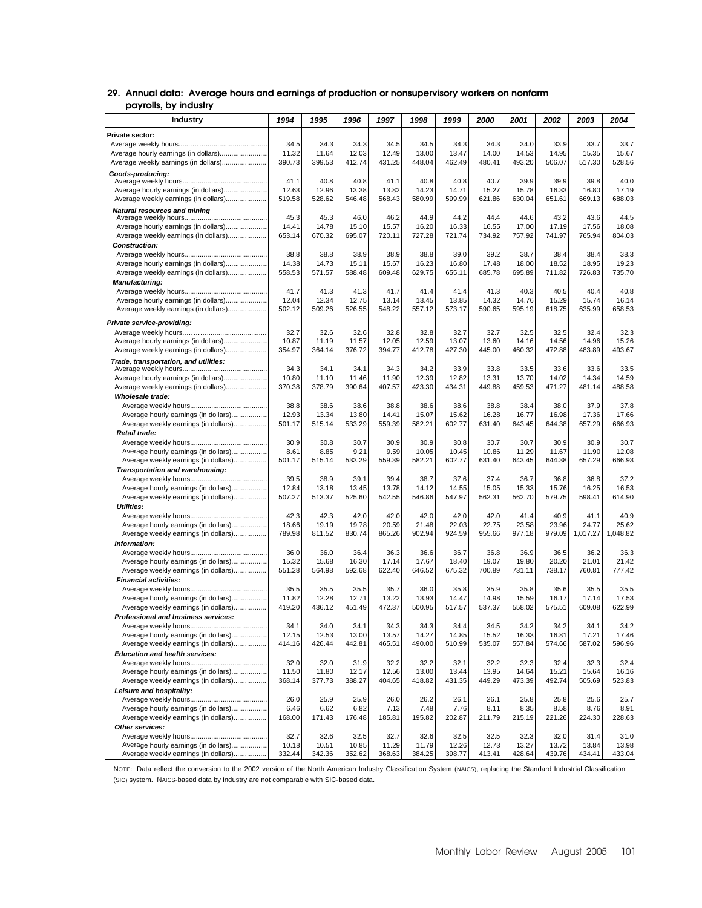## 29. Annual data: Average hours and earnings of production or nonsupervisory workers on nonfarm payrolls, by industry

| Industry | 1994 | 1995 | 1996 | 1997 | 1998 | 1999 | 2000 | 2001 | 2002 | 2003 | 2004 |
|---|---|---|---|---|---|---|---|---|---|---|---|
| **Private sector:** | | | | | | | | | | | |
| Average weekly hours | 34.5 | 34.3 | 34.3 | 34.5 | 34.5 | 34.3 | 34.3 | 34.0 | 33.9 | 33.7 | 33.7 |
| Average hourly earnings (in dollars) | 11.32 | 11.64 | 12.03 | 12.49 | 13.00 | 13.47 | 14.00 | 14.53 | 14.95 | 15.35 | 15.67 |
| Average weekly earnings (in dollars) | 390.73 | 399.53 | 412.74 | 431.25 | 448.04 | 462.49 | 480.41 | 493.20 | 506.07 | 517.30 | 528.56 |
| ***Goods-producing:*** | | | | | | | | | | | |
| Average weekly hours | 41.1 | 40.8 | 40.8 | 41.1 | 40.8 | 40.8 | 40.7 | 39.9 | 39.9 | 39.8 | 40.0 |
| Average hourly earnings (in dollars) | 12.63 | 12.96 | 13.38 | 13.82 | 14.23 | 14.71 | 15.27 | 15.78 | 16.33 | 16.80 | 17.19 |
| Average weekly earnings (in dollars) | 519.58 | 528.62 | 546.48 | 568.43 | 580.99 | 599.99 | 621.86 | 630.04 | 651.61 | 669.13 | 688.03 |
| ***Natural resources and mining*** | | | | | | | | | | | |
| Average weekly hours | 45.3 | 45.3 | 46.0 | 46.2 | 44.9 | 44.2 | 44.4 | 44.6 | 43.2 | 43.6 | 44.5 |
| Average hourly earnings (in dollars) | 14.41 | 14.78 | 15.10 | 15.57 | 16.20 | 16.33 | 16.55 | 17.00 | 17.19 | 17.56 | 18.08 |
| Average weekly earnings (in dollars) | 653.14 | 670.32 | 695.07 | 720.11 | 727.28 | 721.74 | 734.92 | 757.92 | 741.97 | 765.94 | 804.03 |
| ***Construction:*** | | | | | | | | | | | |
| Average weekly hours | 38.8 | 38.8 | 38.9 | 38.9 | 38.8 | 39.0 | 39.2 | 38.7 | 38.4 | 38.4 | 38.3 |
| Average hourly earnings (in dollars) | 14.38 | 14.73 | 15.11 | 15.67 | 16.23 | 16.80 | 17.48 | 18.00 | 18.52 | 18.95 | 19.23 |
| Average weekly earnings (in dollars) | 558.53 | 571.57 | 588.48 | 609.48 | 629.75 | 655.11 | 685.78 | 695.89 | 711.82 | 726.83 | 735.70 |
| ***Manufacturing:*** | | | | | | | | | | | |
| Average weekly hours | 41.7 | 41.3 | 41.3 | 41.7 | 41.4 | 41.4 | 41.3 | 40.3 | 40.5 | 40.4 | 40.8 |
| Average hourly earnings (in dollars) | 12.04 | 12.34 | 12.75 | 13.14 | 13.45 | 13.85 | 14.32 | 14.76 | 15.29 | 15.74 | 16.14 |
| Average weekly earnings (in dollars) | 502.12 | 509.26 | 526.55 | 548.22 | 557.12 | 573.17 | 590.65 | 595.19 | 618.75 | 635.99 | 658.53 |
| ***Private service-providing:*** | | | | | | | | | | | |
| Average weekly hours | 32.7 | 32.6 | 32.6 | 32.8 | 32.8 | 32.7 | 32.7 | 32.5 | 32.5 | 32.4 | 32.3 |
| Average hourly earnings (in dollars) | 10.87 | 11.19 | 11.57 | 12.05 | 12.59 | 13.07 | 13.60 | 14.16 | 14.56 | 14.96 | 15.26 |
| Average weekly earnings (in dollars) | 354.97 | 364.14 | 376.72 | 394.77 | 412.78 | 427.30 | 445.00 | 460.32 | 472.88 | 483.89 | 493.67 |
| ***Trade, transportation, and utilities:*** | | | | | | | | | | | |
| Average weekly hours | 34.3 | 34.1 | 34.1 | 34.3 | 34.2 | 33.9 | 33.8 | 33.5 | 33.6 | 33.6 | 33.5 |
| Average hourly earnings (in dollars) | 10.80 | 11.10 | 11.46 | 11.90 | 12.39 | 12.82 | 13.31 | 13.70 | 14.02 | 14.34 | 14.59 |
| Average weekly earnings (in dollars) | 370.38 | 378.79 | 390.64 | 407.57 | 423.30 | 434.31 | 449.88 | 459.53 | 471.27 | 481.14 | 488.58 |
| ***Wholesale trade:*** | | | | | | | | | | | |
| Average weekly hours | 38.8 | 38.6 | 38.6 | 38.8 | 38.6 | 38.6 | 38.8 | 38.4 | 38.0 | 37.9 | 37.8 |
| Average hourly earnings (in dollars) | 12.93 | 13.34 | 13.80 | 14.41 | 15.07 | 15.62 | 16.28 | 16.77 | 16.98 | 17.36 | 17.66 |
| Average weekly earnings (in dollars) | 501.17 | 515.14 | 533.29 | 559.39 | 582.21 | 602.77 | 631.40 | 643.45 | 644.38 | 657.29 | 666.93 |
| ***Retail trade:*** | | | | | | | | | | | |
| Average weekly hours | 30.9 | 30.8 | 30.7 | 30.9 | 30.9 | 30.8 | 30.7 | 30.7 | 30.9 | 30.9 | 30.7 |
| Average hourly earnings (in dollars) | 8.61 | 8.85 | 9.21 | 9.59 | 10.05 | 10.45 | 10.86 | 11.29 | 11.67 | 11.90 | 12.08 |
| Average weekly earnings (in dollars) | 501.17 | 515.14 | 533.29 | 559.39 | 582.21 | 602.77 | 631.40 | 643.45 | 644.38 | 657.29 | 666.93 |
| ***Transportation and warehousing:*** | | | | | | | | | | | |
| Average weekly hours | 39.5 | 38.9 | 39.1 | 39.4 | 38.7 | 37.6 | 37.4 | 36.7 | 36.8 | 36.8 | 37.2 |
| Average hourly earnings (in dollars) | 12.84 | 13.18 | 13.45 | 13.78 | 14.12 | 14.55 | 15.05 | 15.33 | 15.76 | 16.25 | 16.53 |
| Average weekly earnings (in dollars) | 507.27 | 513.37 | 525.60 | 542.55 | 546.86 | 547.97 | 562.31 | 562.70 | 579.75 | 598.41 | 614.90 |
| ***Utilities:*** | | | | | | | | | | | |
| Average weekly hours | 42.3 | 42.3 | 42.0 | 42.0 | 42.0 | 42.0 | 42.0 | 41.4 | 40.9 | 41.1 | 40.9 |
| Average hourly earnings (in dollars) | 18.66 | 19.19 | 19.78 | 20.59 | 21.48 | 22.03 | 22.75 | 23.58 | 23.96 | 24.77 | 25.62 |
| Average weekly earnings (in dollars) | 789.98 | 811.52 | 830.74 | 865.26 | 902.94 | 924.59 | 955.66 | 977.18 | 979.09 | 1,017.27 | 1,048.82 |
| ***Information:*** | | | | | | | | | | | |
| Average weekly hours | 36.0 | 36.0 | 36.4 | 36.3 | 36.6 | 36.7 | 36.8 | 36.9 | 36.5 | 36.2 | 36.3 |
| Average hourly earnings (in dollars) | 15.32 | 15.68 | 16.30 | 17.14 | 17.67 | 18.40 | 19.07 | 19.80 | 20.20 | 21.01 | 21.42 |
| Average weekly earnings (in dollars) | 551.28 | 564.98 | 592.68 | 622.40 | 646.52 | 675.32 | 700.89 | 731.11 | 738.17 | 760.81 | 777.42 |
| ***Financial activities:*** | | | | | | | | | | | |
| Average weekly hours | 35.5 | 35.5 | 35.5 | 35.7 | 36.0 | 35.8 | 35.9 | 35.8 | 35.6 | 35.5 | 35.5 |
| Average hourly earnings (in dollars) | 11.82 | 12.28 | 12.71 | 13.22 | 13.93 | 14.47 | 14.98 | 15.59 | 16.17 | 17.14 | 17.53 |
| Average weekly earnings (in dollars) | 419.20 | 436.12 | 451.49 | 472.37 | 500.95 | 517.57 | 537.37 | 558.02 | 575.51 | 609.08 | 622.99 |
| ***Professional and business services:*** | | | | | | | | | | | |
| Average weekly hours | 34.1 | 34.0 | 34.1 | 34.3 | 34.3 | 34.4 | 34.5 | 34.2 | 34.2 | 34.1 | 34.2 |
| Average hourly earnings (in dollars) | 12.15 | 12.53 | 13.00 | 13.57 | 14.27 | 14.85 | 15.52 | 16.33 | 16.81 | 17.21 | 17.46 |
| Average weekly earnings (in dollars) | 414.16 | 426.44 | 442.81 | 465.51 | 490.00 | 510.99 | 535.07 | 557.84 | 574.66 | 587.02 | 596.96 |
| ***Education and health services:*** | | | | | | | | | | | |
| Average weekly hours | 32.0 | 32.0 | 31.9 | 32.2 | 32.2 | 32.1 | 32.2 | 32.3 | 32.4 | 32.3 | 32.4 |
| Average hourly earnings (in dollars) | 11.50 | 11.80 | 12.17 | 12.56 | 13.00 | 13.44 | 13.95 | 14.64 | 15.21 | 15.64 | 16.16 |
| Average weekly earnings (in dollars) | 368.14 | 377.73 | 388.27 | 404.65 | 418.82 | 431.35 | 449.29 | 473.39 | 492.74 | 505.69 | 523.83 |
| ***Leisure and hospitality:*** | | | | | | | | | | | |
| Average weekly hours | 26.0 | 25.9 | 25.9 | 26.0 | 26.2 | 26.1 | 26.1 | 25.8 | 25.8 | 25.6 | 25.7 |
| Average hourly earnings (in dollars) | 6.46 | 6.62 | 6.82 | 7.13 | 7.48 | 7.76 | 8.11 | 8.35 | 8.58 | 8.76 | 8.91 |
| Average weekly earnings (in dollars) | 168.00 | 171.43 | 176.48 | 185.81 | 195.82 | 202.87 | 211.79 | 215.19 | 221.26 | 224.30 | 228.63 |
| ***Other services:*** | | | | | | | | | | | |
| Average weekly hours | 32.7 | 32.6 | 32.5 | 32.7 | 32.6 | 32.5 | 32.5 | 32.3 | 32.0 | 31.4 | 31.0 |
| Average hourly earnings (in dollars) | 10.18 | 10.51 | 10.85 | 11.29 | 11.79 | 12.26 | 12.73 | 13.27 | 13.72 | 13.84 | 13.98 |
| Average weekly earnings (in dollars) | 332.44 | 342.36 | 352.62 | 368.63 | 384.25 | 398.77 | 413.41 | 428.64 | 439.76 | 434.41 | 433.04 |

NOTE: Data reflect the conversion to the 2002 version of the North American Industry Classification System (NAICS), replacing the Standard Industrial Classification (SIC) system. NAICS-based data by industry are not comparable with SIC-based data.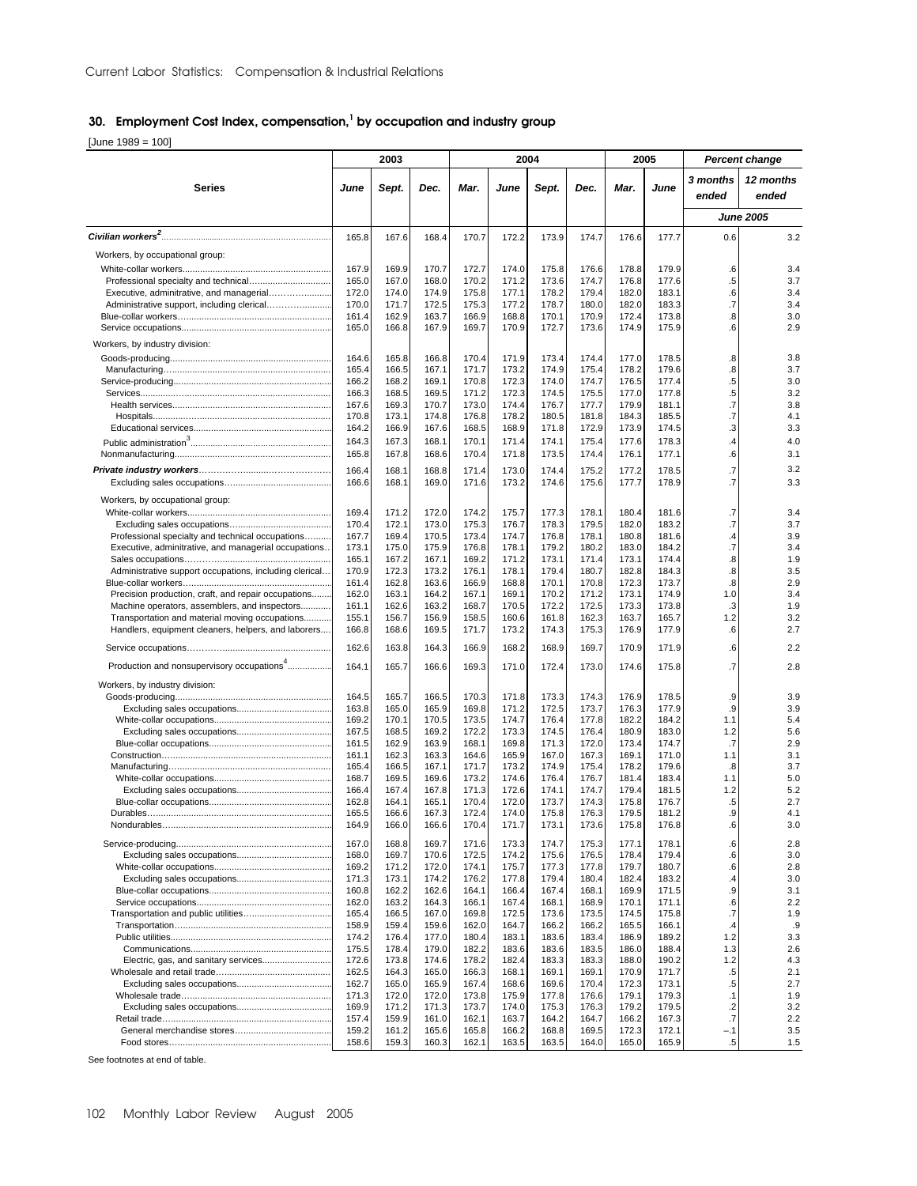Current Labor Statistics: Compensation & Industrial Relations

## 30. Employment Cost Index, compensation,[1] by occupation and industry group

[June 1989 = 100]

| Series | 2003 | | | 2004 | | | | 2005 | | Percent change | |
|---|---|---|---|---|---|---|---|---|---|---|---|
| | June | Sept. | Dec. | Mar. | June | Sept. | Dec. | Mar. | June | 3 months ended | 12 months ended |
| | | | | | | | | | | June 2005 | |
| ***Civilian workers***[2] | 165.8 | 167.6 | 168.4 | 170.7 | 172.2 | 173.9 | 174.7 | 176.6 | 177.7 | 0.6 | 3.2 |
| Workers, by occupational group: | | | | | | | | | | | |
| White-collar workers | 167.9 | 169.9 | 170.7 | 172.7 | 174.0 | 175.8 | 176.6 | 178.8 | 179.9 | .6 | 3.4 |
| Professional specialty and technical | 165.0 | 167.0 | 168.0 | 170.2 | 171.2 | 173.6 | 174.7 | 176.8 | 177.6 | .5 | 3.7 |
| Executive, adminitrative, and managerial | 172.0 | 174.0 | 174.9 | 175.8 | 177.1 | 178.2 | 179.4 | 182.0 | 183.1 | .6 | 3.4 |
| Administrative support, including clerical | 170.0 | 171.7 | 172.5 | 175.3 | 177.2 | 178.7 | 180.0 | 182.0 | 183.3 | .7 | 3.4 |
| Blue-collar workers | 161.4 | 162.9 | 163.7 | 166.9 | 168.8 | 170.1 | 170.9 | 172.4 | 173.8 | .8 | 3.0 |
| Service occupations | 165.0 | 166.8 | 167.9 | 169.7 | 170.9 | 172.7 | 173.6 | 174.9 | 175.9 | .6 | 2.9 |
| Workers, by industry division: | | | | | | | | | | | |
| Goods-producing | 164.6 | 165.8 | 166.8 | 170.4 | 171.9 | 173.4 | 174.4 | 177.0 | 178.5 | .8 | 3.8 |
| Manufacturing | 165.4 | 166.5 | 167.1 | 171.7 | 173.2 | 174.9 | 175.4 | 178.2 | 179.6 | .8 | 3.7 |
| Service-producing | 166.2 | 168.2 | 169.1 | 170.8 | 172.3 | 174.0 | 174.7 | 176.5 | 177.4 | .5 | 3.0 |
| Services | 166.3 | 168.5 | 169.5 | 171.2 | 172.3 | 174.5 | 175.5 | 177.0 | 177.8 | .5 | 3.2 |
| Health services | 167.6 | 169.3 | 170.7 | 173.0 | 174.4 | 176.7 | 177.7 | 179.9 | 181.1 | .7 | 3.8 |
| Hospitals | 170.8 | 173.1 | 174.8 | 176.8 | 178.2 | 180.5 | 181.8 | 184.3 | 185.5 | .7 | 4.1 |
| Educational services | 164.2 | 166.9 | 167.6 | 168.5 | 168.9 | 171.8 | 172.9 | 173.9 | 174.5 | .3 | 3.3 |
| Public administration[3] | 164.3 | 167.3 | 168.1 | 170.1 | 171.4 | 174.1 | 175.4 | 177.6 | 178.3 | .4 | 4.0 |
| Nonmanufacturing | 165.8 | 167.8 | 168.6 | 170.4 | 171.8 | 173.5 | 174.4 | 176.1 | 177.1 | .6 | 3.1 |
| ***Private industry workers*** | 166.4 | 168.1 | 168.8 | 171.4 | 173.0 | 174.4 | 175.2 | 177.2 | 178.5 | .7 | 3.2 |
| Excluding sales occupations | 166.6 | 168.1 | 169.0 | 171.6 | 173.2 | 174.6 | 175.6 | 177.7 | 178.9 | .7 | 3.3 |
| Workers, by occupational group: | | | | | | | | | | | |
| White-collar workers | 169.4 | 171.2 | 172.0 | 174.2 | 175.7 | 177.3 | 178.1 | 180.4 | 181.6 | .7 | 3.4 |
| Excluding sales occupations | 170.4 | 172.1 | 173.0 | 175.3 | 176.7 | 178.3 | 179.5 | 182.0 | 183.2 | .7 | 3.7 |
| Professional specialty and technical occupations | 167.7 | 169.4 | 170.5 | 173.4 | 174.7 | 176.8 | 178.1 | 180.8 | 181.6 | .4 | 3.9 |
| Executive, adminitrative, and managerial occupations | 173.1 | 175.0 | 175.9 | 176.8 | 178.1 | 179.2 | 180.2 | 183.0 | 184.2 | .7 | 3.4 |
| Sales occupations | 165.1 | 167.2 | 167.1 | 169.2 | 171.2 | 173.1 | 171.4 | 173.1 | 174.4 | .8 | 1.9 |
| Administrative support occupations, including clerical | 170.9 | 172.3 | 173.2 | 176.1 | 178.1 | 179.4 | 180.7 | 182.8 | 184.3 | .8 | 3.5 |
| Blue-collar workers | 161.4 | 162.8 | 163.6 | 166.9 | 168.8 | 170.1 | 170.8 | 172.3 | 173.7 | .8 | 2.9 |
| Precision production, craft, and repair occupations | 162.0 | 163.1 | 164.2 | 167.1 | 169.1 | 170.2 | 171.2 | 173.1 | 174.9 | 1.0 | 3.4 |
| Machine operators, assemblers, and inspectors | 161.1 | 162.6 | 163.2 | 168.7 | 170.5 | 172.2 | 172.5 | 173.3 | 173.8 | .3 | 1.9 |
| Transportation and material moving occupations | 155.1 | 156.7 | 156.9 | 158.5 | 160.6 | 161.8 | 162.3 | 163.7 | 165.7 | 1.2 | 3.2 |
| Handlers, equipment cleaners, helpers, and laborers | 166.8 | 168.6 | 169.5 | 171.7 | 173.2 | 174.3 | 175.3 | 176.9 | 177.9 | .6 | 2.7 |
| Service occupations | 162.6 | 163.8 | 164.3 | 166.9 | 168.2 | 168.9 | 169.7 | 170.9 | 171.9 | .6 | 2.2 |
| Production and nonsupervisory occupations[4] | 164.1 | 165.7 | 166.6 | 169.3 | 171.0 | 172.4 | 173.0 | 174.6 | 175.8 | .7 | 2.8 |
| Workers, by industry division: | | | | | | | | | | | |
| Goods-producing | 164.5 | 165.7 | 166.5 | 170.3 | 171.8 | 173.3 | 174.3 | 176.9 | 178.5 | .9 | 3.9 |
| Excluding sales occupations | 163.8 | 165.0 | 165.9 | 169.8 | 171.2 | 172.5 | 173.7 | 176.3 | 177.9 | .9 | 3.9 |
| White-collar occupations | 169.2 | 170.1 | 170.5 | 173.5 | 174.7 | 176.4 | 177.8 | 182.2 | 184.2 | 1.1 | 5.4 |
| Excluding sales occupations | 167.5 | 168.5 | 169.2 | 172.2 | 173.3 | 174.5 | 176.4 | 180.9 | 183.0 | 1.2 | 5.6 |
| Blue-collar occupations | 161.5 | 162.9 | 163.9 | 168.1 | 169.8 | 171.3 | 172.0 | 173.4 | 174.7 | .7 | 2.9 |
| Construction | 161.1 | 162.3 | 163.3 | 164.6 | 165.9 | 167.0 | 167.3 | 169.1 | 171.0 | 1.1 | 3.1 |
| Manufacturing | 165.4 | 166.5 | 167.1 | 171.7 | 173.2 | 174.9 | 175.4 | 178.2 | 179.6 | .8 | 3.7 |
| White-collar occupations | 168.7 | 169.5 | 169.6 | 173.2 | 174.6 | 176.4 | 176.7 | 181.4 | 183.4 | 1.1 | 5.0 |
| Excluding sales occupations | 166.4 | 167.4 | 167.8 | 171.3 | 172.6 | 174.1 | 174.7 | 179.4 | 181.5 | 1.2 | 5.2 |
| Blue-collar occupations | 162.8 | 164.1 | 165.1 | 170.4 | 172.0 | 173.7 | 174.3 | 175.8 | 176.7 | .5 | 2.7 |
| Durables | 165.5 | 166.6 | 167.3 | 172.4 | 174.0 | 175.8 | 176.3 | 179.5 | 181.2 | .9 | 4.1 |
| Nondurables | 164.9 | 166.0 | 166.6 | 170.4 | 171.7 | 173.1 | 173.6 | 175.8 | 176.8 | .6 | 3.0 |
| Service-producing | 167.0 | 168.8 | 169.7 | 171.6 | 173.3 | 174.7 | 175.3 | 177.1 | 178.1 | .6 | 2.8 |
| Excluding sales occupations | 168.0 | 169.7 | 170.6 | 172.5 | 174.2 | 175.6 | 176.5 | 178.4 | 179.4 | .6 | 3.0 |
| White-collar occupations | 169.2 | 171.2 | 172.0 | 174.1 | 175.7 | 177.3 | 177.8 | 179.7 | 180.7 | .6 | 2.8 |
| Excluding sales occupations | 171.3 | 173.1 | 174.2 | 176.2 | 177.8 | 179.4 | 180.4 | 182.4 | 183.2 | .4 | 3.0 |
| Blue-collar occupations | 160.8 | 162.2 | 162.6 | 164.1 | 166.4 | 167.4 | 168.1 | 169.9 | 171.5 | .9 | 3.1 |
| Service occupations | 162.0 | 163.2 | 164.3 | 166.1 | 167.4 | 168.1 | 168.9 | 170.1 | 171.1 | .6 | 2.2 |
| Transportation and public utilities | 165.4 | 166.5 | 167.0 | 169.8 | 172.5 | 173.6 | 173.5 | 174.5 | 175.8 | .7 | 1.9 |
| Transportation | 158.9 | 159.4 | 159.6 | 162.0 | 164.7 | 166.2 | 166.2 | 165.5 | 166.1 | .4 | .9 |
| Public utilities | 174.2 | 176.4 | 177.0 | 180.4 | 183.1 | 183.6 | 183.4 | 186.9 | 189.2 | 1.2 | 3.3 |
| Communications | 175.5 | 178.4 | 179.0 | 182.2 | 183.6 | 183.6 | 183.5 | 186.0 | 188.4 | 1.3 | 2.6 |
| Electric, gas, and sanitary services | 172.6 | 173.8 | 174.6 | 178.2 | 182.4 | 183.3 | 183.3 | 188.0 | 190.2 | 1.2 | 4.3 |
| Wholesale and retail trade | 162.5 | 164.3 | 165.0 | 166.3 | 168.1 | 169.1 | 169.1 | 170.9 | 171.7 | .5 | 2.1 |
| Excluding sales occupations | 162.7 | 165.0 | 165.9 | 167.4 | 168.6 | 169.6 | 170.4 | 172.3 | 173.1 | .5 | 2.7 |
| Wholesale trade | 171.3 | 172.0 | 172.0 | 173.8 | 175.9 | 177.8 | 176.6 | 179.1 | 179.3 | .1 | 1.9 |
| Excluding sales occupations | 169.9 | 171.2 | 171.3 | 173.7 | 174.0 | 175.3 | 176.3 | 179.2 | 179.5 | .2 | 3.2 |
| Retail trade | 157.4 | 159.9 | 161.0 | 162.1 | 163.7 | 164.2 | 164.7 | 166.2 | 167.3 | .7 | 2.2 |
| General merchandise stores | 159.2 | 161.2 | 165.6 | 165.8 | 166.2 | 168.8 | 169.5 | 172.3 | 172.1 | –.1 | 3.5 |
| Food stores | 158.6 | 159.3 | 160.3 | 162.1 | 163.5 | 163.5 | 164.0 | 165.0 | 165.9 | .5 | 1.5 |

See footnotes at end of table.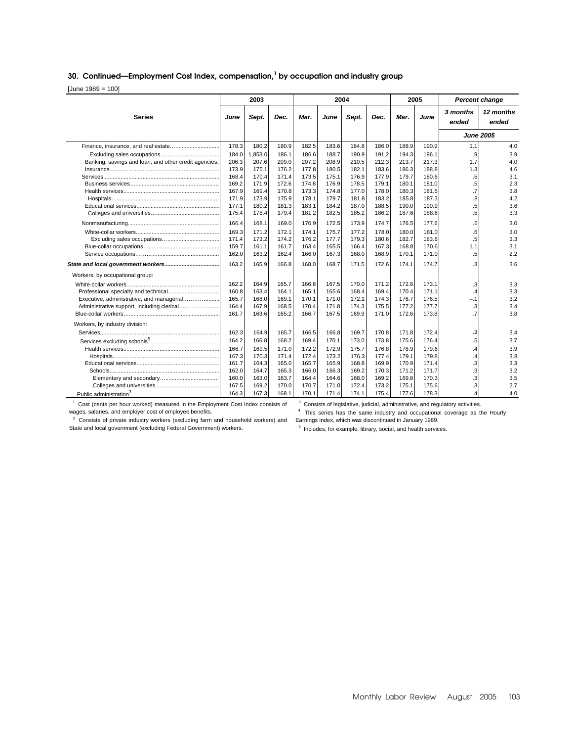## 30. Continued—Employment Cost Index, compensation,[1] by occupation and industry group

[June 1989 = 100]

| Series | 2003 | | | 2004 | | | | 2005 | | Percent change | |
|---|---|---|---|---|---|---|---|---|---|---|---|
| | June | Sept. | Dec. | Mar. | June | Sept. | Dec. | Mar. | June | 3 months ended | 12 months ended |
| | | | | | | | | | | June 2005 | |
| Finance, insurance, and real estate | 178.3 | 180.2 | 180.9 | 182.5 | 183.6 | 184.8 | 186.0 | 188.9 | 190.9 | 1.1 | 4.0 |
| Excluding sales occupations | 184.0 | 1,853.0 | 186.1 | 186.6 | 188.7 | 190.9 | 191.2 | 194.3 | 196.1 | .9 | 3.9 |
| Banking, savings and loan, and other credit agencies | 206.3 | 207.6 | 209.0 | 207.2 | 208.9 | 210.5 | 212.3 | 213.7 | 217.3 | 1.7 | 4.0 |
| Insurance | 173.9 | 175.1 | 176.2 | 177.8 | 180.5 | 182.1 | 183.6 | 186.3 | 188.8 | 1.3 | 4.6 |
| Services | 168.4 | 170.4 | 171.4 | 173.5 | 175.1 | 176.9 | 177.9 | 179.7 | 180.6 | .5 | 3.1 |
| Business services | 169.2 | 171.9 | 172.6 | 174.8 | 176.9 | 178.5 | 179.1 | 180.1 | 181.0 | .5 | 2.3 |
| Health services | 167.9 | 169.4 | 170.8 | 173.3 | 174.8 | 177.0 | 178.0 | 180.3 | 181.5 | .7 | 3.8 |
| Hospitals | 171.9 | 173.9 | 175.9 | 178.1 | 179.7 | 181.8 | 183.2 | 185.8 | 187.3 | .8 | 4.2 |
| Educational services | 177.1 | 180.2 | 181.3 | 183.1 | 184.2 | 187.0 | 188.5 | 190.0 | 190.9 | .5 | 3.6 |
| Colleges and universities | 175.4 | 178.4 | 179.4 | 181.2 | 182.5 | 185.2 | 186.2 | 187.6 | 188.6 | .5 | 3.3 |
| Nonmanufacturing | 166.4 | 168.1 | 169.0 | 170.9 | 172.5 | 173.9 | 174.7 | 176.5 | 177.6 | .6 | 3.0 |
| White-collar workers | 169.3 | 171.2 | 172.1 | 174.1 | 175.7 | 177.2 | 178.0 | 180.0 | 181.0 | .6 | 3.0 |
| Excluding sales occupations | 171.4 | 173.2 | 174.2 | 176.2 | 177.7 | 179.3 | 180.6 | 182.7 | 183.6 | .5 | 3.3 |
| Blue-collar occupations | 159.7 | 161.1 | 161.7 | 163.4 | 165.5 | 166.4 | 167.3 | 168.8 | 170.6 | 1.1 | 3.1 |
| Service occupations | 162.0 | 163.2 | 162.4 | 166.0 | 167.3 | 168.0 | 168.9 | 170.1 | 171.0 | .5 | 2.2 |
| ***State and local government workers*** | 163.2 | 165.9 | 166.8 | 168.0 | 168.7 | 171.5 | 172.6 | 174.1 | 174.7 | .3 | 3.6 |
| Workers, by occupational group: | | | | | | | | | | | |
| White-collar workers | 162.2 | 164.9 | 165.7 | 166.8 | 167.5 | 170.0 | 171.2 | 172.6 | 173.1 | .3 | 3.3 |
| Professional specialty and technical | 160.8 | 163.4 | 164.1 | 165.1 | 165.6 | 168.4 | 169.4 | 170.4 | 171.1 | .4 | 3.3 |
| Executive, administrative, and managerial | 165.7 | 168.0 | 169.1 | 170.1 | 171.0 | 172.1 | 174.3 | 176.7 | 176.5 | –.1 | 3.2 |
| Administrative support, including clerical | 164.4 | 167.9 | 168.5 | 170.4 | 171.8 | 174.3 | 175.5 | 177.2 | 177.7 | .3 | 3.4 |
| Blue-collar workers | 161.7 | 163.6 | 165.2 | 166.7 | 167.5 | 169.9 | 171.0 | 172.6 | 173.8 | .7 | 3.8 |
| Workers, by industry division: | | | | | | | | | | | |
| Services | 162.3 | 164.9 | 165.7 | 166.5 | 166.8 | 169.7 | 170.8 | 171.8 | 172.4 | .3 | 3.4 |
| Services excluding schools[5] | 164.2 | 166.8 | 168.2 | 169.4 | 170.1 | 173.0 | 173.8 | 175.6 | 176.4 | .5 | 3.7 |
| Health services | 166.7 | 169.5 | 171.0 | 172.2 | 172.9 | 175.7 | 176.8 | 178.9 | 179.6 | .4 | 3.9 |
| Hospitals | 167.3 | 170.3 | 171.4 | 172.4 | 173.2 | 176.3 | 177.4 | 179.1 | 179.8 | .4 | 3.8 |
| Educational services | 161.7 | 164.3 | 165.0 | 165.7 | 165.9 | 168.8 | 169.9 | 170.9 | 171.4 | .3 | 3.3 |
| Schools | 162.0 | 164.7 | 165.3 | 166.0 | 166.3 | 169.2 | 170.3 | 171.2 | 171.7 | .3 | 3.2 |
| Elementary and secondary | 160.0 | 163.0 | 163.7 | 164.4 | 164.6 | 168.0 | 169.2 | 169.8 | 170.3 | .3 | 3.5 |
| Colleges and universities | 167.5 | 169.2 | 170.0 | 170.7 | 171.0 | 172.4 | 173.2 | 175.1 | 175.6 | .3 | 2.7 |
| Public administration[3] | 164.3 | 167.3 | 168.1 | 170.1 | 171.4 | 174.1 | 175.4 | 177.6 | 178.3 | .4 | 4.0 |

[1] Cost (cents per hour worked) measured in the Employment Cost Index consists of wages, salaries, and employer cost of employee benefits.

[2] Consists of private industry workers (excluding farm and household workers) and State and local government (excluding Federal Government) workers.

[3] Consists of legislative, judicial, administrative, and regulatory activities.

[4] This series has the same industry and occupational coverage as the Hourly Earnings index, which was discontinued in January 1989.

[5] Includes, for example, library, social, and health services.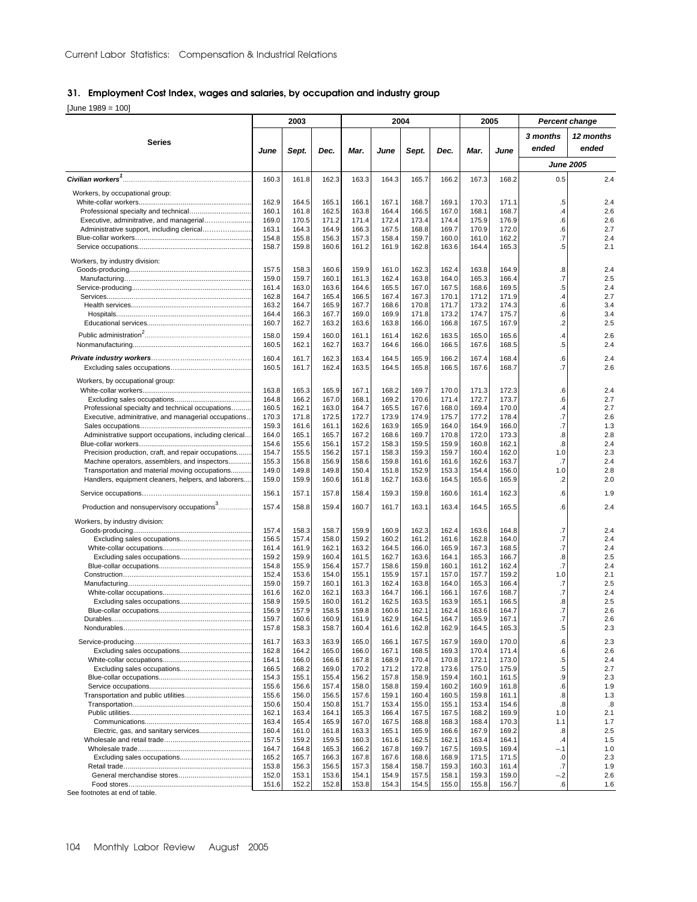## 31. Employment Cost Index, wages and salaries, by occupation and industry group

[June 1989 = 100]

| Series | 2003 | | | 2004 | | | | 2005 | | Percent change | |
|---|---|---|---|---|---|---|---|---|---|---|---|
| | June | Sept. | Dec. | Mar. | June | Sept. | Dec. | Mar. | June | 3 months ended | 12 months ended |
| | | | | | | | | | | June 2005 | |
| ***Civilian workers***[1] | 160.3 | 161.8 | 162.3 | 163.3 | 164.3 | 165.7 | 166.2 | 167.3 | 168.2 | 0.5 | 2.4 |
| Workers, by occupational group: | | | | | | | | | | | |
| White-collar workers | 162.9 | 164.5 | 165.1 | 166.1 | 167.1 | 168.7 | 169.1 | 170.3 | 171.1 | .5 | 2.4 |
| Professional specialty and technical | 160.1 | 161.8 | 162.5 | 163.8 | 164.4 | 166.5 | 167.0 | 168.1 | 168.7 | .4 | 2.6 |
| Executive, adminitrative, and managerial | 169.0 | 170.5 | 171.2 | 171.4 | 172.4 | 173.4 | 174.4 | 175.9 | 176.9 | .6 | 2.6 |
| Administrative support, including clerical | 163.1 | 164.3 | 164.9 | 166.3 | 167.5 | 168.8 | 169.7 | 170.9 | 172.0 | .6 | 2.7 |
| Blue-collar workers | 154.8 | 155.8 | 156.3 | 157.3 | 158.4 | 159.7 | 160.0 | 161.0 | 162.2 | .7 | 2.4 |
| Service occupations | 158.7 | 159.8 | 160.6 | 161.2 | 161.9 | 162.8 | 163.6 | 164.4 | 165.3 | .5 | 2.1 |
| Workers, by industry division: | | | | | | | | | | | |
| Goods-producing | 157.5 | 158.3 | 160.6 | 159.9 | 161.0 | 162.3 | 162.4 | 163.8 | 164.9 | .8 | 2.4 |
| Manufacturing | 159.0 | 159.7 | 160.1 | 161.3 | 162.4 | 163.8 | 164.0 | 165.3 | 166.4 | .7 | 2.5 |
| Service-producing | 161.4 | 163.0 | 163.6 | 164.6 | 165.5 | 167.0 | 167.5 | 168.6 | 169.5 | .5 | 2.4 |
| Services | 162.8 | 164.7 | 165.4 | 166.5 | 167.4 | 167.3 | 170.1 | 171.2 | 171.9 | .4 | 2.7 |
| Health services | 163.2 | 164.7 | 165.9 | 167.7 | 168.6 | 170.8 | 171.7 | 173.2 | 174.3 | .6 | 3.4 |
| Hospitals | 164.4 | 166.3 | 167.7 | 169.0 | 169.9 | 171.8 | 173.2 | 174.7 | 175.7 | .6 | 3.4 |
| Educational services | 160.7 | 162.7 | 163.2 | 163.6 | 163.8 | 166.0 | 166.8 | 167.5 | 167.9 | .2 | 2.5 |
| Public administration[2] | 158.0 | 159.4 | 160.0 | 161.1 | 161.4 | 162.6 | 163.5 | 165.0 | 165.6 | .4 | 2.6 |
| Nonmanufacturing | 160.5 | 162.1 | 162.7 | 163.7 | 164.6 | 166.0 | 166.5 | 167.6 | 168.5 | .5 | 2.4 |
| ***Private industry workers*** | 160.4 | 161.7 | 162.3 | 163.4 | 164.5 | 165.9 | 166.2 | 167.4 | 168.4 | .6 | 2.4 |
| Excluding sales occupations | 160.5 | 161.7 | 162.4 | 163.5 | 164.5 | 165.8 | 166.5 | 167.6 | 168.7 | .7 | 2.6 |
| Workers, by occupational group: | | | | | | | | | | | |
| White-collar workers | 163.8 | 165.3 | 165.9 | 167.1 | 168.2 | 169.7 | 170.0 | 171.3 | 172.3 | .6 | 2.4 |
| Excluding sales occupations | 164.8 | 166.2 | 167.0 | 168.1 | 169.2 | 170.6 | 171.4 | 172.7 | 173.7 | .6 | 2.7 |
| Professional specialty and technical occupations | 160.5 | 162.1 | 163.0 | 164.7 | 165.5 | 167.6 | 168.0 | 169.4 | 170.0 | .4 | 2.7 |
| Executive, adminitrative, and managerial occupations | 170.3 | 171.8 | 172.5 | 172.7 | 173.9 | 174.9 | 175.7 | 177.2 | 178.4 | .7 | 2.6 |
| Sales occupations | 159.3 | 161.6 | 161.1 | 162.6 | 163.9 | 165.9 | 164.0 | 164.9 | 166.0 | .7 | 1.3 |
| Administrative support occupations, including clerical | 164.0 | 165.1 | 165.7 | 167.2 | 168.6 | 169.7 | 170.8 | 172.0 | 173.3 | .8 | 2.8 |
| Blue-collar workers | 154.6 | 155.6 | 156.1 | 157.2 | 158.3 | 159.5 | 159.9 | 160.8 | 162.1 | .8 | 2.4 |
| Precision production, craft, and repair occupations | 154.7 | 155.5 | 156.2 | 157.1 | 158.3 | 159.3 | 159.7 | 160.4 | 162.0 | 1.0 | 2.3 |
| Machine operators, assemblers, and inspectors | 155.3 | 156.8 | 156.9 | 158.6 | 159.8 | 161.6 | 161.6 | 162.6 | 163.7 | .7 | 2.4 |
| Transportation and material moving occupations | 149.0 | 149.8 | 149.8 | 150.4 | 151.8 | 152.9 | 153.3 | 154.4 | 156.0 | 1.0 | 2.8 |
| Handlers, equipment cleaners, helpers, and laborers | 159.0 | 159.9 | 160.6 | 161.8 | 162.7 | 163.6 | 164.5 | 165.6 | 165.9 | .2 | 2.0 |
| Service occupations | 156.1 | 157.1 | 157.8 | 158.4 | 159.3 | 159.8 | 160.6 | 161.4 | 162.3 | .6 | 1.9 |
| Production and nonsupervisory occupations[3] | 157.4 | 158.8 | 159.4 | 160.7 | 161.7 | 163.1 | 163.4 | 164.5 | 165.5 | .6 | 2.4 |
| Workers, by industry division: | | | | | | | | | | | |
| Goods-producing | 157.4 | 158.3 | 158.7 | 159.9 | 160.9 | 162.3 | 162.4 | 163.6 | 164.8 | .7 | 2.4 |
| Excluding sales occupations | 156.5 | 157.4 | 158.0 | 159.2 | 160.2 | 161.2 | 161.6 | 162.8 | 164.0 | .7 | 2.4 |
| White-collar occupations | 161.4 | 161.9 | 162.1 | 163.2 | 164.5 | 166.0 | 165.9 | 167.3 | 168.5 | .7 | 2.4 |
| Excluding sales occupations | 159.2 | 159.9 | 160.4 | 161.5 | 162.7 | 163.6 | 164.1 | 165.3 | 166.7 | .8 | 2.5 |
| Blue-collar occupations | 154.8 | 155.9 | 156.4 | 157.7 | 158.6 | 159.8 | 160.1 | 161.2 | 162.4 | .7 | 2.4 |
| Construction | 152.4 | 153.6 | 154.0 | 155.1 | 155.9 | 157.1 | 157.0 | 157.7 | 159.2 | 1.0 | 2.1 |
| Manufacturing | 159.0 | 159.7 | 160.1 | 161.3 | 162.4 | 163.8 | 164.0 | 165.3 | 166.4 | .7 | 2.5 |
| White-collar occupations | 161.6 | 162.0 | 162.1 | 163.3 | 164.7 | 166.1 | 166.1 | 167.6 | 168.7 | .7 | 2.4 |
| Excluding sales occupations | 158.9 | 159.5 | 160.0 | 161.2 | 162.5 | 163.5 | 163.9 | 165.1 | 166.5 | .8 | 2.5 |
| Blue-collar occupations | 156.9 | 157.9 | 158.5 | 159.8 | 160.6 | 162.1 | 162.4 | 163.6 | 164.7 | .7 | 2.6 |
| Durables | 159.7 | 160.6 | 160.9 | 161.9 | 162.9 | 164.5 | 164.7 | 165.9 | 167.1 | .7 | 2.6 |
| Nondurables | 157.8 | 158.3 | 158.7 | 160.4 | 161.6 | 162.8 | 162.9 | 164.5 | 165.3 | .5 | 2.3 |
| Service-producing | 161.7 | 163.3 | 163.9 | 165.0 | 166.1 | 167.5 | 167.9 | 169.0 | 170.0 | .6 | 2.3 |
| Excluding sales occupations | 162.8 | 164.2 | 165.0 | 166.0 | 167.1 | 168.5 | 169.3 | 170.4 | 171.4 | .6 | 2.6 |
| White-collar occupations | 164.1 | 166.0 | 166.6 | 167.8 | 168.9 | 170.4 | 170.8 | 172.1 | 173.0 | .5 | 2.4 |
| Excluding sales occupations | 166.5 | 168.2 | 169.0 | 170.2 | 171.2 | 172.8 | 173.6 | 175.0 | 175.9 | .5 | 2.7 |
| Blue-collar occupations | 154.3 | 155.1 | 155.4 | 156.2 | 157.8 | 158.9 | 159.4 | 160.1 | 161.5 | .9 | 2.3 |
| Service occupations | 155.6 | 156.6 | 157.4 | 158.0 | 158.8 | 159.4 | 160.2 | 160.9 | 161.8 | .6 | 1.9 |
| Transportation and public utilities | 155.6 | 156.0 | 156.5 | 157.6 | 159.1 | 160.4 | 160.5 | 159.8 | 161.1 | .8 | 1.3 |
| Transportation | 150.6 | 150.4 | 150.8 | 151.7 | 153.4 | 155.0 | 155.1 | 153.4 | 154.6 | .8 | .8 |
| Public utilities | 162.1 | 163.4 | 164.1 | 165.3 | 166.4 | 167.5 | 167.5 | 168.2 | 169.9 | 1.0 | 2.1 |
| Communications | 163.4 | 165.4 | 165.9 | 167.0 | 167.5 | 168.8 | 168.3 | 168.4 | 170.3 | 1.1 | 1.7 |
| Electric, gas, and sanitary services | 160.4 | 161.0 | 161.8 | 163.3 | 165.1 | 165.9 | 166.6 | 167.9 | 169.2 | .8 | 2.5 |
| Wholesale and retail trade | 157.5 | 159.2 | 159.5 | 160.3 | 161.6 | 162.5 | 162.1 | 163.4 | 164.1 | .4 | 1.5 |
| Wholesale trade | 164.7 | 164.8 | 165.3 | 166.2 | 167.8 | 169.7 | 167.5 | 169.5 | 169.4 | –.1 | 1.0 |
| Excluding sales occupations | 165.2 | 165.7 | 166.3 | 167.8 | 167.6 | 168.6 | 168.9 | 171.5 | 171.5 | .0 | 2.3 |
| Retail trade | 153.8 | 156.3 | 156.5 | 157.3 | 158.4 | 158.7 | 159.3 | 160.3 | 161.4 | .7 | 1.9 |
| General merchandise stores | 152.0 | 153.1 | 153.6 | 154.1 | 154.9 | 157.5 | 158.1 | 159.3 | 159.0 | –.2 | 2.6 |
| Food stores | 151.6 | 152.2 | 152.8 | 153.8 | 154.3 | 154.5 | 155.0 | 155.8 | 156.7 | .6 | 1.6 |

See footnotes at end of table.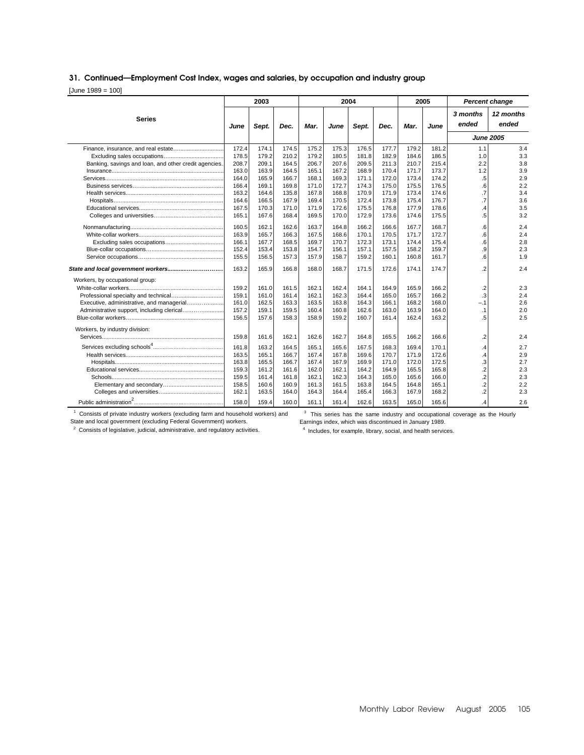## 31. Continued—Employment Cost Index, wages and salaries, by occupation and industry group

[June 1989 = 100]

| Series | 2003 | | | 2004 | | | | 2005 | | Percent change | |
|---|---|---|---|---|---|---|---|---|---|---|---|
| | June | Sept. | Dec. | Mar. | June | Sept. | Dec. | Mar. | June | 3 months ended | 12 months ended |
| | | | | | | | | | | June 2005 | |
| Finance, insurance, and real estate | 172.4 | 174.1 | 174.5 | 175.2 | 175.3 | 176.5 | 177.7 | 179.2 | 181.2 | 1.1 | 3.4 |
| Excluding sales occupations | 178.5 | 179.2 | 210.2 | 179.2 | 180.5 | 181.8 | 182.9 | 184.6 | 186.5 | 1.0 | 3.3 |
| Banking, savings and loan, and other credit agencies | 208.7 | 209.1 | 164.5 | 206.7 | 207.6 | 209.5 | 211.3 | 210.7 | 215.4 | 2.2 | 3.8 |
| Insurance | 163.0 | 163.9 | 164.5 | 165.1 | 167.2 | 168.9 | 170.4 | 171.7 | 173.7 | 1.2 | 3.9 |
| Services | 164.0 | 165.9 | 166.7 | 168.1 | 169.3 | 171.1 | 172.0 | 173.4 | 174.2 | .5 | 2.9 |
| Business services | 166.4 | 169.1 | 169.8 | 171.0 | 172.7 | 174.3 | 175.0 | 175.5 | 176.5 | .6 | 2.2 |
| Health services | 163.2 | 164.6 | 135.8 | 167.8 | 168.8 | 170.9 | 171.9 | 173.4 | 174.6 | .7 | 3.4 |
| Hospitals | 164.6 | 166.5 | 167.9 | 169.4 | 170.5 | 172.4 | 173.8 | 175.4 | 176.7 | .7 | 3.6 |
| Educational services | 167.5 | 170.3 | 171.0 | 171.9 | 172.6 | 175.5 | 176.8 | 177.9 | 178.6 | .4 | 3.5 |
| Colleges and universities | 165.1 | 167.6 | 168.4 | 169.5 | 170.0 | 172.9 | 173.6 | 174.6 | 175.5 | .5 | 3.2 |
| Nonmanufacturing | 160.5 | 162.1 | 162.6 | 163.7 | 164.8 | 166.2 | 166.6 | 167.7 | 168.7 | .6 | 2.4 |
| White-collar workers | 163.9 | 165.7 | 166.3 | 167.5 | 168.6 | 170.1 | 170.5 | 171.7 | 172.7 | .6 | 2.4 |
| Excluding sales occupations | 166.1 | 167.7 | 168.5 | 169.7 | 170.7 | 172.3 | 173.1 | 174.4 | 175.4 | .6 | 2.8 |
| Blue-collar occupations | 152.4 | 153.4 | 153.8 | 154.7 | 156.1 | 157.1 | 157.5 | 158.2 | 159.7 | .9 | 2.3 |
| Service occupations | 155.5 | 156.5 | 157.3 | 157.9 | 158.7 | 159.2 | 160.1 | 160.8 | 161.7 | .6 | 1.9 |
| ***State and local government workers*** | 163.2 | 165.9 | 166.8 | 168.0 | 168.7 | 171.5 | 172.6 | 174.1 | 174.7 | .2 | 2.4 |
| Workers, by occupational group: | | | | | | | | | | | |
| White-collar workers | 159.2 | 161.0 | 161.5 | 162.1 | 162.4 | 164.1 | 164.9 | 165.9 | 166.2 | .2 | 2.3 |
| Professional specialty and technical | 159.1 | 161.0 | 161.4 | 162.1 | 162.3 | 164.4 | 165.0 | 165.7 | 166.2 | .3 | 2.4 |
| Executive, administrative, and managerial | 161.0 | 162.5 | 163.3 | 163.5 | 163.8 | 164.3 | 166.1 | 168.2 | 168.0 | –.1 | 2.6 |
| Administrative support, including clerical | 157.2 | 159.1 | 159.5 | 160.4 | 160.8 | 162.6 | 163.0 | 163.9 | 164.0 | .1 | 2.0 |
| Blue-collar workers | 156.5 | 157.6 | 158.3 | 158.9 | 159.2 | 160.7 | 161.4 | 162.4 | 163.2 | .5 | 2.5 |
| Workers, by industry division: | | | | | | | | | | | |
| Services | 159.8 | 161.6 | 162.1 | 162.6 | 162.7 | 164.8 | 165.5 | 166.2 | 166.6 | .2 | 2.4 |
| Services excluding schools[4] | 161.8 | 163.2 | 164.5 | 165.1 | 165.6 | 167.5 | 168.3 | 169.4 | 170.1 | .4 | 2.7 |
| Health services | 163.5 | 165.1 | 166.7 | 167.4 | 167.8 | 169.6 | 170.7 | 171.9 | 172.6 | .4 | 2.9 |
| Hospitals | 163.8 | 165.5 | 166.7 | 167.4 | 167.9 | 169.9 | 171.0 | 172.0 | 172.5 | .3 | 2.7 |
| Educational services | 159.3 | 161.2 | 161.6 | 162.0 | 162.1 | 164.2 | 164.9 | 165.5 | 165.8 | .2 | 2.3 |
| Schools | 159.5 | 161.4 | 161.8 | 162.1 | 162.3 | 164.3 | 165.0 | 165.6 | 166.0 | .2 | 2.3 |
| Elementary and secondary | 158.5 | 160.6 | 160.9 | 161.3 | 161.5 | 163.8 | 164.5 | 164.8 | 165.1 | .2 | 2.2 |
| Colleges and universities | 162.1 | 163.5 | 164.0 | 164.3 | 164.4 | 165.4 | 166.3 | 167.9 | 168.2 | .2 | 2.3 |
| Public administration[2] | 158.0 | 159.4 | 160.0 | 161.1 | 161.4 | 162.6 | 163.5 | 165.0 | 165.6 | .4 | 2.6 |

[1] Consists of private industry workers (excluding farm and household workers) and State and local government (excluding Federal Government) workers.

[2] Consists of legislative, judicial, administrative, and regulatory activities.

[3] This series has the same industry and occupational coverage as the Hourly Earnings index, which was discontinued in January 1989.

[4] Includes, for example, library, social, and health services.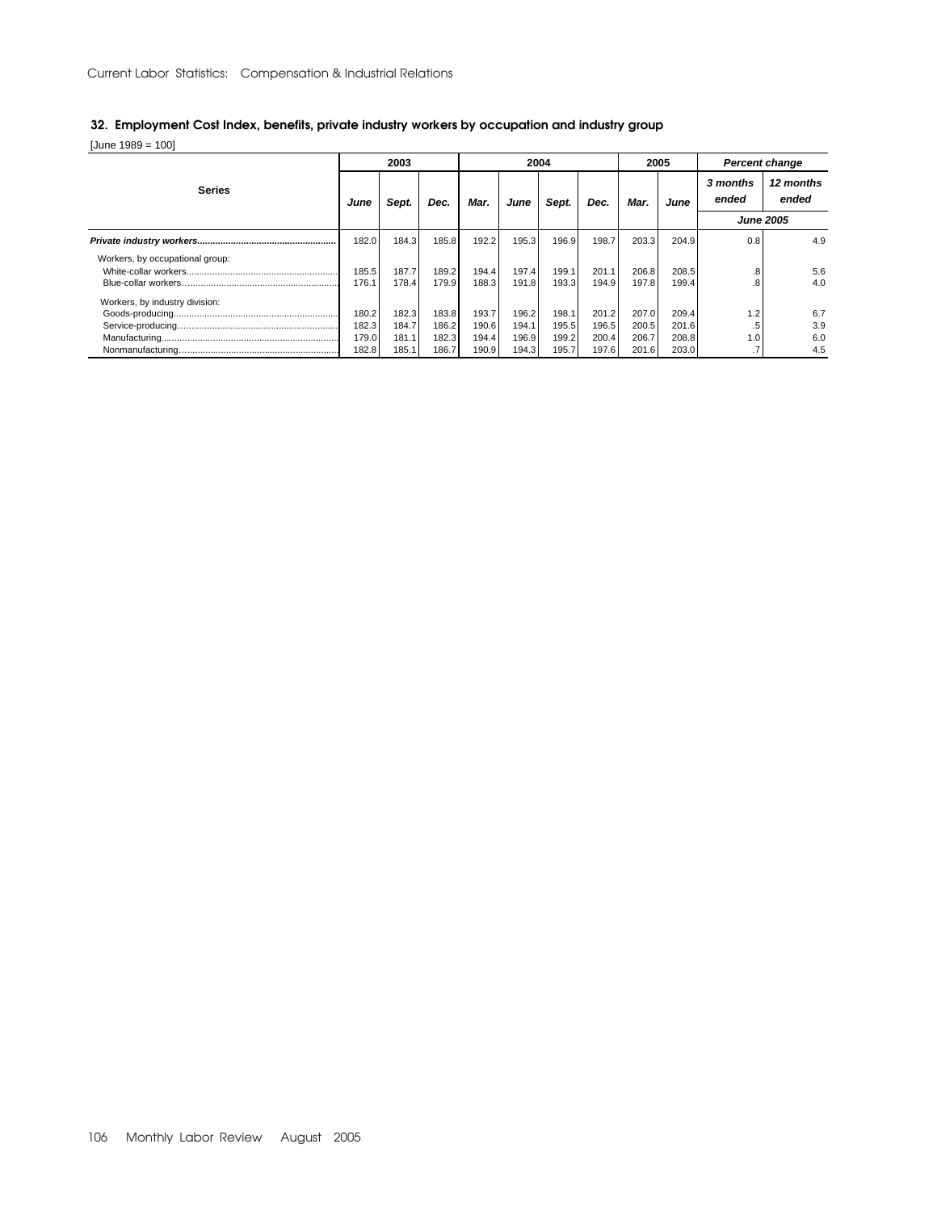## 32. Employment Cost Index, benefits, private industry workers by occupation and industry group

[June 1989 = 100]

| Series | 2003 | | | 2004 | | | | 2005 | | Percent change | |
|---|---|---|---|---|---|---|---|---|---|---|---|
| | June | Sept. | Dec. | Mar. | June | Sept. | Dec. | Mar. | June | 3 months ended | 12 months ended |
| | | | | | | | | | | June 2005 | |
| ***Private industry workers*** | 182.0 | 184.3 | 185.8 | 192.2 | 195.3 | 196.9 | 198.7 | 203.3 | 204.9 | 0.8 | 4.9 |
| Workers, by occupational group: | | | | | | | | | | | |
| White-collar workers | 185.5 | 187.7 | 189.2 | 194.4 | 197.4 | 199.1 | 201.1 | 206.8 | 208.5 | .8 | 5.6 |
| Blue-collar workers | 176.1 | 178.4 | 179.9 | 188.3 | 191.8 | 193.3 | 194.9 | 197.8 | 199.4 | .8 | 4.0 |
| Workers, by industry division: | | | | | | | | | | | |
| Goods-producing | 180.2 | 182.3 | 183.8 | 193.7 | 196.2 | 198.1 | 201.2 | 207.0 | 209.4 | 1.2 | 6.7 |
| Service-producing | 182.3 | 184.7 | 186.2 | 190.6 | 194.1 | 195.5 | 196.5 | 200.5 | 201.6 | .5 | 3.9 |
| Manufacturing | 179.0 | 181.1 | 182.3 | 194.4 | 196.9 | 199.2 | 200.4 | 206.7 | 208.8 | 1.0 | 6.0 |
| Nonmanufacturing | 182.8 | 185.1 | 186.7 | 190.9 | 194.3 | 195.7 | 197.6 | 201.6 | 203.0 | .7 | 4.5 |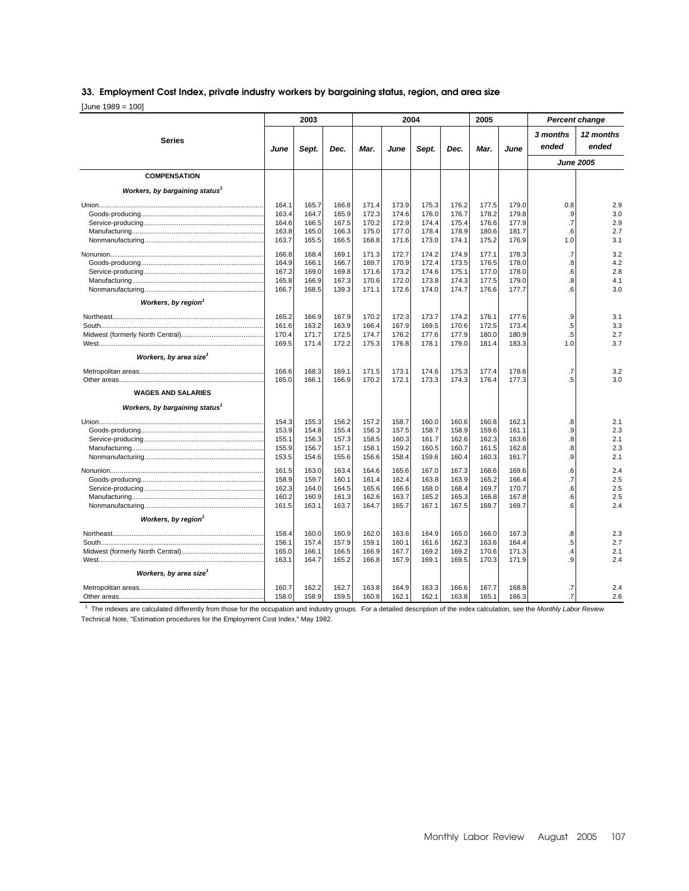## 33. Employment Cost Index, private industry workers by bargaining status, region, and area size

[June 1989 = 100]

| Series | 2003 | | | 2004 | | | | 2005 | | Percent change | |
|---|---|---|---|---|---|---|---|---|---|---|---|
| | June | Sept. | Dec. | Mar. | June | Sept. | Dec. | Mar. | June | 3 months ended | 12 months ended |
| | | | | | | | | | | June 2005 | |
| **COMPENSATION** | | | | | | | | | | | |
| ***Workers, by bargaining status[1]*** | | | | | | | | | | | |
| Union | 164.1 | 165.7 | 166.8 | 171.4 | 173.9 | 175.3 | 176.2 | 177.5 | 179.0 | 0.8 | 2.9 |
| Goods-producing | 163.4 | 164.7 | 165.9 | 172.3 | 174.6 | 176.0 | 176.7 | 178.2 | 179.8 | .9 | 3.0 |
| Service-producing | 164.6 | 166.5 | 167.5 | 170.2 | 172.9 | 174.4 | 175.4 | 176.6 | 177.9 | .7 | 2.9 |
| Manufacturing | 163.8 | 165.0 | 166.3 | 175.0 | 177.0 | 178.4 | 178.9 | 180.6 | 181.7 | .6 | 2.7 |
| Nonmanufacturing | 163.7 | 165.5 | 166.5 | 168.8 | 171.6 | 173.0 | 174.1 | 175.2 | 176.9 | 1.0 | 3.1 |
| Nonunion | 166.8 | 168.4 | 169.1 | 171.3 | 172.7 | 174.2 | 174.9 | 177.1 | 178.3 | .7 | 3.2 |
| Goods-producing | 164.9 | 166.1 | 166.7 | 169.7 | 170.9 | 172.4 | 173.5 | 176.5 | 178.0 | .8 | 4.2 |
| Service-producing | 167.2 | 169.0 | 169.8 | 171.6 | 173.2 | 174.6 | 175.1 | 177.0 | 178.0 | .6 | 2.8 |
| Manufacturing | 165.8 | 166.9 | 167.3 | 170.6 | 172.0 | 173.8 | 174.3 | 177.5 | 179.0 | .8 | 4.1 |
| Nonmanufacturing | 166.7 | 168.5 | 139.3 | 171.1 | 172.6 | 174.0 | 174.7 | 176.6 | 177.7 | .6 | 3.0 |
| ***Workers, by region[1]*** | | | | | | | | | | | |
| Northeast | 165.2 | 166.9 | 167.9 | 170.2 | 172.3 | 173.7 | 174.2 | 176.1 | 177.6 | .9 | 3.1 |
| South | 161.6 | 163.2 | 163.9 | 166.4 | 167.9 | 169.5 | 170.6 | 172.5 | 173.4 | .5 | 3.3 |
| Midwest (formerly North Central) | 170.4 | 171.7 | 172.5 | 174.7 | 176.2 | 177.6 | 177.9 | 180.0 | 180.9 | .5 | 2.7 |
| West | 169.5 | 171.4 | 172.2 | 175.3 | 176.8 | 178.1 | 179.0 | 181.4 | 183.3 | 1.0 | 3.7 |
| ***Workers, by area size[1]*** | | | | | | | | | | | |
| Metropolitan areas | 166.6 | 168.3 | 169.1 | 171.5 | 173.1 | 174.6 | 175.3 | 177.4 | 178.6 | .7 | 3.2 |
| Other areas | 165.0 | 166.1 | 166.9 | 170.2 | 172.1 | 173.3 | 174.3 | 176.4 | 177.3 | .5 | 3.0 |
| **WAGES AND SALARIES** | | | | | | | | | | | |
| ***Workers, by bargaining status[1]*** | | | | | | | | | | | |
| Union | 154.3 | 155.3 | 156.2 | 157.2 | 158.7 | 160.0 | 160.6 | 160.8 | 162.1 | .8 | 2.1 |
| Goods-producing | 153.9 | 154.8 | 155.4 | 156.3 | 157.5 | 158.7 | 158.9 | 159.6 | 161.1 | .9 | 2.3 |
| Service-producing | 155.1 | 156.3 | 157.3 | 158.5 | 160.3 | 161.7 | 162.6 | 162.3 | 163.6 | .8 | 2.1 |
| Manufacturing | 155.9 | 156.7 | 157.1 | 158.1 | 159.2 | 160.5 | 160.7 | 161.5 | 162.8 | .8 | 2.3 |
| Nonmanufacturing | 153.5 | 154.6 | 155.6 | 156.6 | 158.4 | 159.6 | 160.4 | 160.3 | 161.7 | .9 | 2.1 |
| Nonunion | 161.5 | 163.0 | 163.4 | 164.6 | 165.6 | 167.0 | 167.3 | 168.6 | 169.6 | .6 | 2.4 |
| Goods-producing | 158.9 | 159.7 | 160.1 | 161.4 | 162.4 | 163.8 | 163.9 | 165.2 | 166.4 | .7 | 2.5 |
| Service-producing | 162.3 | 164.0 | 164.5 | 165.6 | 166.6 | 168.0 | 168.4 | 169.7 | 170.7 | .6 | 2.5 |
| Manufacturing | 160.2 | 160.9 | 161.3 | 162.6 | 163.7 | 165.2 | 165.3 | 166.8 | 167.8 | .6 | 2.5 |
| Nonmanufacturing | 161.5 | 163.1 | 163.7 | 164.7 | 165.7 | 167.1 | 167.5 | 168.7 | 169.7 | .6 | 2.4 |
| ***Workers, by region[1]*** | | | | | | | | | | | |
| Northeast | 158.4 | 160.0 | 160.9 | 162.0 | 163.6 | 164.9 | 165.0 | 166.0 | 167.3 | .8 | 2.3 |
| South | 156.1 | 157.4 | 157.9 | 159.1 | 160.1 | 161.6 | 162.3 | 163.6 | 164.4 | .5 | 2.7 |
| Midwest (formerly North Central) | 165.0 | 166.1 | 166.5 | 166.9 | 167.7 | 169.2 | 169.2 | 170.6 | 171.3 | .4 | 2.1 |
| West | 163.1 | 164.7 | 165.2 | 166.8 | 167.9 | 169.1 | 169.5 | 170.3 | 171.9 | .9 | 2.4 |
| ***Workers, by area size[1]*** | | | | | | | | | | | |
| Metropolitan areas | 160.7 | 162.2 | 162.7 | 163.8 | 164.9 | 163.3 | 166.6 | 167.7 | 168.8 | .7 | 2.4 |
| Other areas | 158.0 | 158.9 | 159.5 | 160.8 | 162.1 | 162.1 | 163.8 | 165.1 | 166.3 | .7 | 2.6 |

[1] The indexes are calculated differently from those for the occupation and industry groups. For a detailed description of the index calculation, see the *Monthly Labor Review* Technical Note, "Estimation procedures for the Employment Cost Index," May 1982.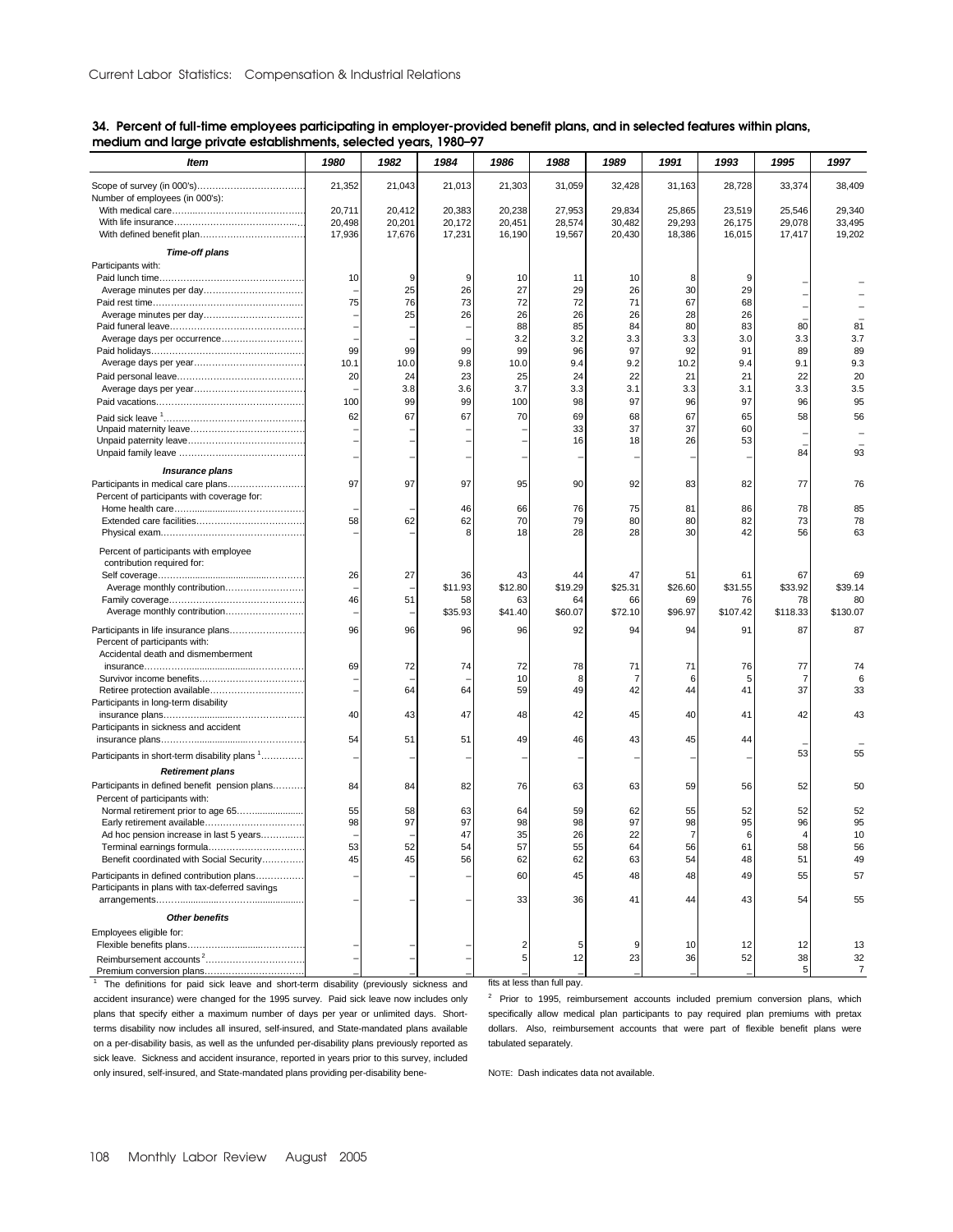## 34. Percent of full-time employees participating in employer-provided benefit plans, and in selected features within plans, medium and large private establishments, selected years, 1980–97

| Item | 1980 | 1982 | 1984 | 1986 | 1988 | 1989 | 1991 | 1993 | 1995 | 1997 |
|---|---|---|---|---|---|---|---|---|---|---|
| Scope of survey (in 000's) | 21,352 | 21,043 | 21,013 | 21,303 | 31,059 | 32,428 | 31,163 | 28,728 | 33,374 | 38,409 |
| Number of employees (in 000's): | | | | | | | | | | |
| With medical care | 20,711 | 20,412 | 20,383 | 20,238 | 27,953 | 29,834 | 25,865 | 23,519 | 25,546 | 29,340 |
| With life insurance | 20,498 | 20,201 | 20,172 | 20,451 | 28,574 | 30,482 | 29,293 | 26,175 | 29,078 | 33,495 |
| With defined benefit plan | 17,936 | 17,676 | 17,231 | 16,190 | 19,567 | 20,430 | 18,386 | 16,015 | 17,417 | 19,202 |
| ***Time-off plans*** | | | | | | | | | | |
| Participants with: | | | | | | | | | | |
| Paid lunch time | 10 | 9 | 9 | 10 | 11 | 10 | 8 | 9 | – | – |
| Average minutes per day | – | 25 | 26 | 27 | 29 | 26 | 30 | 29 | – | – |
| Paid rest time | 75 | 76 | 73 | 72 | 72 | 71 | 67 | 68 | – | – |
| Average minutes per day | – | 25 | 26 | 26 | 26 | 26 | 28 | 26 | – | – |
| Paid funeral leave | – | – | – | 88 | 85 | 84 | 80 | 83 | 80 | 81 |
| Average days per occurrence | – | – | – | 3.2 | 3.2 | 3.3 | 3.3 | 3.0 | 3.3 | 3.7 |
| Paid holidays | 99 | 99 | 99 | 99 | 96 | 97 | 92 | 91 | 89 | 89 |
| Average days per year | 10.1 | 10.0 | 9.8 | 10.0 | 9.4 | 9.2 | 10.2 | 9.4 | 9.1 | 9.3 |
| Paid personal leave | 20 | 24 | 23 | 25 | 24 | 22 | 21 | 21 | 22 | 20 |
| Average days per year | – | 3.8 | 3.6 | 3.7 | 3.3 | 3.1 | 3.3 | 3.1 | 3.3 | 3.5 |
| Paid vacations | 100 | 99 | 99 | 100 | 98 | 97 | 96 | 97 | 96 | 95 |
| Paid sick leave [1] | 62 | 67 | 67 | 70 | 69 | 68 | 67 | 65 | 58 | 56 |
| Unpaid maternity leave | – | – | – | – | 33 | 37 | 37 | 60 | – | – |
| Unpaid paternity leave | – | – | – | – | 16 | 18 | 26 | 53 | – | – |
| Unpaid family leave | – | – | – | – | – | – | – | – | 84 | 93 |
| ***Insurance plans*** | | | | | | | | | | |
| Participants in medical care plans | 97 | 97 | 97 | 95 | 90 | 92 | 83 | 82 | 77 | 76 |
| Percent of participants with coverage for: | | | | | | | | | | |
| Home health care | – | – | 46 | 66 | 76 | 75 | 81 | 86 | 78 | 85 |
| Extended care facilities | 58 | 62 | 62 | 70 | 79 | 80 | 80 | 82 | 73 | 78 |
| Physical exam | – | – | 8 | 18 | 28 | 28 | 30 | 42 | 56 | 63 |
| Percent of participants with employee contribution required for: | | | | | | | | | | |
| Self coverage | 26 | 27 | 36 | 43 | 44 | 47 | 51 | 61 | 67 | 69 |
| Average monthly contribution | – | – | $11.93 | $12.80 | $19.29 | $25.31 | $26.60 | $31.55 | $33.92 | $39.14 |
| Family coverage | 46 | 51 | 58 | 63 | 64 | 66 | 69 | 76 | 78 | 80 |
| Average monthly contribution | – | – | $35.93 | $41.40 | $60.07 | $72.10 | $96.97 | $107.42 | $118.33 | $130.07 |
| Participants in life insurance plans | 96 | 96 | 96 | 96 | 92 | 94 | 94 | 91 | 87 | 87 |
| Percent of participants with: | | | | | | | | | | |
| Accidental death and dismemberment insurance | 69 | 72 | 74 | 72 | 78 | 71 | 71 | 76 | 77 | 74 |
| Survivor income benefits | – | – | – | 10 | 8 | 7 | 6 | 5 | 7 | 6 |
| Retiree protection available | – | 64 | 64 | 59 | 49 | 42 | 44 | 41 | 37 | 33 |
| Participants in long-term disability insurance plans | 40 | 43 | 47 | 48 | 42 | 45 | 40 | 41 | 42 | 43 |
| Participants in sickness and accident insurance plans | 54 | 51 | 51 | 49 | 46 | 43 | 45 | 44 | – | – |
| Participants in short-term disability plans [1] | – | – | – | – | – | – | – | – | 53 | 55 |
| ***Retirement plans*** | | | | | | | | | | |
| Participants in defined benefit pension plans | 84 | 84 | 82 | 76 | 63 | 63 | 59 | 56 | 52 | 50 |
| Percent of participants with: | | | | | | | | | | |
| Normal retirement prior to age 65 | 55 | 58 | 63 | 64 | 59 | 62 | 55 | 52 | 52 | 52 |
| Early retirement available | 98 | 97 | 97 | 98 | 98 | 97 | 98 | 95 | 96 | 95 |
| Ad hoc pension increase in last 5 years | – | – | 47 | 35 | 26 | 22 | 7 | 6 | 4 | 10 |
| Terminal earnings formula | 53 | 52 | 54 | 57 | 55 | 64 | 56 | 61 | 58 | 56 |
| Benefit coordinated with Social Security | 45 | 45 | 56 | 62 | 62 | 63 | 54 | 48 | 51 | 49 |
| Participants in defined contribution plans | – | – | – | 60 | 45 | 48 | 48 | 49 | 55 | 57 |
| Participants in plans with tax-deferred savings arrangements | – | – | – | 33 | 36 | 41 | 44 | 43 | 54 | 55 |
| ***Other benefits*** | | | | | | | | | | |
| Employees eligible for: | | | | | | | | | | |
| Flexible benefits plans | – | – | – | 2 | 5 | 9 | 10 | 12 | 12 | 13 |
| Reimbursement accounts [2] | – | – | – | 5 | 12 | 23 | 36 | 52 | 38 | 32 |
| Premium conversion plans | – | – | – | – | – | – | – | – | 5 | 7 |

[1] The definitions for paid sick leave and short-term disability (previously sickness and accident insurance) were changed for the 1995 survey. Paid sick leave now includes only plans that specify either a maximum number of days per year or unlimited days. Short-terms disability now includes all insured, self-insured, and State-mandated plans available on a per-disability basis, as well as the unfunded per-disability plans previously reported as sick leave. Sickness and accident insurance, reported in years prior to this survey, included only insured, self-insured, and State-mandated plans providing per-disability benefits at less than full pay.

[2] Prior to 1995, reimbursement accounts included premium conversion plans, which specifically allow medical plan participants to pay required plan premiums with pretax dollars. Also, reimbursement accounts that were part of flexible benefit plans were tabulated separately.

NOTE: Dash indicates data not available.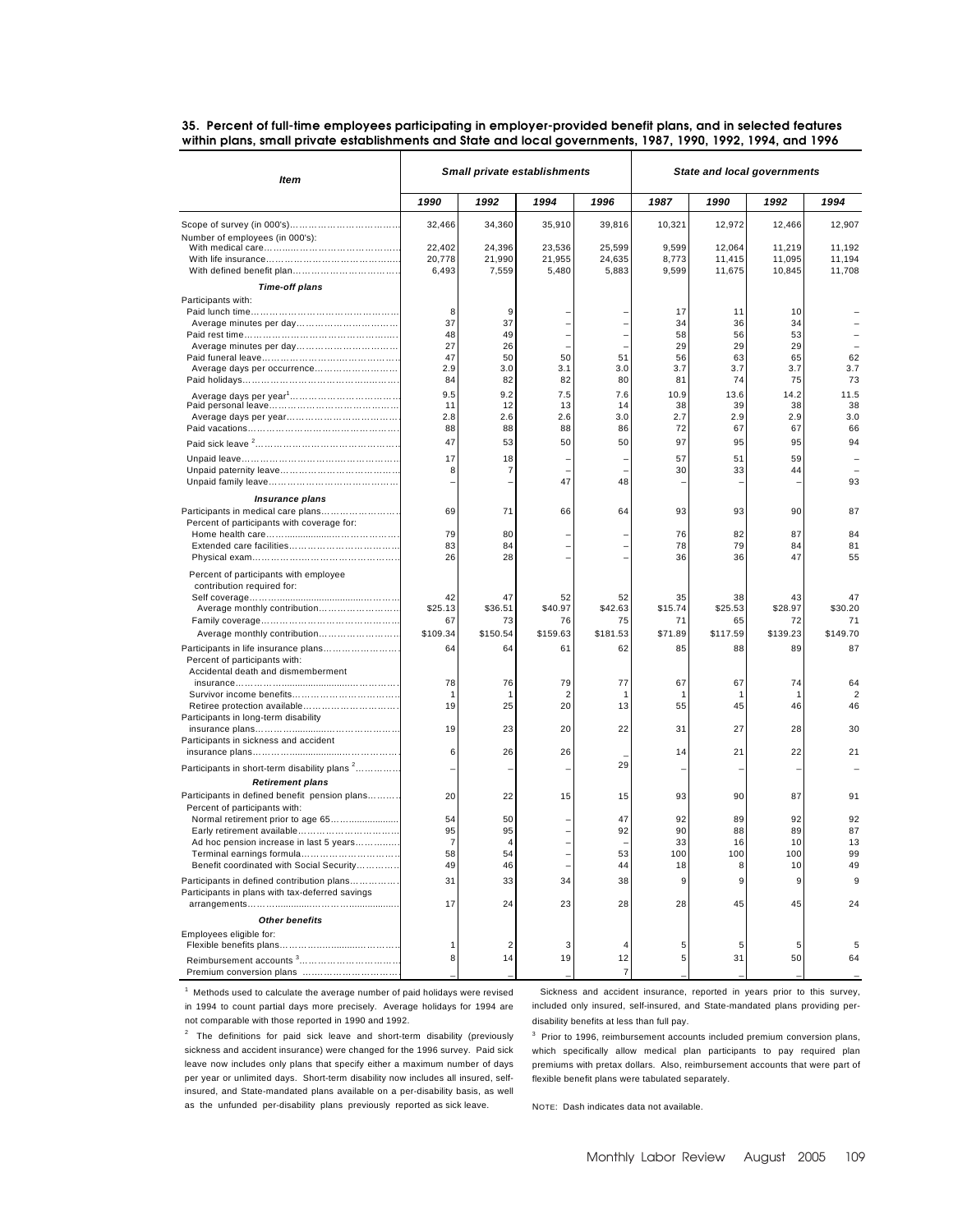### 35. Percent of full-time employees participating in employer-provided benefit plans, and in selected features within plans, small private establishments and State and local governments, 1987, 1990, 1992, 1994, and 1996

| Item | Small private establishments | | | | State and local governments | | | |
|---|---|---|---|---|---|---|---|---|
| | 1990 | 1992 | 1994 | 1996 | 1987 | 1990 | 1992 | 1994 |
| Scope of survey (in 000's) | 32,466 | 34,360 | 35,910 | 39,816 | 10,321 | 12,972 | 12,466 | 12,907 |
| Number of employees (in 000's): | | | | | | | | |
| With medical care | 22,402 | 24,396 | 23,536 | 25,599 | 9,599 | 12,064 | 11,219 | 11,192 |
| With life insurance | 20,778 | 21,990 | 21,955 | 24,635 | 8,773 | 11,415 | 11,095 | 11,194 |
| With defined benefit plan | 6,493 | 7,559 | 5,480 | 5,883 | 9,599 | 11,675 | 10,845 | 11,708 |
| ***Time-off plans*** | | | | | | | | |
| Participants with: | | | | | | | | |
| Paid lunch time | 8 | 9 | – | – | 17 | 11 | 10 | – |
| Average minutes per day | 37 | 37 | – | – | 34 | 36 | 34 | – |
| Paid rest time | 48 | 49 | – | – | 58 | 56 | 53 | – |
| Average minutes per day | 27 | 26 | – | – | 29 | 29 | 29 | – |
| Paid funeral leave | 47 | 50 | 50 | 51 | 56 | 63 | 65 | 62 |
| Average days per occurrence | 2.9 | 3.0 | 3.1 | 3.0 | 3.7 | 3.7 | 3.7 | 3.7 |
| Paid holidays | 84 | 82 | 82 | 80 | 81 | 74 | 75 | 73 |
| Average days per year[1] | 9.5 | 9.2 | 7.5 | 7.6 | 10.9 | 13.6 | 14.2 | 11.5 |
| Paid personal leave | 11 | 12 | 13 | 14 | 38 | 39 | 38 | 38 |
| Average days per year | 2.8 | 2.6 | 2.6 | 3.0 | 2.7 | 2.9 | 2.9 | 3.0 |
| Paid vacations | 88 | 88 | 88 | 86 | 72 | 67 | 67 | 66 |
| Paid sick leave [2] | 47 | 53 | 50 | 50 | 97 | 95 | 95 | 94 |
| Unpaid leave | 17 | 18 | – | – | 57 | 51 | 59 | – |
| Unpaid paternity leave | 8 | 7 | – | – | 30 | 33 | 44 | – |
| Unpaid family leave | – | – | 47 | 48 | – | – | – | 93 |
| ***Insurance plans*** | | | | | | | | |
| Participants in medical care plans | 69 | 71 | 66 | 64 | 93 | 93 | 90 | 87 |
| Percent of participants with coverage for: | | | | | | | | |
| Home health care | 79 | 80 | – | – | 76 | 82 | 87 | 84 |
| Extended care facilities | 83 | 84 | – | – | 78 | 79 | 84 | 81 |
| Physical exam | 26 | 28 | – | – | 36 | 36 | 47 | 55 |
| Percent of participants with employee contribution required for: | | | | | | | | |
| Self coverage | 42 | 47 | 52 | 52 | 35 | 38 | 43 | 47 |
| Average monthly contribution | $25.13 | $36.51 | $40.97 | $42.63 | $15.74 | $25.53 | $28.97 | $30.20 |
| Family coverage | 67 | 73 | 76 | 75 | 71 | 65 | 72 | 71 |
| Average monthly contribution | $109.34 | $150.54 | $159.63 | $181.53 | $71.89 | $117.59 | $139.23 | $149.70 |
| Participants in life insurance plans | 64 | 64 | 61 | 62 | 85 | 88 | 89 | 87 |
| Percent of participants with: | | | | | | | | |
| Accidental death and dismemberment insurance | 78 | 76 | 79 | 77 | 67 | 67 | 74 | 64 |
| Survivor income benefits | 1 | 1 | 2 | 1 | 1 | 1 | 1 | 2 |
| Retiree protection available | 19 | 25 | 20 | 13 | 55 | 45 | 46 | 46 |
| Participants in long-term disability insurance plans | 19 | 23 | 20 | 22 | 31 | 27 | 28 | 30 |
| Participants in sickness and accident insurance plans | 6 | 26 | 26 | – | 14 | 21 | 22 | 21 |
| Participants in short-term disability plans [2] | – | – | – | 29 | – | – | – | – |
| ***Retirement plans*** | | | | | | | | |
| Participants in defined benefit pension plans | 20 | 22 | 15 | 15 | 93 | 90 | 87 | 91 |
| Percent of participants with: | | | | | | | | |
| Normal retirement prior to age 65 | 54 | 50 | – | 47 | 92 | 89 | 92 | 92 |
| Early retirement available | 95 | 95 | – | 92 | 90 | 88 | 89 | 87 |
| Ad hoc pension increase in last 5 years | 7 | 4 | – | – | 33 | 16 | 10 | 13 |
| Terminal earnings formula | 58 | 54 | – | 53 | 100 | 100 | 100 | 99 |
| Benefit coordinated with Social Security | 49 | 46 | – | 44 | 18 | 8 | 10 | 49 |
| Participants in defined contribution plans | 31 | 33 | 34 | 38 | 9 | 9 | 9 | 9 |
| Participants in plans with tax-deferred savings arrangements | 17 | 24 | 23 | 28 | 28 | 45 | 45 | 24 |
| ***Other benefits*** | | | | | | | | |
| Employees eligible for: | | | | | | | | |
| Flexible benefits plans | 1 | 2 | 3 | 4 | 5 | 5 | 5 | 5 |
| Reimbursement accounts [3] | 8 | 14 | 19 | 12 | 5 | 31 | 50 | 64 |
| Premium conversion plans | – | – | – | 7 | – | – | – | – |

[1] Methods used to calculate the average number of paid holidays were revised in 1994 to count partial days more precisely. Average holidays for 1994 are not comparable with those reported in 1990 and 1992.

[2] The definitions for paid sick leave and short-term disability (previously sickness and accident insurance) were changed for the 1996 survey. Paid sick leave now includes only plans that specify either a maximum number of days per year or unlimited days. Short-term disability now includes all insured, self-insured, and State-mandated plans available on a per-disability basis, as well as the unfunded per-disability plans previously reported as sick leave. Sickness and accident insurance, reported in years prior to this survey, included only insured, self-insured, and State-mandated plans providing per-disability benefits at less than full pay.

[3] Prior to 1996, reimbursement accounts included premium conversion plans, which specifically allow medical plan participants to pay required plan premiums with pretax dollars. Also, reimbursement accounts that were part of flexible benefit plans were tabulated separately.

NOTE: Dash indicates data not available.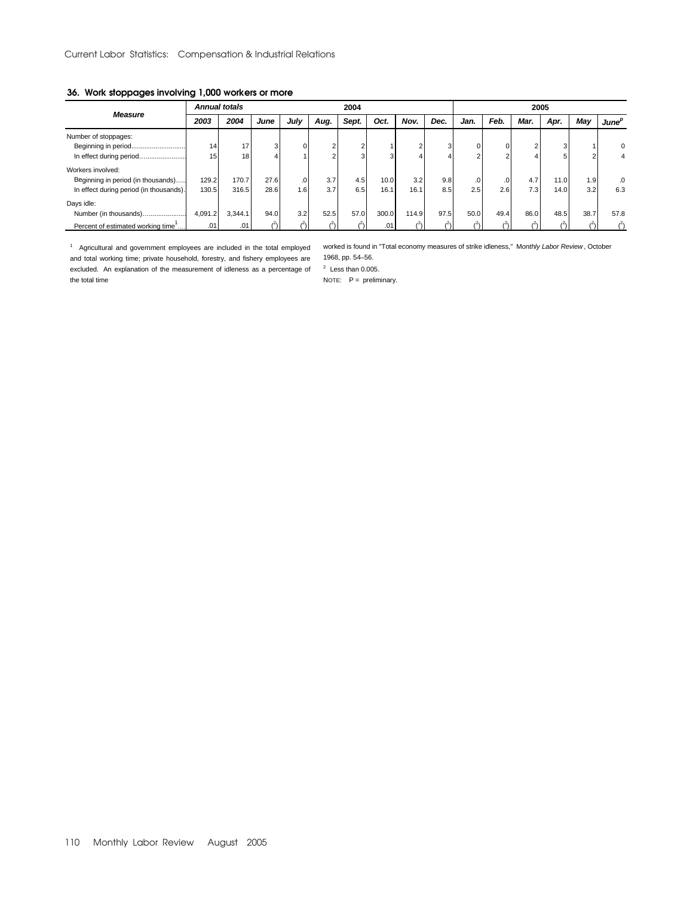## 36. Work stoppages involving 1,000 workers or more

| Measure | Annual totals | | 2004 | | | | | | | 2005 | | | | | |
|---|---|---|---|---|---|---|---|---|---|---|---|---|---|---|---|
| | 2003 | 2004 | June | July | Aug. | Sept. | Oct. | Nov. | Dec. | Jan. | Feb. | Mar. | Apr. | May | June[p] |
| Number of stoppages: | | | | | | | | | | | | | | | |
| Beginning in period | 14 | 17 | 3 | 0 | 2 | 2 | 1 | 2 | 3 | 0 | 0 | 2 | 3 | 1 | 0 |
| In effect during period | 15 | 18 | 4 | 1 | 2 | 3 | 3 | 4 | 4 | 2 | 2 | 4 | 5 | 2 | 4 |
| Workers involved: | | | | | | | | | | | | | | | |
| Beginning in period (in thousands) | 129.2 | 170.7 | 27.6 | .0 | 3.7 | 4.5 | 10.0 | 3.2 | 9.8 | .0 | .0 | 4.7 | 11.0 | 1.9 | .0 |
| In effect during period (in thousands) | 130.5 | 316.5 | 28.6 | 1.6 | 3.7 | 6.5 | 16.1 | 16.1 | 8.5 | 2.5 | 2.6 | 7.3 | 14.0 | 3.2 | 6.3 |
| Days idle: | | | | | | | | | | | | | | | |
| Number (in thousands) | 4,091.2 | 3,344.1 | 94.0 | 3.2 | 52.5 | 57.0 | 300.0 | 114.9 | 97.5 | 50.0 | 49.4 | 86.0 | 48.5 | 38.7 | 57.8 |
| Percent of estimated working time[1] | .01 | .01 | (2) | (2) | (2) | (2) | .01 | (2) | (2) | (2) | (2) | (2) | (2) | (2) | (2) |

[1] Agricultural and government employees are included in the total employed and total working time; private household, forestry, and fishery employees are excluded. An explanation of the measurement of idleness as a percentage of the total time worked is found in "Total economy measures of strike idleness," *Monthly Labor Review*, October 1968, pp. 54–56.

[2] Less than 0.005.

NOTE: P = preliminary.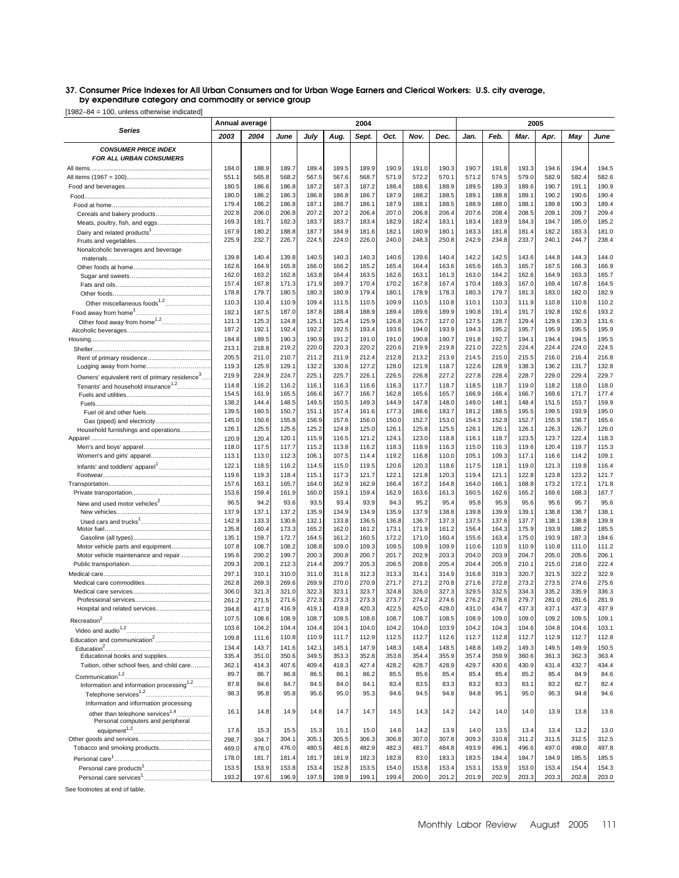# 37. Consumer Price Indexes for All Urban Consumers and for Urban Wage Earners and Clerical Workers: U.S. city average, by expenditure category and commodity or service group

[1982–84 = 100, unless otherwise indicated]

| Series | Annual average | | 2004 | | | | | | | 2005 | | | | | |
|---|---|---|---|---|---|---|---|---|---|---|---|---|---|---|---|
| | 2003 | 2004 | June | July | Aug. | Sept. | Oct. | Nov. | Dec. | Jan. | Feb. | Mar. | Apr. | May | June |
| ***CONSUMER PRICE INDEX FOR ALL URBAN CONSUMERS*** | | | | | | | | | | | | | | | |
| All items | 184.0 | 188.9 | 189.7 | 189.4 | 189.5 | 189.9 | 190.9 | 191.0 | 190.3 | 190.7 | 191.8 | 193.3 | 194.6 | 194.4 | 194.5 |
| All items (1967 = 100) | 551.1 | 565.8 | 568.2 | 567.5 | 567.6 | 568.7 | 571.9 | 572.2 | 570.1 | 571.2 | 574.5 | 579.0 | 582.9 | 582.4 | 582.6 |
| Food and beverages | 180.5 | 186.6 | 186.8 | 187.2 | 187.3 | 187.2 | 188.4 | 188.6 | 188.9 | 189.5 | 189.3 | 189.6 | 190.7 | 191.1 | 190.9 |
| Food | 180.0 | 186.2 | 186.3 | 186.8 | 186.8 | 186.7 | 187.9 | 188.2 | 188.5 | 189.1 | 188.8 | 189.1 | 190.2 | 190.6 | 190.4 |
| Food at home | 179.4 | 186.2 | 186.8 | 187.1 | 186.7 | 186.1 | 187.9 | 188.1 | 188.5 | 188.9 | 188.0 | 188.1 | 189.8 | 190.3 | 189.4 |
| Cereals and bakery products | 202.8 | 206.0 | 206.8 | 207.2 | 207.2 | 206.4 | 207.0 | 206.8 | 206.4 | 207.6 | 208.4 | 208.5 | 209.1 | 209.7 | 209.4 |
| Meats, poultry, fish, and eggs | 169.3 | 181.7 | 182.3 | 183.7 | 183.7 | 183.4 | 182.9 | 182.4 | 183.1 | 183.4 | 183.9 | 184.3 | 184.7 | 185.0 | 185.2 |
| Dairy and related products[1] | 167.9 | 180.2 | 188.8 | 187.7 | 184.9 | 181.6 | 182.1 | 180.9 | 180.1 | 183.3 | 181.8 | 181.4 | 182.2 | 183.3 | 181.0 |
| Fruits and vegetables | 225.9 | 232.7 | 226.7 | 224.5 | 224.0 | 226.0 | 240.0 | 248.3 | 250.8 | 242.9 | 234.8 | 233.7 | 240.1 | 244.7 | 238.4 |
| Nonalcoholic beverages and beverage materials | 139.8 | 140.4 | 139.8 | 140.5 | 140.3 | 140.3 | 140.6 | 139.6 | 140.4 | 142.2 | 142.5 | 143.6 | 144.8 | 144.3 | 144.0 |
| Other foods at home | 162.6 | 164.9 | 165.8 | 166.0 | 166.2 | 165.2 | 165.4 | 164.4 | 163.6 | 165.6 | 165.3 | 165.7 | 167.5 | 166.3 | 166.9 |
| Sugar and sweets | 162.0 | 163.2 | 162.8 | 163.8 | 164.4 | 163.5 | 162.6 | 163.1 | 161.3 | 163.0 | 164.2 | 162.6 | 164.9 | 163.3 | 165.7 |
| Fats and oils | 157.4 | 167.8 | 171.3 | 171.9 | 169.7 | 170.4 | 170.2 | 167.8 | 167.4 | 170.4 | 169.3 | 167.0 | 169.4 | 167.8 | 164.5 |
| Other foods | 178.8 | 179.7 | 180.5 | 180.3 | 180.9 | 179.4 | 180.1 | 178.9 | 178.3 | 180.3 | 179.7 | 181.3 | 183.0 | 182.0 | 182.9 |
| Other miscellaneous foods[1,2] | 110.3 | 110.4 | 110.9 | 109.4 | 111.5 | 110.5 | 109.9 | 110.5 | 110.8 | 110.1 | 110.3 | 111.9 | 110.8 | 110.8 | 110.2 |
| Food away from home[1] | 182.1 | 187.5 | 187.0 | 187.8 | 188.4 | 188.9 | 189.4 | 189.6 | 189.9 | 190.8 | 191.4 | 191.7 | 192.8 | 192.6 | 193.2 |
| Other food away from home[1,2] | 121.3 | 125.3 | 124.8 | 125.1 | 125.4 | 125.9 | 126.8 | 126.7 | 127.0 | 127.5 | 128.7 | 129.4 | 129.6 | 130.3 | 131.6 |
| Alcoholic beverages | 187.2 | 192.1 | 192.4 | 192.2 | 192.5 | 193.4 | 193.6 | 194.0 | 193.9 | 194.3 | 195.2 | 195.7 | 195.9 | 195.5 | 195.9 |
| Housing | 184.8 | 189.5 | 190.3 | 190.9 | 191.2 | 191.0 | 191.0 | 190.8 | 190.7 | 191.8 | 192.7 | 194.1 | 194.4 | 194.5 | 195.5 |
| Shelter | 213.1 | 218.8 | 219.2 | 220.0 | 220.3 | 220.2 | 220.6 | 219.9 | 219.8 | 221.0 | 222.5 | 224.4 | 224.4 | 224.0 | 224.5 |
| Rent of primary residence | 205.5 | 211.0 | 210.7 | 211.2 | 211.9 | 212.4 | 212.8 | 213.2 | 213.9 | 214.5 | 215.0 | 215.5 | 216.0 | 216.4 | 216.8 |
| Lodging away from home | 119.3 | 125.9 | 129.1 | 132.2 | 130.6 | 127.2 | 128.0 | 121.9 | 118.7 | 122.6 | 128.9 | 138.3 | 136.2 | 131.7 | 132.8 |
| Owners' equivalent rent of primary residence[3] | 219.9 | 224.9 | 224.7 | 225.1 | 225.7 | 226.1 | 226.5 | 226.8 | 227.2 | 227.8 | 228.4 | 228.7 | 229.0 | 229.4 | 229.7 |
| Tenants' and household insurance[1,2] | 114.8 | 116.2 | 116.2 | 116.1 | 116.3 | 116.6 | 116.3 | 117.7 | 118.7 | 118.5 | 118.7 | 119.0 | 118.2 | 118.0 | 118.0 |
| Fuels and utilities | 154.5 | 161.9 | 165.5 | 166.6 | 167.7 | 166.7 | 162.8 | 165.6 | 165.7 | 166.9 | 166.4 | 166.7 | 169.6 | 171.7 | 177.4 |
| Fuels | 138.2 | 144.4 | 148.5 | 149.5 | 150.5 | 149.3 | 144.9 | 147.8 | 148.0 | 149.0 | 148.1 | 148.4 | 151.5 | 153.7 | 159.9 |
| Fuel oil and other fuels | 139.5 | 160.5 | 150.7 | 151.1 | 157.4 | 161.6 | 177.3 | 186.6 | 183.7 | 181.2 | 188.5 | 195.5 | 199.5 | 193.9 | 195.0 |
| Gas (piped) and electricity | 145.0 | 150.6 | 155.8 | 156.9 | 157.6 | 156.0 | 150.0 | 152.7 | 153.0 | 154.3 | 152.9 | 152.7 | 155.9 | 158.7 | 165.6 |
| Household furnishings and operations | 126.1 | 125.5 | 125.6 | 125.2 | 124.8 | 125.0 | 126.1 | 125.8 | 125.5 | 126.1 | 126.1 | 126.1 | 126.3 | 126.7 | 126.0 |
| Apparel | 120.9 | 120.4 | 120.1 | 115.9 | 116.5 | 121.2 | 124.1 | 123.0 | 118.8 | 116.1 | 118.7 | 123.5 | 123.7 | 122.4 | 118.3 |
| Men's and boys' apparel | 118.0 | 117.5 | 117.7 | 115.2 | 113.8 | 116.2 | 118.3 | 118.9 | 116.3 | 115.0 | 116.3 | 119.6 | 120.4 | 119.7 | 115.3 |
| Women's and girls' apparel | 113.1 | 113.0 | 112.3 | 106.1 | 107.5 | 114.4 | 119.2 | 116.8 | 110.0 | 105.1 | 109.3 | 117.1 | 116.6 | 114.2 | 109.1 |
| Infants' and toddlers' apparel[1] | 122.1 | 118.5 | 116.2 | 114.5 | 115.0 | 119.5 | 120.6 | 120.3 | 118.6 | 117.5 | 118.1 | 119.0 | 121.3 | 119.8 | 116.4 |
| Footwear | 119.6 | 119.3 | 118.4 | 115.1 | 117.3 | 121.7 | 122.1 | 121.8 | 120.3 | 119.4 | 121.1 | 122.8 | 123.8 | 123.2 | 121.7 |
| Transportation | 157.6 | 163.1 | 165.7 | 164.0 | 162.9 | 162.9 | 166.4 | 167.2 | 164.8 | 164.0 | 166.1 | 168.8 | 173.2 | 172.1 | 171.8 |
| Private transportation | 153.6 | 159.4 | 161.9 | 160.0 | 159.1 | 159.4 | 162.9 | 163.6 | 161.3 | 160.5 | 162.6 | 165.2 | 169.6 | 168.3 | 167.7 |
| New and used motor vehicles[2] | 96.5 | 94.2 | 93.6 | 93.5 | 93.4 | 93.9 | 94.3 | 95.2 | 95.4 | 95.8 | 95.9 | 95.6 | 95.6 | 95.7 | 95.6 |
| New vehicles | 137.9 | 137.1 | 137.2 | 135.9 | 134.9 | 134.9 | 135.9 | 137.9 | 138.8 | 139.8 | 139.9 | 139.1 | 138.8 | 138.7 | 138.1 |
| Used cars and trucks[1] | 142.9 | 133.3 | 130.6 | 132.1 | 133.8 | 136.5 | 136.8 | 136.7 | 137.3 | 137.5 | 137.6 | 137.7 | 138.1 | 138.8 | 139.9 |
| Motor fuel | 135.8 | 160.4 | 173.3 | 165.2 | 162.0 | 161.2 | 173.1 | 171.9 | 161.2 | 156.4 | 164.3 | 175.9 | 193.9 | 188.2 | 185.5 |
| Gasoline (all types) | 135.1 | 159.7 | 172.7 | 164.5 | 161.2 | 160.5 | 172.2 | 171.0 | 160.4 | 155.6 | 163.4 | 175.0 | 193.9 | 187.3 | 184.6 |
| Motor vehicle parts and equipment | 107.8 | 108.7 | 108.2 | 108.8 | 109.0 | 109.3 | 109.5 | 109.9 | 109.9 | 110.6 | 110.9 | 110.9 | 110.8 | 111.0 | 111.2 |
| Motor vehicle maintenance and repair | 195.6 | 200.2 | 199.7 | 200.3 | 200.8 | 200.7 | 201.7 | 202.9 | 203.3 | 204.0 | 203.9 | 204.7 | 205.0 | 205.6 | 206.1 |
| Public transportation | 209.3 | 209.1 | 212.3 | 214.4 | 209.7 | 205.3 | 206.5 | 208.6 | 205.4 | 204.4 | 205.9 | 210.1 | 215.0 | 218.0 | 222.4 |
| Medical care | 297.1 | 310.1 | 310.0 | 311.0 | 311.6 | 312.3 | 313.3 | 314.1 | 314.9 | 316.8 | 319.3 | 320.7 | 321.5 | 322.2 | 322.9 |
| Medical care commodities | 262.8 | 269.3 | 269.6 | 269.9 | 270.0 | 270.9 | 271.7 | 271.2 | 270.8 | 271.6 | 272.8 | 273.2 | 273.5 | 274.6 | 275.6 |
| Medical care services | 306.0 | 321.3 | 321.0 | 322.3 | 323.1 | 323.7 | 324.8 | 326.0 | 327.3 | 329.5 | 332.5 | 334.3 | 335.2 | 335.9 | 336.3 |
| Professional services | 261.2 | 271.5 | 271.6 | 272.3 | 273.3 | 273.3 | 273.7 | 274.2 | 274.6 | 276.2 | 278.6 | 279.7 | 281.0 | 281.6 | 281.9 |
| Hospital and related services | 394.8 | 417.9 | 416.9 | 419.1 | 418.8 | 420.3 | 422.5 | 425.0 | 428.0 | 431.0 | 434.7 | 437.3 | 437.1 | 437.3 | 437.9 |
| Recreation[2] | 107.5 | 108.6 | 108.9 | 108.7 | 108.5 | 108.6 | 108.7 | 108.7 | 108.5 | 108.9 | 109.0 | 109.0 | 109.2 | 109.5 | 109.1 |
| Video and audio[1,2] | 103.6 | 104.2 | 104.4 | 104.4 | 104.1 | 104.0 | 104.2 | 104.0 | 103.9 | 104.2 | 104.3 | 104.6 | 104.8 | 104.6 | 103.1 |
| Education and communication[2] | 109.8 | 111.6 | 110.8 | 110.9 | 111.7 | 112.9 | 112.5 | 112.7 | 112.6 | 112.7 | 112.8 | 112.7 | 112.9 | 112.7 | 112.8 |
| Education[2] | 134.4 | 143.7 | 141.6 | 142.1 | 145.1 | 147.9 | 148.3 | 148.4 | 148.5 | 148.8 | 149.2 | 149.3 | 149.5 | 149.9 | 150.5 |
| Educational books and supplies | 335.4 | 351.0 | 350.6 | 349.5 | 353.3 | 352.8 | 353.8 | 354.4 | 355.9 | 357.4 | 359.9 | 360.6 | 361.3 | 362.3 | 363.4 |
| Tuition, other school fees, and child care | 362.1 | 414.3 | 407.6 | 409.4 | 418.3 | 427.4 | 428.2 | 428.7 | 428.9 | 429.7 | 430.6 | 430.9 | 431.4 | 432.7 | 434.4 |
| Communication[1,2] | 89.7 | 86.7 | 86.8 | 86.5 | 86.1 | 86.2 | 85.5 | 85.6 | 85.4 | 85.4 | 85.4 | 85.2 | 85.4 | 84.9 | 84.6 |
| Information and information processing[1,2] | 87.8 | 84.6 | 84.7 | 84.5 | 84.0 | 84.1 | 83.4 | 83.5 | 83.3 | 83.2 | 83.3 | 83.1 | 83.2 | 82.7 | 82.4 |
| Telephone services[1,2] | 98.3 | 95.8 | 95.8 | 95.6 | 95.0 | 95.3 | 94.6 | 94.5 | 94.8 | 94.8 | 95.1 | 95.0 | 95.3 | 94.8 | 94.6 |
| Information and information processing other than telephone services[1,4] | 16.1 | 14.8 | 14.9 | 14.8 | 14.7 | 14.7 | 14.5 | 14.3 | 14.2 | 14.2 | 14.0 | 14.0 | 13.9 | 13.8 | 13.6 |
| Personal computers and peripheral equipment[1,2] | 17.6 | 15.3 | 15.5 | 15.3 | 15.1 | 15.0 | 14.6 | 14.2 | 13.9 | 14.0 | 13.5 | 13.4 | 13.4 | 13.2 | 13.0 |
| Other goods and services | 298.7 | 304.7 | 304.1 | 305.1 | 305.5 | 306.3 | 306.8 | 307.0 | 307.8 | 309.3 | 310.8 | 311.2 | 311.5 | 312.5 | 312.5 |
| Tobacco and smoking products | 469.0 | 478.0 | 476.0 | 480.5 | 481.6 | 482.9 | 482.3 | 481.7 | 484.8 | 493.9 | 496.1 | 496.6 | 497.0 | 498.0 | 497.8 |
| Personal care[1] | 178.0 | 181.7 | 181.4 | 181.7 | 181.9 | 182.3 | 182.8 | 183.0 | 183.3 | 183.5 | 184.4 | 184.7 | 184.9 | 185.5 | 185.5 |
| Personal care products[1] | 153.5 | 153.9 | 153.8 | 153.4 | 152.8 | 153.5 | 154.0 | 153.8 | 153.4 | 153.1 | 153.9 | 153.0 | 153.4 | 154.4 | 154.3 |
| Personal care services[1] | 193.2 | 197.6 | 196.9 | 197.5 | 198.9 | 199.1 | 199.4 | 200.0 | 201.2 | 201.9 | 202.9 | 203.3 | 203.3 | 202.8 | 203.0 |

See footnotes at end of table.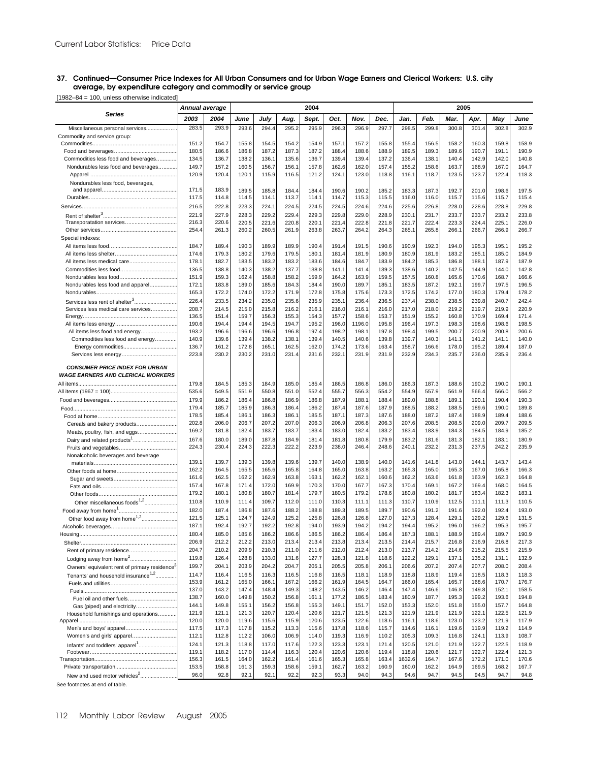**37. Continued—Consumer Price Indexes for All Urban Consumers and for Urban Wage Earners and Clerical Workers: U.S. city average, by expenditure category and commodity or service group**

[1982–84 = 100, unless otherwise indicated]

| Series | Annual average | | 2004 | | | | | | | 2005 | | | | | |
|---|---|---|---|---|---|---|---|---|---|---|---|---|---|---|---|
| | 2003 | 2004 | June | July | Aug. | Sept. | Oct. | Nov. | Dec. | Jan. | Feb. | Mar. | Apr. | May | June |
| Miscellaneous personal services | 283.5 | 293.9 | 293.6 | 294.4 | 295.2 | 295.9 | 296.3 | 296.9 | 297.7 | 298.5 | 299.8 | 300.8 | 301.4 | 302.8 | 302.9 |
| Commodity and service group: | | | | | | | | | | | | | | | |
| Commodities | 151.2 | 154.7 | 155.8 | 154.5 | 154.2 | 154.9 | 157.1 | 157.2 | 155.8 | 155.4 | 156.5 | 158.2 | 160.3 | 159.8 | 158.9 |
| Food and beverages | 180.5 | 186.6 | 186.8 | 187.2 | 187.3 | 187.2 | 188.4 | 188.6 | 188.9 | 189.5 | 189.3 | 189.6 | 190.7 | 191.1 | 190.9 |
| Commodities less food and beverages | 134.5 | 136.7 | 138.2 | 136.1 | 135.6 | 136.7 | 139.4 | 139.4 | 137.2 | 136.4 | 138.1 | 140.4 | 142.9 | 142.0 | 140.8 |
| Nondurables less food and beverages | 149.7 | 157.2 | 160.5 | 156.7 | 156.1 | 157.8 | 162.6 | 162.0 | 157.4 | 155.2 | 158.6 | 163.7 | 168.9 | 167.0 | 164.7 |
| Apparel | 120.9 | 120.4 | 120.1 | 115.9 | 116.5 | 121.2 | 124.1 | 123.0 | 118.8 | 116.1 | 118.7 | 123.5 | 123.7 | 122.4 | 118.3 |
| Nondurables less food, beverages, and apparel | 171.5 | 183.9 | 189.5 | 185.8 | 184.4 | 184.4 | 190.6 | 190.2 | 185.2 | 183.3 | 187.3 | 192.7 | 201.0 | 198.6 | 197.5 |
| Durables | 117.5 | 114.8 | 114.5 | 114.1 | 113.7 | 114.1 | 114.7 | 115.3 | 115.5 | 116.0 | 116.0 | 115.7 | 115.6 | 115.7 | 115.4 |
| Services | 216.5 | 222.8 | 223.3 | 224.1 | 224.5 | 224.5 | 224.5 | 224.6 | 224.6 | 225.6 | 226.8 | 228.0 | 228.6 | 228.8 | 229.8 |
| Rent of shelter[3] | 221.9 | 227.9 | 228.3 | 229.2 | 229.4 | 229.3 | 229.8 | 229.0 | 228.9 | 230.1 | 231.7 | 233.7 | 233.7 | 233.2 | 233.8 |
| Transporatation services | 216.3 | 220.6 | 220.5 | 221.6 | 220.8 | 220.1 | 221.4 | 222.8 | 221.8 | 221.7 | 222.4 | 223.3 | 224.4 | 225.1 | 226.0 |
| Other services | 254.4 | 261.3 | 260.2 | 260.5 | 261.9 | 263.8 | 263.7 | 264.2 | 264.3 | 265.1 | 265.8 | 266.1 | 266.7 | 266.9 | 266.7 |
| Special indexes: | | | | | | | | | | | | | | | |
| All items less food | 184.7 | 189.4 | 190.3 | 189.9 | 189.9 | 190.4 | 191.4 | 191.5 | 190.6 | 190.9 | 192.3 | 194.0 | 195.3 | 195.1 | 195.2 |
| All items less shelter | 174.6 | 179.3 | 180.2 | 179.6 | 179.5 | 180.1 | 181.4 | 181.9 | 180.9 | 180.9 | 181.9 | 183.2 | 185.1 | 185.0 | 184.9 |
| All items less medical care | 178.1 | 182.7 | 183.5 | 183.2 | 183.2 | 183.6 | 184.6 | 184.7 | 183.9 | 184.2 | 185.3 | 186.8 | 188.1 | 187.9 | 187.9 |
| Commodities less food | 136.5 | 138.8 | 140.3 | 138.2 | 137.7 | 138.8 | 141.1 | 141.4 | 139.3 | 138.6 | 140.2 | 142.5 | 144.9 | 144.0 | 142.8 |
| Nondurables less food | 151.9 | 159.3 | 162.4 | 158.8 | 158.2 | 159.9 | 164.2 | 163.9 | 159.5 | 157.5 | 160.8 | 165.6 | 170.6 | 168.7 | 166.6 |
| Nondurables less food and apparel | 172.1 | 183.8 | 189.0 | 185.6 | 184.3 | 184.4 | 190.0 | 189.7 | 185.1 | 183.5 | 187.2 | 192.1 | 199.7 | 197.5 | 196.5 |
| Nondurables | 165.3 | 172.2 | 174.0 | 172.2 | 171.9 | 172.8 | 175.8 | 175.6 | 173.3 | 172.5 | 174.2 | 177.0 | 180.3 | 179.4 | 178.2 |
| Services less rent of shelter[3] | 226.4 | 233.5 | 234.2 | 235.0 | 235.6 | 235.9 | 235.1 | 236.4 | 236.5 | 237.4 | 238.0 | 238.5 | 239.8 | 240.7 | 242.4 |
| Services less medical care services | 208.7 | 214.5 | 215.0 | 215.8 | 216.2 | 216.1 | 216.0 | 216.1 | 216.0 | 217.0 | 218.0 | 219.2 | 219.7 | 219.9 | 220.9 |
| Energy | 136.5 | 151.4 | 159.7 | 156.3 | 155.3 | 154.3 | 157.7 | 158.6 | 153.7 | 151.9 | 155.2 | 160.8 | 170.9 | 169.4 | 171.4 |
| All items less energy | 190.6 | 194.4 | 194.4 | 194.5 | 194.7 | 195.2 | 196.0 | 1196.0 | 195.8 | 196.4 | 197.3 | 198.3 | 198.6 | 198.6 | 198.5 |
| All items less food and energy | 193.2 | 196.6 | 196.6 | 196.6 | 196.8 | 197.4 | 198.2 | 198.1 | 197.8 | 198.4 | 199.5 | 200.7 | 200.9 | 200.8 | 200.6 |
| Commodities less food and energy | 140.9 | 139.6 | 139.4 | 138.2 | 138.1 | 139.4 | 140.5 | 140.6 | 139.8 | 139.7 | 140.3 | 141.1 | 141.2 | 141.1 | 140.0 |
| Energy commodities | 136.7 | 161.2 | 172.8 | 165.1 | 162.5 | 162.0 | 174.2 | 173.6 | 163.4 | 158.7 | 166.6 | 178.0 | 195.2 | 189.4 | 187.0 |
| Services less energy | 223.8 | 230.2 | 230.2 | 231.0 | 231.4 | 231.6 | 232.1 | 231.9 | 231.9 | 232.9 | 234.3 | 235.7 | 236.0 | 235.9 | 236.4 |
| ***CONSUMER PRICE INDEX FOR URBAN WAGE EARNERS AND CLERICAL WORKERS*** | | | | | | | | | | | | | | | |
| All items | 179.8 | 184.5 | 185.3 | 184.9 | 185.0 | 185.4 | 186.5 | 186.8 | 186.0 | 186.3 | 187.3 | 188.6 | 190.2 | 190.0 | 190.1 |
| All items (1967 = 100) | 535.6 | 549.5 | 551.9 | 550.8 | 551.0 | 552.4 | 555.7 | 556.3 | 554.2 | 554.9 | 557.9 | 561.9 | 566.4 | 566.0 | 566.2 |
| Food and beverages | 179.9 | 186.2 | 186.4 | 186.8 | 186.9 | 186.8 | 187.8 | 188.1 | 188.4 | 189.0 | 188.8 | 189.1 | 190.1 | 190.4 | 190.3 |
| Food | 179.4 | 185.7 | 185.9 | 186.3 | 186.4 | 186.2 | 187.4 | 187.6 | 187.9 | 188.5 | 188.2 | 188.5 | 189.6 | 190.0 | 189.8 |
| Food at home | 178.5 | 185.4 | 186.1 | 186.3 | 186.1 | 185.5 | 187.1 | 187.3 | 187.6 | 188.0 | 187.2 | 187.4 | 188.9 | 189.4 | 188.6 |
| Cereals and bakery products | 202.8 | 206.0 | 206.7 | 207.2 | 207.0 | 206.3 | 206.9 | 206.8 | 206.3 | 207.6 | 208.5 | 208.5 | 209.0 | 209.7 | 209.5 |
| Meats, poultry, fish, and eggs | 169.2 | 181.8 | 182.4 | 183.7 | 183.7 | 183.4 | 183.0 | 182.4 | 183.2 | 183.4 | 183.9 | 184.3 | 184.5 | 184.9 | 185.2 |
| Dairy and related products[1] | 167.6 | 180.0 | 189.0 | 187.8 | 184.9 | 181.4 | 181.8 | 180.8 | 179.9 | 183.2 | 181.6 | 181.3 | 182.1 | 183.1 | 180.9 |
| Fruits and vegetables | 224.3 | 230.4 | 224.3 | 222.3 | 222.2 | 223.9 | 238.0 | 246.4 | 248.6 | 240.1 | 232.2 | 231.3 | 237.5 | 242.2 | 235.9 |
| Nonalcoholic beverages and beverage materials | 139.1 | 139.7 | 139.3 | 139.8 | 139.6 | 139.7 | 140.0 | 138.9 | 140.0 | 141.6 | 141.8 | 143.0 | 144.1 | 143.7 | 143.4 |
| Other foods at home | 162.2 | 164.5 | 165.5 | 165.6 | 165.8 | 164.8 | 165.0 | 163.8 | 163.2 | 165.3 | 165.0 | 165.3 | 167.0 | 165.8 | 166.3 |
| Sugar and sweets | 161.6 | 162.5 | 162.2 | 162.9 | 163.8 | 163.1 | 162.2 | 162.1 | 160.6 | 162.2 | 163.6 | 161.8 | 163.9 | 162.3 | 164.8 |
| Fats and oils | 157.4 | 167.8 | 171.4 | 172.0 | 169.9 | 170.3 | 170.0 | 167.7 | 167.3 | 170.4 | 169.1 | 167.2 | 169.4 | 168.0 | 164.5 |
| Other foods | 179.2 | 180.1 | 180.8 | 180.7 | 181.4 | 179.7 | 180.5 | 179.2 | 178.6 | 180.8 | 180.2 | 181.7 | 183.4 | 182.3 | 183.1 |
| Other miscellaneous foods[1,2] | 110.8 | 110.9 | 111.4 | 109.7 | 112.0 | 111.0 | 110.3 | 111.1 | 111.3 | 110.7 | 110.9 | 112.5 | 111.1 | 111.3 | 110.5 |
| Food away from home[1] | 182.0 | 187.4 | 186.8 | 187.6 | 188.2 | 188.8 | 189.3 | 189.5 | 189.7 | 190.6 | 191.2 | 191.6 | 192.0 | 192.4 | 193.0 |
| Other food away from home[1,2] | 121.5 | 125.1 | 124.7 | 124.9 | 125.2 | 125.8 | 126.8 | 126.8 | 127.0 | 127.3 | 128.4 | 129.1 | 129.2 | 129.6 | 131.5 |
| Alcoholic beverages | 187.1 | 192.4 | 192.7 | 192.2 | 192.8 | 194.0 | 193.9 | 194.2 | 194.2 | 194.4 | 195.2 | 196.0 | 196.2 | 195.3 | 195.7 |
| Housing | 180.4 | 185.0 | 185.6 | 186.2 | 186.6 | 186.5 | 186.2 | 186.4 | 186.4 | 187.3 | 188.1 | 188.9 | 189.4 | 189.7 | 190.9 |
| Shelter | 206.9 | 212.2 | 212.2 | 213.0 | 213.4 | 213.4 | 213.8 | 213.4 | 213.5 | 214.4 | 215.7 | 216.8 | 216.9 | 216.8 | 217.3 |
| Rent of primary residence | 204.7 | 210.2 | 209.9 | 210.3 | 211.0 | 211.6 | 212.0 | 212.4 | 213.0 | 213.7 | 214.2 | 214.6 | 215.2 | 215.5 | 215.9 |
| Lodging away from home[2] | 119.8 | 126.4 | 128.8 | 133.0 | 131.6 | 127.7 | 128.3 | 121.8 | 118.6 | 122.2 | 129.1 | 137.1 | 135.2 | 131.1 | 132.9 |
| Owners' equivalent rent of primary residence[3] | 199.7 | 204.1 | 203.9 | 204.2 | 204.7 | 205.1 | 205.5 | 205.8 | 206.1 | 206.6 | 207.2 | 207.4 | 207.7 | 208.0 | 208.4 |
| Tenants' and household insurance[1,2] | 114.7 | 116.4 | 116.5 | 116.3 | 116.5 | 116.8 | 116.5 | 118.1 | 118.9 | 118.8 | 118.9 | 119.4 | 118.5 | 118.3 | 118.3 |
| Fuels and utilities | 153.9 | 161.2 | 165.0 | 166.1 | 167.2 | 166.2 | 161.9 | 164.5 | 164.7 | 166.0 | 165.4 | 165.7 | 168.6 | 170.7 | 176.7 |
| Fuels | 137.0 | 143.2 | 147.4 | 148.4 | 149.3 | 148.2 | 143.5 | 146.2 | 146.4 | 147.4 | 146.6 | 146.8 | 149.8 | 152.1 | 158.5 |
| Fuel oil and other fuels | 138.7 | 160.0 | 149.8 | 150.2 | 156.8 | 161.1 | 177.2 | 186.5 | 183.4 | 180.9 | 187.7 | 195.3 | 199.2 | 193.6 | 194.8 |
| Gas (piped) and electricity | 144.1 | 149.8 | 155.1 | 156.2 | 156.8 | 155.3 | 149.1 | 151.7 | 152.0 | 153.3 | 152.0 | 151.8 | 155.0 | 157.7 | 164.8 |
| Household furnishings and operations | 121.9 | 121.1 | 121.3 | 120.7 | 120.4 | 120.6 | 121.7 | 121.5 | 121.3 | 121.9 | 121.9 | 121.9 | 122.1 | 122.5 | 121.9 |
| Apparel | 120.0 | 120.0 | 119.6 | 115.6 | 115.9 | 120.6 | 123.5 | 122.6 | 118.6 | 116.1 | 118.6 | 123.0 | 123.2 | 121.9 | 117.9 |
| Men's and boys' apparel | 117.5 | 117.3 | 117.8 | 115.2 | 113.3 | 115.6 | 117.8 | 118.6 | 115.7 | 114.6 | 116.1 | 119.6 | 119.9 | 119.2 | 114.9 |
| Women's and girls' apparel | 112.1 | 112.8 | 112.2 | 106.0 | 106.9 | 114.0 | 119.3 | 116.9 | 110.2 | 105.3 | 109.3 | 116.8 | 124.1 | 113.9 | 108.7 |
| Infants' and toddlers' apparel[1] | 124.1 | 121.3 | 118.8 | 117.0 | 117.6 | 122.3 | 123.3 | 123.1 | 121.4 | 120.5 | 121.0 | 121.9 | 122.7 | 122.5 | 118.9 |
| Footwear | 119.1 | 118.2 | 117.0 | 114.4 | 116.3 | 120.4 | 120.6 | 120.6 | 119.4 | 118.8 | 120.6 | 121.7 | 122.7 | 122.4 | 121.3 |
| Transportation | 156.3 | 161.5 | 164.0 | 162.2 | 161.4 | 161.6 | 165.3 | 165.8 | 163.4 | 1632.6 | 164.7 | 167.6 | 172.2 | 171.0 | 170.6 |
| Private transportation | 153.5 | 158.8 | 161.3 | 159.3 | 158.6 | 159.1 | 162.7 | 163.2 | 160.9 | 160.0 | 162.2 | 164.9 | 169.5 | 168.2 | 167.7 |
| New and used motor vehicles[2] | 96.0 | 92.8 | 92.1 | 92.1 | 92.2 | 92.3 | 93.3 | 94.0 | 94.3 | 94.6 | 94.7 | 94.5 | 94.5 | 94.7 | 94.8 |

See footnotes at end of table.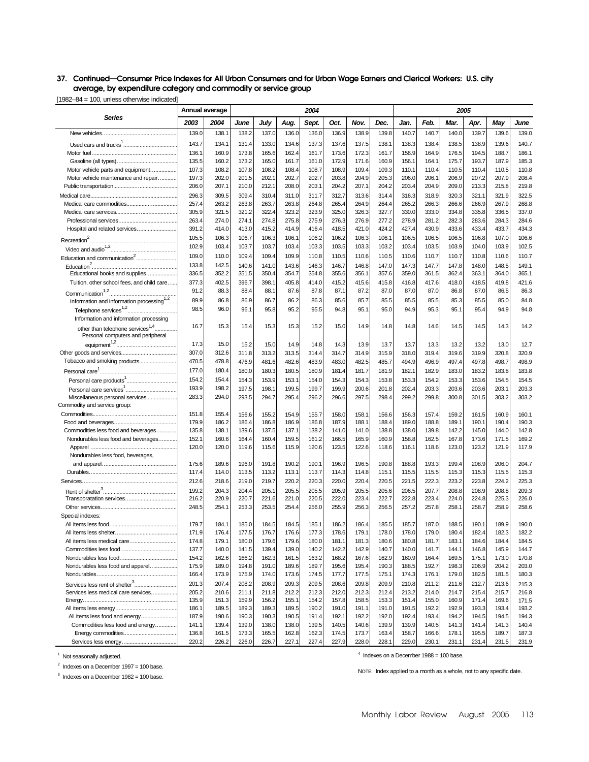## 37. Continued—Consumer Price Indexes for All Urban Consumers and for Urban Wage Earners and Clerical Workers: U.S. city average, by expenditure category and commodity or service group

[1982–84 = 100, unless otherwise indicated]

| Series | Annual average | | 2004 | | | | | | | 2005 | | | | | |
|---|---|---|---|---|---|---|---|---|---|---|---|---|---|---|---|
| | 2003 | 2004 | June | July | Aug. | Sept. | Oct. | Nov. | Dec. | Jan. | Feb. | Mar. | Apr. | May | June |
| New vehicles | 139.0 | 138.1 | 138.2 | 137.0 | 136.0 | 136.0 | 136.9 | 138.9 | 139.8 | 140.7 | 140.7 | 140.0 | 139.7 | 139.6 | 139.0 |
| Used cars and trucks[1] | 143.7 | 134.1 | 131.4 | 133.0 | 134.6 | 137.3 | 137.6 | 137.5 | 138.1 | 138.3 | 138.4 | 138.5 | 138.9 | 139.6 | 140.7 |
| Motor fuel | 136.1 | 160.9 | 173.8 | 165.6 | 162.4 | 161.7 | 173.6 | 172.3 | 161.7 | 156.9 | 164.9 | 176.5 | 194.5 | 188.7 | 186.1 |
| Gasoline (all types) | 135.5 | 160.2 | 173.2 | 165.0 | 161.7 | 161.0 | 172.9 | 171.6 | 160.9 | 156.1 | 164.1 | 175.7 | 193.7 | 187.9 | 185.3 |
| Motor vehicle parts and equipment | 107.3 | 108.2 | 107.8 | 108.2 | 108.4 | 108.7 | 108.9 | 109.4 | 109.3 | 110.1 | 110.4 | 110.5 | 110.4 | 110.5 | 110.8 |
| Motor vehicle maintenance and repair | 197.3 | 202.0 | 201.5 | 202.1 | 202.7 | 202.7 | 203.8 | 204.9 | 205.3 | 206.0 | 206.1 | 206.9 | 207.2 | 207.9 | 208.4 |
| Public transportation | 206.0 | 207.1 | 210.0 | 212.1 | 208.0 | 203.1 | 204.2 | 207.1 | 204.2 | 203.4 | 204.9 | 209.0 | 213.3 | 215.8 | 219.8 |
| Medical care | 296.3 | 309.5 | 309.4 | 310.4 | 311.0 | 311.7 | 312.7 | 313.6 | 314.4 | 316.3 | 318.9 | 320.3 | 321.1 | 321.9 | 322.5 |
| Medical care commodities | 257.4 | 263.2 | 263.8 | 263.7 | 263.8 | 264.8 | 265.4 | 264.9 | 264.4 | 265.2 | 266.3 | 266.6 | 266.9 | 267.9 | 268.8 |
| Medical care services | 305.9 | 321.5 | 321.2 | 322.4 | 323.2 | 323.9 | 325.0 | 326.3 | 327.7 | 330.0 | 333.0 | 334.8 | 335.8 | 336.5 | 337.0 |
| Professional services | 263.4 | 274.0 | 274.1 | 274.8 | 275.8 | 275.9 | 276.3 | 276.9 | 277.2 | 278.9 | 281.2 | 282.3 | 283.6 | 284.3 | 284.6 |
| Hospital and related services | 391.2 | 414.0 | 413.0 | 415.2 | 414.9 | 416.4 | 418.5 | 421.0 | 424.2 | 427.4 | 430.9 | 433.6 | 433.4 | 433.7 | 434.3 |
| Recreation[2] | 105.5 | 106.3 | 106.7 | 106.3 | 106.1 | 106.2 | 106.2 | 106.3 | 106.1 | 106.5 | 106.5 | 106.5 | 106.8 | 107.0 | 106.6 |
| Video and audio[1,2] | 102.9 | 103.4 | 103.7 | 103.7 | 103.4 | 103.3 | 103.5 | 103.3 | 103.2 | 103.4 | 103.5 | 103.9 | 104.0 | 103.9 | 102.5 |
| Education and communication[2] | 109.0 | 110.0 | 109.4 | 109.4 | 109.9 | 110.8 | 110.5 | 110.6 | 110.5 | 110.6 | 110.7 | 110.7 | 110.8 | 110.6 | 110.7 |
| Education[2] | 133.8 | 142.5 | 140.6 | 141.0 | 143.6 | 146.3 | 146.7 | 146.8 | 147.0 | 147.3 | 147.7 | 147.8 | 148.0 | 148.5 | 149.1 |
| Educational books and supplies | 336.5 | 352.2 | 351.5 | 350.4 | 354.7 | 354.8 | 355.6 | 356.1 | 357.6 | 359.0 | 361.5 | 362.4 | 363.1 | 364.0 | 365.1 |
| Tuition, other school fees, and child care | 377.3 | 402.5 | 396.7 | 398.1 | 405.8 | 414.0 | 415.2 | 415.6 | 415.8 | 416.8 | 417.6 | 418.0 | 418.5 | 419.8 | 421.6 |
| Communication[1,2] | 91.2 | 88.3 | 88.4 | 88.1 | 87.6 | 87.8 | 87.1 | 87.2 | 87.0 | 87.0 | 87.0 | 86.8 | 87.0 | 86.5 | 86.3 |
| Information and information processing[1,2] | 89.9 | 86.8 | 86.9 | 86.7 | 86.2 | 86.3 | 85.6 | 85.7 | 85.5 | 85.5 | 85.5 | 85.3 | 85.5 | 85.0 | 84.8 |
| Telephone services[1,2] | 98.5 | 96.0 | 96.1 | 95.8 | 95.2 | 95.5 | 94.8 | 95.1 | 95.0 | 94.9 | 95.3 | 95.1 | 95.4 | 94.9 | 94.8 |
| Information and information processing other than telephone services[1,4] | 16.7 | 15.3 | 15.4 | 15.3 | 15.3 | 15.2 | 15.0 | 14.9 | 14.8 | 14.8 | 14.6 | 14.5 | 14.5 | 14.3 | 14.2 |
| Personal computers and peripheral equipment[1,2] | 17.3 | 15.0 | 15.2 | 15.0 | 14.9 | 14.8 | 14.3 | 13.9 | 13.7 | 13.7 | 13.3 | 13.2 | 13.2 | 13.0 | 12.7 |
| Other goods and services | 307.0 | 312.6 | 311.8 | 313.2 | 313.5 | 314.4 | 314.7 | 314.9 | 315.9 | 318.0 | 319.4 | 319.6 | 319.9 | 320.8 | 320.9 |
| Tobacco and smoking products | 470.5 | 478.8 | 476.9 | 481.6 | 482.6 | 483.9 | 483.0 | 482.5 | 485.7 | 494.9 | 496.9 | 497.4 | 497.8 | 498.7 | 498.9 |
| Personal care[1] | 177.0 | 180.4 | 180.0 | 180.3 | 180.5 | 180.9 | 181.4 | 181.7 | 181.9 | 182.1 | 182.9 | 183.0 | 183.2 | 183.8 | 183.8 |
| Personal care products[1] | 154.2 | 154.4 | 154.3 | 153.9 | 153.1 | 154.0 | 154.3 | 154.3 | 153.8 | 153.3 | 154.2 | 153.3 | 153.6 | 154.5 | 154.5 |
| Personal care services[1] | 193.9 | 198.2 | 197.5 | 198.1 | 199.5 | 199.7 | 199.9 | 200.6 | 201.8 | 202.4 | 203.3 | 203.6 | 203.6 | 203.1 | 203.3 |
| Miscellaneous personal services | 283.3 | 294.0 | 293.5 | 294.7 | 295.4 | 296.2 | 296.6 | 297.5 | 298.4 | 299.2 | 299.8 | 300.8 | 301.5 | 303.2 | 303.2 |
| Commodity and service group: | | | | | | | | | | | | | | | |
| Commodities | 151.8 | 155.4 | 156.6 | 155.2 | 154.9 | 155.7 | 158.0 | 158.1 | 156.6 | 156.3 | 157.4 | 159.2 | 161.5 | 160.9 | 160.1 |
| Food and beverages | 179.9 | 186.2 | 186.4 | 186.8 | 186.9 | 186.8 | 187.9 | 188.1 | 188.4 | 189.0 | 188.8 | 189.1 | 190.1 | 190.4 | 190.3 |
| Commodities less food and beverages | 135.8 | 138.1 | 139.6 | 137.5 | 137.1 | 138.2 | 141.0 | 141.0 | 138.8 | 138.0 | 139.8 | 142.2 | 145.0 | 144.0 | 142.8 |
| Nondurables less food and beverages | 152.1 | 160.6 | 164.4 | 160.4 | 159.5 | 161.2 | 166.5 | 165.9 | 160.9 | 158.8 | 162.5 | 167.8 | 173.6 | 171.5 | 169.2 |
| Apparel | 120.0 | 120.0 | 119.6 | 115.6 | 115.9 | 120.6 | 123.5 | 122.6 | 118.6 | 116.1 | 118.6 | 123.0 | 123.2 | 121.9 | 117.9 |
| Nondurables less food, beverages, and apparel | 175.6 | 189.6 | 196.0 | 191.8 | 190.2 | 190.1 | 196.9 | 196.5 | 190.8 | 188.8 | 193.3 | 199.4 | 208.9 | 206.0 | 204.7 |
| Durables | 117.4 | 114.0 | 113.5 | 113.2 | 113.1 | 113.7 | 114.3 | 114.8 | 115.1 | 115.5 | 115.5 | 115.3 | 115.3 | 115.5 | 115.3 |
| Services | 212.6 | 218.6 | 219.0 | 219.7 | 220.2 | 220.3 | 220.0 | 220.4 | 220.5 | 221.5 | 222.3 | 223.2 | 223.8 | 224.2 | 225.3 |
| Rent of shelter[3] | 199.2 | 204.3 | 204.4 | 205.1 | 205.5 | 205.5 | 205.9 | 205.5 | 205.6 | 206.5 | 207.7 | 208.8 | 208.9 | 208.8 | 209.3 |
| Transporatation services | 216.2 | 220.9 | 220.7 | 221.6 | 221.0 | 220.5 | 222.0 | 223.4 | 222.7 | 222.8 | 223.4 | 224.0 | 224.8 | 225.3 | 226.0 |
| Other services | 248.5 | 254.1 | 253.3 | 253.5 | 254.4 | 256.0 | 255.9 | 256.3 | 256.5 | 257.2 | 257.8 | 258.1 | 258.7 | 258.9 | 258.6 |
| Special indexes: | | | | | | | | | | | | | | | |
| All items less food | 179.7 | 184.1 | 185.0 | 184.5 | 184.5 | 185.1 | 186.2 | 186.4 | 185.5 | 185.7 | 187.0 | 188.5 | 190.1 | 189.9 | 190.0 |
| All items less shelter | 171.9 | 176.4 | 177.5 | 176.7 | 176.6 | 177.3 | 178.6 | 179.1 | 178.0 | 178.0 | 179.0 | 180.4 | 182.4 | 182.3 | 182.2 |
| All items less medical care | 174.8 | 179.1 | 180.0 | 179.6 | 179.6 | 180.0 | 181.1 | 181.3 | 180.6 | 180.8 | 181.7 | 183.1 | 184.6 | 184.4 | 184.5 |
| Commodities less food | 137.7 | 140.0 | 141.5 | 139.4 | 139.0 | 140.2 | 142.2 | 142.9 | 140.7 | 140.0 | 141.7 | 144.1 | 146.8 | 145.9 | 144.7 |
| Nondurables less food | 154.2 | 162.6 | 166.2 | 162.3 | 161.5 | 163.2 | 168.2 | 167.6 | 162.9 | 160.9 | 164.4 | 169.5 | 175.1 | 173.0 | 170.8 |
| Nondurables less food and apparel | 175.9 | 189.0 | 194.8 | 191.0 | 189.6 | 189.7 | 195.6 | 195.4 | 190.3 | 188.5 | 192.7 | 198.3 | 206.9 | 204.2 | 203.0 |
| Nondurables | 166.4 | 173.9 | 175.9 | 174.0 | 173.6 | 174.5 | 177.7 | 177.5 | 175.1 | 174.3 | 176.1 | 179.0 | 182.5 | 181.5 | 180.3 |
| Services less rent of shelter[3] | 201.3 | 207.4 | 208.2 | 208.9 | 209.3 | 209.5 | 208.6 | 209.8 | 209.9 | 210.8 | 211.2 | 211.6 | 212.7 | 213.6 | 215.3 |
| Services less medical care services | 205.2 | 210.6 | 211.1 | 211.8 | 212.2 | 212.3 | 212.0 | 212.3 | 212.4 | 213.2 | 214.0 | 214.7 | 215.4 | 215.7 | 216.8 |
| Energy | 135.9 | 151.3 | 159.9 | 156.2 | 155.1 | 154.2 | 157.8 | 158.5 | 153.3 | 151.4 | 155.0 | 160.9 | 171.4 | 169.6 | 171.5 |
| All items less energy | 186.1 | 189.5 | 189.3 | 189.3 | 189.5 | 190.2 | 191.0 | 191.1 | 191.0 | 191.5 | 192.2 | 192.9 | 193.3 | 193.4 | 193.2 |
| All items less food and energy | 187.9 | 190.6 | 190.3 | 190.3 | 190.5 | 191.4 | 192.1 | 192.2 | 192.0 | 192.4 | 193.4 | 194.2 | 194.5 | 194.5 | 194.3 |
| Commodities less food and energy | 141.1 | 139.4 | 139.0 | 138.0 | 138.0 | 139.5 | 140.5 | 140.6 | 139.9 | 139.9 | 140.5 | 141.3 | 141.4 | 141.3 | 140.4 |
| Energy commodities | 136.8 | 161.5 | 173.3 | 165.5 | 162.8 | 162.3 | 174.5 | 173.7 | 163.4 | 158.7 | 166.6 | 178.1 | 195.5 | 189.7 | 187.3 |
| Services less energy | 220.2 | 226.2 | 226.0 | 226.7 | 227.1 | 227.4 | 227.9 | 228.0 | 228.1 | 229.0 | 230.1 | 231.1 | 231.4 | 231.5 | 231.9 |

[1] Not seasonally adjusted.

[2] Indexes on a December 1997 = 100 base.

[3] Indexes on a December 1982 = 100 base.

[4] Indexes on a December 1988 = 100 base.

NOTE: Index applied to a month as a whole, not to any specific date.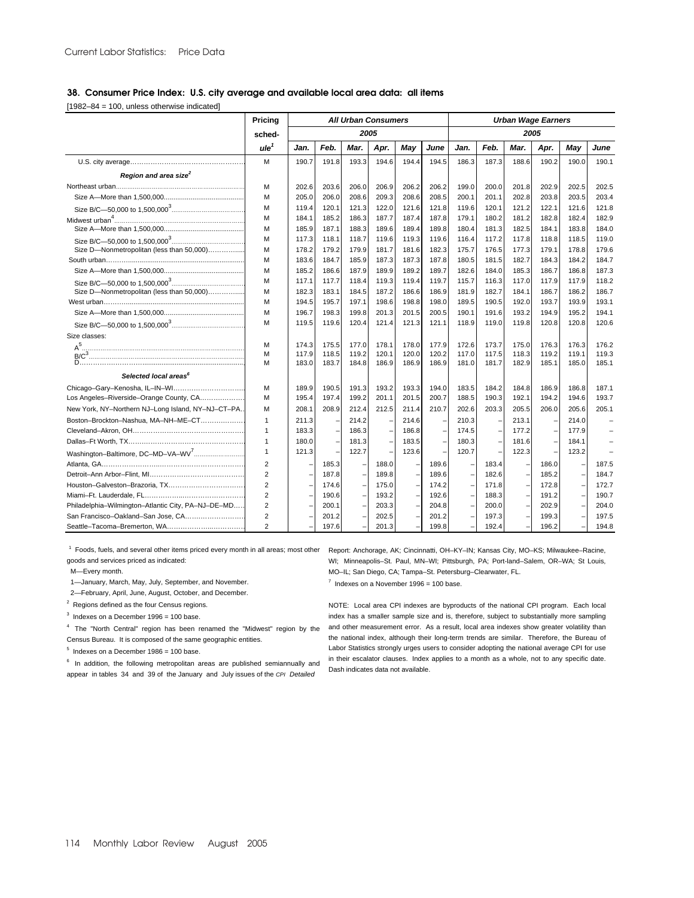## 38. Consumer Price Index: U.S. city average and available local area data: all items

[1982–84 = 100, unless otherwise indicated]

| | Pricing sched-ule[1] | All Urban Consumers | | | | | | Urban Wage Earners | | | | | |
|---|---|---|---|---|---|---|---|---|---|---|---|---|---|
| | | 2005 | | | | | | 2005 | | | | | |
| | | Jan. | Feb. | Mar. | Apr. | May | June | Jan. | Feb. | Mar. | Apr. | May | June |
| U.S. city average | M | 190.7 | 191.8 | 193.3 | 194.6 | 194.4 | 194.5 | 186.3 | 187.3 | 188.6 | 190.2 | 190.0 | 190.1 |
| ***Region and area size[2]*** | | | | | | | | | | | | | |
| Northeast urban | M | 202.6 | 203.6 | 206.0 | 206.9 | 206.2 | 206.2 | 199.0 | 200.0 | 201.8 | 202.9 | 202.5 | 202.5 |
| Size A—More than 1,500,000 | M | 205.0 | 206.0 | 208.6 | 209.3 | 208.6 | 208.5 | 200.1 | 201.1 | 202.8 | 203.8 | 203.5 | 203.4 |
| Size B/C—50,000 to 1,500,000[3] | M | 119.4 | 120.1 | 121.3 | 122.0 | 121.6 | 121.8 | 119.6 | 120.1 | 121.2 | 122.1 | 121.6 | 121.8 |
| Midwest urban[4] | M | 184.1 | 185.2 | 186.3 | 187.7 | 187.4 | 187.8 | 179.1 | 180.2 | 181.2 | 182.8 | 182.4 | 182.9 |
| Size A—More than 1,500,000 | M | 185.9 | 187.1 | 188.3 | 189.6 | 189.4 | 189.8 | 180.4 | 181.3 | 182.5 | 184.1 | 183.8 | 184.0 |
| Size B/C—50,000 to 1,500,000[3] | M | 117.3 | 118.1 | 118.7 | 119.6 | 119.3 | 119.6 | 116.4 | 117.2 | 117.8 | 118.8 | 118.5 | 119.0 |
| Size D—Nonmetropolitan (less than 50,000) | M | 178.2 | 179.2 | 179.9 | 181.7 | 181.6 | 182.3 | 175.7 | 176.5 | 177.3 | 179.1 | 178.8 | 179.6 |
| South urban | M | 183.6 | 184.7 | 185.9 | 187.3 | 187.3 | 187.8 | 180.5 | 181.5 | 182.7 | 184.3 | 184.2 | 184.7 |
| Size A—More than 1,500,000 | M | 185.2 | 186.6 | 187.9 | 189.9 | 189.2 | 189.7 | 182.6 | 184.0 | 185.3 | 186.7 | 186.8 | 187.3 |
| Size B/C—50,000 to 1,500,000[3] | M | 117.1 | 117.7 | 118.4 | 119.3 | 119.4 | 119.7 | 115.7 | 116.3 | 117.0 | 117.9 | 117.9 | 118.2 |
| Size D—Nonmetropolitan (less than 50,000) | M | 182.3 | 183.1 | 184.5 | 187.2 | 186.6 | 186.9 | 181.9 | 182.7 | 184.1 | 186.7 | 186.2 | 186.7 |
| West urban | M | 194.5 | 195.7 | 197.1 | 198.6 | 198.8 | 198.0 | 189.5 | 190.5 | 192.0 | 193.7 | 193.9 | 193.1 |
| Size A—More than 1,500,000 | M | 196.7 | 198.3 | 199.8 | 201.3 | 201.5 | 200.5 | 190.1 | 191.6 | 193.2 | 194.9 | 195.2 | 194.1 |
| Size B/C—50,000 to 1,500,000[3] | M | 119.5 | 119.6 | 120.4 | 121.4 | 121.3 | 121.1 | 118.9 | 119.0 | 119.8 | 120.8 | 120.8 | 120.6 |
| Size classes: | | | | | | | | | | | | | |
| A[5] | M | 174.3 | 175.5 | 177.0 | 178.1 | 178.0 | 177.9 | 172.6 | 173.7 | 175.0 | 176.3 | 176.3 | 176.2 |
| B/C[3] | M | 117.9 | 118.5 | 119.2 | 120.1 | 120.0 | 120.2 | 117.0 | 117.5 | 118.3 | 119.2 | 119.1 | 119.3 |
| D | M | 183.0 | 183.7 | 184.8 | 186.9 | 186.9 | 186.9 | 181.0 | 181.7 | 182.9 | 185.1 | 185.0 | 185.1 |
| ***Selected local areas[6]*** | | | | | | | | | | | | | |
| Chicago–Gary–Kenosha, IL–IN–WI | M | 189.9 | 190.5 | 191.3 | 193.2 | 193.3 | 194.0 | 183.5 | 184.2 | 184.8 | 186.9 | 186.8 | 187.1 |
| Los Angeles–Riverside–Orange County, CA | M | 195.4 | 197.4 | 199.2 | 201.1 | 201.5 | 200.7 | 188.5 | 190.3 | 192.1 | 194.2 | 194.6 | 193.7 |
| New York, NY–Northern NJ–Long Island, NY–NJ–CT–PA | M | 208.1 | 208.9 | 212.4 | 212.5 | 211.4 | 210.7 | 202.6 | 203.3 | 205.5 | 206.0 | 205.6 | 205.1 |
| Boston–Brockton–Nashua, MA–NH–ME–CT | 1 | 211.3 | – | 214.2 | – | 214.6 | – | 210.3 | – | 213.1 | – | 214.0 | – |
| Cleveland–Akron, OH | 1 | 183.3 | – | 186.3 | – | 186.8 | – | 174.5 | – | 177.2 | – | 177.9 | – |
| Dallas–Ft Worth, TX | 1 | 180.0 | – | 181.3 | – | 183.5 | – | 180.3 | – | 181.6 | – | 184.1 | – |
| Washington–Baltimore, DC–MD–VA–WV[7] | 1 | 121.3 | – | 122.7 | – | 123.6 | – | 120.7 | – | 122.3 | – | 123.2 | – |
| Atlanta, GA | 2 | – | 185.3 | – | 188.0 | – | 189.6 | – | 183.4 | – | 186.0 | – | 187.5 |
| Detroit–Ann Arbor–Flint, MI | 2 | – | 187.8 | – | 189.8 | – | 189.6 | – | 182.6 | – | 185.2 | – | 184.7 |
| Houston–Galveston–Brazoria, TX | 2 | – | 174.6 | – | 175.0 | – | 174.2 | – | 171.8 | – | 172.8 | – | 172.7 |
| Miami–Ft. Lauderdale, FL | 2 | – | 190.6 | – | 193.2 | – | 192.6 | – | 188.3 | – | 191.2 | – | 190.7 |
| Philadelphia–Wilmington–Atlantic City, PA–NJ–DE–MD | 2 | – | 200.1 | – | 203.3 | – | 204.8 | – | 200.0 | – | 202.9 | – | 204.0 |
| San Francisco–Oakland–San Jose, CA | 2 | – | 201.2 | – | 202.5 | – | 201.2 | – | 197.3 | – | 199.3 | – | 197.5 |
| Seattle–Tacoma–Bremerton, WA | 2 | – | 197.6 | – | 201.3 | – | 199.8 | – | 192.4 | – | 196.2 | – | 194.8 |

[1] Foods, fuels, and several other items priced every month in all areas; most other goods and services priced as indicated:

M—Every month.

1—January, March, May, July, September, and November.

2—February, April, June, August, October, and December.

[2] Regions defined as the four Census regions.

[3] Indexes on a December 1996 = 100 base.

[4] The "North Central" region has been renamed the "Midwest" region by the Census Bureau. It is composed of the same geographic entities.

[5] Indexes on a December 1986 = 100 base.

[6] In addition, the following metropolitan areas are published semiannually and appear in tables 34 and 39 of the January and July issues of the *CPI Detailed Report*: Anchorage, AK; Cincinnatti, OH–KY–IN; Kansas City, MO–KS; Milwaukee–Racine, WI; Minneapolis–St. Paul, MN–WI; Pittsburgh, PA; Port-land–Salem, OR–WA; St Louis, MO–IL; San Diego, CA; Tampa–St. Petersburg–Clearwater, FL.

[7] Indexes on a November 1996 = 100 base.

NOTE: Local area CPI indexes are byproducts of the national CPI program. Each local index has a smaller sample size and is, therefore, subject to substantially more sampling and other measurement error. As a result, local area indexes show greater volatility than the national index, although their long-term trends are similar. Therefore, the Bureau of Labor Statistics strongly urges users to consider adopting the national average CPI for use in their escalator clauses. Index applies to a month as a whole, not to any specific date. Dash indicates data not available.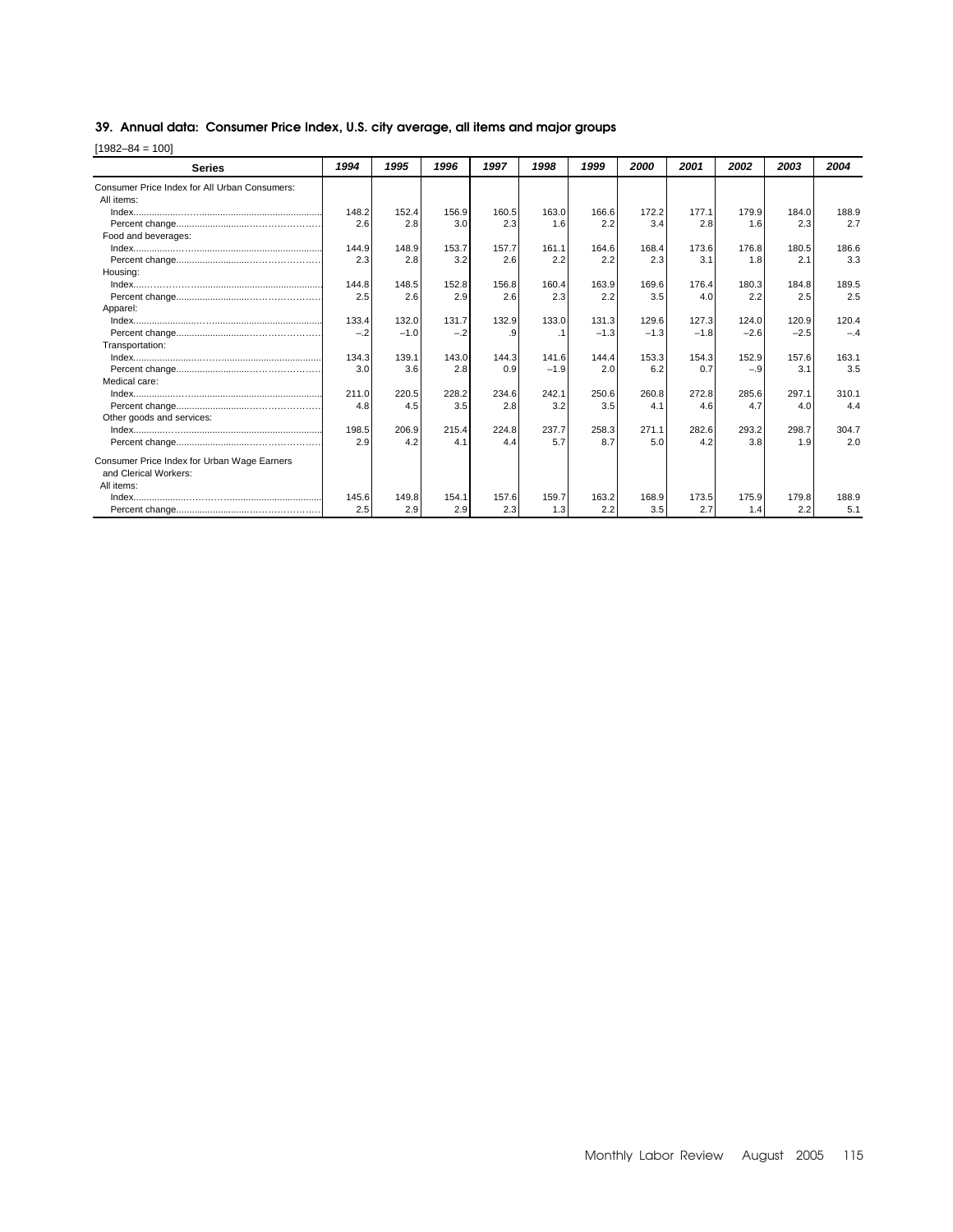## 39. Annual data: Consumer Price Index, U.S. city average, all items and major groups

[1982–84 = 100]

| Series | 1994 | 1995 | 1996 | 1997 | 1998 | 1999 | 2000 | 2001 | 2002 | 2003 | 2004 |
|---|---|---|---|---|---|---|---|---|---|---|---|
| Consumer Price Index for All Urban Consumers: | | | | | | | | | | | |
| All items: | | | | | | | | | | | |
| Index | 148.2 | 152.4 | 156.9 | 160.5 | 163.0 | 166.6 | 172.2 | 177.1 | 179.9 | 184.0 | 188.9 |
| Percent change | 2.6 | 2.8 | 3.0 | 2.3 | 1.6 | 2.2 | 3.4 | 2.8 | 1.6 | 2.3 | 2.7 |
| Food and beverages: | | | | | | | | | | | |
| Index | 144.9 | 148.9 | 153.7 | 157.7 | 161.1 | 164.6 | 168.4 | 173.6 | 176.8 | 180.5 | 186.6 |
| Percent change | 2.3 | 2.8 | 3.2 | 2.6 | 2.2 | 2.2 | 2.3 | 3.1 | 1.8 | 2.1 | 3.3 |
| Housing: | | | | | | | | | | | |
| Index | 144.8 | 148.5 | 152.8 | 156.8 | 160.4 | 163.9 | 169.6 | 176.4 | 180.3 | 184.8 | 189.5 |
| Percent change | 2.5 | 2.6 | 2.9 | 2.6 | 2.3 | 2.2 | 3.5 | 4.0 | 2.2 | 2.5 | 2.5 |
| Apparel: | | | | | | | | | | | |
| Index | 133.4 | 132.0 | 131.7 | 132.9 | 133.0 | 131.3 | 129.6 | 127.3 | 124.0 | 120.9 | 120.4 |
| Percent change | –.2 | –1.0 | –.2 | .9 | .1 | –1.3 | –1.3 | –1.8 | –2.6 | –2.5 | –.4 |
| Transportation: | | | | | | | | | | | |
| Index | 134.3 | 139.1 | 143.0 | 144.3 | 141.6 | 144.4 | 153.3 | 154.3 | 152.9 | 157.6 | 163.1 |
| Percent change | 3.0 | 3.6 | 2.8 | 0.9 | –1.9 | 2.0 | 6.2 | 0.7 | –.9 | 3.1 | 3.5 |
| Medical care: | | | | | | | | | | | |
| Index | 211.0 | 220.5 | 228.2 | 234.6 | 242.1 | 250.6 | 260.8 | 272.8 | 285.6 | 297.1 | 310.1 |
| Percent change | 4.8 | 4.5 | 3.5 | 2.8 | 3.2 | 3.5 | 4.1 | 4.6 | 4.7 | 4.0 | 4.4 |
| Other goods and services: | | | | | | | | | | | |
| Index | 198.5 | 206.9 | 215.4 | 224.8 | 237.7 | 258.3 | 271.1 | 282.6 | 293.2 | 298.7 | 304.7 |
| Percent change | 2.9 | 4.2 | 4.1 | 4.4 | 5.7 | 8.7 | 5.0 | 4.2 | 3.8 | 1.9 | 2.0 |
| Consumer Price Index for Urban Wage Earners and Clerical Workers: | | | | | | | | | | | |
| All items: | | | | | | | | | | | |
| Index | 145.6 | 149.8 | 154.1 | 157.6 | 159.7 | 163.2 | 168.9 | 173.5 | 175.9 | 179.8 | 188.9 |
| Percent change | 2.5 | 2.9 | 2.9 | 2.3 | 1.3 | 2.2 | 3.5 | 2.7 | 1.4 | 2.2 | 5.1 |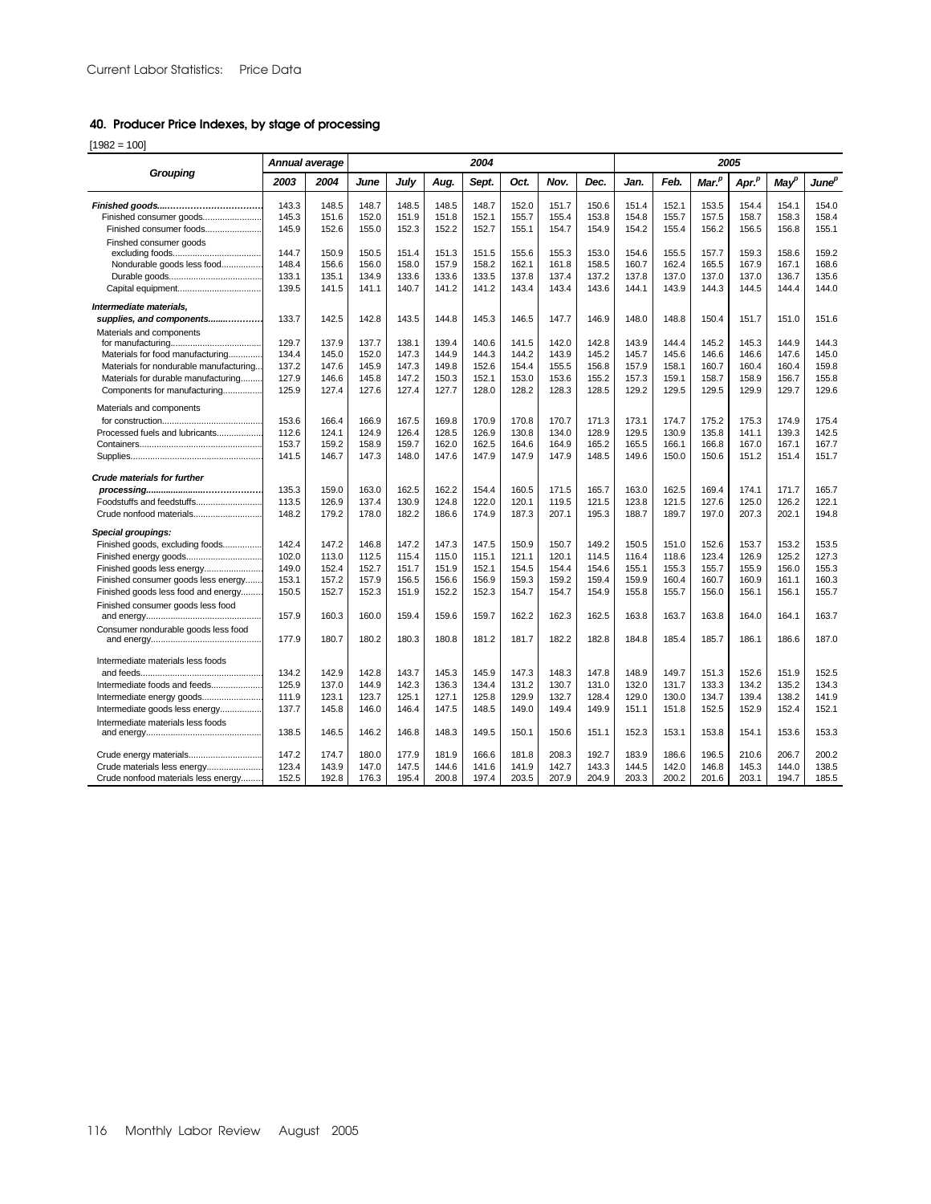## 40. Producer Price Indexes, by stage of processing

[1982 = 100]

| Grouping | Annual average | | 2004 | | | | | | | 2005 | | | | | |
|---|---|---|---|---|---|---|---|---|---|---|---|---|---|---|---|
| | 2003 | 2004 | June | July | Aug. | Sept. | Oct. | Nov. | Dec. | Jan. | Feb. | Mar.[p] | Apr.[p] | May[p] | June[p] |
| ***Finished goods*** | 143.3 | 148.5 | 148.7 | 148.5 | 148.5 | 148.7 | 152.0 | 151.7 | 150.6 | 151.4 | 152.1 | 153.5 | 154.4 | 154.1 | 154.0 |
| Finished consumer goods | 145.3 | 151.6 | 152.0 | 151.9 | 151.8 | 152.1 | 155.7 | 155.4 | 153.8 | 154.8 | 155.7 | 157.5 | 158.7 | 158.3 | 158.4 |
| Finished consumer foods | 145.9 | 152.6 | 155.0 | 152.3 | 152.2 | 152.7 | 155.1 | 154.7 | 154.9 | 154.2 | 155.4 | 156.2 | 156.5 | 156.8 | 155.1 |
| Finished consumer goods excluding foods | 144.7 | 150.9 | 150.5 | 151.4 | 151.3 | 151.5 | 155.6 | 155.3 | 153.0 | 154.6 | 155.5 | 157.7 | 159.3 | 158.6 | 159.2 |
| Nondurable goods less food | 148.4 | 156.6 | 156.0 | 158.0 | 157.9 | 158.2 | 162.1 | 161.8 | 158.5 | 160.7 | 162.4 | 165.5 | 167.9 | 167.1 | 168.6 |
| Durable goods | 133.1 | 135.1 | 134.9 | 133.6 | 133.6 | 133.5 | 137.8 | 137.4 | 137.2 | 137.8 | 137.0 | 137.0 | 137.0 | 136.7 | 135.6 |
| Capital equipment | 139.5 | 141.5 | 141.1 | 140.7 | 141.2 | 141.2 | 143.4 | 143.4 | 143.6 | 144.1 | 143.9 | 144.3 | 144.5 | 144.4 | 144.0 |
| ***Intermediate materials, supplies, and components*** | 133.7 | 142.5 | 142.8 | 143.5 | 144.8 | 145.3 | 146.5 | 147.7 | 146.9 | 148.0 | 148.8 | 150.4 | 151.7 | 151.0 | 151.6 |
| Materials and components for manufacturing | 129.7 | 137.9 | 137.7 | 138.1 | 139.4 | 140.6 | 141.5 | 142.0 | 142.8 | 143.9 | 144.4 | 145.2 | 145.3 | 144.9 | 144.3 |
| Materials for food manufacturing | 134.4 | 145.0 | 152.0 | 147.3 | 144.9 | 144.3 | 144.2 | 143.9 | 145.2 | 145.7 | 145.6 | 146.6 | 146.6 | 147.6 | 145.0 |
| Materials for nondurable manufacturing | 137.2 | 147.6 | 145.9 | 147.3 | 149.8 | 152.6 | 154.4 | 155.5 | 156.8 | 157.9 | 158.1 | 160.7 | 160.4 | 160.4 | 159.8 |
| Materials for durable manufacturing | 127.9 | 146.6 | 145.8 | 147.2 | 150.3 | 152.1 | 153.0 | 153.6 | 155.2 | 157.3 | 159.1 | 158.7 | 158.9 | 156.7 | 155.8 |
| Components for manufacturing | 125.9 | 127.4 | 127.6 | 127.4 | 127.7 | 128.0 | 128.2 | 128.3 | 128.5 | 129.2 | 129.5 | 129.5 | 129.9 | 129.7 | 129.6 |
| Materials and components for construction | 153.6 | 166.4 | 166.9 | 167.5 | 169.8 | 170.9 | 170.8 | 170.7 | 171.3 | 173.1 | 174.7 | 175.2 | 175.3 | 174.9 | 175.4 |
| Processed fuels and lubricants | 112.6 | 124.1 | 124.9 | 126.4 | 128.5 | 126.9 | 130.8 | 134.0 | 128.9 | 129.5 | 130.9 | 135.8 | 141.1 | 139.3 | 142.5 |
| Containers | 153.7 | 159.2 | 158.9 | 159.7 | 162.0 | 162.5 | 164.6 | 164.9 | 165.2 | 165.5 | 166.1 | 166.8 | 167.0 | 167.1 | 167.7 |
| Supplies | 141.5 | 146.7 | 147.3 | 148.0 | 147.6 | 147.9 | 147.9 | 147.9 | 148.5 | 149.6 | 150.0 | 150.6 | 151.2 | 151.4 | 151.7 |
| ***Crude materials for further processing*** | 135.3 | 159.0 | 163.0 | 162.5 | 162.2 | 154.4 | 160.5 | 171.5 | 165.7 | 163.0 | 162.5 | 169.4 | 174.1 | 171.7 | 165.7 |
| Foodstuffs and feedstuffs | 113.5 | 126.9 | 137.4 | 130.9 | 124.8 | 122.0 | 120.1 | 119.5 | 121.5 | 123.8 | 121.5 | 127.6 | 125.0 | 126.2 | 122.1 |
| Crude nonfood materials | 148.2 | 179.2 | 178.0 | 182.2 | 186.6 | 174.9 | 187.3 | 207.1 | 195.3 | 188.7 | 189.7 | 197.0 | 207.3 | 202.1 | 194.8 |
| ***Special groupings:*** | | | | | | | | | | | | | | | |
| Finished goods, excluding foods | 142.4 | 147.2 | 146.8 | 147.2 | 147.3 | 147.5 | 150.9 | 150.7 | 149.2 | 150.5 | 151.0 | 152.6 | 153.7 | 153.2 | 153.5 |
| Finished energy goods | 102.0 | 113.0 | 112.5 | 115.4 | 115.0 | 115.1 | 121.1 | 120.1 | 114.5 | 116.4 | 118.6 | 123.4 | 126.9 | 125.2 | 127.3 |
| Finished goods less energy | 149.0 | 152.4 | 152.7 | 151.7 | 151.9 | 152.1 | 154.5 | 154.4 | 154.6 | 155.1 | 155.3 | 155.7 | 155.9 | 156.0 | 155.3 |
| Finished consumer goods less energy | 153.1 | 157.2 | 157.9 | 156.5 | 156.6 | 156.9 | 159.3 | 159.2 | 159.4 | 159.9 | 160.4 | 160.7 | 160.9 | 161.1 | 160.3 |
| Finished goods less food and energy | 150.5 | 152.7 | 152.3 | 151.9 | 152.2 | 152.3 | 154.7 | 154.7 | 154.9 | 155.8 | 155.7 | 156.0 | 156.1 | 156.1 | 155.7 |
| Finished consumer goods less food and energy | 157.9 | 160.3 | 160.0 | 159.4 | 159.6 | 159.7 | 162.2 | 162.3 | 162.5 | 163.8 | 163.7 | 163.8 | 164.0 | 164.1 | 163.7 |
| Consumer nondurable goods less food and energy | 177.9 | 180.7 | 180.2 | 180.3 | 180.8 | 181.2 | 181.7 | 182.2 | 182.8 | 184.8 | 185.4 | 185.7 | 186.1 | 186.6 | 187.0 |
| Intermediate materials less foods and feeds | 134.2 | 142.9 | 142.8 | 143.7 | 145.3 | 145.9 | 147.3 | 148.3 | 147.8 | 148.9 | 149.7 | 151.3 | 152.6 | 151.9 | 152.5 |
| Intermediate foods and feeds | 125.9 | 137.0 | 144.9 | 142.3 | 136.3 | 134.4 | 131.2 | 130.7 | 131.0 | 132.0 | 131.7 | 133.3 | 134.2 | 135.2 | 134.3 |
| Intermediate energy goods | 111.9 | 123.1 | 123.7 | 125.1 | 127.1 | 125.8 | 129.9 | 132.7 | 128.4 | 129.0 | 130.0 | 134.7 | 139.4 | 138.2 | 141.9 |
| Intermediate goods less energy | 137.7 | 145.8 | 146.0 | 146.4 | 147.5 | 148.5 | 149.0 | 149.4 | 149.9 | 151.1 | 151.8 | 152.5 | 152.9 | 152.4 | 152.1 |
| Intermediate materials less foods and energy | 138.5 | 146.5 | 146.2 | 146.8 | 148.3 | 149.5 | 150.1 | 150.6 | 151.1 | 152.3 | 153.1 | 153.8 | 154.1 | 153.6 | 153.3 |
| Crude energy materials | 147.2 | 174.7 | 180.0 | 177.9 | 181.9 | 166.6 | 181.8 | 208.3 | 192.7 | 183.9 | 186.6 | 196.5 | 210.6 | 206.7 | 200.2 |
| Crude materials less energy | 123.4 | 143.9 | 147.0 | 147.5 | 144.6 | 141.6 | 141.9 | 142.7 | 143.3 | 144.5 | 142.0 | 146.8 | 145.3 | 144.0 | 138.5 |
| Crude nonfood materials less energy | 152.5 | 192.8 | 176.3 | 195.4 | 200.8 | 197.4 | 203.5 | 207.9 | 204.9 | 203.3 | 200.2 | 201.6 | 203.1 | 194.7 | 185.5 |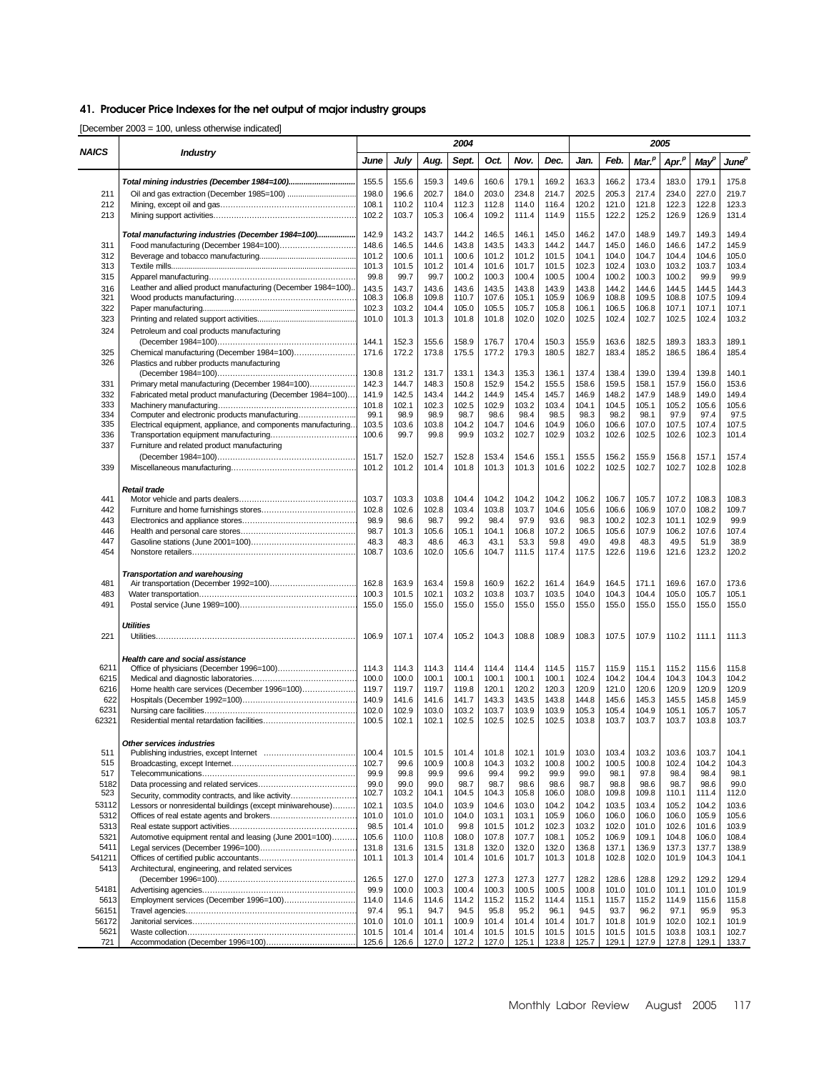## 41. Producer Price Indexes for the net output of major industry groups

[December 2003 = 100, unless otherwise indicated]

| NAICS | Industry | 2004 | | | | | | | 2005 | | | | | |
|---|---|---|---|---|---|---|---|---|---|---|---|---|---|---|
| | | June | July | Aug. | Sept. | Oct. | Nov. | Dec. | Jan. | Feb. | Mar.[p] | Apr.[p] | May[p] | June[p] |
| | **Total mining industries (December 1984=100)** | 155.5 | 155.6 | 159.3 | 149.6 | 160.6 | 179.1 | 169.2 | 163.3 | 166.2 | 173.4 | 183.0 | 179.1 | 175.8 |
| 211 | Oil and gas extraction (December 1985=100) | 198.0 | 196.6 | 202.7 | 184.0 | 203.0 | 234.8 | 214.7 | 202.5 | 205.3 | 217.4 | 234.0 | 227.0 | 219.7 |
| 212 | Mining, except oil and gas | 108.1 | 110.2 | 110.4 | 112.3 | 112.8 | 114.0 | 116.4 | 120.2 | 121.0 | 121.8 | 122.3 | 122.8 | 123.3 |
| 213 | Mining support activities | 102.2 | 103.7 | 105.3 | 106.4 | 109.2 | 111.4 | 114.9 | 115.5 | 122.2 | 125.2 | 126.9 | 126.9 | 131.4 |
| | **Total manufacturing industries (December 1984=100)** | 142.9 | 143.2 | 143.7 | 144.2 | 146.5 | 146.1 | 145.0 | 146.2 | 147.0 | 148.9 | 149.7 | 149.3 | 149.4 |
| 311 | Food manufacturing (December 1984=100) | 148.6 | 146.5 | 144.6 | 143.8 | 143.5 | 143.3 | 144.2 | 144.7 | 145.0 | 146.0 | 146.6 | 147.2 | 145.9 |
| 312 | Beverage and tobacco manufacturing | 101.2 | 100.6 | 101.1 | 100.6 | 101.2 | 101.2 | 101.5 | 104.1 | 104.0 | 104.7 | 104.4 | 104.6 | 105.0 |
| 313 | Textile mills | 101.3 | 101.5 | 101.2 | 101.4 | 101.6 | 101.7 | 101.5 | 102.3 | 102.4 | 103.0 | 103.2 | 103.7 | 103.4 |
| 315 | Apparel manufacturing | 99.8 | 99.7 | 99.7 | 100.2 | 100.3 | 100.4 | 100.5 | 100.4 | 100.2 | 100.3 | 100.2 | 99.9 | 99.9 |
| 316 | Leather and allied product manufacturing (December 1984=100) | 143.5 | 143.7 | 143.6 | 143.6 | 143.5 | 143.8 | 143.9 | 143.8 | 144.2 | 144.6 | 144.5 | 144.5 | 144.3 |
| 321 | Wood products manufacturing | 108.3 | 106.8 | 109.8 | 110.7 | 107.6 | 105.1 | 105.9 | 106.9 | 108.8 | 109.5 | 108.8 | 107.5 | 109.4 |
| 322 | Paper manufacturing | 102.3 | 103.2 | 104.4 | 105.0 | 105.5 | 105.7 | 105.8 | 106.1 | 106.5 | 106.8 | 107.1 | 107.1 | 107.1 |
| 323 | Printing and related support activities | 101.0 | 101.3 | 101.3 | 101.8 | 101.8 | 102.0 | 102.0 | 102.5 | 102.4 | 102.7 | 102.5 | 102.4 | 103.2 |
| 324 | Petroleum and coal products manufacturing (December 1984=100) | 144.1 | 152.3 | 155.6 | 158.9 | 176.7 | 170.4 | 150.3 | 155.9 | 163.6 | 182.5 | 189.3 | 183.3 | 189.1 |
| 325 | Chemical manufacturing (December 1984=100) | 171.6 | 172.2 | 173.8 | 175.5 | 177.2 | 179.3 | 180.5 | 182.7 | 183.4 | 185.2 | 186.5 | 186.4 | 185.4 |
| 326 | Plastics and rubber products manufacturing (December 1984=100) | 130.8 | 131.2 | 131.7 | 133.1 | 134.3 | 135.3 | 136.1 | 137.4 | 138.4 | 139.0 | 139.4 | 139.8 | 140.1 |
| 331 | Primary metal manufacturing (December 1984=100) | 142.3 | 144.7 | 148.3 | 150.8 | 152.9 | 154.2 | 155.5 | 158.6 | 159.5 | 158.1 | 157.9 | 156.0 | 153.6 |
| 332 | Fabricated metal product manufacturing (December 1984=100) | 141.9 | 142.5 | 143.4 | 144.2 | 144.9 | 145.4 | 145.7 | 146.9 | 148.2 | 147.9 | 148.9 | 149.0 | 149.4 |
| 333 | Machinery manufacturing | 101.8 | 102.1 | 102.3 | 102.5 | 102.9 | 103.2 | 103.4 | 104.1 | 104.5 | 105.1 | 105.2 | 105.6 | 105.6 |
| 334 | Computer and electronic products manufacturing | 99.1 | 98.9 | 98.9 | 98.7 | 98.6 | 98.4 | 98.5 | 98.3 | 98.2 | 98.1 | 97.9 | 97.4 | 97.5 |
| 335 | Electrical equipment, appliance, and components manufacturing | 103.5 | 103.6 | 103.8 | 104.2 | 104.7 | 104.6 | 104.9 | 106.0 | 106.6 | 107.0 | 107.5 | 107.4 | 107.5 |
| 336 | Transportation equipment manufacturing | 100.6 | 99.7 | 99.8 | 99.9 | 103.2 | 102.7 | 102.9 | 103.2 | 102.6 | 102.5 | 102.6 | 102.3 | 101.4 |
| 337 | Furniture and related product manufacturing (December 1984=100) | 151.7 | 152.0 | 152.7 | 152.8 | 153.4 | 154.6 | 155.1 | 155.5 | 156.2 | 155.9 | 156.8 | 157.1 | 157.4 |
| 339 | Miscellaneous manufacturing | 101.2 | 101.2 | 101.4 | 101.8 | 101.3 | 101.3 | 101.6 | 102.2 | 102.5 | 102.7 | 102.7 | 102.8 | 102.8 |
| | ***Retail trade*** | | | | | | | | | | | | | |
| 441 | Motor vehicle and parts dealers | 103.7 | 103.3 | 103.8 | 104.4 | 104.2 | 104.2 | 104.2 | 106.2 | 106.7 | 105.7 | 107.2 | 108.3 | 108.3 |
| 442 | Furniture and home furnishings stores | 102.8 | 102.6 | 102.8 | 103.4 | 103.8 | 103.7 | 104.6 | 105.6 | 106.6 | 106.9 | 107.0 | 108.2 | 109.7 |
| 443 | Electronics and appliance stores | 98.9 | 98.6 | 98.7 | 99.2 | 98.4 | 97.9 | 93.6 | 98.3 | 100.2 | 102.3 | 101.1 | 102.9 | 99.9 |
| 446 | Health and personal care stores | 98.7 | 101.3 | 105.6 | 105.1 | 104.1 | 106.8 | 107.2 | 106.5 | 105.6 | 107.9 | 106.2 | 107.6 | 107.4 |
| 447 | Gasoline stations (June 2001=100) | 48.3 | 48.3 | 48.6 | 46.3 | 43.1 | 53.3 | 59.8 | 49.0 | 49.8 | 48.3 | 49.5 | 51.9 | 38.9 |
| 454 | Nonstore retailers | 108.7 | 103.6 | 102.0 | 105.6 | 104.7 | 111.5 | 117.4 | 117.5 | 122.6 | 119.6 | 121.6 | 123.2 | 120.2 |
| | ***Transportation and warehousing*** | | | | | | | | | | | | | |
| 481 | Air transportation (December 1992=100) | 162.8 | 163.9 | 163.4 | 159.8 | 160.9 | 162.2 | 161.4 | 164.9 | 164.5 | 171.1 | 169.6 | 167.0 | 173.6 |
| 483 | Water transportation | 100.3 | 101.5 | 102.1 | 103.2 | 103.8 | 103.7 | 103.5 | 104.0 | 104.3 | 104.4 | 105.0 | 105.7 | 105.1 |
| 491 | Postal service (June 1989=100) | 155.0 | 155.0 | 155.0 | 155.0 | 155.0 | 155.0 | 155.0 | 155.0 | 155.0 | 155.0 | 155.0 | 155.0 | 155.0 |
| | ***Utilities*** | | | | | | | | | | | | | |
| 221 | Utilities | 106.9 | 107.1 | 107.4 | 105.2 | 104.3 | 108.8 | 108.9 | 108.3 | 107.5 | 107.9 | 110.2 | 111.1 | 111.3 |
| | ***Health care and social assistance*** | | | | | | | | | | | | | |
| 6211 | Office of physicians (December 1996=100) | 114.3 | 114.3 | 114.3 | 114.4 | 114.4 | 114.4 | 114.5 | 115.7 | 115.9 | 115.1 | 115.2 | 115.6 | 115.8 |
| 6215 | Medical and diagnostic laboratories | 100.0 | 100.0 | 100.1 | 100.1 | 100.1 | 100.1 | 100.1 | 102.4 | 104.2 | 104.4 | 104.3 | 104.3 | 104.2 |
| 6216 | Home health care services (December 1996=100) | 119.7 | 119.7 | 119.7 | 119.8 | 120.1 | 120.2 | 120.3 | 120.9 | 121.0 | 120.6 | 120.9 | 120.9 | 120.9 |
| 622 | Hospitals (December 1992=100) | 140.9 | 141.6 | 141.6 | 141.7 | 143.3 | 143.5 | 143.8 | 144.8 | 145.6 | 145.3 | 145.5 | 145.8 | 145.9 |
| 6231 | Nursing care facilities | 102.0 | 102.9 | 103.0 | 103.2 | 103.7 | 103.9 | 103.9 | 105.3 | 105.4 | 104.9 | 105.1 | 105.7 | 105.7 |
| 62321 | Residential mental retardation facilities | 100.5 | 102.1 | 102.1 | 102.5 | 102.5 | 102.5 | 102.5 | 103.8 | 103.7 | 103.7 | 103.7 | 103.8 | 103.7 |
| | ***Other services industries*** | | | | | | | | | | | | | |
| 511 | Publishing industries, except Internet | 100.4 | 101.5 | 101.5 | 101.4 | 101.8 | 102.1 | 101.9 | 103.0 | 103.4 | 103.2 | 103.6 | 103.7 | 104.1 |
| 515 | Broadcasting, except Internet | 102.7 | 99.6 | 100.9 | 100.8 | 104.3 | 103.2 | 100.8 | 100.2 | 100.5 | 100.8 | 102.4 | 104.2 | 104.3 |
| 517 | Telecommunications | 99.9 | 99.8 | 99.9 | 99.6 | 99.4 | 99.2 | 99.9 | 99.0 | 98.1 | 97.8 | 98.4 | 98.4 | 98.1 |
| 5182 | Data processing and related services | 99.0 | 99.0 | 99.0 | 98.7 | 98.7 | 98.6 | 98.6 | 98.7 | 98.8 | 98.6 | 98.7 | 98.6 | 99.0 |
| 523 | Security, commodity contracts, and like activity | 102.7 | 103.2 | 104.1 | 104.5 | 104.3 | 105.8 | 106.0 | 108.0 | 109.8 | 109.8 | 110.1 | 111.4 | 112.0 |
| 53112 | Lessors or nonresidential buildings (except miniwarehouse) | 102.1 | 103.5 | 104.0 | 103.9 | 104.6 | 103.0 | 104.2 | 104.2 | 103.5 | 103.4 | 105.2 | 104.2 | 103.6 |
| 5312 | Offices of real estate agents and brokers | 101.0 | 101.0 | 101.0 | 104.0 | 103.1 | 103.1 | 105.9 | 106.0 | 106.0 | 106.0 | 106.0 | 105.9 | 105.6 |
| 5313 | Real estate support activities | 98.5 | 101.4 | 101.0 | 99.8 | 101.5 | 101.2 | 102.3 | 103.2 | 102.0 | 101.0 | 102.6 | 101.6 | 103.9 |
| 5321 | Automotive equipment rental and leasing (June 2001=100) | 105.6 | 110.0 | 110.8 | 108.0 | 107.8 | 107.7 | 108.1 | 105.2 | 106.9 | 109.1 | 104.8 | 106.0 | 108.4 |
| 5411 | Legal services (December 1996=100) | 131.8 | 131.6 | 131.5 | 131.8 | 132.0 | 132.0 | 132.0 | 136.8 | 137.1 | 136.9 | 137.3 | 137.7 | 138.9 |
| 541211 | Offices of certified public accountants | 101.1 | 101.3 | 101.4 | 101.4 | 101.6 | 101.7 | 101.3 | 101.8 | 102.8 | 102.0 | 101.9 | 104.3 | 104.1 |
| 5413 | Architectural, engineering, and related services (December 1996=100) | 126.5 | 127.0 | 127.0 | 127.3 | 127.3 | 127.3 | 127.7 | 128.2 | 128.6 | 128.8 | 129.2 | 129.2 | 129.4 |
| 54181 | Advertising agencies | 99.9 | 100.0 | 100.3 | 100.4 | 100.3 | 100.5 | 100.5 | 100.8 | 101.0 | 101.0 | 101.1 | 101.0 | 101.9 |
| 5613 | Employment services (December 1996=100) | 114.0 | 114.6 | 114.6 | 114.2 | 115.2 | 115.2 | 114.4 | 115.1 | 115.7 | 115.2 | 114.9 | 115.6 | 115.8 |
| 56151 | Travel agencies | 97.4 | 95.1 | 94.7 | 94.5 | 95.8 | 95.2 | 96.1 | 94.5 | 93.7 | 96.2 | 97.1 | 95.9 | 95.3 |
| 56172 | Janitorial services | 101.0 | 101.0 | 101.1 | 100.9 | 101.4 | 101.4 | 101.4 | 101.7 | 101.8 | 101.9 | 102.0 | 102.1 | 101.9 |
| 5621 | Waste collection | 101.5 | 101.4 | 101.4 | 101.4 | 101.5 | 101.5 | 101.5 | 101.5 | 101.5 | 101.5 | 103.8 | 103.1 | 102.7 |
| 721 | Accommodation (December 1996=100) | 125.6 | 126.6 | 127.0 | 127.2 | 127.0 | 125.1 | 123.8 | 125.7 | 129.1 | 127.9 | 127.8 | 129.1 | 133.7 |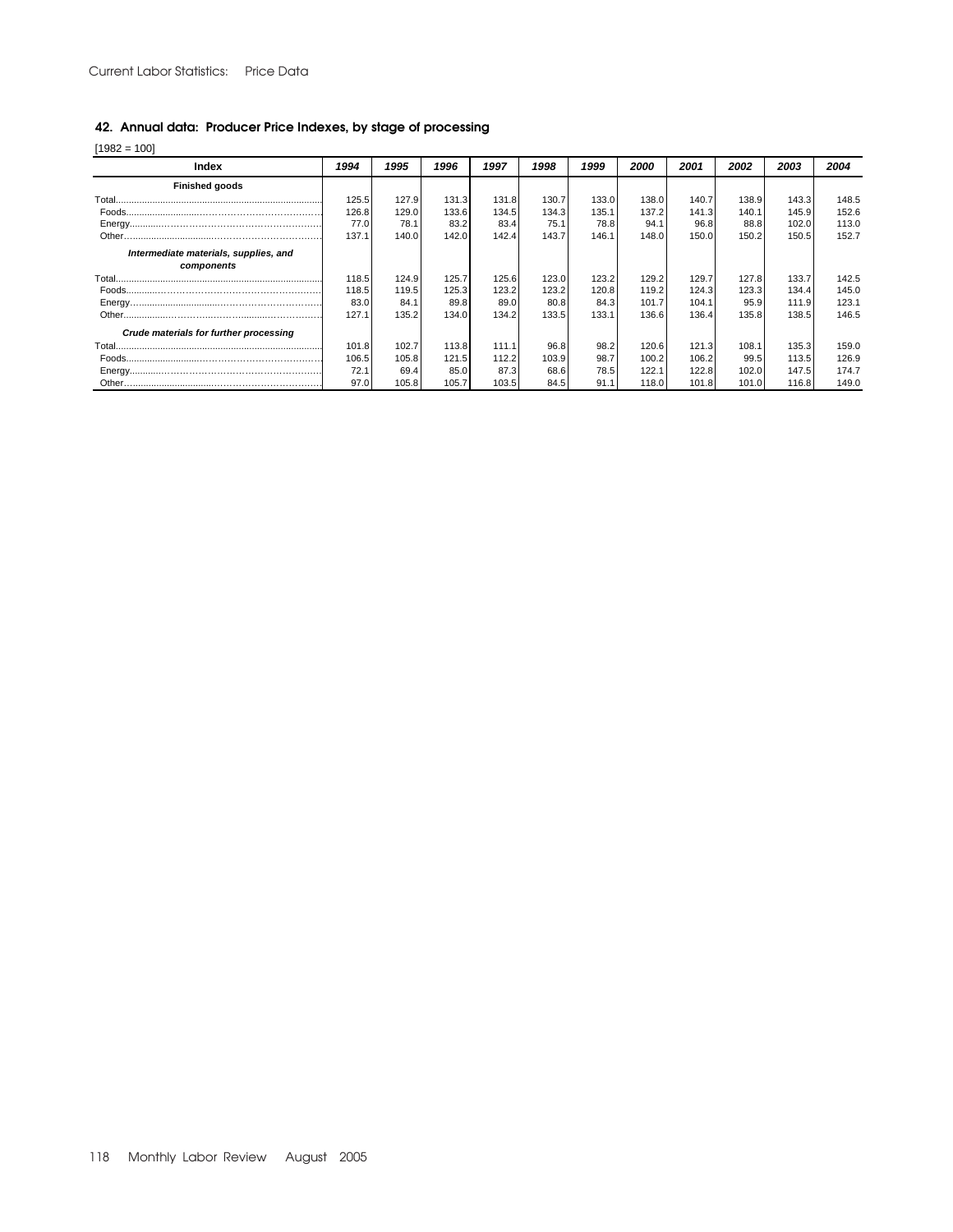## 42. Annual data: Producer Price Indexes, by stage of processing

[1982 = 100]

| Index | 1994 | 1995 | 1996 | 1997 | 1998 | 1999 | 2000 | 2001 | 2002 | 2003 | 2004 |
|---|---|---|---|---|---|---|---|---|---|---|---|
| **Finished goods** | | | | | | | | | | | |
| Total | 125.5 | 127.9 | 131.3 | 131.8 | 130.7 | 133.0 | 138.0 | 140.7 | 138.9 | 143.3 | 148.5 |
| Foods | 126.8 | 129.0 | 133.6 | 134.5 | 134.3 | 135.1 | 137.2 | 141.3 | 140.1 | 145.9 | 152.6 |
| Energy | 77.0 | 78.1 | 83.2 | 83.4 | 75.1 | 78.8 | 94.1 | 96.8 | 88.8 | 102.0 | 113.0 |
| Other | 137.1 | 140.0 | 142.0 | 142.4 | 143.7 | 146.1 | 148.0 | 150.0 | 150.2 | 150.5 | 152.7 |
| ***Intermediate materials, supplies, and components*** | | | | | | | | | | | |
| Total | 118.5 | 124.9 | 125.7 | 125.6 | 123.0 | 123.2 | 129.2 | 129.7 | 127.8 | 133.7 | 142.5 |
| Foods | 118.5 | 119.5 | 125.3 | 123.2 | 123.2 | 120.8 | 119.2 | 124.3 | 123.3 | 134.4 | 145.0 |
| Energy | 83.0 | 84.1 | 89.8 | 89.0 | 80.8 | 84.3 | 101.7 | 104.1 | 95.9 | 111.9 | 123.1 |
| Other | 127.1 | 135.2 | 134.0 | 134.2 | 133.5 | 133.1 | 136.6 | 136.4 | 135.8 | 138.5 | 146.5 |
| ***Crude materials for further processing*** | | | | | | | | | | | |
| Total | 101.8 | 102.7 | 113.8 | 111.1 | 96.8 | 98.2 | 120.6 | 121.3 | 108.1 | 135.3 | 159.0 |
| Foods | 106.5 | 105.8 | 121.5 | 112.2 | 103.9 | 98.7 | 100.2 | 106.2 | 99.5 | 113.5 | 126.9 |
| Energy | 72.1 | 69.4 | 85.0 | 87.3 | 68.6 | 78.5 | 122.1 | 122.8 | 102.0 | 147.5 | 174.7 |
| Other | 97.0 | 105.8 | 105.7 | 103.5 | 84.5 | 91.1 | 118.0 | 101.8 | 101.0 | 116.8 | 149.0 |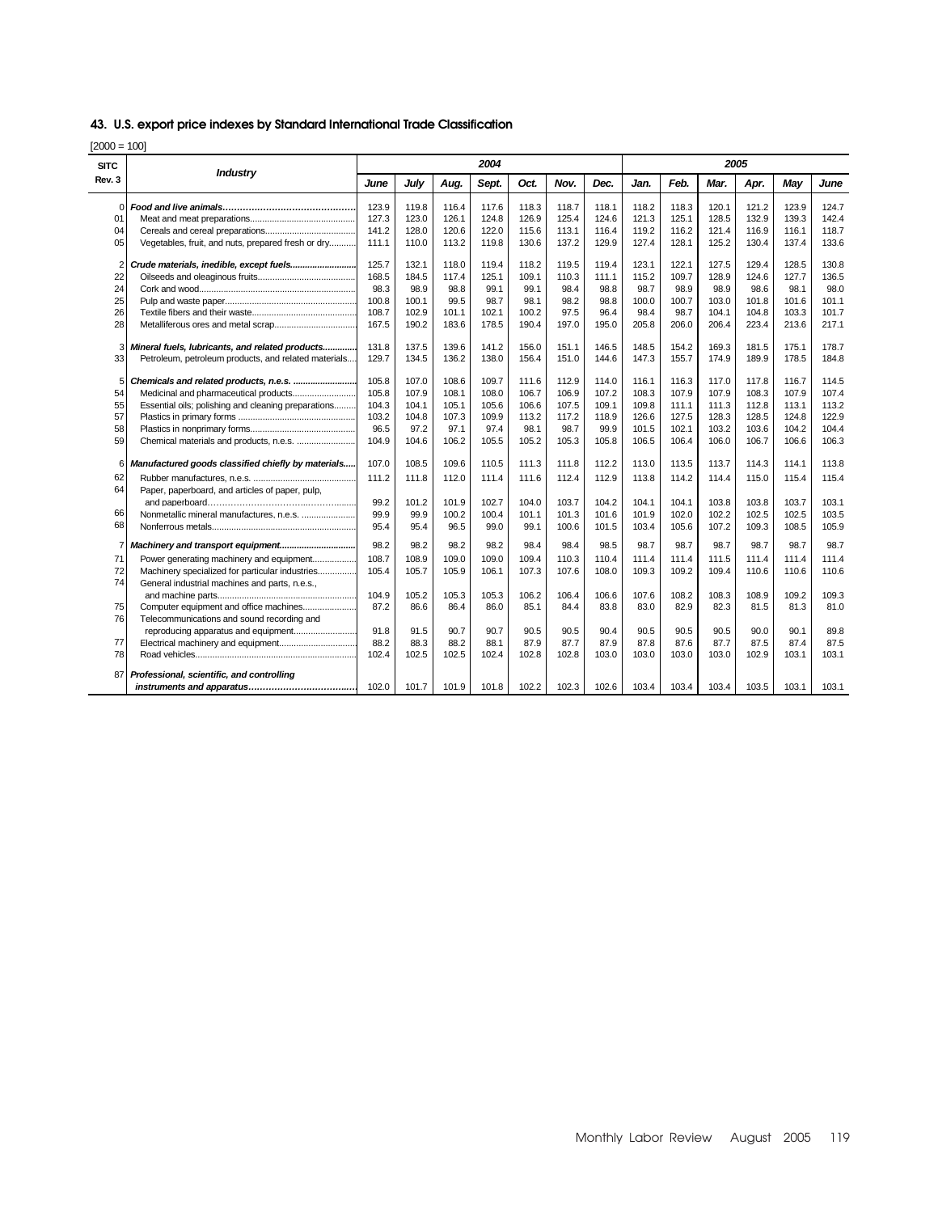## 43. U.S. export price indexes by Standard International Trade Classification

[2000 = 100]

| SITC Rev. 3 | Industry | 2004 June | 2004 July | 2004 Aug. | 2004 Sept. | 2004 Oct. | 2004 Nov. | 2004 Dec. | 2005 Jan. | 2005 Feb. | 2005 Mar. | 2005 Apr. | 2005 May | 2005 June |
|---|---|---|---|---|---|---|---|---|---|---|---|---|---|---|
| 0 | ***Food and live animals*** | 123.9 | 119.8 | 116.4 | 117.6 | 118.3 | 118.7 | 118.1 | 118.2 | 118.3 | 120.1 | 121.2 | 123.9 | 124.7 |
| 01 | Meat and meat preparations | 127.3 | 123.0 | 126.1 | 124.8 | 126.9 | 125.4 | 124.6 | 121.3 | 125.1 | 128.5 | 132.9 | 139.3 | 142.4 |
| 04 | Cereals and cereal preparations | 141.2 | 128.0 | 120.6 | 122.0 | 115.6 | 113.1 | 116.4 | 119.2 | 116.2 | 121.4 | 116.9 | 116.1 | 118.7 |
| 05 | Vegetables, fruit, and nuts, prepared fresh or dry | 111.1 | 110.0 | 113.2 | 119.8 | 130.6 | 137.2 | 129.9 | 127.4 | 128.1 | 125.2 | 130.4 | 137.4 | 133.6 |
| 2 | ***Crude materials, inedible, except fuels*** | 125.7 | 132.1 | 118.0 | 119.4 | 118.2 | 119.5 | 119.4 | 123.1 | 122.1 | 127.5 | 129.4 | 128.5 | 130.8 |
| 22 | Oilseeds and oleaginous fruits | 168.5 | 184.5 | 117.4 | 125.1 | 109.1 | 110.3 | 111.1 | 115.2 | 109.7 | 128.9 | 124.6 | 127.7 | 136.5 |
| 24 | Cork and wood | 98.3 | 98.9 | 98.8 | 99.1 | 99.1 | 98.4 | 98.8 | 98.7 | 98.9 | 98.9 | 98.6 | 98.1 | 98.0 |
| 25 | Pulp and waste paper | 100.8 | 100.1 | 99.5 | 98.7 | 98.1 | 98.2 | 98.8 | 100.0 | 100.7 | 103.0 | 101.8 | 101.6 | 101.1 |
| 26 | Textile fibers and their waste | 108.7 | 102.9 | 101.1 | 102.1 | 100.2 | 97.5 | 96.4 | 98.4 | 98.7 | 104.1 | 104.8 | 103.3 | 101.7 |
| 28 | Metalliferous ores and metal scrap | 167.5 | 190.2 | 183.6 | 178.5 | 190.4 | 197.0 | 195.0 | 205.8 | 206.0 | 206.4 | 223.4 | 213.6 | 217.1 |
| 3 | ***Mineral fuels, lubricants, and related products*** | 131.8 | 137.5 | 139.6 | 141.2 | 156.0 | 151.1 | 146.5 | 148.5 | 154.2 | 169.3 | 181.5 | 175.1 | 178.7 |
| 33 | Petroleum, petroleum products, and related materials | 129.7 | 134.5 | 136.2 | 138.0 | 156.4 | 151.0 | 144.6 | 147.3 | 155.7 | 174.9 | 189.9 | 178.5 | 184.8 |
| 5 | ***Chemicals and related products, n.e.s.*** | 105.8 | 107.0 | 108.6 | 109.7 | 111.6 | 112.9 | 114.0 | 116.1 | 116.3 | 117.0 | 117.8 | 116.7 | 114.5 |
| 54 | Medicinal and pharmaceutical products | 105.8 | 107.9 | 108.1 | 108.0 | 106.7 | 106.9 | 107.2 | 108.3 | 107.9 | 107.9 | 108.3 | 107.9 | 107.4 |
| 55 | Essential oils; polishing and cleaning preparations | 104.3 | 104.1 | 105.1 | 105.6 | 106.6 | 107.5 | 109.1 | 109.8 | 111.1 | 111.3 | 112.8 | 113.1 | 113.2 |
| 57 | Plastics in primary forms | 103.2 | 104.8 | 107.3 | 109.9 | 113.2 | 117.2 | 118.9 | 126.6 | 127.5 | 128.3 | 128.5 | 124.8 | 122.9 |
| 58 | Plastics in nonprimary forms | 96.5 | 97.2 | 97.1 | 97.4 | 98.1 | 98.7 | 99.9 | 101.5 | 102.1 | 103.2 | 103.6 | 104.2 | 104.4 |
| 59 | Chemical materials and products, n.e.s. | 104.9 | 104.6 | 106.2 | 105.5 | 105.2 | 105.3 | 105.8 | 106.5 | 106.4 | 106.0 | 106.7 | 106.6 | 106.3 |
| 6 | ***Manufactured goods classified chiefly by materials*** | 107.0 | 108.5 | 109.6 | 110.5 | 111.3 | 111.8 | 112.2 | 113.0 | 113.5 | 113.7 | 114.3 | 114.1 | 113.8 |
| 62 | Rubber manufactures, n.e.s. | 111.2 | 111.8 | 112.0 | 111.4 | 111.6 | 112.4 | 112.9 | 113.8 | 114.2 | 114.4 | 115.0 | 115.4 | 115.4 |
| 64 | Paper, paperboard, and articles of paper, pulp, and paperboard | 99.2 | 101.2 | 101.9 | 102.7 | 104.0 | 103.7 | 104.2 | 104.1 | 104.1 | 103.8 | 103.8 | 103.7 | 103.1 |
| 66 | Nonmetallic mineral manufactures, n.e.s. | 99.9 | 99.9 | 100.2 | 100.4 | 101.1 | 101.3 | 101.6 | 101.9 | 102.0 | 102.2 | 102.5 | 102.5 | 103.5 |
| 68 | Nonferrous metals | 95.4 | 95.4 | 96.5 | 99.0 | 99.1 | 100.6 | 101.5 | 103.4 | 105.6 | 107.2 | 109.3 | 108.5 | 105.9 |
| 7 | ***Machinery and transport equipment*** | 98.2 | 98.2 | 98.2 | 98.2 | 98.4 | 98.4 | 98.5 | 98.7 | 98.7 | 98.7 | 98.7 | 98.7 | 98.7 |
| 71 | Power generating machinery and equipment | 108.7 | 108.9 | 109.0 | 109.0 | 109.4 | 110.3 | 110.4 | 111.4 | 111.4 | 111.5 | 111.4 | 111.4 | 111.4 |
| 72 | Machinery specialized for particular industries | 105.4 | 105.7 | 105.9 | 106.1 | 107.3 | 107.6 | 108.0 | 109.3 | 109.2 | 109.4 | 110.6 | 110.6 | 110.6 |
| 74 | General industrial machines and parts, n.e.s., and machine parts | 104.9 | 105.2 | 105.3 | 105.3 | 106.2 | 106.4 | 106.6 | 107.6 | 108.2 | 108.3 | 108.9 | 109.2 | 109.3 |
| 75 | Computer equipment and office machines | 87.2 | 86.6 | 86.4 | 86.0 | 85.1 | 84.4 | 83.8 | 83.0 | 82.9 | 82.3 | 81.5 | 81.3 | 81.0 |
| 76 | Telecommunications and sound recording and reproducing apparatus and equipment | 91.8 | 91.5 | 90.7 | 90.7 | 90.5 | 90.5 | 90.4 | 90.5 | 90.5 | 90.5 | 90.0 | 90.1 | 89.8 |
| 77 | Electrical machinery and equipment | 88.2 | 88.3 | 88.2 | 88.1 | 87.9 | 87.7 | 87.9 | 87.8 | 87.6 | 87.7 | 87.5 | 87.4 | 87.5 |
| 78 | Road vehicles | 102.4 | 102.5 | 102.5 | 102.4 | 102.8 | 102.8 | 103.0 | 103.0 | 103.0 | 103.0 | 102.9 | 103.1 | 103.1 |
| 87 | ***Professional, scientific, and controlling instruments and apparatus*** | 102.0 | 101.7 | 101.9 | 101.8 | 102.2 | 102.3 | 102.6 | 103.4 | 103.4 | 103.4 | 103.5 | 103.1 | 103.1 |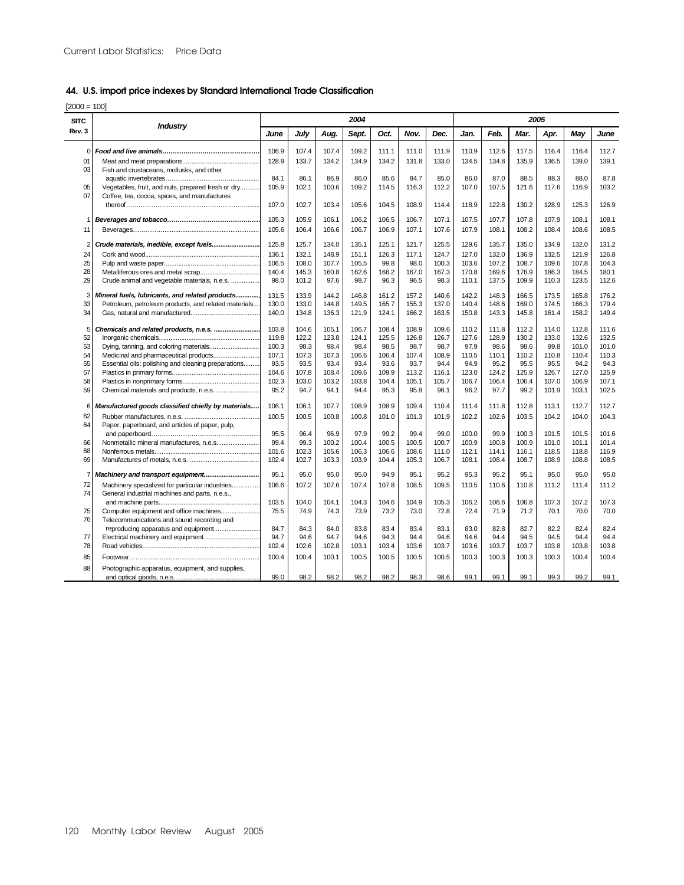## 44. U.S. import price indexes by Standard International Trade Classification

[2000 = 100]

| SITC Rev. 3 | Industry | 2004 | | | | | | | 2005 | | | | | |
|---|---|---|---|---|---|---|---|---|---|---|---|---|---|---|
| | | June | July | Aug. | Sept. | Oct. | Nov. | Dec. | Jan. | Feb. | Mar. | Apr. | May | June |
| 0 | ***Food and live animals*** | 106.9 | 107.4 | 107.4 | 109.2 | 111.1 | 111.0 | 111.9 | 110.9 | 112.6 | 117.5 | 116.4 | 116.4 | 112.7 |
| 01 | Meat and meat preparations | 128.9 | 133.7 | 134.2 | 134.9 | 134.2 | 131.8 | 133.0 | 134.5 | 134.8 | 135.9 | 136.5 | 139.0 | 139.1 |
| 03 | Fish and crustaceans, mollusks, and other aquatic invertebrates | 84.1 | 86.1 | 86.9 | 86.0 | 85.6 | 84.7 | 85.0 | 86.0 | 87.0 | 88.5 | 88.3 | 88.0 | 87.8 |
| 05 | Vegetables, fruit, and nuts, prepared fresh or dry | 105.9 | 102.1 | 100.6 | 109.2 | 114.5 | 116.3 | 112.2 | 107.0 | 107.5 | 121.6 | 117.6 | 116.9 | 103.2 |
| 07 | Coffee, tea, cocoa, spices, and manufactures thereof | 107.0 | 102.7 | 103.4 | 105.6 | 104.5 | 108.9 | 114.4 | 118.9 | 122.8 | 130.2 | 128.9 | 125.3 | 126.9 |
| 1 | ***Beverages and tobacco*** | 105.3 | 105.9 | 106.1 | 106.2 | 106.5 | 106.7 | 107.1 | 107.5 | 107.7 | 107.8 | 107.9 | 108.1 | 108.1 |
| 11 | Beverages | 105.6 | 106.4 | 106.6 | 106.7 | 106.9 | 107.1 | 107.6 | 107.9 | 108.1 | 108.2 | 108.4 | 108.6 | 108.5 |
| 2 | ***Crude materials, inedible, except fuels*** | 125.8 | 125.7 | 134.0 | 135.1 | 125.1 | 121.7 | 125.5 | 129.6 | 135.7 | 135.0 | 134.9 | 132.0 | 131.2 |
| 24 | Cork and wood | 136.1 | 132.1 | 148.9 | 151.1 | 126.3 | 117.1 | 124.7 | 127.0 | 132.0 | 136.9 | 132.5 | 121.9 | 126.8 |
| 25 | Pulp and waste paper | 106.5 | 108.0 | 107.7 | 105.5 | 99.8 | 98.0 | 100.3 | 103.6 | 107.2 | 108.7 | 109.6 | 107.8 | 104.3 |
| 28 | Metalliferous ores and metal scrap | 140.4 | 145.3 | 160.8 | 162.6 | 166.2 | 167.0 | 167.3 | 170.8 | 169.6 | 176.9 | 186.3 | 184.5 | 180.1 |
| 29 | Crude animal and vegetable materials, n.e.s. | 98.0 | 101.2 | 97.6 | 98.7 | 96.3 | 96.5 | 98.3 | 110.1 | 137.5 | 109.9 | 110.3 | 123.5 | 112.6 |
| 3 | ***Mineral fuels, lubricants, and related products*** | 131.5 | 133.9 | 144.2 | 146.8 | 161.2 | 157.2 | 140.6 | 142.2 | 148.3 | 166.5 | 173.5 | 165.8 | 176.2 |
| 33 | Petroleum, petroleum products, and related materials | 130.0 | 133.0 | 144.8 | 149.5 | 165.7 | 155.3 | 137.0 | 140.4 | 148.6 | 169.0 | 174.5 | 166.3 | 179.4 |
| 34 | Gas, natural and manufactured | 140.0 | 134.8 | 136.3 | 121.9 | 124.1 | 166.2 | 163.5 | 150.8 | 143.3 | 145.8 | 161.4 | 158.2 | 149.4 |
| 5 | ***Chemicals and related products, n.e.s.*** | 103.8 | 104.6 | 105.1 | 106.7 | 108.4 | 108.9 | 109.6 | 110.2 | 111.8 | 112.2 | 114.0 | 112.8 | 111.6 |
| 52 | Inorganic chemicals | 119.8 | 122.2 | 123.8 | 124.1 | 125.5 | 126.8 | 126.7 | 127.6 | 128.9 | 130.2 | 133.0 | 132.6 | 132.5 |
| 53 | Dying, tanning, and coloring materials | 100.3 | 98.3 | 98.4 | 98.4 | 98.5 | 98.7 | 98.7 | 97.9 | 98.6 | 98.6 | 99.8 | 101.0 | 101.0 |
| 54 | Medicinal and pharmaceutical products | 107.1 | 107.3 | 107.3 | 106.6 | 106.4 | 107.4 | 108.9 | 110.5 | 110.1 | 110.2 | 110.8 | 110.4 | 110.3 |
| 55 | Essential oils; polishing and cleaning preparations | 93.5 | 93.5 | 93.4 | 93.4 | 93.6 | 93.7 | 94.4 | 94.9 | 95.2 | 95.5 | 95.5 | 94.2 | 94.3 |
| 57 | Plastics in primary forms | 104.6 | 107.8 | 108.4 | 109.6 | 109.9 | 113.2 | 116.1 | 123.0 | 124.2 | 125.9 | 126.7 | 127.0 | 125.9 |
| 58 | Plastics in nonprimary forms | 102.3 | 103.0 | 103.2 | 103.8 | 104.4 | 105.1 | 105.7 | 106.7 | 106.4 | 106.4 | 107.0 | 106.9 | 107.1 |
| 59 | Chemical materials and products, n.e.s. | 95.2 | 94.7 | 94.1 | 94.4 | 95.3 | 95.8 | 96.1 | 96.2 | 97.7 | 99.2 | 101.9 | 103.1 | 102.5 |
| 6 | ***Manufactured goods classified chiefly by materials*** | 106.1 | 106.1 | 107.7 | 108.9 | 108.9 | 109.4 | 110.4 | 111.4 | 111.8 | 112.8 | 113.1 | 112.7 | 112.7 |
| 62 | Rubber manufactures, n.e.s. | 100.5 | 100.5 | 100.8 | 100.8 | 101.0 | 101.3 | 101.9 | 102.2 | 102.6 | 103.5 | 104.2 | 104.0 | 104.3 |
| 64 | Paper, paperboard, and articles of paper, pulp, and paperboard | 95.5 | 96.4 | 96.9 | 97.9 | 99.2 | 99.4 | 99.0 | 100.0 | 99.9 | 100.3 | 101.5 | 101.5 | 101.6 |
| 66 | Nonmetallic mineral manufactures, n.e.s. | 99.4 | 99.3 | 100.2 | 100.4 | 100.5 | 100.5 | 100.7 | 100.9 | 100.8 | 100.9 | 101.0 | 101.1 | 101.4 |
| 68 | Nonferrous metals | 101.6 | 102.3 | 105.6 | 106.3 | 106.6 | 108.6 | 111.0 | 112.1 | 114.1 | 116.1 | 118.5 | 118.8 | 116.9 |
| 69 | Manufactures of metals, n.e.s. | 102.4 | 102.7 | 103.3 | 103.9 | 104.4 | 105.3 | 106.7 | 108.1 | 108.4 | 108.7 | 108.9 | 108.8 | 108.5 |
| 7 | ***Machinery and transport equipment*** | 95.1 | 95.0 | 95.0 | 95.0 | 94.9 | 95.1 | 95.2 | 95.3 | 95.2 | 95.1 | 95.0 | 95.0 | 95.0 |
| 72 | Machinery specialized for particular industries | 106.6 | 107.2 | 107.6 | 107.4 | 107.8 | 108.5 | 109.5 | 110.5 | 110.6 | 110.8 | 111.2 | 111.4 | 111.2 |
| 74 | General industrial machines and parts, n.e.s., and machine parts | 103.5 | 104.0 | 104.1 | 104.3 | 104.6 | 104.9 | 105.3 | 106.2 | 106.6 | 106.8 | 107.3 | 107.2 | 107.3 |
| 75 | Computer equipment and office machines | 75.5 | 74.9 | 74.3 | 73.9 | 73.2 | 73.0 | 72.8 | 72.4 | 71.9 | 71.2 | 70.1 | 70.0 | 70.0 |
| 76 | Telecommunications and sound recording and reproducing apparatus and equipment | 84.7 | 84.3 | 84.0 | 83.8 | 83.4 | 83.4 | 83.1 | 83.0 | 82.8 | 82.7 | 82.2 | 82.4 | 82.4 |
| 77 | Electrical machinery and equipment | 94.7 | 94.6 | 94.7 | 94.6 | 94.3 | 94.4 | 94.6 | 94.6 | 94.4 | 94.5 | 94.5 | 94.4 | 94.4 |
| 78 | Road vehicles | 102.4 | 102.6 | 102.8 | 103.1 | 103.4 | 103.6 | 103.7 | 103.6 | 103.7 | 103.7 | 103.8 | 103.8 | 103.8 |
| 85 | Footwear | 100.4 | 100.4 | 100.1 | 100.5 | 100.5 | 100.5 | 100.5 | 100.3 | 100.3 | 100.3 | 100.3 | 100.4 | 100.4 |
| 88 | Photographic apparatus, equipment, and supplies, and optical goods, n.e.s. | 99.0 | 98.2 | 98.2 | 98.2 | 98.2 | 98.3 | 98.6 | 99.1 | 99.1 | 99.1 | 99.3 | 99.2 | 99.1 |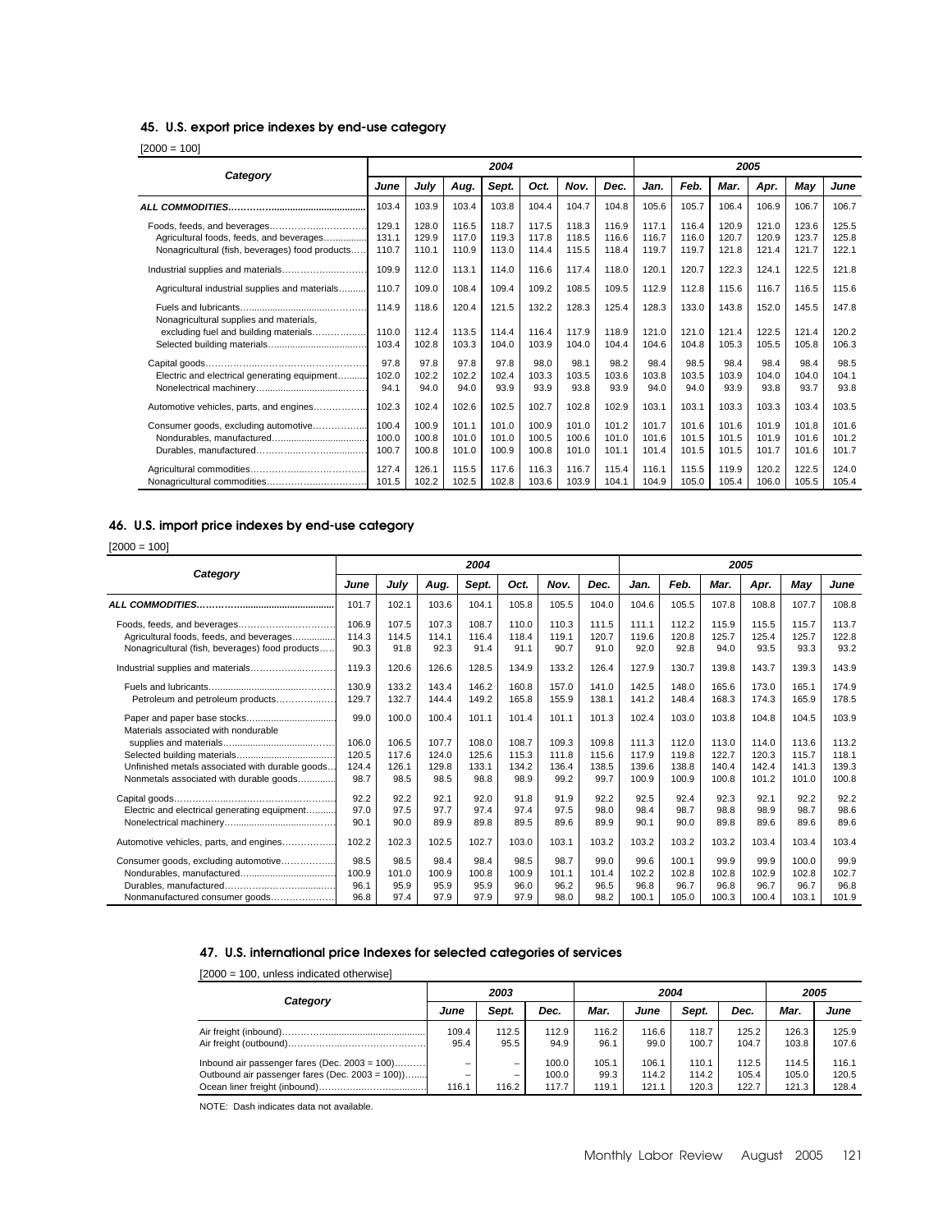### 45. U.S. export price indexes by end-use category

[2000 = 100]

| Category | 2004 | | | | | | | 2005 | | | | | |
|---|---|---|---|---|---|---|---|---|---|---|---|---|---|
| | June | July | Aug. | Sept. | Oct. | Nov. | Dec. | Jan. | Feb. | Mar. | Apr. | May | June |
| **ALL COMMODITIES** | 103.4 | 103.9 | 103.4 | 103.8 | 104.4 | 104.7 | 104.8 | 105.6 | 105.7 | 106.4 | 106.9 | 106.7 | 106.7 |
| Foods, feeds, and beverages | 129.1 | 128.0 | 116.5 | 118.7 | 117.5 | 118.3 | 116.9 | 117.1 | 116.4 | 120.9 | 121.0 | 123.6 | 125.5 |
| Agricultural foods, feeds, and beverages | 131.1 | 129.9 | 117.0 | 119.3 | 117.8 | 118.5 | 116.6 | 116.7 | 116.0 | 120.7 | 120.9 | 123.7 | 125.8 |
| Nonagricultural (fish, beverages) food products | 110.7 | 110.1 | 110.9 | 113.0 | 114.4 | 115.5 | 118.4 | 119.7 | 119.7 | 121.8 | 121.4 | 121.7 | 122.1 |
| Industrial supplies and materials | 109.9 | 112.0 | 113.1 | 114.0 | 116.6 | 117.4 | 118.0 | 120.1 | 120.7 | 122.3 | 124.1 | 122.5 | 121.8 |
| Agricultural industrial supplies and materials | 110.7 | 109.0 | 108.4 | 109.4 | 109.2 | 108.5 | 109.5 | 112.9 | 112.8 | 115.6 | 116.7 | 116.5 | 115.6 |
| Fuels and lubricants | 114.9 | 118.6 | 120.4 | 121.5 | 132.2 | 128.3 | 125.4 | 128.3 | 133.0 | 143.8 | 152.0 | 145.5 | 147.8 |
| Nonagricultural supplies and materials, excluding fuel and building materials | 110.0 | 112.4 | 113.5 | 114.4 | 116.4 | 117.9 | 118.9 | 121.0 | 121.0 | 121.4 | 122.5 | 121.4 | 120.2 |
| Selected building materials | 103.4 | 102.8 | 103.3 | 104.0 | 103.9 | 104.0 | 104.4 | 104.6 | 104.8 | 105.3 | 105.5 | 105.8 | 106.3 |
| Capital goods | 97.8 | 97.8 | 97.8 | 97.8 | 98.0 | 98.1 | 98.2 | 98.4 | 98.5 | 98.4 | 98.4 | 98.4 | 98.5 |
| Electric and electrical generating equipment | 102.0 | 102.2 | 102.2 | 102.4 | 103.3 | 103.5 | 103.6 | 103.8 | 103.5 | 103.9 | 104.0 | 104.0 | 104.1 |
| Nonelectrical machinery | 94.1 | 94.0 | 94.0 | 93.9 | 93.9 | 93.8 | 93.9 | 94.0 | 94.0 | 93.9 | 93.8 | 93.7 | 93.8 |
| Automotive vehicles, parts, and engines | 102.3 | 102.4 | 102.6 | 102.5 | 102.7 | 102.8 | 102.9 | 103.1 | 103.1 | 103.3 | 103.3 | 103.4 | 103.5 |
| Consumer goods, excluding automotive | 100.4 | 100.9 | 101.1 | 101.0 | 100.9 | 101.0 | 101.2 | 101.7 | 101.6 | 101.6 | 101.9 | 101.8 | 101.6 |
| Nondurables, manufactured | 100.0 | 100.8 | 101.0 | 101.0 | 100.5 | 100.6 | 101.0 | 101.6 | 101.5 | 101.5 | 101.9 | 101.6 | 101.2 |
| Durables, manufactured | 100.7 | 100.8 | 101.0 | 100.9 | 100.8 | 101.0 | 101.1 | 101.4 | 101.5 | 101.5 | 101.7 | 101.6 | 101.7 |
| Agricultural commodities | 127.4 | 126.1 | 115.5 | 117.6 | 116.3 | 116.7 | 115.4 | 116.1 | 115.5 | 119.9 | 120.2 | 122.5 | 124.0 |
| Nonagricultural commodities | 101.5 | 102.2 | 102.5 | 102.8 | 103.6 | 103.9 | 104.1 | 104.9 | 105.0 | 105.4 | 106.0 | 105.5 | 105.4 |

### 46. U.S. import price indexes by end-use category

[2000 = 100]

| Category | 2004 | | | | | | | 2005 | | | | | |
|---|---|---|---|---|---|---|---|---|---|---|---|---|---|
| | June | July | Aug. | Sept. | Oct. | Nov. | Dec. | Jan. | Feb. | Mar. | Apr. | May | June |
| **ALL COMMODITIES** | 101.7 | 102.1 | 103.6 | 104.1 | 105.8 | 105.5 | 104.0 | 104.6 | 105.5 | 107.8 | 108.8 | 107.7 | 108.8 |
| Foods, feeds, and beverages | 106.9 | 107.5 | 107.3 | 108.7 | 110.0 | 110.3 | 111.5 | 111.1 | 112.2 | 115.9 | 115.5 | 115.7 | 113.7 |
| Agricultural foods, feeds, and beverages | 114.3 | 114.5 | 114.1 | 116.4 | 118.4 | 119.1 | 120.7 | 119.6 | 120.8 | 125.7 | 125.4 | 125.7 | 122.8 |
| Nonagricultural (fish, beverages) food products | 90.3 | 91.8 | 92.3 | 91.4 | 91.1 | 90.7 | 91.0 | 92.0 | 92.8 | 94.0 | 93.5 | 93.3 | 93.2 |
| Industrial supplies and materials | 119.3 | 120.6 | 126.6 | 128.5 | 134.9 | 133.2 | 126.4 | 127.9 | 130.7 | 139.8 | 143.7 | 139.3 | 143.9 |
| Fuels and lubricants | 130.9 | 133.2 | 143.4 | 146.2 | 160.8 | 157.0 | 141.0 | 142.5 | 148.0 | 165.6 | 173.0 | 165.1 | 174.9 |
| Petroleum and petroleum products | 129.7 | 132.7 | 144.4 | 149.2 | 165.8 | 155.9 | 138.1 | 141.2 | 148.4 | 168.3 | 174.3 | 165.9 | 178.5 |
| Paper and paper base stocks | 99.0 | 100.0 | 100.4 | 101.1 | 101.4 | 101.1 | 101.3 | 102.4 | 103.0 | 103.8 | 104.8 | 104.5 | 103.9 |
| Materials associated with nondurable supplies and materials | 106.0 | 106.5 | 107.7 | 108.0 | 108.7 | 109.3 | 109.8 | 111.3 | 112.0 | 113.0 | 114.0 | 113.6 | 113.2 |
| Selected building materials | 120.5 | 117.6 | 124.0 | 125.6 | 115.3 | 111.8 | 115.6 | 117.9 | 119.8 | 122.7 | 120.3 | 115.7 | 118.1 |
| Unfinished metals associated with durable goods | 124.4 | 126.1 | 129.8 | 133.1 | 134.2 | 136.4 | 138.5 | 139.6 | 138.8 | 140.4 | 142.4 | 141.3 | 139.3 |
| Nonmetals associated with durable goods | 98.7 | 98.5 | 98.5 | 98.8 | 98.9 | 99.2 | 99.7 | 100.9 | 100.9 | 100.8 | 101.2 | 101.0 | 100.8 |
| Capital goods | 92.2 | 92.2 | 92.1 | 92.0 | 91.8 | 91.9 | 92.2 | 92.5 | 92.4 | 92.3 | 92.1 | 92.2 | 92.2 |
| Electric and electrical generating equipment | 97.0 | 97.5 | 97.7 | 97.4 | 97.4 | 97.5 | 98.0 | 98.4 | 98.7 | 98.8 | 98.9 | 98.7 | 98.6 |
| Nonelectrical machinery | 90.1 | 90.0 | 89.9 | 89.8 | 89.5 | 89.6 | 89.9 | 90.1 | 90.0 | 89.8 | 89.6 | 89.6 | 89.6 |
| Automotive vehicles, parts, and engines | 102.2 | 102.3 | 102.5 | 102.7 | 103.0 | 103.1 | 103.2 | 103.2 | 103.2 | 103.2 | 103.4 | 103.4 | 103.4 |
| Consumer goods, excluding automotive | 98.5 | 98.5 | 98.4 | 98.4 | 98.5 | 98.7 | 99.0 | 99.6 | 100.1 | 99.9 | 99.9 | 100.0 | 99.9 |
| Nondurables, manufactured | 100.9 | 101.0 | 100.9 | 100.8 | 100.9 | 101.1 | 101.4 | 102.2 | 102.8 | 102.8 | 102.9 | 102.8 | 102.7 |
| Durables, manufactured | 96.1 | 95.9 | 95.9 | 95.9 | 96.0 | 96.2 | 96.5 | 96.8 | 96.7 | 96.8 | 96.7 | 96.7 | 96.8 |
| Nonmanufactured consumer goods | 96.8 | 97.4 | 97.9 | 97.9 | 97.9 | 98.0 | 98.2 | 100.1 | 105.0 | 100.3 | 100.4 | 103.1 | 101.9 |

### 47. U.S. international price Indexes for selected categories of services

[2000 = 100, unless indicated otherwise]

| Category | 2003 | | | 2004 | | | | 2005 | |
|---|---|---|---|---|---|---|---|---|---|
| | June | Sept. | Dec. | Mar. | June | Sept. | Dec. | Mar. | June |
| Air freight (inbound) | 109.4 | 112.5 | 112.9 | 116.2 | 116.6 | 118.7 | 125.2 | 126.3 | 125.9 |
| Air freight (outbound) | 95.4 | 95.5 | 94.9 | 96.1 | 99.0 | 100.7 | 104.7 | 103.8 | 107.6 |
| Inbound air passenger fares (Dec. 2003 = 100) | – | – | 100.0 | 105.1 | 106.1 | 110.1 | 112.5 | 114.5 | 116.1 |
| Outbound air passenger fares (Dec. 2003 = 100)) | – | – | 100.0 | 99.3 | 114.2 | 114.2 | 105.4 | 105.0 | 120.5 |
| Ocean liner freight (inbound) | 116.1 | 116.2 | 117.7 | 119.1 | 121.1 | 120.3 | 122.7 | 121.3 | 128.4 |

NOTE: Dash indicates data not available.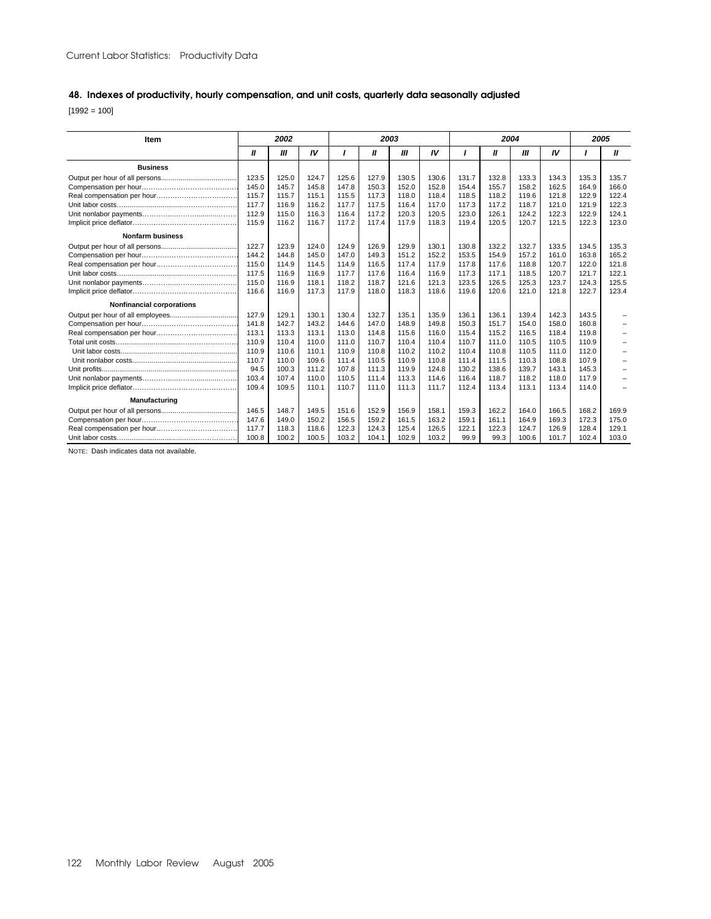## 48. Indexes of productivity, hourly compensation, and unit costs, quarterly data seasonally adjusted

[1992 = 100]

| Item | 2002 | | | 2003 | | | | 2004 | | | | 2005 | |
|---|---|---|---|---|---|---|---|---|---|---|---|---|---|
| | II | III | IV | I | II | III | IV | I | II | III | IV | I | II |
| **Business** | | | | | | | | | | | | | |
| Output per hour of all persons | 123.5 | 125.0 | 124.7 | 125.6 | 127.9 | 130.5 | 130.6 | 131.7 | 132.8 | 133.3 | 134.3 | 135.3 | 135.7 |
| Compensation per hour | 145.0 | 145.7 | 145.8 | 147.8 | 150.3 | 152.0 | 152.8 | 154.4 | 155.7 | 158.2 | 162.5 | 164.9 | 166.0 |
| Real compensation per hour | 115.7 | 115.7 | 115.1 | 115.5 | 117.3 | 118.0 | 118.4 | 118.5 | 118.2 | 119.6 | 121.8 | 122.9 | 122.4 |
| Unit labor costs | 117.7 | 116.9 | 116.2 | 117.7 | 117.5 | 116.4 | 117.0 | 117.3 | 117.2 | 118.7 | 121.0 | 121.9 | 122.3 |
| Unit nonlabor payments | 112.9 | 115.0 | 116.3 | 116.4 | 117.2 | 120.3 | 120.5 | 123.0 | 126.1 | 124.2 | 122.3 | 122.9 | 124.1 |
| Implicit price deflator | 115.9 | 116.2 | 116.7 | 117.2 | 117.4 | 117.9 | 118.3 | 119.4 | 120.5 | 120.7 | 121.5 | 122.3 | 123.0 |
| **Nonfarm business** | | | | | | | | | | | | | |
| Output per hour of all persons | 122.7 | 123.9 | 124.0 | 124.9 | 126.9 | 129.9 | 130.1 | 130.8 | 132.2 | 132.7 | 133.5 | 134.5 | 135.3 |
| Compensation per hour | 144.2 | 144.8 | 145.0 | 147.0 | 149.3 | 151.2 | 152.2 | 153.5 | 154.9 | 157.2 | 161.0 | 163.8 | 165.2 |
| Real compensation per hour | 115.0 | 114.9 | 114.5 | 114.9 | 116.5 | 117.4 | 117.9 | 117.8 | 117.6 | 118.8 | 120.7 | 122.0 | 121.8 |
| Unit labor costs | 117.5 | 116.9 | 116.9 | 117.7 | 117.6 | 116.4 | 116.9 | 117.3 | 117.1 | 118.5 | 120.7 | 121.7 | 122.1 |
| Unit nonlabor payments | 115.0 | 116.9 | 118.1 | 118.2 | 118.7 | 121.6 | 121.3 | 123.5 | 126.5 | 125.3 | 123.7 | 124.3 | 125.5 |
| Implicit price deflator | 116.6 | 116.9 | 117.3 | 117.9 | 118.0 | 118.3 | 118.6 | 119.6 | 120.6 | 121.0 | 121.8 | 122.7 | 123.4 |
| **Nonfinancial corporations** | | | | | | | | | | | | | |
| Output per hour of all employees | 127.9 | 129.1 | 130.1 | 130.4 | 132.7 | 135.1 | 135.9 | 136.1 | 136.1 | 139.4 | 142.3 | 143.5 | – |
| Compensation per hour | 141.8 | 142.7 | 143.2 | 144.6 | 147.0 | 148.9 | 149.8 | 150.3 | 151.7 | 154.0 | 158.0 | 160.8 | – |
| Real compensation per hour | 113.1 | 113.3 | 113.1 | 113.0 | 114.8 | 115.6 | 116.0 | 115.4 | 115.2 | 116.5 | 118.4 | 119.8 | – |
| Total unit costs | 110.9 | 110.4 | 110.0 | 111.0 | 110.7 | 110.4 | 110.4 | 110.7 | 111.0 | 110.5 | 110.5 | 110.9 | – |
| Unit labor costs | 110.9 | 110.6 | 110.1 | 110.9 | 110.8 | 110.2 | 110.2 | 110.4 | 110.8 | 110.5 | 111.0 | 112.0 | – |
| Unit nonlabor costs | 110.7 | 110.0 | 109.6 | 111.4 | 110.5 | 110.9 | 110.8 | 111.4 | 111.5 | 110.3 | 108.8 | 107.9 | – |
| Unit profits | 94.5 | 100.3 | 111.2 | 107.8 | 111.3 | 119.9 | 124.8 | 130.2 | 138.6 | 139.7 | 143.1 | 145.3 | – |
| Unit nonlabor payments | 103.4 | 107.4 | 110.0 | 110.5 | 111.4 | 113.3 | 114.6 | 116.4 | 118.7 | 118.2 | 118.0 | 117.9 | – |
| Implicit price deflator | 109.4 | 109.5 | 110.1 | 110.7 | 111.0 | 111.3 | 111.7 | 112.4 | 113.4 | 113.1 | 113.4 | 114.0 | – |
| **Manufacturing** | | | | | | | | | | | | | |
| Output per hour of all persons | 146.5 | 148.7 | 149.5 | 151.6 | 152.9 | 156.9 | 158.1 | 159.3 | 162.2 | 164.0 | 166.5 | 168.2 | 169.9 |
| Compensation per hour | 147.6 | 149.0 | 150.2 | 156.5 | 159.2 | 161.5 | 163.2 | 159.1 | 161.1 | 164.9 | 169.3 | 172.3 | 175.0 |
| Real compensation per hour | 117.7 | 118.3 | 118.6 | 122.3 | 124.3 | 125.4 | 126.5 | 122.1 | 122.3 | 124.7 | 126.9 | 128.4 | 129.1 |
| Unit labor costs | 100.8 | 100.2 | 100.5 | 103.2 | 104.1 | 102.9 | 103.2 | 99.9 | 99.3 | 100.6 | 101.7 | 102.4 | 103.0 |

NOTE: Dash indicates data not available.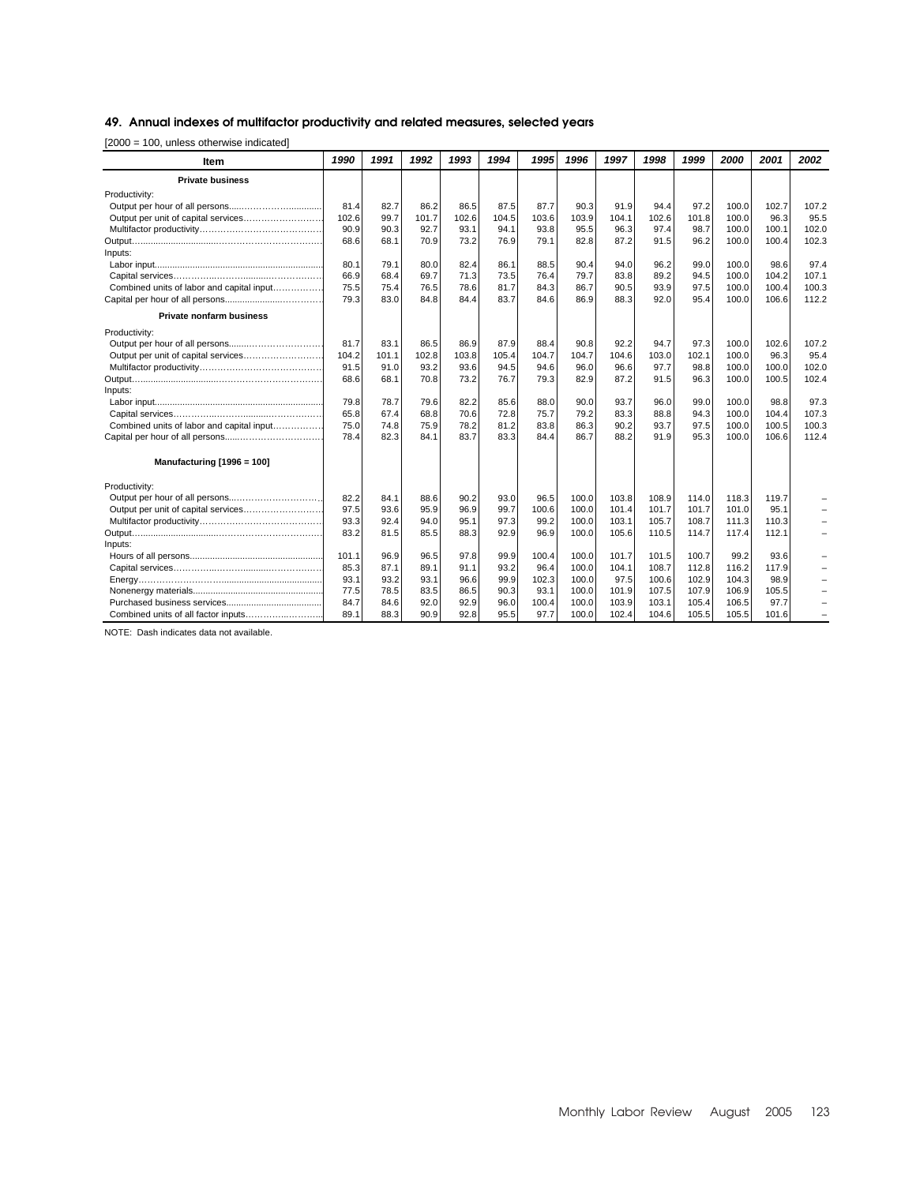## 49. Annual indexes of multifactor productivity and related measures, selected years

[2000 = 100, unless otherwise indicated]

| Item | 1990 | 1991 | 1992 | 1993 | 1994 | 1995 | 1996 | 1997 | 1998 | 1999 | 2000 | 2001 | 2002 |
|---|---|---|---|---|---|---|---|---|---|---|---|---|---|
| **Private business** | | | | | | | | | | | | | |
| Productivity: | | | | | | | | | | | | | |
| Output per hour of all persons | 81.4 | 82.7 | 86.2 | 86.5 | 87.5 | 87.7 | 90.3 | 91.9 | 94.4 | 97.2 | 100.0 | 102.7 | 107.2 |
| Output per unit of capital services | 102.6 | 99.7 | 101.7 | 102.6 | 104.5 | 103.6 | 103.9 | 104.1 | 102.6 | 101.8 | 100.0 | 96.3 | 95.5 |
| Multifactor productivity | 90.9 | 90.3 | 92.7 | 93.1 | 94.1 | 93.8 | 95.5 | 96.3 | 97.4 | 98.7 | 100.0 | 100.1 | 102.0 |
| Output | 68.6 | 68.1 | 70.9 | 73.2 | 76.9 | 79.1 | 82.8 | 87.2 | 91.5 | 96.2 | 100.0 | 100.4 | 102.3 |
| Inputs: | | | | | | | | | | | | | |
| Labor input | 80.1 | 79.1 | 80.0 | 82.4 | 86.1 | 88.5 | 90.4 | 94.0 | 96.2 | 99.0 | 100.0 | 98.6 | 97.4 |
| Capital services | 66.9 | 68.4 | 69.7 | 71.3 | 73.5 | 76.4 | 79.7 | 83.8 | 89.2 | 94.5 | 100.0 | 104.2 | 107.1 |
| Combined units of labor and capital input | 75.5 | 75.4 | 76.5 | 78.6 | 81.7 | 84.3 | 86.7 | 90.5 | 93.9 | 97.5 | 100.0 | 100.4 | 100.3 |
| Capital per hour of all persons | 79.3 | 83.0 | 84.8 | 84.4 | 83.7 | 84.6 | 86.9 | 88.3 | 92.0 | 95.4 | 100.0 | 106.6 | 112.2 |
| **Private nonfarm business** | | | | | | | | | | | | | |
| Productivity: | | | | | | | | | | | | | |
| Output per hour of all persons | 81.7 | 83.1 | 86.5 | 86.9 | 87.9 | 88.4 | 90.8 | 92.2 | 94.7 | 97.3 | 100.0 | 102.6 | 107.2 |
| Output per unit of capital services | 104.2 | 101.1 | 102.8 | 103.8 | 105.4 | 104.7 | 104.7 | 104.6 | 103.0 | 102.1 | 100.0 | 96.3 | 95.4 |
| Multifactor productivity | 91.5 | 91.0 | 93.2 | 93.6 | 94.5 | 94.6 | 96.0 | 96.6 | 97.7 | 98.8 | 100.0 | 100.0 | 102.0 |
| Output | 68.6 | 68.1 | 70.8 | 73.2 | 76.7 | 79.3 | 82.9 | 87.2 | 91.5 | 96.3 | 100.0 | 100.5 | 102.4 |
| Inputs: | | | | | | | | | | | | | |
| Labor input | 79.8 | 78.7 | 79.6 | 82.2 | 85.6 | 88.0 | 90.0 | 93.7 | 96.0 | 99.0 | 100.0 | 98.8 | 97.3 |
| Capital services | 65.8 | 67.4 | 68.8 | 70.6 | 72.8 | 75.7 | 79.2 | 83.3 | 88.8 | 94.3 | 100.0 | 104.4 | 107.3 |
| Combined units of labor and capital input | 75.0 | 74.8 | 75.9 | 78.2 | 81.2 | 83.8 | 86.3 | 90.2 | 93.7 | 97.5 | 100.0 | 100.5 | 100.3 |
| Capital per hour of all persons | 78.4 | 82.3 | 84.1 | 83.7 | 83.3 | 84.4 | 86.7 | 88.2 | 91.9 | 95.3 | 100.0 | 106.6 | 112.4 |
| **Manufacturing [1996 = 100]** | | | | | | | | | | | | | |
| Productivity: | | | | | | | | | | | | | |
| Output per hour of all persons | 82.2 | 84.1 | 88.6 | 90.2 | 93.0 | 96.5 | 100.0 | 103.8 | 108.9 | 114.0 | 118.3 | 119.7 | – |
| Output per unit of capital services | 97.5 | 93.6 | 95.9 | 96.9 | 99.7 | 100.6 | 100.0 | 101.4 | 101.7 | 101.7 | 101.0 | 95.1 | – |
| Multifactor productivity | 93.3 | 92.4 | 94.0 | 95.1 | 97.3 | 99.2 | 100.0 | 103.1 | 105.7 | 108.7 | 111.3 | 110.3 | – |
| Output | 83.2 | 81.5 | 85.5 | 88.3 | 92.9 | 96.9 | 100.0 | 105.6 | 110.5 | 114.7 | 117.4 | 112.1 | – |
| Inputs: | | | | | | | | | | | | | |
| Hours of all persons | 101.1 | 96.9 | 96.5 | 97.8 | 99.9 | 100.4 | 100.0 | 101.7 | 101.5 | 100.7 | 99.2 | 93.6 | – |
| Capital services | 85.3 | 87.1 | 89.1 | 91.1 | 93.2 | 96.4 | 100.0 | 104.1 | 108.7 | 112.8 | 116.2 | 117.9 | – |
| Energy | 93.1 | 93.2 | 93.1 | 96.6 | 99.9 | 102.3 | 100.0 | 97.5 | 100.6 | 102.9 | 104.3 | 98.9 | – |
| Nonenergy materials | 77.5 | 78.5 | 83.5 | 86.5 | 90.3 | 93.1 | 100.0 | 101.9 | 107.5 | 107.9 | 106.9 | 105.5 | – |
| Purchased business services | 84.7 | 84.6 | 92.0 | 92.9 | 96.0 | 100.4 | 100.0 | 103.9 | 103.1 | 105.4 | 106.5 | 97.7 | – |
| Combined units of all factor inputs | 89.1 | 88.3 | 90.9 | 92.8 | 95.5 | 97.7 | 100.0 | 102.4 | 104.6 | 105.5 | 105.5 | 101.6 | – |

NOTE: Dash indicates data not available.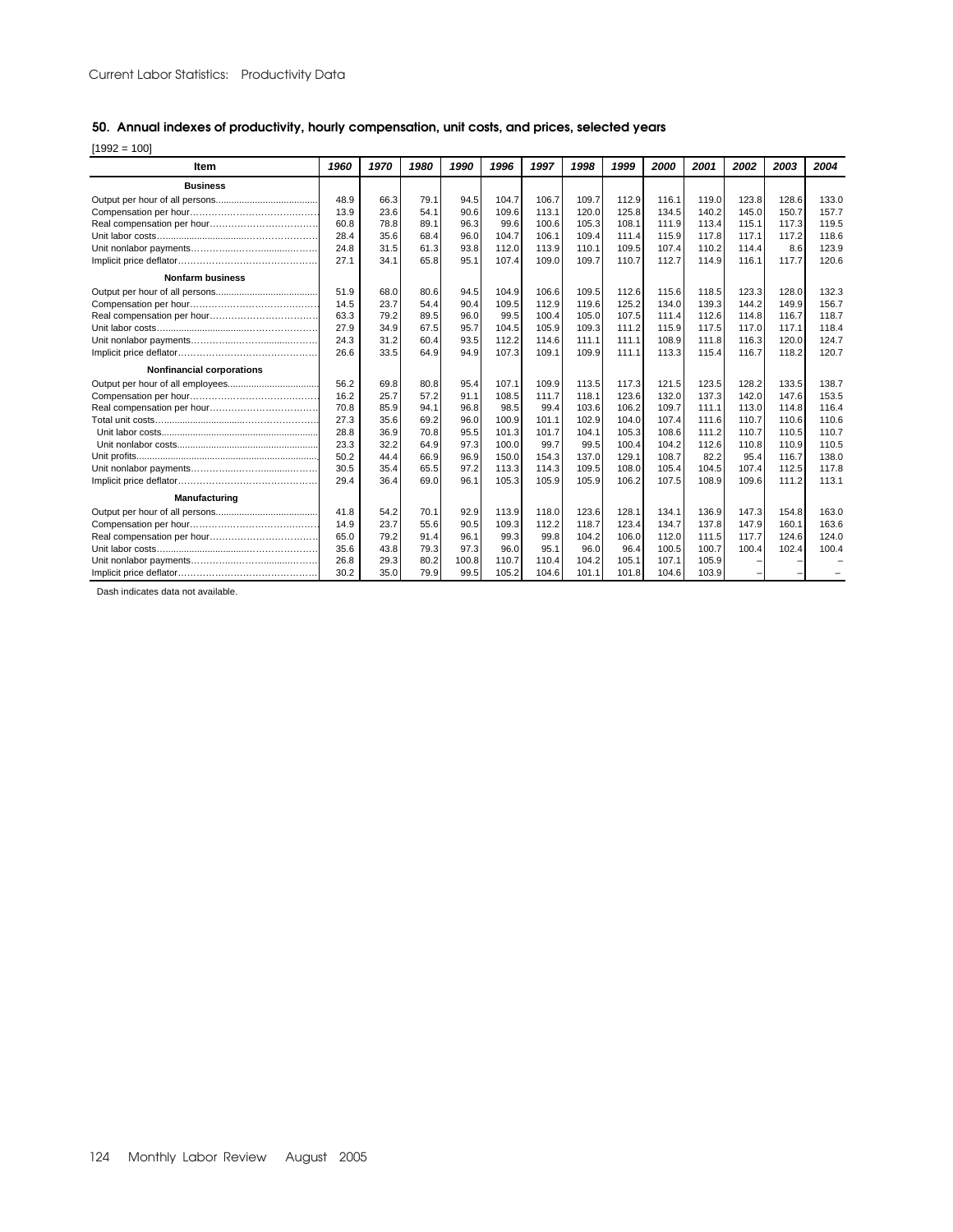## 50. Annual indexes of productivity, hourly compensation, unit costs, and prices, selected years

[1992 = 100]

| Item | 1960 | 1970 | 1980 | 1990 | 1996 | 1997 | 1998 | 1999 | 2000 | 2001 | 2002 | 2003 | 2004 |
|---|---|---|---|---|---|---|---|---|---|---|---|---|---|
| **Business** | | | | | | | | | | | | | |
| Output per hour of all persons | 48.9 | 66.3 | 79.1 | 94.5 | 104.7 | 106.7 | 109.7 | 112.9 | 116.1 | 119.0 | 123.8 | 128.6 | 133.0 |
| Compensation per hour | 13.9 | 23.6 | 54.1 | 90.6 | 109.6 | 113.1 | 120.0 | 125.8 | 134.5 | 140.2 | 145.0 | 150.7 | 157.7 |
| Real compensation per hour | 60.8 | 78.8 | 89.1 | 96.3 | 99.6 | 100.6 | 105.3 | 108.1 | 111.9 | 113.4 | 115.1 | 117.3 | 119.5 |
| Unit labor costs | 28.4 | 35.6 | 68.4 | 96.0 | 104.7 | 106.1 | 109.4 | 111.4 | 115.9 | 117.8 | 117.1 | 117.2 | 118.6 |
| Unit nonlabor payments | 24.8 | 31.5 | 61.3 | 93.8 | 112.0 | 113.9 | 110.1 | 109.5 | 107.4 | 110.2 | 114.4 | 8.6 | 123.9 |
| Implicit price deflator | 27.1 | 34.1 | 65.8 | 95.1 | 107.4 | 109.0 | 109.7 | 110.7 | 112.7 | 114.9 | 116.1 | 117.7 | 120.6 |
| **Nonfarm business** | | | | | | | | | | | | | |
| Output per hour of all persons | 51.9 | 68.0 | 80.6 | 94.5 | 104.9 | 106.6 | 109.5 | 112.6 | 115.6 | 118.5 | 123.3 | 128.0 | 132.3 |
| Compensation per hour | 14.5 | 23.7 | 54.4 | 90.4 | 109.5 | 112.9 | 119.6 | 125.2 | 134.0 | 139.3 | 144.2 | 149.9 | 156.7 |
| Real compensation per hour | 63.3 | 79.2 | 89.5 | 96.0 | 99.5 | 100.4 | 105.0 | 107.5 | 111.4 | 112.6 | 114.8 | 116.7 | 118.7 |
| Unit labor costs | 27.9 | 34.9 | 67.5 | 95.7 | 104.5 | 105.9 | 109.3 | 111.2 | 115.9 | 117.5 | 117.0 | 117.1 | 118.4 |
| Unit nonlabor payments | 24.3 | 31.2 | 60.4 | 93.5 | 112.2 | 114.6 | 111.1 | 111.1 | 108.9 | 111.8 | 116.3 | 120.0 | 124.7 |
| Implicit price deflator | 26.6 | 33.5 | 64.9 | 94.9 | 107.3 | 109.1 | 109.9 | 111.1 | 113.3 | 115.4 | 116.7 | 118.2 | 120.7 |
| **Nonfinancial corporations** | | | | | | | | | | | | | |
| Output per hour of all employees | 56.2 | 69.8 | 80.8 | 95.4 | 107.1 | 109.9 | 113.5 | 117.3 | 121.5 | 123.5 | 128.2 | 133.5 | 138.7 |
| Compensation per hour | 16.2 | 25.7 | 57.2 | 91.1 | 108.5 | 111.7 | 118.1 | 123.6 | 132.0 | 137.3 | 142.0 | 147.6 | 153.5 |
| Real compensation per hour | 70.8 | 85.9 | 94.1 | 96.8 | 98.5 | 99.4 | 103.6 | 106.2 | 109.7 | 111.1 | 113.0 | 114.8 | 116.4 |
| Total unit costs | 27.3 | 35.6 | 69.2 | 96.0 | 100.9 | 101.1 | 102.9 | 104.0 | 107.4 | 111.6 | 110.7 | 110.6 | 110.6 |
| Unit labor costs | 28.8 | 36.9 | 70.8 | 95.5 | 101.3 | 101.7 | 104.1 | 105.3 | 108.6 | 111.2 | 110.7 | 110.5 | 110.7 |
| Unit nonlabor costs | 23.3 | 32.2 | 64.9 | 97.3 | 100.0 | 99.7 | 99.5 | 100.4 | 104.2 | 112.6 | 110.8 | 110.9 | 110.5 |
| Unit profits | 50.2 | 44.4 | 66.9 | 96.9 | 150.0 | 154.3 | 137.0 | 129.1 | 108.7 | 82.2 | 95.4 | 116.7 | 138.0 |
| Unit nonlabor payments | 30.5 | 35.4 | 65.5 | 97.2 | 113.3 | 114.3 | 109.5 | 108.0 | 105.4 | 104.5 | 107.4 | 112.5 | 117.8 |
| Implicit price deflator | 29.4 | 36.4 | 69.0 | 96.1 | 105.3 | 105.9 | 105.9 | 106.2 | 107.5 | 108.9 | 109.6 | 111.2 | 113.1 |
| **Manufacturing** | | | | | | | | | | | | | |
| Output per hour of all persons | 41.8 | 54.2 | 70.1 | 92.9 | 113.9 | 118.0 | 123.6 | 128.1 | 134.1 | 136.9 | 147.3 | 154.8 | 163.0 |
| Compensation per hour | 14.9 | 23.7 | 55.6 | 90.5 | 109.3 | 112.2 | 118.7 | 123.4 | 134.7 | 137.8 | 147.9 | 160.1 | 163.6 |
| Real compensation per hour | 65.0 | 79.2 | 91.4 | 96.1 | 99.3 | 99.8 | 104.2 | 106.0 | 112.0 | 111.5 | 117.7 | 124.6 | 124.0 |
| Unit labor costs | 35.6 | 43.8 | 79.3 | 97.3 | 96.0 | 95.1 | 96.0 | 96.4 | 100.5 | 100.7 | 100.4 | 102.4 | 100.4 |
| Unit nonlabor payments | 26.8 | 29.3 | 80.2 | 100.8 | 110.7 | 110.4 | 104.2 | 105.1 | 107.1 | 105.9 | – | – | – |
| Implicit price deflator | 30.2 | 35.0 | 79.9 | 99.5 | 105.2 | 104.6 | 101.1 | 101.8 | 104.6 | 103.9 | – | – | – |

Dash indicates data not available.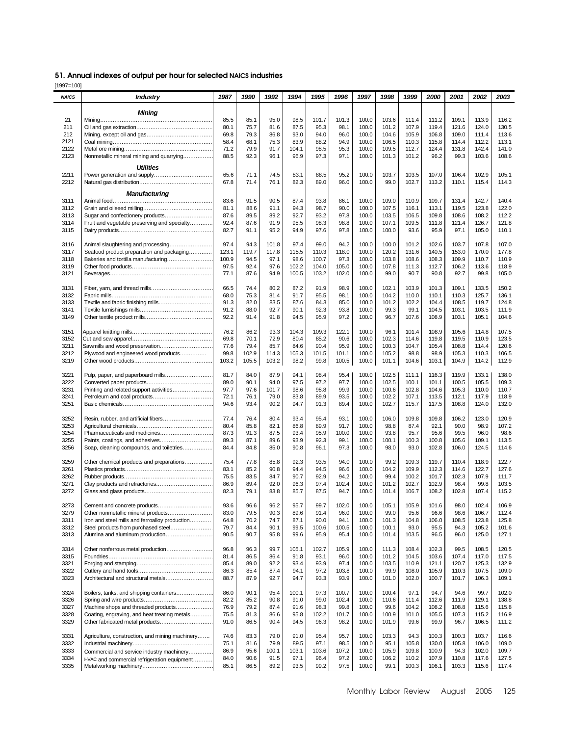## 51. Annual indexes of output per hour for selected NAICS industries

[1997=100]

| NAICS | Industry | 1987 | 1990 | 1992 | 1994 | 1995 | 1996 | 1997 | 1998 | 1999 | 2000 | 2001 | 2002 | 2003 |
|---|---|---|---|---|---|---|---|---|---|---|---|---|---|---|
| | ***Mining*** | | | | | | | | | | | | | |
| 21 | Mining | 85.5 | 85.1 | 95.0 | 98.5 | 101.7 | 101.3 | 100.0 | 103.6 | 111.4 | 111.2 | 109.1 | 113.9 | 116.2 |
| 211 | Oil and gas extraction | 80.1 | 75.7 | 81.6 | 87.5 | 95.3 | 98.1 | 100.0 | 101.2 | 107.9 | 119.4 | 121.6 | 124.0 | 130.5 |
| 212 | Mining, except oil and gas | 69.8 | 79.3 | 86.8 | 93.0 | 94.0 | 96.0 | 100.0 | 104.6 | 105.9 | 106.8 | 109.0 | 111.4 | 113.6 |
| 2121 | Coal mining | 58.4 | 68.1 | 75.3 | 83.9 | 88.2 | 94.9 | 100.0 | 106.5 | 110.3 | 115.8 | 114.4 | 112.2 | 113.1 |
| 2122 | Metal ore mining | 71.2 | 79.9 | 91.7 | 104.1 | 98.5 | 95.3 | 100.0 | 109.5 | 112.7 | 124.4 | 131.8 | 142.4 | 141.0 |
| 2123 | Nonmetallic mineral mining and quarrying | 88.5 | 92.3 | 96.1 | 96.9 | 97.3 | 97.1 | 100.0 | 101.3 | 101.2 | 96.2 | 99.3 | 103.6 | 108.6 |
| | ***Utilities*** | | | | | | | | | | | | | |
| 2211 | Power generation and supply | 65.6 | 71.1 | 74.5 | 83.1 | 88.5 | 95.2 | 100.0 | 103.7 | 103.5 | 107.0 | 106.4 | 102.9 | 105.1 |
| 2212 | Natural gas distribution | 67.8 | 71.4 | 76.1 | 82.3 | 89.0 | 96.0 | 100.0 | 99.0 | 102.7 | 113.2 | 110.1 | 115.4 | 114.3 |
| | ***Manufacturing*** | | | | | | | | | | | | | |
| 3111 | Animal food | 83.6 | 91.5 | 90.5 | 87.4 | 93.8 | 86.1 | 100.0 | 109.0 | 110.9 | 109.7 | 131.4 | 142.7 | 140.4 |
| 3112 | Grain and oilseed milling | 81.1 | 88.6 | 91.1 | 94.3 | 98.7 | 90.0 | 100.0 | 107.5 | 116.1 | 113.1 | 119.5 | 123.8 | 122.0 |
| 3113 | Sugar and confectionery products | 87.6 | 89.5 | 89.2 | 92.7 | 93.2 | 97.8 | 100.0 | 103.5 | 106.5 | 109.8 | 108.6 | 108.2 | 112.2 |
| 3114 | Fruit and vegetable preserving and specialty | 92.4 | 87.6 | 91.9 | 95.5 | 98.3 | 98.8 | 100.0 | 107.1 | 109.5 | 111.8 | 121.4 | 126.7 | 121.8 |
| 3115 | Dairy products | 82.7 | 91.1 | 95.2 | 94.9 | 97.6 | 97.8 | 100.0 | 100.0 | 93.6 | 95.9 | 97.1 | 105.0 | 110.1 |
| 3116 | Animal slaughtering and processing | 97.4 | 94.3 | 101.8 | 97.4 | 99.0 | 94.2 | 100.0 | 100.0 | 101.2 | 102.6 | 103.7 | 107.8 | 107.0 |
| 3117 | Seafood product preparation and packaging | 123.1 | 119.7 | 117.8 | 115.5 | 110.3 | 118.0 | 100.0 | 120.2 | 131.6 | 140.5 | 153.0 | 170.0 | 177.8 |
| 3118 | Bakeries and tortilla manufacturing | 100.9 | 94.5 | 97.1 | 98.6 | 100.7 | 97.3 | 100.0 | 103.8 | 108.6 | 108.3 | 109.9 | 110.7 | 110.9 |
| 3119 | Other food products | 97.5 | 92.4 | 97.6 | 102.2 | 104.0 | 105.0 | 100.0 | 107.8 | 111.3 | 112.7 | 106.2 | 113.6 | 118.9 |
| 3121 | Beverages | 77.1 | 87.6 | 94.9 | 100.5 | 103.2 | 102.0 | 100.0 | 99.0 | 90.7 | 90.8 | 92.7 | 99.8 | 105.0 |
| 3131 | Fiber, yarn, and thread mills | 66.5 | 74.4 | 80.2 | 87.2 | 91.9 | 98.9 | 100.0 | 102.1 | 103.9 | 101.3 | 109.1 | 133.5 | 150.2 |
| 3132 | Fabric mills | 68.0 | 75.3 | 81.4 | 91.7 | 95.5 | 98.1 | 100.0 | 104.2 | 110.0 | 110.1 | 110.3 | 125.7 | 136.1 |
| 3133 | Textile and fabric finishing mills | 91.3 | 82.0 | 83.5 | 87.6 | 84.3 | 85.0 | 100.0 | 101.2 | 102.2 | 104.4 | 108.5 | 119.7 | 124.8 |
| 3141 | Textile furnishings mills | 91.2 | 88.0 | 92.7 | 90.1 | 92.3 | 93.8 | 100.0 | 99.3 | 99.1 | 104.5 | 103.1 | 103.5 | 111.9 |
| 3149 | Other textile product mills | 92.2 | 91.4 | 91.8 | 94.5 | 95.9 | 97.2 | 100.0 | 96.7 | 107.6 | 108.9 | 103.1 | 105.1 | 104.6 |
| 3151 | Apparel knitting mills | 76.2 | 86.2 | 93.3 | 104.3 | 109.3 | 122.1 | 100.0 | 96.1 | 101.4 | 108.9 | 105.6 | 114.8 | 107.5 |
| 3152 | Cut and sew apparel | 69.8 | 70.1 | 72.9 | 80.4 | 85.2 | 90.6 | 100.0 | 102.3 | 114.6 | 119.8 | 119.5 | 110.9 | 123.5 |
| 3211 | Sawmills and wood preservation | 77.6 | 79.4 | 85.7 | 84.6 | 90.4 | 95.9 | 100.0 | 100.3 | 104.7 | 105.4 | 108.8 | 114.4 | 120.6 |
| 3212 | Plywood and engineered wood products | 99.8 | 102.9 | 114.3 | 105.3 | 101.5 | 101.1 | 100.0 | 105.2 | 98.8 | 98.9 | 105.3 | 110.3 | 106.5 |
| 3219 | Other wood products | 103.2 | 105.5 | 103.2 | 98.2 | 99.8 | 100.5 | 100.0 | 101.1 | 104.6 | 103.1 | 104.9 | 114.2 | 112.9 |
| 3221 | Pulp, paper, and paperboard mills | 81.7 | 84.0 | 87.9 | 94.1 | 98.4 | 95.4 | 100.0 | 102.5 | 111.1 | 116.3 | 119.9 | 133.1 | 138.0 |
| 3222 | Converted paper products | 89.0 | 90.1 | 94.0 | 97.5 | 97.2 | 97.7 | 100.0 | 102.5 | 100.1 | 101.1 | 100.5 | 105.5 | 109.3 |
| 3231 | Printing and related support activities | 97.7 | 97.6 | 101.7 | 98.6 | 98.8 | 99.9 | 100.0 | 100.6 | 102.8 | 104.6 | 105.3 | 110.0 | 110.7 |
| 3241 | Petroleum and coal products | 72.1 | 76.1 | 79.0 | 83.8 | 89.9 | 93.5 | 100.0 | 102.2 | 107.1 | 113.5 | 112.1 | 117.9 | 118.9 |
| 3251 | Basic chemicals | 94.6 | 93.4 | 90.2 | 94.7 | 91.3 | 89.4 | 100.0 | 102.7 | 115.7 | 117.5 | 108.8 | 124.0 | 132.0 |
| 3252 | Resin, rubber, and artificial fibers | 77.4 | 76.4 | 80.4 | 93.4 | 95.4 | 93.1 | 100.0 | 106.0 | 109.8 | 109.8 | 106.2 | 123.0 | 120.9 |
| 3253 | Agricultural chemicals | 80.4 | 85.8 | 82.1 | 86.8 | 89.9 | 91.7 | 100.0 | 98.8 | 87.4 | 92.1 | 90.0 | 98.9 | 107.2 |
| 3254 | Pharmaceuticals and medicines | 87.3 | 91.3 | 87.5 | 93.4 | 95.9 | 100.0 | 100.0 | 93.8 | 95.7 | 95.6 | 99.5 | 96.0 | 98.6 |
| 3255 | Paints, coatings, and adhesives | 89.3 | 87.1 | 89.6 | 93.9 | 92.3 | 99.1 | 100.0 | 100.1 | 100.3 | 100.8 | 105.6 | 109.1 | 113.5 |
| 3256 | Soap, cleaning compounds, and toiletries | 84.4 | 84.8 | 85.0 | 90.8 | 96.1 | 97.3 | 100.0 | 98.0 | 93.0 | 102.8 | 106.0 | 124.5 | 114.6 |
| 3259 | Other chemical products and preparations | 75.4 | 77.8 | 85.8 | 92.3 | 93.5 | 94.0 | 100.0 | 99.2 | 109.3 | 119.7 | 110.4 | 118.9 | 122.7 |
| 3261 | Plastics products | 83.1 | 85.2 | 90.8 | 94.4 | 94.5 | 96.6 | 100.0 | 104.2 | 109.9 | 112.3 | 114.6 | 122.7 | 127.6 |
| 3262 | Rubber products | 75.5 | 83.5 | 84.7 | 90.7 | 92.9 | 94.2 | 100.0 | 99.4 | 100.2 | 101.7 | 102.3 | 107.9 | 111.7 |
| 3271 | Clay products and refractories | 86.9 | 89.4 | 92.0 | 96.3 | 97.4 | 102.4 | 100.0 | 101.2 | 102.7 | 102.9 | 98.4 | 99.8 | 103.5 |
| 3272 | Glass and glass products | 82.3 | 79.1 | 83.8 | 85.7 | 87.5 | 94.7 | 100.0 | 101.4 | 106.7 | 108.2 | 102.8 | 107.4 | 115.2 |
| 3273 | Cement and concrete products | 93.6 | 96.6 | 96.2 | 95.7 | 99.7 | 102.0 | 100.0 | 105.1 | 105.9 | 101.6 | 98.0 | 102.4 | 106.9 |
| 3279 | Other nonmetallic mineral products | 83.0 | 79.5 | 90.3 | 89.6 | 91.4 | 96.0 | 100.0 | 99.0 | 95.6 | 96.6 | 98.6 | 106.7 | 112.4 |
| 3311 | Iron and steel mills and ferroalloy production | 64.8 | 70.2 | 74.7 | 87.1 | 90.0 | 94.1 | 100.0 | 101.3 | 104.8 | 106.0 | 108.5 | 123.8 | 125.8 |
| 3312 | Steel products from purchased steel | 79.7 | 84.4 | 90.1 | 99.5 | 100.6 | 100.5 | 100.0 | 100.1 | 93.0 | 95.5 | 94.3 | 105.2 | 101.6 |
| 3313 | Alumina and aluminum production | 90.5 | 90.7 | 95.8 | 99.6 | 95.9 | 95.4 | 100.0 | 101.4 | 103.5 | 96.5 | 96.0 | 125.0 | 127.1 |
| 3314 | Other nonferrous metal production | 96.8 | 96.3 | 99.7 | 105.1 | 102.7 | 105.9 | 100.0 | 111.3 | 108.4 | 102.3 | 99.5 | 108.5 | 120.5 |
| 3315 | Foundries | 81.4 | 86.5 | 86.4 | 91.8 | 93.1 | 96.0 | 100.0 | 101.2 | 104.5 | 103.6 | 107.4 | 117.0 | 117.5 |
| 3321 | Forging and stamping | 85.4 | 89.0 | 92.2 | 93.4 | 93.9 | 97.4 | 100.0 | 103.5 | 110.9 | 121.1 | 120.7 | 125.3 | 132.9 |
| 3322 | Cutlery and hand tools | 86.3 | 85.4 | 87.4 | 94.1 | 97.2 | 103.8 | 100.0 | 99.9 | 108.0 | 105.9 | 110.3 | 107.5 | 109.0 |
| 3323 | Architectural and structural metals | 88.7 | 87.9 | 92.7 | 94.7 | 93.3 | 93.9 | 100.0 | 101.0 | 102.0 | 100.7 | 101.7 | 106.3 | 109.1 |
| 3324 | Boilers, tanks, and shipping containers | 86.0 | 90.1 | 95.4 | 100.1 | 97.3 | 100.7 | 100.0 | 100.4 | 97.1 | 94.7 | 94.6 | 99.7 | 102.0 |
| 3326 | Spring and wire products | 82.2 | 85.2 | 90.8 | 91.0 | 99.0 | 102.4 | 100.0 | 110.6 | 111.4 | 112.6 | 111.9 | 129.1 | 138.8 |
| 3327 | Machine shops and threaded products | 76.9 | 79.2 | 87.4 | 91.6 | 98.3 | 99.8 | 100.0 | 99.6 | 104.2 | 108.2 | 108.8 | 115.6 | 115.8 |
| 3328 | Coating, engraving, and heat treating metals | 75.5 | 81.3 | 86.6 | 95.8 | 102.2 | 101.7 | 100.0 | 100.9 | 101.0 | 105.5 | 107.3 | 115.2 | 116.9 |
| 3329 | Other fabricated metal products | 91.0 | 86.5 | 90.4 | 94.5 | 96.3 | 98.2 | 100.0 | 101.9 | 99.6 | 99.9 | 96.7 | 106.5 | 111.2 |
| 3331 | Agriculture, construction, and mining machinery | 74.6 | 83.3 | 79.0 | 91.0 | 95.4 | 95.7 | 100.0 | 103.3 | 94.3 | 100.3 | 100.3 | 103.7 | 116.6 |
| 3332 | Industrial machinery | 75.1 | 81.6 | 79.9 | 89.5 | 97.1 | 98.5 | 100.0 | 95.1 | 105.8 | 130.0 | 105.8 | 106.0 | 109.0 |
| 3333 | Commercial and service industry machinery | 86.9 | 95.6 | 100.1 | 103.1 | 103.6 | 107.2 | 100.0 | 105.9 | 109.8 | 100.9 | 94.3 | 102.0 | 109.7 |
| 3334 | HVAC and commercial refrigeration equipment | 84.0 | 90.6 | 91.5 | 97.1 | 96.4 | 97.2 | 100.0 | 106.2 | 110.2 | 107.9 | 110.8 | 117.6 | 127.5 |
| 3335 | Metalworking machinery | 85.1 | 86.5 | 89.2 | 93.5 | 99.2 | 97.5 | 100.0 | 99.1 | 100.3 | 106.1 | 103.3 | 115.6 | 117.4 |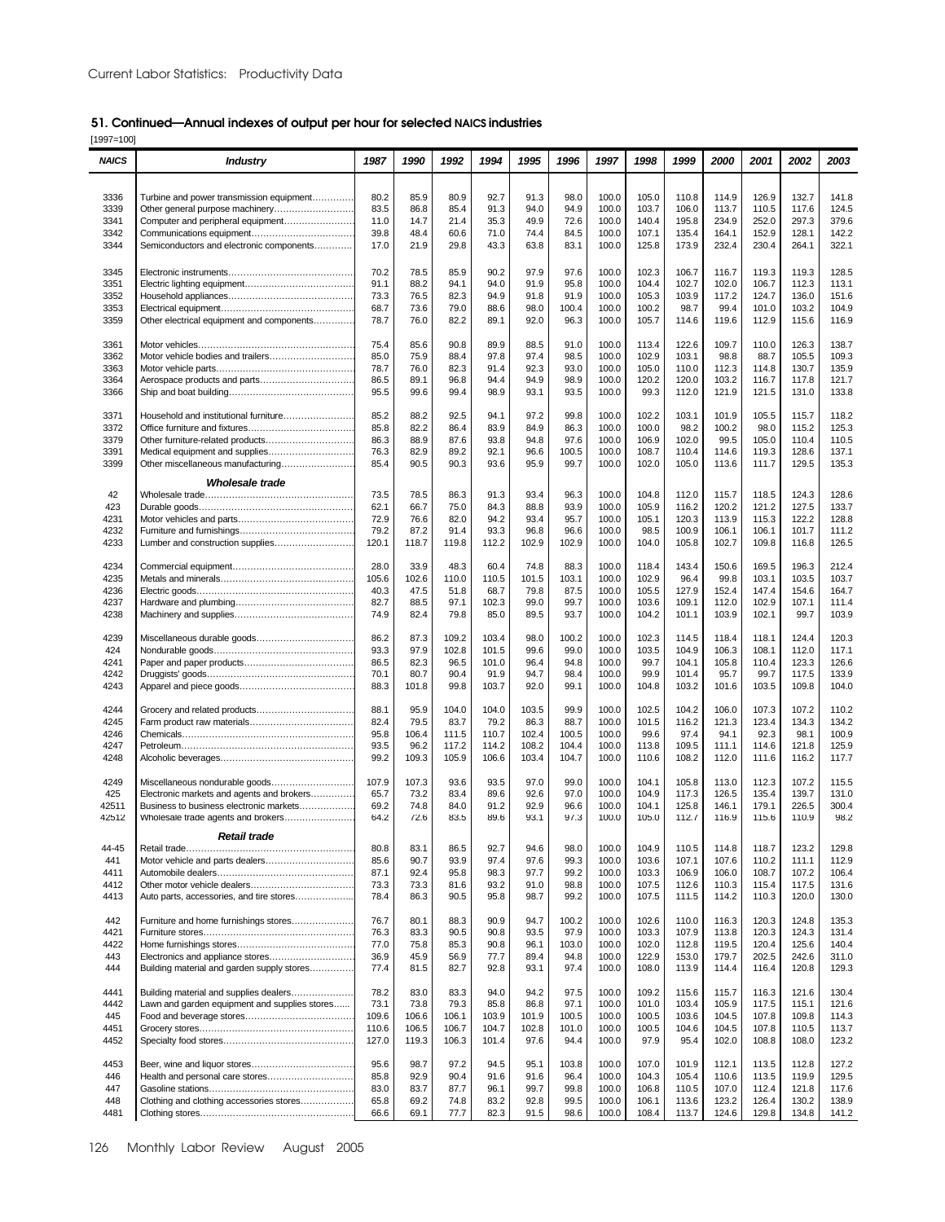## 51. Continued—Annual indexes of output per hour for selected NAICS industries

[1997=100]

| NAICS | Industry | 1987 | 1990 | 1992 | 1994 | 1995 | 1996 | 1997 | 1998 | 1999 | 2000 | 2001 | 2002 | 2003 |
|---|---|---|---|---|---|---|---|---|---|---|---|---|---|---|
| 3336 | Turbine and power transmission equipment | 80.2 | 85.9 | 80.9 | 92.7 | 91.3 | 98.0 | 100.0 | 105.0 | 110.8 | 114.9 | 126.9 | 132.7 | 141.8 |
| 3339 | Other general purpose machinery | 83.5 | 86.8 | 85.4 | 91.3 | 94.0 | 94.9 | 100.0 | 103.7 | 106.0 | 113.7 | 110.5 | 117.6 | 124.5 |
| 3341 | Computer and peripheral equipment | 11.0 | 14.7 | 21.4 | 35.3 | 49.9 | 72.6 | 100.0 | 140.4 | 195.8 | 234.9 | 252.0 | 297.3 | 379.6 |
| 3342 | Communications equipment | 39.8 | 48.4 | 60.6 | 71.0 | 74.4 | 84.5 | 100.0 | 107.1 | 135.4 | 164.1 | 152.9 | 128.1 | 142.2 |
| 3344 | Semiconductors and electronic components | 17.0 | 21.9 | 29.8 | 43.3 | 63.8 | 83.1 | 100.0 | 125.8 | 173.9 | 232.4 | 230.4 | 264.1 | 322.1 |
| 3345 | Electronic instruments | 70.2 | 78.5 | 85.9 | 90.2 | 97.9 | 97.6 | 100.0 | 102.3 | 106.7 | 116.7 | 119.3 | 119.3 | 128.5 |
| 3351 | Electric lighting equipment | 91.1 | 88.2 | 94.1 | 94.0 | 91.9 | 95.8 | 100.0 | 104.4 | 102.7 | 102.0 | 106.7 | 112.3 | 113.1 |
| 3352 | Household appliances | 73.3 | 76.5 | 82.3 | 94.9 | 91.8 | 91.9 | 100.0 | 105.3 | 103.9 | 117.2 | 124.7 | 136.0 | 151.6 |
| 3353 | Electrical equipment | 68.7 | 73.6 | 79.0 | 88.6 | 98.0 | 100.4 | 100.0 | 100.2 | 98.7 | 99.4 | 101.0 | 103.2 | 104.9 |
| 3359 | Other electrical equipment and components | 78.7 | 76.0 | 82.2 | 89.1 | 92.0 | 96.3 | 100.0 | 105.7 | 114.6 | 119.6 | 112.9 | 115.6 | 116.9 |
| 3361 | Motor vehicles | 75.4 | 85.6 | 90.8 | 89.9 | 88.5 | 91.0 | 100.0 | 113.4 | 122.6 | 109.7 | 110.0 | 126.3 | 138.7 |
| 3362 | Motor vehicle bodies and trailers | 85.0 | 75.9 | 88.4 | 97.8 | 97.4 | 98.5 | 100.0 | 102.9 | 103.1 | 98.8 | 88.7 | 105.5 | 109.3 |
| 3363 | Motor vehicle parts | 78.7 | 76.0 | 82.3 | 91.4 | 92.3 | 93.0 | 100.0 | 105.0 | 110.0 | 112.3 | 114.8 | 130.7 | 135.9 |
| 3364 | Aerospace products and parts | 86.5 | 89.1 | 96.8 | 94.4 | 94.9 | 98.9 | 100.0 | 120.2 | 120.0 | 103.2 | 116.7 | 117.8 | 121.7 |
| 3366 | Ship and boat building | 95.5 | 99.6 | 99.4 | 98.9 | 93.1 | 93.5 | 100.0 | 99.3 | 112.0 | 121.9 | 121.5 | 131.0 | 133.8 |
| 3371 | Household and institutional furniture | 85.2 | 88.2 | 92.5 | 94.1 | 97.2 | 99.8 | 100.0 | 102.2 | 103.1 | 101.9 | 105.5 | 115.7 | 118.2 |
| 3372 | Office furniture and fixtures | 85.8 | 82.2 | 86.4 | 83.9 | 84.9 | 86.3 | 100.0 | 100.0 | 98.2 | 100.2 | 98.0 | 115.2 | 125.3 |
| 3379 | Other furniture-related products | 86.3 | 88.9 | 87.6 | 93.8 | 94.8 | 97.6 | 100.0 | 106.9 | 102.0 | 99.5 | 105.0 | 110.4 | 110.5 |
| 3391 | Medical equipment and supplies | 76.3 | 82.9 | 89.2 | 92.1 | 96.6 | 100.5 | 100.0 | 108.7 | 110.4 | 114.6 | 119.3 | 128.6 | 137.1 |
| 3399 | Other miscellaneous manufacturing | 85.4 | 90.5 | 90.3 | 93.6 | 95.9 | 99.7 | 100.0 | 102.0 | 105.0 | 113.6 | 111.7 | 129.5 | 135.3 |
| | ***Wholesale trade*** | | | | | | | | | | | | | |
| 42 | Wholesale trade | 73.5 | 78.5 | 86.3 | 91.3 | 93.4 | 96.3 | 100.0 | 104.8 | 112.0 | 115.7 | 118.5 | 124.3 | 128.6 |
| 423 | Durable goods | 62.1 | 66.7 | 75.0 | 84.3 | 88.8 | 93.9 | 100.0 | 105.9 | 116.2 | 120.2 | 121.2 | 127.5 | 133.7 |
| 4231 | Motor vehicles and parts | 72.9 | 76.6 | 82.0 | 94.2 | 93.4 | 95.7 | 100.0 | 105.1 | 120.3 | 113.9 | 115.3 | 122.2 | 128.8 |
| 4232 | Furniture and furnishings | 79.2 | 87.2 | 91.4 | 93.3 | 96.8 | 96.6 | 100.0 | 98.5 | 100.9 | 106.1 | 106.1 | 101.7 | 111.2 |
| 4233 | Lumber and construction supplies | 120.1 | 118.7 | 119.8 | 112.2 | 102.9 | 102.9 | 100.0 | 104.0 | 105.8 | 102.7 | 109.8 | 116.8 | 126.5 |
| 4234 | Commercial equipment | 28.0 | 33.9 | 48.3 | 60.4 | 74.8 | 88.3 | 100.0 | 118.4 | 143.4 | 150.6 | 169.5 | 196.3 | 212.4 |
| 4235 | Metals and minerals | 105.6 | 102.6 | 110.0 | 110.5 | 101.5 | 103.1 | 100.0 | 102.9 | 96.4 | 99.8 | 103.1 | 103.5 | 103.7 |
| 4236 | Electric goods | 40.3 | 47.5 | 51.8 | 68.7 | 79.8 | 87.5 | 100.0 | 105.5 | 127.9 | 152.4 | 147.4 | 154.6 | 164.7 |
| 4237 | Hardware and plumbing | 82.7 | 88.5 | 97.1 | 102.3 | 99.0 | 99.7 | 100.0 | 103.6 | 109.1 | 112.0 | 102.9 | 107.1 | 111.4 |
| 4238 | Machinery and supplies | 74.9 | 82.4 | 79.8 | 85.0 | 89.5 | 93.7 | 100.0 | 104.2 | 101.1 | 103.9 | 102.1 | 99.7 | 103.9 |
| 4239 | Miscellaneous durable goods | 86.2 | 87.3 | 109.2 | 103.4 | 98.0 | 100.2 | 100.0 | 102.3 | 114.5 | 118.4 | 118.1 | 124.4 | 120.3 |
| 424 | Nondurable goods | 93.3 | 97.9 | 102.8 | 101.5 | 99.6 | 99.0 | 100.0 | 103.5 | 104.9 | 106.3 | 108.1 | 112.0 | 117.1 |
| 4241 | Paper and paper products | 86.5 | 82.3 | 96.5 | 101.0 | 96.4 | 94.8 | 100.0 | 99.7 | 104.1 | 105.8 | 110.4 | 123.3 | 126.6 |
| 4242 | Druggists' goods | 70.1 | 80.7 | 90.4 | 91.9 | 94.7 | 98.4 | 100.0 | 99.9 | 101.4 | 95.7 | 99.7 | 117.5 | 133.9 |
| 4243 | Apparel and piece goods | 88.3 | 101.8 | 99.8 | 103.7 | 92.0 | 99.1 | 100.0 | 104.8 | 103.2 | 101.6 | 103.5 | 109.8 | 104.0 |
| 4244 | Grocery and related products | 88.1 | 95.9 | 104.0 | 104.0 | 103.5 | 99.9 | 100.0 | 102.5 | 104.2 | 106.0 | 107.3 | 107.2 | 110.2 |
| 4245 | Farm product raw materials | 82.4 | 79.5 | 83.7 | 79.2 | 86.3 | 88.7 | 100.0 | 101.5 | 116.2 | 121.3 | 123.4 | 134.3 | 134.2 |
| 4246 | Chemicals | 95.8 | 106.4 | 111.5 | 110.7 | 102.4 | 100.5 | 100.0 | 99.6 | 97.4 | 94.1 | 92.3 | 98.1 | 100.9 |
| 4247 | Petroleum | 93.5 | 96.2 | 117.2 | 114.2 | 108.2 | 104.4 | 100.0 | 113.8 | 109.5 | 111.1 | 114.6 | 121.8 | 125.9 |
| 4248 | Alcoholic beverages | 99.2 | 109.3 | 105.9 | 106.6 | 103.4 | 104.7 | 100.0 | 110.6 | 108.2 | 112.0 | 111.6 | 116.2 | 117.7 |
| 4249 | Miscellaneous nondurable goods | 107.9 | 107.3 | 93.6 | 93.5 | 97.0 | 99.0 | 100.0 | 104.1 | 105.8 | 113.0 | 112.3 | 107.2 | 115.5 |
| 425 | Electronic markets and agents and brokers | 65.7 | 73.2 | 83.4 | 89.6 | 92.6 | 97.0 | 100.0 | 104.9 | 117.3 | 126.5 | 135.4 | 139.7 | 131.0 |
| 42511 | Business to business electronic markets | 69.2 | 74.8 | 84.0 | 91.2 | 92.9 | 96.6 | 100.0 | 104.1 | 125.8 | 146.1 | 179.1 | 226.5 | 300.4 |
| 42512 | Wholesale trade agents and brokers | 64.2 | 72.6 | 83.5 | 89.6 | 93.1 | 97.3 | 100.0 | 105.0 | 112.7 | 116.9 | 115.6 | 110.9 | 98.2 |
| | ***Retail trade*** | | | | | | | | | | | | | |
| 44-45 | Retail trade | 80.8 | 83.1 | 86.5 | 92.7 | 94.6 | 98.0 | 100.0 | 104.9 | 110.5 | 114.8 | 118.7 | 123.2 | 129.8 |
| 441 | Motor vehicle and parts dealers | 85.6 | 90.7 | 93.9 | 97.4 | 97.6 | 99.3 | 100.0 | 103.6 | 107.1 | 107.6 | 110.2 | 111.1 | 112.9 |
| 4411 | Automobile dealers | 87.1 | 92.4 | 95.8 | 98.3 | 97.7 | 99.2 | 100.0 | 103.3 | 106.9 | 106.0 | 108.7 | 107.2 | 106.4 |
| 4412 | Other motor vehicle dealers | 73.3 | 73.3 | 81.6 | 93.2 | 91.0 | 98.8 | 100.0 | 107.5 | 112.6 | 110.3 | 115.4 | 117.5 | 131.6 |
| 4413 | Auto parts, accessories, and tire stores | 78.4 | 86.3 | 90.5 | 95.8 | 98.7 | 99.2 | 100.0 | 107.5 | 111.5 | 114.2 | 110.3 | 120.0 | 130.0 |
| 442 | Furniture and home furnishings stores | 76.7 | 80.1 | 88.3 | 90.9 | 94.7 | 100.2 | 100.0 | 102.6 | 110.0 | 116.3 | 120.3 | 124.8 | 135.3 |
| 4421 | Furniture stores | 76.3 | 83.3 | 90.5 | 90.8 | 93.5 | 97.9 | 100.0 | 103.3 | 107.9 | 113.8 | 120.3 | 124.3 | 131.4 |
| 4422 | Home furnishings stores | 77.0 | 75.8 | 85.3 | 90.8 | 96.1 | 103.0 | 100.0 | 102.0 | 112.8 | 119.5 | 120.4 | 125.6 | 140.4 |
| 443 | Electronics and appliance stores | 36.9 | 45.9 | 56.9 | 77.7 | 89.4 | 94.8 | 100.0 | 122.9 | 153.0 | 179.7 | 202.5 | 242.6 | 311.0 |
| 444 | Building material and garden supply stores | 77.4 | 81.5 | 82.7 | 92.8 | 93.1 | 97.4 | 100.0 | 108.0 | 113.9 | 114.4 | 116.4 | 120.8 | 129.3 |
| 4441 | Building material and supplies dealers | 78.2 | 83.0 | 83.3 | 94.0 | 94.2 | 97.5 | 100.0 | 109.2 | 115.6 | 115.7 | 116.3 | 121.6 | 130.4 |
| 4442 | Lawn and garden equipment and supplies stores | 73.1 | 73.8 | 79.3 | 85.8 | 86.8 | 97.1 | 100.0 | 101.0 | 103.4 | 105.9 | 117.5 | 115.1 | 121.6 |
| 445 | Food and beverage stores | 109.6 | 106.6 | 106.1 | 103.9 | 101.9 | 100.5 | 100.0 | 100.5 | 103.6 | 104.5 | 107.8 | 109.8 | 114.3 |
| 4451 | Grocery stores | 110.6 | 106.5 | 106.7 | 104.7 | 102.8 | 101.0 | 100.0 | 100.5 | 104.6 | 104.5 | 107.8 | 110.5 | 113.7 |
| 4452 | Specialty food stores | 127.0 | 119.3 | 106.3 | 101.4 | 97.6 | 94.4 | 100.0 | 97.9 | 95.4 | 102.0 | 108.8 | 108.0 | 123.2 |
| 4453 | Beer, wine and liquor stores | 95.6 | 98.7 | 97.2 | 94.5 | 95.1 | 103.8 | 100.0 | 107.0 | 101.9 | 112.1 | 113.5 | 112.8 | 127.2 |
| 446 | Health and personal care stores | 85.8 | 92.9 | 90.4 | 91.6 | 91.6 | 96.4 | 100.0 | 104.3 | 105.4 | 110.6 | 113.5 | 119.9 | 129.5 |
| 447 | Gasoline stations | 83.0 | 83.7 | 87.7 | 96.1 | 99.7 | 99.8 | 100.0 | 106.8 | 110.5 | 107.0 | 112.4 | 121.8 | 117.6 |
| 448 | Clothing and clothing accessories stores | 65.8 | 69.2 | 74.8 | 83.2 | 92.8 | 99.5 | 100.0 | 106.1 | 113.6 | 123.2 | 126.4 | 130.2 | 138.9 |
| 4481 | Clothing stores | 66.6 | 69.1 | 77.7 | 82.3 | 91.5 | 98.6 | 100.0 | 108.4 | 113.7 | 124.6 | 129.8 | 134.8 | 141.2 |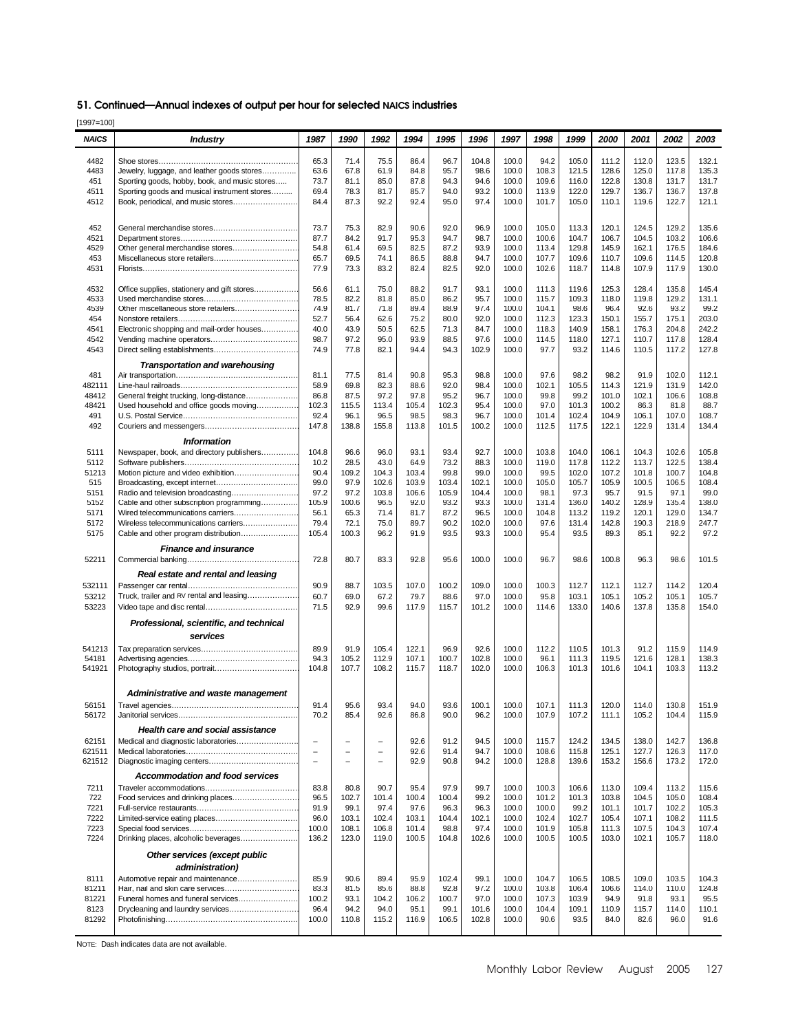## 51. Continued—Annual indexes of output per hour for selected NAICS industries

[1997=100]

| NAICS | Industry | 1987 | 1990 | 1992 | 1994 | 1995 | 1996 | 1997 | 1998 | 1999 | 2000 | 2001 | 2002 | 2003 |
|---|---|---|---|---|---|---|---|---|---|---|---|---|---|---|
| 4482 | Shoe stores | 65.3 | 71.4 | 75.5 | 86.4 | 96.7 | 104.8 | 100.0 | 94.2 | 105.0 | 111.2 | 112.0 | 123.5 | 132.1 |
| 4483 | Jewelry, luggage, and leather goods stores | 63.6 | 67.8 | 61.9 | 84.8 | 95.7 | 98.6 | 100.0 | 108.3 | 121.5 | 128.6 | 125.0 | 117.8 | 135.3 |
| 451 | Sporting goods, hobby, book, and music stores | 73.7 | 81.1 | 85.0 | 87.8 | 94.3 | 94.6 | 100.0 | 109.6 | 116.0 | 122.8 | 130.8 | 131.7 | 131.7 |
| 4511 | Sporting goods and musical instrument stores | 69.4 | 78.3 | 81.7 | 85.7 | 94.0 | 93.2 | 100.0 | 113.9 | 122.0 | 129.7 | 136.7 | 136.7 | 137.8 |
| 4512 | Book, periodical, and music stores | 84.4 | 87.3 | 92.2 | 92.4 | 95.0 | 97.4 | 100.0 | 101.7 | 105.0 | 110.1 | 119.6 | 122.7 | 121.1 |
| 452 | General merchandise stores | 73.7 | 75.3 | 82.9 | 90.6 | 92.0 | 96.9 | 100.0 | 105.0 | 113.3 | 120.1 | 124.5 | 129.2 | 135.6 |
| 4521 | Department stores | 87.7 | 84.2 | 91.7 | 95.3 | 94.7 | 98.7 | 100.0 | 100.6 | 104.7 | 106.7 | 104.5 | 103.2 | 106.6 |
| 4529 | Other general merchandise stores | 54.8 | 61.4 | 69.5 | 82.5 | 87.2 | 93.9 | 100.0 | 113.4 | 129.8 | 145.9 | 162.1 | 176.5 | 184.6 |
| 453 | Miscellaneous store retailers | 65.7 | 69.5 | 74.1 | 86.5 | 88.8 | 94.7 | 100.0 | 107.7 | 109.6 | 110.7 | 109.6 | 114.5 | 120.8 |
| 4531 | Florists | 77.9 | 73.3 | 83.2 | 82.4 | 82.5 | 92.0 | 100.0 | 102.6 | 118.7 | 114.8 | 107.9 | 117.9 | 130.0 |
| 4532 | Office supplies, stationery and gift stores | 56.6 | 61.1 | 75.0 | 88.2 | 91.7 | 93.1 | 100.0 | 111.3 | 119.6 | 125.3 | 128.4 | 135.8 | 145.4 |
| 4533 | Used merchandise stores | 78.5 | 82.2 | 81.8 | 85.0 | 86.2 | 95.7 | 100.0 | 115.7 | 109.3 | 118.0 | 119.8 | 129.2 | 131.1 |
| 4539 | Other miscellaneous store retailers | 74.9 | 81.7 | 71.8 | 89.4 | 88.9 | 97.4 | 100.0 | 104.1 | 98.6 | 96.4 | 92.6 | 93.2 | 99.2 |
| 454 | Nonstore retailers | 52.7 | 56.4 | 62.6 | 75.2 | 80.0 | 92.0 | 100.0 | 112.3 | 123.3 | 150.1 | 155.7 | 175.1 | 203.0 |
| 4541 | Electronic shopping and mail-order houses | 40.0 | 43.9 | 50.5 | 62.5 | 71.3 | 84.7 | 100.0 | 118.3 | 140.9 | 158.1 | 176.3 | 204.8 | 242.2 |
| 4542 | Vending machine operators | 98.7 | 97.2 | 95.0 | 93.9 | 88.5 | 97.6 | 100.0 | 114.5 | 118.0 | 127.1 | 110.7 | 117.8 | 128.4 |
| 4543 | Direct selling establishments | 74.9 | 77.8 | 82.1 | 94.4 | 94.3 | 102.9 | 100.0 | 97.7 | 93.2 | 114.6 | 110.5 | 117.2 | 127.8 |
| | ***Transportation and warehousing*** | | | | | | | | | | | | | |
| 481 | Air transportation | 81.1 | 77.5 | 81.4 | 90.8 | 95.3 | 98.8 | 100.0 | 97.6 | 98.2 | 98.2 | 91.9 | 102.0 | 112.1 |
| 482111 | Line-haul railroads | 58.9 | 69.8 | 82.3 | 88.6 | 92.0 | 98.4 | 100.0 | 102.1 | 105.5 | 114.3 | 121.9 | 131.9 | 142.0 |
| 48412 | General freight trucking, long-distance | 86.8 | 87.5 | 97.2 | 97.8 | 95.2 | 96.7 | 100.0 | 99.8 | 99.2 | 101.0 | 102.1 | 106.6 | 108.8 |
| 48421 | Used household and office goods moving | 102.3 | 115.5 | 113.4 | 105.4 | 102.3 | 95.4 | 100.0 | 97.0 | 101.3 | 100.2 | 86.3 | 81.8 | 88.7 |
| 491 | U.S. Postal Service | 92.4 | 96.1 | 96.5 | 98.5 | 98.3 | 96.7 | 100.0 | 101.4 | 102.4 | 104.9 | 106.1 | 107.0 | 108.7 |
| 492 | Couriers and messengers | 147.8 | 138.8 | 155.8 | 113.8 | 101.5 | 100.2 | 100.0 | 112.5 | 117.5 | 122.1 | 122.9 | 131.4 | 134.4 |
| | ***Information*** | | | | | | | | | | | | | |
| 5111 | Newspaper, book, and directory publishers | 104.8 | 96.6 | 96.0 | 93.1 | 93.4 | 92.7 | 100.0 | 103.8 | 104.0 | 106.1 | 104.3 | 102.6 | 105.8 |
| 5112 | Software publishers | 10.2 | 28.5 | 43.0 | 64.9 | 73.2 | 88.3 | 100.0 | 119.0 | 117.8 | 112.2 | 113.7 | 122.5 | 138.4 |
| 51213 | Motion picture and video exhibition | 90.4 | 109.2 | 104.3 | 103.4 | 99.8 | 99.0 | 100.0 | 99.5 | 102.0 | 107.2 | 101.8 | 100.7 | 104.8 |
| 515 | Broadcasting, except internet | 99.0 | 97.9 | 102.6 | 103.9 | 103.4 | 102.1 | 100.0 | 105.0 | 105.7 | 105.9 | 100.5 | 106.5 | 108.4 |
| 5151 | Radio and television broadcasting | 97.2 | 97.2 | 103.8 | 106.6 | 105.9 | 104.4 | 100.0 | 98.1 | 97.3 | 95.7 | 91.5 | 97.1 | 99.0 |
| 5152 | Cable and other subscription programming | 105.9 | 100.6 | 96.5 | 92.0 | 93.2 | 93.3 | 100.0 | 131.4 | 136.0 | 140.2 | 128.9 | 135.4 | 138.0 |
| 5171 | Wired telecommunications carriers | 56.1 | 65.3 | 71.4 | 81.7 | 87.2 | 96.5 | 100.0 | 104.8 | 113.2 | 119.2 | 120.1 | 129.0 | 134.7 |
| 5172 | Wireless telecommunications carriers | 79.4 | 72.1 | 75.0 | 89.7 | 90.2 | 102.0 | 100.0 | 97.6 | 131.4 | 142.8 | 190.3 | 218.9 | 247.7 |
| 5175 | Cable and other program distribution | 105.4 | 100.3 | 96.2 | 91.9 | 93.5 | 93.3 | 100.0 | 95.4 | 93.5 | 89.3 | 85.1 | 92.2 | 97.2 |
| | ***Finance and insurance*** | | | | | | | | | | | | | |
| 52211 | Commercial banking | 72.8 | 80.7 | 83.3 | 92.8 | 95.6 | 100.0 | 100.0 | 96.7 | 98.6 | 100.8 | 96.3 | 98.6 | 101.5 |
| | ***Real estate and rental and leasing*** | | | | | | | | | | | | | |
| 532111 | Passenger car rental | 90.9 | 88.7 | 103.5 | 107.0 | 100.2 | 109.0 | 100.0 | 100.3 | 112.7 | 112.1 | 112.7 | 114.2 | 120.4 |
| 53212 | Truck, trailer and RV rental and leasing | 60.7 | 69.0 | 67.2 | 79.7 | 88.6 | 97.0 | 100.0 | 95.8 | 103.1 | 105.1 | 105.2 | 105.1 | 105.7 |
| 53223 | Video tape and disc rental | 71.5 | 92.9 | 99.6 | 117.9 | 115.7 | 101.2 | 100.0 | 114.6 | 133.0 | 140.6 | 137.8 | 135.8 | 154.0 |
| | ***Professional, scientific, and technical services*** | | | | | | | | | | | | | |
| 541213 | Tax preparation services | 89.9 | 91.9 | 105.4 | 122.1 | 96.9 | 92.6 | 100.0 | 112.2 | 110.5 | 101.3 | 91.2 | 115.9 | 114.9 |
| 54181 | Advertising agencies | 94.3 | 105.2 | 112.9 | 107.1 | 100.7 | 102.8 | 100.0 | 96.1 | 111.3 | 119.5 | 121.6 | 128.1 | 138.3 |
| 541921 | Photography studios, portrait | 104.8 | 107.7 | 108.2 | 115.7 | 118.7 | 102.0 | 100.0 | 106.3 | 101.3 | 101.6 | 104.1 | 103.3 | 113.2 |
| | ***Administrative and waste management*** | | | | | | | | | | | | | |
| 56151 | Travel agencies | 91.4 | 95.6 | 93.4 | 94.0 | 93.6 | 100.1 | 100.0 | 107.1 | 111.3 | 120.0 | 114.0 | 130.8 | 151.9 |
| 56172 | Janitorial services | 70.2 | 85.4 | 92.6 | 86.8 | 90.0 | 96.2 | 100.0 | 107.9 | 107.2 | 111.1 | 105.2 | 104.4 | 115.9 |
| | ***Health care and social assistance*** | | | | | | | | | | | | | |
| 62151 | Medical and diagnostic laboratories | – | – | – | 92.6 | 91.2 | 94.5 | 100.0 | 115.7 | 124.2 | 134.5 | 138.0 | 142.7 | 136.8 |
| 621511 | Medical laboratories | – | – | – | 92.6 | 91.4 | 94.7 | 100.0 | 108.6 | 115.8 | 125.1 | 127.7 | 126.3 | 117.0 |
| 621512 | Diagnostic imaging centers | – | – | – | 92.9 | 90.8 | 94.2 | 100.0 | 128.8 | 139.6 | 153.2 | 156.6 | 173.2 | 172.0 |
| | ***Accommodation and food services*** | | | | | | | | | | | | | |
| 7211 | Traveler accommodations | 83.8 | 80.8 | 90.7 | 95.4 | 97.9 | 99.7 | 100.0 | 100.3 | 106.6 | 113.0 | 109.4 | 113.2 | 115.6 |
| 722 | Food services and drinking places | 96.5 | 102.7 | 101.4 | 100.4 | 100.4 | 99.2 | 100.0 | 101.2 | 101.3 | 103.8 | 104.5 | 105.0 | 108.4 |
| 7221 | Full-service restaurants | 91.9 | 99.1 | 97.4 | 97.6 | 96.3 | 96.3 | 100.0 | 100.0 | 99.2 | 101.1 | 101.7 | 102.2 | 105.3 |
| 7222 | Limited-service eating places | 96.0 | 103.1 | 102.4 | 103.1 | 104.4 | 102.1 | 100.0 | 102.4 | 102.7 | 105.4 | 107.1 | 108.2 | 111.5 |
| 7223 | Special food services | 100.0 | 108.1 | 106.8 | 101.4 | 98.8 | 97.4 | 100.0 | 101.9 | 105.8 | 111.3 | 107.5 | 104.3 | 107.4 |
| 7224 | Drinking places, alcoholic beverages | 136.2 | 123.0 | 119.0 | 100.5 | 104.8 | 102.6 | 100.0 | 100.5 | 100.5 | 103.0 | 102.1 | 105.7 | 118.0 |
| | ***Other services (except public administration)*** | | | | | | | | | | | | | |
| 8111 | Automotive repair and maintenance | 85.9 | 90.6 | 89.4 | 95.9 | 102.4 | 99.1 | 100.0 | 104.7 | 106.5 | 108.5 | 109.0 | 103.5 | 104.3 |
| 81211 | Hair, nail and skin care services | 83.3 | 81.5 | 85.6 | 88.8 | 92.8 | 97.2 | 100.0 | 103.8 | 106.4 | 106.6 | 114.0 | 110.0 | 124.8 |
| 81221 | Funeral homes and funeral services | 100.2 | 93.1 | 104.2 | 106.2 | 100.7 | 97.0 | 100.0 | 107.3 | 103.9 | 94.9 | 91.8 | 93.1 | 95.5 |
| 8123 | Drycleaning and laundry services | 96.4 | 94.2 | 94.0 | 95.1 | 99.1 | 101.6 | 100.0 | 104.4 | 109.1 | 110.9 | 115.7 | 114.0 | 110.1 |
| 81292 | Photofinishing | 100.0 | 110.8 | 115.2 | 116.9 | 106.5 | 102.8 | 100.0 | 90.6 | 93.5 | 84.0 | 82.6 | 96.0 | 91.6 |

NOTE: Dash indicates data are not available.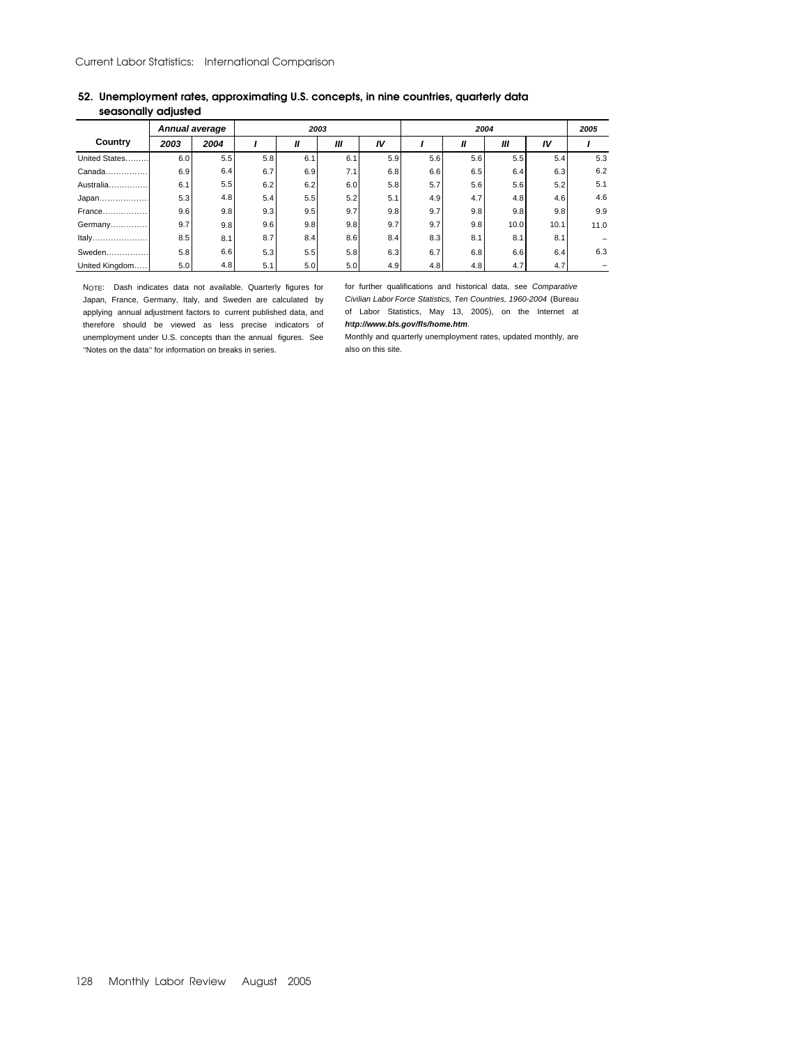## 52. Unemployment rates, approximating U.S. concepts, in nine countries, quarterly data seasonally adjusted

| Country | Annual average | | 2003 | | | | 2004 | | | | 2005 |
|---|---|---|---|---|---|---|---|---|---|---|---|
| | 2003 | 2004 | I | II | III | IV | I | II | III | IV | I |
| United States | 6.0 | 5.5 | 5.8 | 6.1 | 6.1 | 5.9 | 5.6 | 5.6 | 5.5 | 5.4 | 5.3 |
| Canada | 6.9 | 6.4 | 6.7 | 6.9 | 7.1 | 6.8 | 6.6 | 6.5 | 6.4 | 6.3 | 6.2 |
| Australia | 6.1 | 5.5 | 6.2 | 6.2 | 6.0 | 5.8 | 5.7 | 5.6 | 5.6 | 5.2 | 5.1 |
| Japan | 5.3 | 4.8 | 5.4 | 5.5 | 5.2 | 5.1 | 4.9 | 4.7 | 4.8 | 4.6 | 4.6 |
| France | 9.6 | 9.8 | 9.3 | 9.5 | 9.7 | 9.8 | 9.7 | 9.8 | 9.8 | 9.8 | 9.9 |
| Germany | 9.7 | 9.8 | 9.6 | 9.8 | 9.8 | 9.7 | 9.7 | 9.8 | 10.0 | 10.1 | 11.0 |
| Italy | 8.5 | 8.1 | 8.7 | 8.4 | 8.6 | 8.4 | 8.3 | 8.1 | 8.1 | 8.1 | – |
| Sweden | 5.8 | 6.6 | 5.3 | 5.5 | 5.8 | 6.3 | 6.7 | 6.8 | 6.6 | 6.4 | 6.3 |
| United Kingdom | 5.0 | 4.8 | 5.1 | 5.0 | 5.0 | 4.9 | 4.8 | 4.8 | 4.7 | 4.7 | – |

NOTE: Dash indicates data not available. Quarterly figures for Japan, France, Germany, Italy, and Sweden are calculated by applying annual adjustment factors to current published data, and therefore should be viewed as less precise indicators of unemployment under U.S. concepts than the annual figures. See "Notes on the data" for information on breaks in series. for further qualifications and historical data, see *Comparative Civilian Labor Force Statistics, Ten Countries, 1960-2004* (Bureau of Labor Statistics, May 13, 2005), on the Internet at ***http://www.bls.gov/fls/home.htm***.

Monthly and quarterly unemployment rates, updated monthly, are also on this site.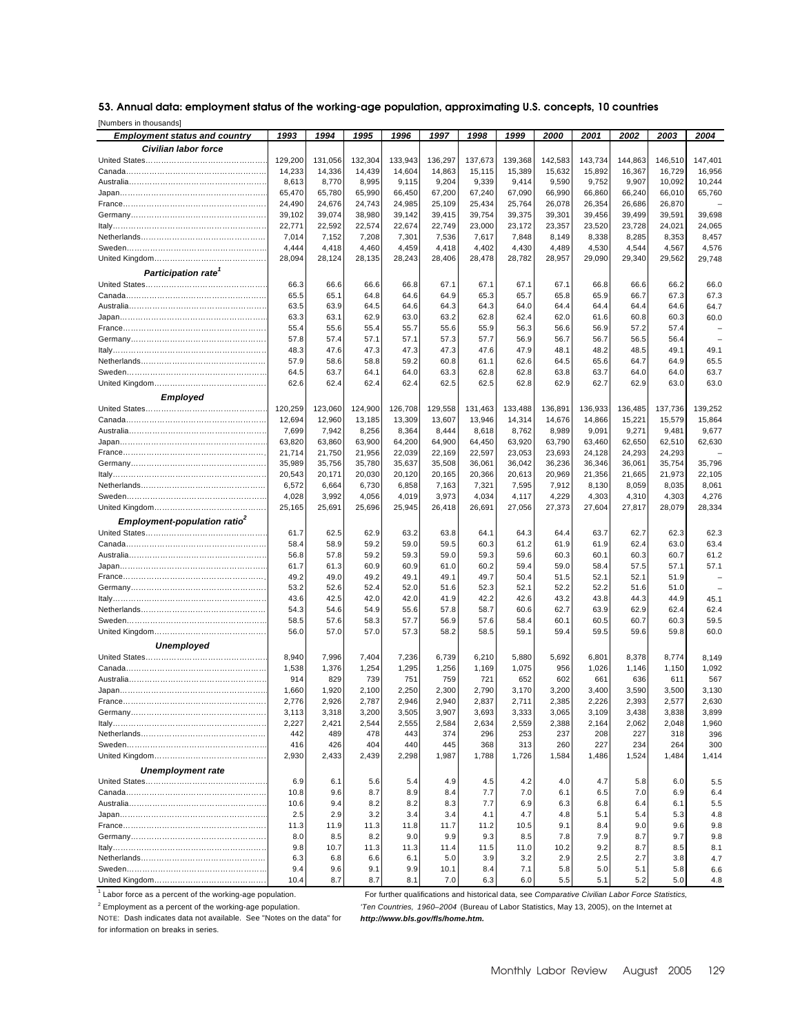## 53. Annual data: employment status of the working-age population, approximating U.S. concepts, 10 countries

[Numbers in thousands]

| Employment status and country | 1993 | 1994 | 1995 | 1996 | 1997 | 1998 | 1999 | 2000 | 2001 | 2002 | 2003 | 2004 |
|---|---|---|---|---|---|---|---|---|---|---|---|---|
| ***Civilian labor force*** | | | | | | | | | | | | |
| United States | 129,200 | 131,056 | 132,304 | 133,943 | 136,297 | 137,673 | 139,368 | 142,583 | 143,734 | 144,863 | 146,510 | 147,401 |
| Canada | 14,233 | 14,336 | 14,439 | 14,604 | 14,863 | 15,115 | 15,389 | 15,632 | 15,892 | 16,367 | 16,729 | 16,956 |
| Australia | 8,613 | 8,770 | 8,995 | 9,115 | 9,204 | 9,339 | 9,414 | 9,590 | 9,752 | 9,907 | 10,092 | 10,244 |
| Japan | 65,470 | 65,780 | 65,990 | 66,450 | 67,200 | 67,240 | 67,090 | 66,990 | 66,860 | 66,240 | 66,010 | 65,760 |
| France | 24,490 | 24,676 | 24,743 | 24,985 | 25,109 | 25,434 | 25,764 | 26,078 | 26,354 | 26,686 | 26,870 | – |
| Germany | 39,102 | 39,074 | 38,980 | 39,142 | 39,415 | 39,754 | 39,375 | 39,301 | 39,456 | 39,499 | 39,591 | 39,698 |
| Italy | 22,771 | 22,592 | 22,574 | 22,674 | 22,749 | 23,000 | 23,172 | 23,357 | 23,520 | 23,728 | 24,021 | 24,065 |
| Netherlands | 7,014 | 7,152 | 7,208 | 7,301 | 7,536 | 7,617 | 7,848 | 8,149 | 8,338 | 8,285 | 8,353 | 8,457 |
| Sweden | 4,444 | 4,418 | 4,460 | 4,459 | 4,418 | 4,402 | 4,430 | 4,489 | 4,530 | 4,544 | 4,567 | 4,576 |
| United Kingdom | 28,094 | 28,124 | 28,135 | 28,243 | 28,406 | 28,478 | 28,782 | 28,957 | 29,090 | 29,340 | 29,562 | 29,748 |
| ***Participation rate[1]*** | | | | | | | | | | | | |
| United States | 66.3 | 66.6 | 66.6 | 66.8 | 67.1 | 67.1 | 67.1 | 67.1 | 66.8 | 66.6 | 66.2 | 66.0 |
| Canada | 65.5 | 65.1 | 64.8 | 64.6 | 64.9 | 65.3 | 65.7 | 65.8 | 65.9 | 66.7 | 67.3 | 67.3 |
| Australia | 63.5 | 63.9 | 64.5 | 64.6 | 64.3 | 64.3 | 64.0 | 64.4 | 64.4 | 64.4 | 64.6 | 64.7 |
| Japan | 63.3 | 63.1 | 62.9 | 63.0 | 63.2 | 62.8 | 62.4 | 62.0 | 61.6 | 60.8 | 60.3 | 60.0 |
| France | 55.4 | 55.6 | 55.4 | 55.7 | 55.6 | 55.9 | 56.3 | 56.6 | 56.9 | 57.2 | 57.4 | – |
| Germany | 57.8 | 57.4 | 57.1 | 57.1 | 57.3 | 57.7 | 56.9 | 56.7 | 56.7 | 56.5 | 56.4 | – |
| Italy | 48.3 | 47.6 | 47.3 | 47.3 | 47.3 | 47.6 | 47.9 | 48.1 | 48.2 | 48.5 | 49.1 | 49.1 |
| Netherlands | 57.9 | 58.6 | 58.8 | 59.2 | 60.8 | 61.1 | 62.6 | 64.5 | 65.6 | 64.7 | 64.9 | 65.5 |
| Sweden | 64.5 | 63.7 | 64.1 | 64.0 | 63.3 | 62.8 | 62.8 | 63.8 | 63.7 | 64.0 | 64.0 | 63.7 |
| United Kingdom | 62.6 | 62.4 | 62.4 | 62.4 | 62.5 | 62.5 | 62.8 | 62.9 | 62.7 | 62.9 | 63.0 | 63.0 |
| ***Employed*** | | | | | | | | | | | | |
| United States | 120,259 | 123,060 | 124,900 | 126,708 | 129,558 | 131,463 | 133,488 | 136,891 | 136,933 | 136,485 | 137,736 | 139,252 |
| Canada | 12,694 | 12,960 | 13,185 | 13,309 | 13,607 | 13,946 | 14,314 | 14,676 | 14,866 | 15,221 | 15,579 | 15,864 |
| Australia | 7,699 | 7,942 | 8,256 | 8,364 | 8,444 | 8,618 | 8,762 | 8,989 | 9,091 | 9,271 | 9,481 | 9,677 |
| Japan | 63,820 | 63,860 | 63,900 | 64,200 | 64,900 | 64,450 | 63,920 | 63,790 | 63,460 | 62,650 | 62,510 | 62,630 |
| France | 21,714 | 21,750 | 21,956 | 22,039 | 22,169 | 22,597 | 23,053 | 23,693 | 24,128 | 24,293 | 24,293 | – |
| Germany | 35,989 | 35,756 | 35,780 | 35,637 | 35,508 | 36,061 | 36,042 | 36,236 | 36,346 | 36,061 | 35,754 | 35,796 |
| Italy | 20,543 | 20,171 | 20,030 | 20,120 | 20,165 | 20,366 | 20,613 | 20,969 | 21,356 | 21,665 | 21,973 | 22,105 |
| Netherlands | 6,572 | 6,664 | 6,730 | 6,858 | 7,163 | 7,321 | 7,595 | 7,912 | 8,130 | 8,059 | 8,035 | 8,061 |
| Sweden | 4,028 | 3,992 | 4,056 | 4,019 | 3,973 | 4,034 | 4,117 | 4,229 | 4,303 | 4,310 | 4,303 | 4,276 |
| United Kingdom | 25,165 | 25,691 | 25,696 | 25,945 | 26,418 | 26,691 | 27,056 | 27,373 | 27,604 | 27,817 | 28,079 | 28,334 |
| ***Employment-population ratio[2]*** | | | | | | | | | | | | |
| United States | 61.7 | 62.5 | 62.9 | 63.2 | 63.8 | 64.1 | 64.3 | 64.4 | 63.7 | 62.7 | 62.3 | 62.3 |
| Canada | 58.4 | 58.9 | 59.2 | 59.0 | 59.5 | 60.3 | 61.2 | 61.9 | 61.9 | 62.4 | 63.0 | 63.4 |
| Australia | 56.8 | 57.8 | 59.2 | 59.3 | 59.0 | 59.3 | 59.6 | 60.3 | 60.1 | 60.3 | 60.7 | 61.2 |
| Japan | 61.7 | 61.3 | 60.9 | 60.9 | 61.0 | 60.2 | 59.4 | 59.0 | 58.4 | 57.5 | 57.1 | 57.1 |
| France | 49.2 | 49.0 | 49.2 | 49.1 | 49.1 | 49.7 | 50.4 | 51.5 | 52.1 | 52.1 | 51.9 | – |
| Germany | 53.2 | 52.6 | 52.4 | 52.0 | 51.6 | 52.3 | 52.1 | 52.2 | 52.2 | 51.6 | 51.0 | – |
| Italy | 43.6 | 42.5 | 42.0 | 42.0 | 41.9 | 42.2 | 42.6 | 43.2 | 43.8 | 44.3 | 44.9 | 45.1 |
| Netherlands | 54.3 | 54.6 | 54.9 | 55.6 | 57.8 | 58.7 | 60.6 | 62.7 | 63.9 | 62.9 | 62.4 | 62.4 |
| Sweden | 58.5 | 57.6 | 58.3 | 57.7 | 56.9 | 57.6 | 58.4 | 60.1 | 60.5 | 60.7 | 60.3 | 59.5 |
| United Kingdom | 56.0 | 57.0 | 57.0 | 57.3 | 58.2 | 58.5 | 59.1 | 59.4 | 59.5 | 59.6 | 59.8 | 60.0 |
| ***Unemployed*** | | | | | | | | | | | | |
| United States | 8,940 | 7,996 | 7,404 | 7,236 | 6,739 | 6,210 | 5,880 | 5,692 | 6,801 | 8,378 | 8,774 | 8,149 |
| Canada | 1,538 | 1,376 | 1,254 | 1,295 | 1,256 | 1,169 | 1,075 | 956 | 1,026 | 1,146 | 1,150 | 1,092 |
| Australia | 914 | 829 | 739 | 751 | 759 | 721 | 652 | 602 | 661 | 636 | 611 | 567 |
| Japan | 1,660 | 1,920 | 2,100 | 2,250 | 2,300 | 2,790 | 3,170 | 3,200 | 3,400 | 3,590 | 3,500 | 3,130 |
| France | 2,776 | 2,926 | 2,787 | 2,946 | 2,940 | 2,837 | 2,711 | 2,385 | 2,226 | 2,393 | 2,577 | 2,630 |
| Germany | 3,113 | 3,318 | 3,200 | 3,505 | 3,907 | 3,693 | 3,333 | 3,065 | 3,109 | 3,438 | 3,838 | 3,899 |
| Italy | 2,227 | 2,421 | 2,544 | 2,555 | 2,584 | 2,634 | 2,559 | 2,388 | 2,164 | 2,062 | 2,048 | 1,960 |
| Netherlands | 442 | 489 | 478 | 443 | 374 | 296 | 253 | 237 | 208 | 227 | 318 | 396 |
| Sweden | 416 | 426 | 404 | 440 | 445 | 368 | 313 | 260 | 227 | 234 | 264 | 300 |
| United Kingdom | 2,930 | 2,433 | 2,439 | 2,298 | 1,987 | 1,788 | 1,726 | 1,584 | 1,486 | 1,524 | 1,484 | 1,414 |
| ***Unemployment rate*** | | | | | | | | | | | | |
| United States | 6.9 | 6.1 | 5.6 | 5.4 | 4.9 | 4.5 | 4.2 | 4.0 | 4.7 | 5.8 | 6.0 | 5.5 |
| Canada | 10.8 | 9.6 | 8.7 | 8.9 | 8.4 | 7.7 | 7.0 | 6.1 | 6.5 | 7.0 | 6.9 | 6.4 |
| Australia | 10.6 | 9.4 | 8.2 | 8.2 | 8.3 | 7.7 | 6.9 | 6.3 | 6.8 | 6.4 | 6.1 | 5.5 |
| Japan | 2.5 | 2.9 | 3.2 | 3.4 | 3.4 | 4.1 | 4.7 | 4.8 | 5.1 | 5.4 | 5.3 | 4.8 |
| France | 11.3 | 11.9 | 11.3 | 11.8 | 11.7 | 11.2 | 10.5 | 9.1 | 8.4 | 9.0 | 9.6 | 9.8 |
| Germany | 8.0 | 8.5 | 8.2 | 9.0 | 9.9 | 9.3 | 8.5 | 7.8 | 7.9 | 8.7 | 9.7 | 9.8 |
| Italy | 9.8 | 10.7 | 11.3 | 11.3 | 11.4 | 11.5 | 11.0 | 10.2 | 9.2 | 8.7 | 8.5 | 8.1 |
| Netherlands | 6.3 | 6.8 | 6.6 | 6.1 | 5.0 | 3.9 | 3.2 | 2.9 | 2.5 | 2.7 | 3.8 | 4.7 |
| Sweden | 9.4 | 9.6 | 9.1 | 9.9 | 10.1 | 8.4 | 7.1 | 5.8 | 5.0 | 5.1 | 5.8 | 6.6 |
| United Kingdom | 10.4 | 8.7 | 8.7 | 8.1 | 7.0 | 6.3 | 6.0 | 5.5 | 5.1 | 5.2 | 5.0 | 4.8 |

[1] Labor force as a percent of the working-age population.

[2] Employment as a percent of the working-age population.

NOTE: Dash indicates data not available. See "Notes on the data" for for information on breaks in series.

For further qualifications and historical data, see *Comparative Civilian Labor Force Statistics, Ten Countries, 1960–2004* (Bureau of Labor Statistics, May 13, 2005), on the Internet at ***http://www.bls.gov/fls/home.htm.***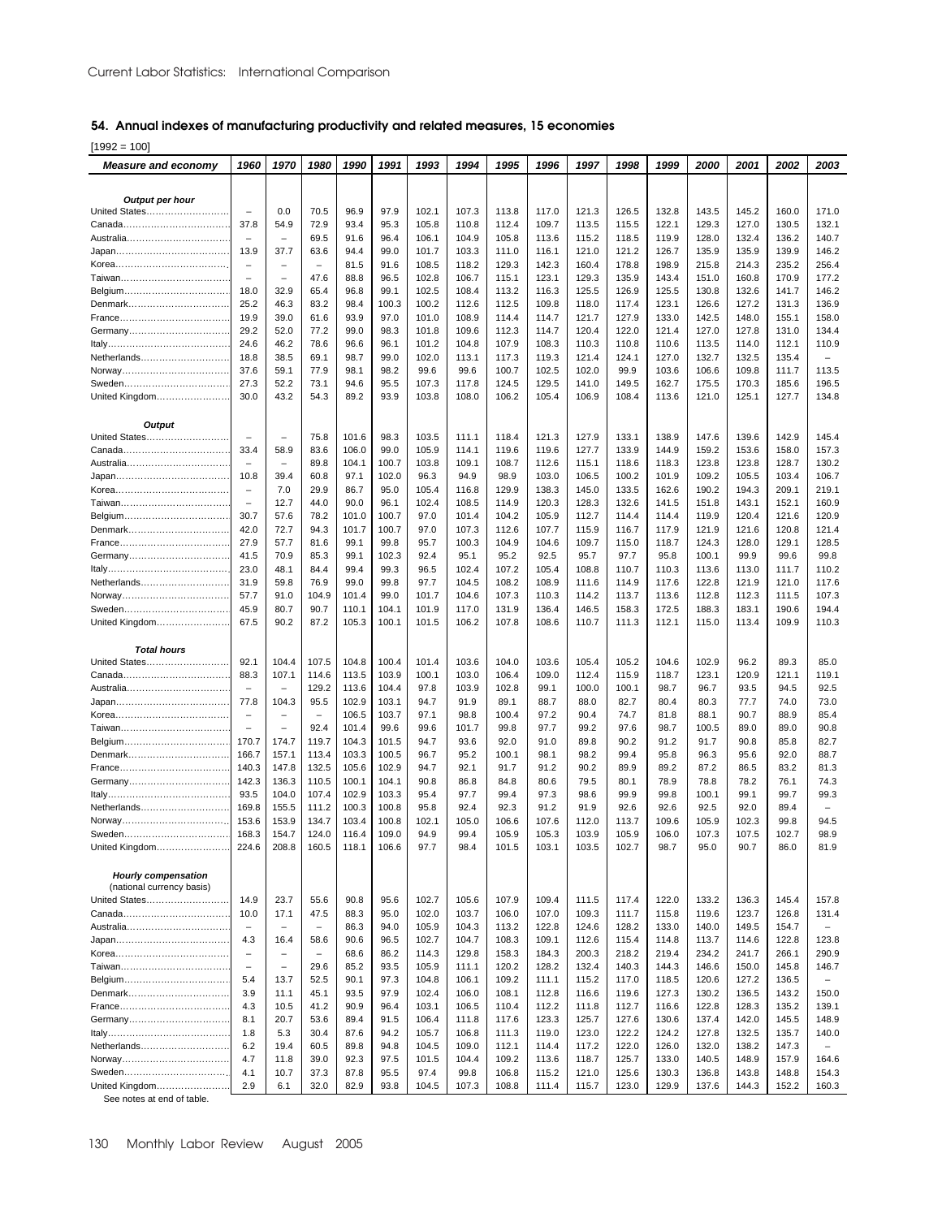## 54. Annual indexes of manufacturing productivity and related measures, 15 economies

[1992 = 100]

| Measure and economy | 1960 | 1970 | 1980 | 1990 | 1991 | 1993 | 1994 | 1995 | 1996 | 1997 | 1998 | 1999 | 2000 | 2001 | 2002 | 2003 |
|---|---|---|---|---|---|---|---|---|---|---|---|---|---|---|---|---|
| ***Output per hour*** | | | | | | | | | | | | | | | | |
| United States | – | 0.0 | 70.5 | 96.9 | 97.9 | 102.1 | 107.3 | 113.8 | 117.0 | 121.3 | 126.5 | 132.8 | 143.5 | 145.2 | 160.0 | 171.0 |
| Canada | 37.8 | 54.9 | 72.9 | 93.4 | 95.3 | 105.8 | 110.8 | 112.4 | 109.7 | 113.5 | 115.5 | 122.1 | 129.3 | 127.0 | 130.5 | 132.1 |
| Australia | – | – | 69.5 | 91.6 | 96.4 | 106.1 | 104.9 | 105.8 | 113.6 | 115.2 | 118.5 | 119.9 | 128.0 | 132.4 | 136.2 | 140.7 |
| Japan | 13.9 | 37.7 | 63.6 | 94.4 | 99.0 | 101.7 | 103.3 | 111.0 | 116.1 | 121.0 | 121.2 | 126.7 | 135.9 | 135.9 | 139.9 | 146.2 |
| Korea | – | – | – | 81.5 | 91.6 | 108.5 | 118.2 | 129.3 | 142.3 | 160.4 | 178.8 | 198.9 | 215.8 | 214.3 | 235.2 | 256.4 |
| Taiwan | – | – | 47.6 | 88.8 | 96.5 | 102.8 | 106.7 | 115.1 | 123.1 | 129.3 | 135.9 | 143.4 | 151.0 | 160.8 | 170.9 | 177.2 |
| Belgium | 18.0 | 32.9 | 65.4 | 96.8 | 99.1 | 102.5 | 108.4 | 113.2 | 116.3 | 125.5 | 126.9 | 125.5 | 130.8 | 132.6 | 141.7 | 146.2 |
| Denmark | 25.2 | 46.3 | 83.2 | 98.4 | 100.3 | 100.2 | 112.6 | 112.5 | 109.8 | 118.0 | 117.4 | 123.1 | 126.6 | 127.2 | 131.3 | 136.9 |
| France | 19.9 | 39.0 | 61.6 | 93.9 | 97.0 | 101.0 | 108.9 | 114.4 | 114.7 | 121.7 | 127.9 | 133.0 | 142.5 | 148.0 | 155.1 | 158.0 |
| Germany | 29.2 | 52.0 | 77.2 | 99.0 | 98.3 | 101.8 | 109.6 | 112.3 | 114.7 | 120.4 | 122.0 | 121.4 | 127.0 | 127.8 | 131.0 | 134.4 |
| Italy | 24.6 | 46.2 | 78.6 | 96.6 | 96.1 | 101.2 | 104.8 | 107.9 | 108.3 | 110.3 | 110.8 | 110.6 | 113.5 | 114.0 | 112.1 | 110.9 |
| Netherlands | 18.8 | 38.5 | 69.1 | 98.7 | 99.0 | 102.0 | 113.1 | 117.3 | 119.3 | 121.4 | 124.1 | 127.0 | 132.7 | 132.5 | 135.4 | – |
| Norway | 37.6 | 59.1 | 77.9 | 98.1 | 98.2 | 99.6 | 99.6 | 100.7 | 102.5 | 102.0 | 99.9 | 103.6 | 106.6 | 109.8 | 111.7 | 113.5 |
| Sweden | 27.3 | 52.2 | 73.1 | 94.6 | 95.5 | 107.3 | 117.8 | 124.5 | 129.5 | 141.0 | 149.5 | 162.7 | 175.5 | 170.3 | 185.6 | 196.5 |
| United Kingdom | 30.0 | 43.2 | 54.3 | 89.2 | 93.9 | 103.8 | 108.0 | 106.2 | 105.4 | 106.9 | 108.4 | 113.6 | 121.0 | 125.1 | 127.7 | 134.8 |
| ***Output*** | | | | | | | | | | | | | | | | |
| United States | – | – | 75.8 | 101.6 | 98.3 | 103.5 | 111.1 | 118.4 | 121.3 | 127.9 | 133.1 | 138.9 | 147.6 | 139.6 | 142.9 | 145.4 |
| Canada | 33.4 | 58.9 | 83.6 | 106.0 | 99.0 | 105.9 | 114.1 | 119.6 | 119.6 | 127.7 | 133.9 | 144.9 | 159.2 | 153.6 | 158.0 | 157.3 |
| Australia | – | – | 89.8 | 104.1 | 100.7 | 103.8 | 109.1 | 108.7 | 112.6 | 115.1 | 118.6 | 118.3 | 123.8 | 123.8 | 128.7 | 130.2 |
| Japan | 10.8 | 39.4 | 60.8 | 97.1 | 102.0 | 96.3 | 94.9 | 98.9 | 103.0 | 106.5 | 100.2 | 101.9 | 109.2 | 105.5 | 103.4 | 106.7 |
| Korea | – | 7.0 | 29.9 | 86.7 | 95.0 | 105.4 | 116.8 | 129.9 | 138.3 | 145.0 | 133.5 | 162.6 | 190.2 | 194.3 | 209.1 | 219.1 |
| Taiwan | – | 12.7 | 44.0 | 90.0 | 96.1 | 102.4 | 108.5 | 114.9 | 120.3 | 128.3 | 132.6 | 141.5 | 151.8 | 143.1 | 152.1 | 160.9 |
| Belgium | 30.7 | 57.6 | 78.2 | 101.0 | 100.7 | 97.0 | 101.4 | 104.2 | 105.9 | 112.7 | 114.4 | 114.4 | 119.9 | 120.4 | 121.6 | 120.9 |
| Denmark | 42.0 | 72.7 | 94.3 | 101.7 | 100.7 | 97.0 | 107.3 | 112.6 | 107.7 | 115.9 | 116.7 | 117.9 | 121.9 | 121.6 | 120.8 | 121.4 |
| France | 27.9 | 57.7 | 81.6 | 99.1 | 99.8 | 95.7 | 100.3 | 104.9 | 104.6 | 109.7 | 115.0 | 118.7 | 124.3 | 128.0 | 129.1 | 128.5 |
| Germany | 41.5 | 70.9 | 85.3 | 99.1 | 102.3 | 92.4 | 95.1 | 95.2 | 92.5 | 95.7 | 97.7 | 95.8 | 100.1 | 99.9 | 99.6 | 99.8 |
| Italy | 23.0 | 48.1 | 84.4 | 99.4 | 99.3 | 96.5 | 102.4 | 107.2 | 105.4 | 108.8 | 110.7 | 110.3 | 113.6 | 113.0 | 111.7 | 110.2 |
| Netherlands | 31.9 | 59.8 | 76.9 | 99.0 | 99.8 | 97.7 | 104.5 | 108.2 | 108.9 | 111.6 | 114.9 | 117.6 | 122.8 | 121.9 | 121.0 | 117.6 |
| Norway | 57.7 | 91.0 | 104.9 | 101.4 | 99.0 | 101.7 | 104.6 | 107.3 | 110.3 | 114.2 | 113.7 | 113.6 | 112.8 | 112.3 | 111.5 | 107.3 |
| Sweden | 45.9 | 80.7 | 90.7 | 110.1 | 104.1 | 101.9 | 117.0 | 131.9 | 136.4 | 146.5 | 158.3 | 172.5 | 188.3 | 183.1 | 190.6 | 194.4 |
| United Kingdom | 67.5 | 90.2 | 87.2 | 105.3 | 100.1 | 101.5 | 106.2 | 107.8 | 108.6 | 110.7 | 111.3 | 112.1 | 115.0 | 113.4 | 109.9 | 110.3 |
| ***Total hours*** | | | | | | | | | | | | | | | | |
| United States | 92.1 | 104.4 | 107.5 | 104.8 | 100.4 | 101.4 | 103.6 | 104.0 | 103.6 | 105.4 | 105.2 | 104.6 | 102.9 | 96.2 | 89.3 | 85.0 |
| Canada | 88.3 | 107.1 | 114.6 | 113.5 | 103.9 | 100.1 | 103.0 | 106.4 | 109.0 | 112.4 | 115.9 | 118.7 | 123.1 | 120.9 | 121.1 | 119.1 |
| Australia | – | – | 129.2 | 113.6 | 104.4 | 97.8 | 103.9 | 102.8 | 99.1 | 100.0 | 100.1 | 98.7 | 96.7 | 93.5 | 94.5 | 92.5 |
| Japan | 77.8 | 104.3 | 95.5 | 102.9 | 103.1 | 94.7 | 91.9 | 89.1 | 88.7 | 88.0 | 82.7 | 80.4 | 80.3 | 77.7 | 74.0 | 73.0 |
| Korea | – | – | – | 106.5 | 103.7 | 97.1 | 98.8 | 100.4 | 97.2 | 90.4 | 74.7 | 81.8 | 88.1 | 90.7 | 88.9 | 85.4 |
| Taiwan | – | – | 92.4 | 101.4 | 99.6 | 99.6 | 101.7 | 99.8 | 97.7 | 99.2 | 97.6 | 98.7 | 100.5 | 89.0 | 89.0 | 90.8 |
| Belgium | 170.7 | 174.7 | 119.7 | 104.3 | 101.5 | 94.7 | 93.6 | 92.0 | 91.0 | 89.8 | 90.2 | 91.2 | 91.7 | 90.8 | 85.8 | 82.7 |
| Denmark | 166.7 | 157.1 | 113.4 | 103.3 | 100.5 | 96.7 | 95.2 | 100.1 | 98.1 | 98.2 | 99.4 | 95.8 | 96.3 | 95.6 | 92.0 | 88.7 |
| France | 140.3 | 147.8 | 132.5 | 105.6 | 102.9 | 94.7 | 92.1 | 91.7 | 91.2 | 90.2 | 89.9 | 89.2 | 87.2 | 86.5 | 83.2 | 81.3 |
| Germany | 142.3 | 136.3 | 110.5 | 100.1 | 104.1 | 90.8 | 86.8 | 84.8 | 80.6 | 79.5 | 80.1 | 78.9 | 78.8 | 78.2 | 76.1 | 74.3 |
| Italy | 93.5 | 104.0 | 107.4 | 102.9 | 103.3 | 95.4 | 97.7 | 99.4 | 97.3 | 98.6 | 99.9 | 99.8 | 100.1 | 99.1 | 99.7 | 99.3 |
| Netherlands | 169.8 | 155.5 | 111.2 | 100.3 | 100.8 | 95.8 | 92.4 | 92.3 | 91.2 | 91.9 | 92.6 | 92.6 | 92.5 | 92.0 | 89.4 | – |
| Norway | 153.6 | 153.9 | 134.7 | 103.4 | 100.8 | 102.1 | 105.0 | 106.6 | 107.6 | 112.0 | 113.7 | 109.6 | 105.9 | 102.3 | 99.8 | 94.5 |
| Sweden | 168.3 | 154.7 | 124.0 | 116.4 | 109.0 | 94.9 | 99.4 | 105.9 | 105.3 | 103.9 | 105.9 | 106.0 | 107.3 | 107.5 | 102.7 | 98.9 |
| United Kingdom | 224.6 | 208.8 | 160.5 | 118.1 | 106.6 | 97.7 | 98.4 | 101.5 | 103.1 | 103.5 | 102.7 | 98.7 | 95.0 | 90.7 | 86.0 | 81.9 |
| ***Hourly compensation*** (national currency basis) | | | | | | | | | | | | | | | | |
| United States | 14.9 | 23.7 | 55.6 | 90.8 | 95.6 | 102.7 | 105.6 | 107.9 | 109.4 | 111.5 | 117.4 | 122.0 | 133.2 | 136.3 | 145.4 | 157.8 |
| Canada | 10.0 | 17.1 | 47.5 | 88.3 | 95.0 | 102.0 | 103.7 | 106.0 | 107.0 | 109.3 | 111.7 | 115.8 | 119.6 | 123.7 | 126.8 | 131.4 |
| Australia | – | – | – | 86.3 | 94.0 | 105.9 | 104.3 | 113.2 | 122.8 | 124.6 | 128.2 | 133.0 | 140.0 | 149.5 | 154.7 | – |
| Japan | 4.3 | 16.4 | 58.6 | 90.6 | 96.5 | 102.7 | 104.7 | 108.3 | 109.1 | 112.6 | 115.4 | 114.8 | 113.7 | 114.6 | 122.8 | 123.8 |
| Korea | – | – | – | 68.6 | 86.2 | 114.3 | 129.8 | 158.3 | 184.3 | 200.3 | 218.2 | 219.4 | 234.2 | 241.7 | 266.1 | 290.9 |
| Taiwan | – | – | 29.6 | 85.2 | 93.5 | 105.9 | 111.1 | 120.2 | 128.2 | 132.4 | 140.3 | 144.3 | 146.6 | 150.0 | 145.8 | 146.7 |
| Belgium | 5.4 | 13.7 | 52.5 | 90.1 | 97.3 | 104.8 | 106.1 | 109.2 | 111.1 | 115.2 | 117.0 | 118.5 | 120.6 | 127.2 | 136.5 | – |
| Denmark | 3.9 | 11.1 | 45.1 | 93.5 | 97.9 | 102.4 | 106.0 | 108.1 | 112.8 | 116.6 | 119.6 | 127.3 | 130.2 | 136.5 | 143.2 | 150.0 |
| France | 4.3 | 10.5 | 41.2 | 90.9 | 96.4 | 103.1 | 106.5 | 110.4 | 112.2 | 111.8 | 112.7 | 116.6 | 122.8 | 128.3 | 135.2 | 139.1 |
| Germany | 8.1 | 20.7 | 53.6 | 89.4 | 91.5 | 106.4 | 111.8 | 117.6 | 123.3 | 125.7 | 127.6 | 130.6 | 137.4 | 142.0 | 145.5 | 148.9 |
| Italy | 1.8 | 5.3 | 30.4 | 87.6 | 94.2 | 105.7 | 106.8 | 111.3 | 119.0 | 123.0 | 122.2 | 124.2 | 127.8 | 132.5 | 135.7 | 140.0 |
| Netherlands | 6.2 | 19.4 | 60.5 | 89.8 | 94.8 | 104.5 | 109.0 | 112.1 | 114.4 | 117.2 | 122.0 | 126.0 | 132.0 | 138.2 | 147.3 | – |
| Norway | 4.7 | 11.8 | 39.0 | 92.3 | 97.5 | 101.5 | 104.4 | 109.2 | 113.6 | 118.7 | 125.7 | 133.0 | 140.5 | 148.9 | 157.9 | 164.6 |
| Sweden | 4.1 | 10.7 | 37.3 | 87.8 | 95.5 | 97.4 | 99.8 | 106.8 | 115.2 | 121.0 | 125.6 | 130.3 | 136.8 | 143.8 | 148.8 | 154.3 |
| United Kingdom | 2.9 | 6.1 | 32.0 | 82.9 | 93.8 | 104.5 | 107.3 | 108.8 | 111.4 | 115.7 | 123.0 | 129.9 | 137.6 | 144.3 | 152.2 | 160.3 |

See notes at end of table.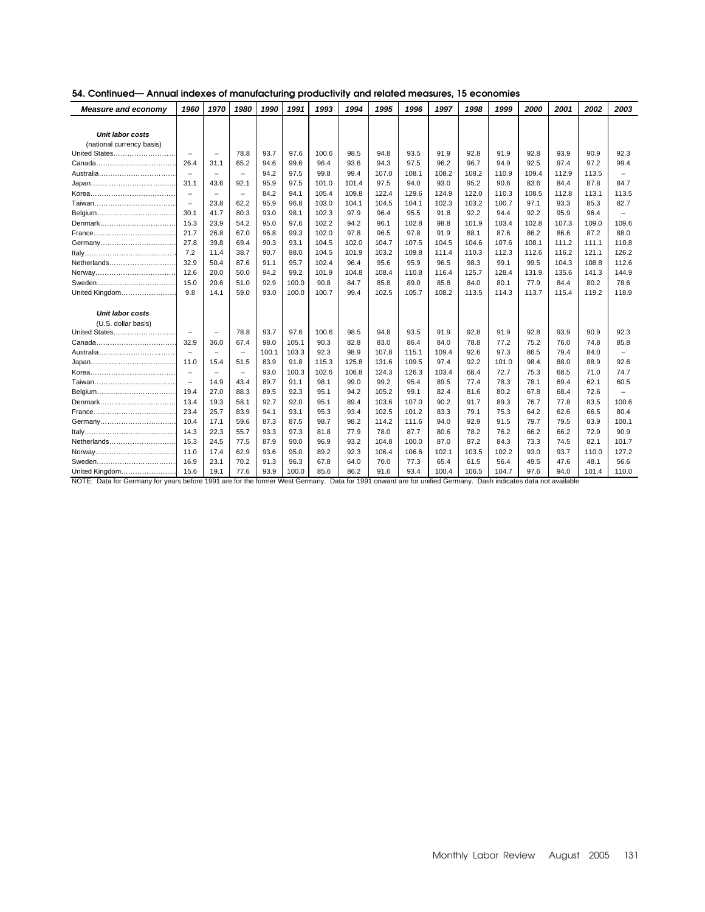## 54. Continued— Annual indexes of manufacturing productivity and related measures, 15 economies

| Measure and economy | 1960 | 1970 | 1980 | 1990 | 1991 | 1993 | 1994 | 1995 | 1996 | 1997 | 1998 | 1999 | 2000 | 2001 | 2002 | 2003 |
|---|---|---|---|---|---|---|---|---|---|---|---|---|---|---|---|---|
| ***Unit labor costs*** | | | | | | | | | | | | | | | | |
| (national currency basis) | | | | | | | | | | | | | | | | |
| United States | – | – | 78.8 | 93.7 | 97.6 | 100.6 | 98.5 | 94.8 | 93.5 | 91.9 | 92.8 | 91.9 | 92.8 | 93.9 | 90.9 | 92.3 |
| Canada | 26.4 | 31.1 | 65.2 | 94.6 | 99.6 | 96.4 | 93.6 | 94.3 | 97.5 | 96.2 | 96.7 | 94.9 | 92.5 | 97.4 | 97.2 | 99.4 |
| Australia | – | – | – | 94.2 | 97.5 | 99.8 | 99.4 | 107.0 | 108.1 | 108.2 | 108.2 | 110.9 | 109.4 | 112.9 | 113.5 | – |
| Japan | 31.1 | 43.6 | 92.1 | 95.9 | 97.5 | 101.0 | 101.4 | 97.5 | 94.0 | 93.0 | 95.2 | 90.6 | 83.6 | 84.4 | 87.8 | 84.7 |
| Korea | – | – | – | 84.2 | 94.1 | 105.4 | 109.8 | 122.4 | 129.6 | 124.9 | 122.0 | 110.3 | 108.5 | 112.8 | 113.1 | 113.5 |
| Taiwan | – | 23.8 | 62.2 | 95.9 | 96.8 | 103.0 | 104.1 | 104.5 | 104.1 | 102.3 | 103.2 | 100.7 | 97.1 | 93.3 | 85.3 | 82.7 |
| Belgium | 30.1 | 41.7 | 80.3 | 93.0 | 98.1 | 102.3 | 97.9 | 96.4 | 95.5 | 91.8 | 92.2 | 94.4 | 92.2 | 95.9 | 96.4 | – |
| Denmark | 15.3 | 23.9 | 54.2 | 95.0 | 97.6 | 102.2 | 94.2 | 96.1 | 102.8 | 98.8 | 101.9 | 103.4 | 102.8 | 107.3 | 109.0 | 109.6 |
| France | 21.7 | 26.8 | 67.0 | 96.8 | 99.3 | 102.0 | 97.8 | 96.5 | 97.8 | 91.9 | 88.1 | 87.6 | 86.2 | 86.6 | 87.2 | 88.0 |
| Germany | 27.8 | 39.8 | 69.4 | 90.3 | 93.1 | 104.5 | 102.0 | 104.7 | 107.5 | 104.5 | 104.6 | 107.6 | 108.1 | 111.2 | 111.1 | 110.8 |
| Italy | 7.2 | 11.4 | 38.7 | 90.7 | 98.0 | 104.5 | 101.9 | 103.2 | 109.8 | 111.4 | 110.3 | 112.3 | 112.6 | 116.2 | 121.1 | 126.2 |
| Netherlands | 32.9 | 50.4 | 87.6 | 91.1 | 95.7 | 102.4 | 96.4 | 95.6 | 95.9 | 96.5 | 98.3 | 99.1 | 99.5 | 104.3 | 108.8 | 112.6 |
| Norway | 12.6 | 20.0 | 50.0 | 94.2 | 99.2 | 101.9 | 104.8 | 108.4 | 110.8 | 116.4 | 125.7 | 128.4 | 131.9 | 135.6 | 141.3 | 144.9 |
| Sweden | 15.0 | 20.6 | 51.0 | 92.9 | 100.0 | 90.8 | 84.7 | 85.8 | 89.0 | 85.8 | 84.0 | 80.1 | 77.9 | 84.4 | 80.2 | 78.6 |
| United Kingdom | 9.8 | 14.1 | 59.0 | 93.0 | 100.0 | 100.7 | 99.4 | 102.5 | 105.7 | 108.2 | 113.5 | 114.3 | 113.7 | 115.4 | 119.2 | 118.9 |
| ***Unit labor costs*** | | | | | | | | | | | | | | | | |
| (U.S. dollar basis) | | | | | | | | | | | | | | | | |
| United States | – | – | 78.8 | 93.7 | 97.6 | 100.6 | 98.5 | 94.8 | 93.5 | 91.9 | 92.8 | 91.9 | 92.8 | 93.9 | 90.9 | 92.3 |
| Canada | 32.9 | 36.0 | 67.4 | 98.0 | 105.1 | 90.3 | 82.8 | 83.0 | 86.4 | 84.0 | 78.8 | 77.2 | 75.2 | 76.0 | 74.8 | 85.8 |
| Australia | – | – | – | 100.1 | 103.3 | 92.3 | 98.9 | 107.8 | 115.1 | 109.4 | 92.6 | 97.3 | 86.5 | 79.4 | 84.0 | – |
| Japan | 11.0 | 15.4 | 51.5 | 83.9 | 91.8 | 115.3 | 125.8 | 131.6 | 109.5 | 97.4 | 92.2 | 101.0 | 98.4 | 88.0 | 88.9 | 92.6 |
| Korea | – | – | – | 93.0 | 100.3 | 102.6 | 106.8 | 124.3 | 126.3 | 103.4 | 68.4 | 72.7 | 75.3 | 68.5 | 71.0 | 74.7 |
| Taiwan | – | 14.9 | 43.4 | 89.7 | 91.1 | 98.1 | 99.0 | 99.2 | 95.4 | 89.5 | 77.4 | 78.3 | 78.1 | 69.4 | 62.1 | 60.5 |
| Belgium | 19.4 | 27.0 | 88.3 | 89.5 | 92.3 | 95.1 | 94.2 | 105.2 | 99.1 | 82.4 | 81.6 | 80.2 | 67.8 | 68.4 | 72.6 | – |
| Denmark | 13.4 | 19.3 | 58.1 | 92.7 | 92.0 | 95.1 | 89.4 | 103.6 | 107.0 | 90.2 | 91.7 | 89.3 | 76.7 | 77.8 | 83.5 | 100.6 |
| France | 23.4 | 25.7 | 83.9 | 94.1 | 93.1 | 95.3 | 93.4 | 102.5 | 101.2 | 83.3 | 79.1 | 75.3 | 64.2 | 62.6 | 66.5 | 80.4 |
| Germany | 10.4 | 17.1 | 59.6 | 87.3 | 87.5 | 98.7 | 98.2 | 114.2 | 111.6 | 94.0 | 92.9 | 91.5 | 79.7 | 79.5 | 83.9 | 100.1 |
| Italy | 14.3 | 22.3 | 55.7 | 93.3 | 97.3 | 81.8 | 77.9 | 78.0 | 87.7 | 80.6 | 78.2 | 76.2 | 66.2 | 66.2 | 72.9 | 90.9 |
| Netherlands | 15.3 | 24.5 | 77.5 | 87.9 | 90.0 | 96.9 | 93.2 | 104.8 | 100.0 | 87.0 | 87.2 | 84.3 | 73.3 | 74.5 | 82.1 | 101.7 |
| Norway | 11.0 | 17.4 | 62.9 | 93.6 | 95.0 | 89.2 | 92.3 | 106.4 | 106.6 | 102.1 | 103.5 | 102.2 | 93.0 | 93.7 | 110.0 | 127.2 |
| Sweden | 16.9 | 23.1 | 70.2 | 91.3 | 96.3 | 67.8 | 64.0 | 70.0 | 77.3 | 65.4 | 61.5 | 56.4 | 49.5 | 47.6 | 48.1 | 56.6 |
| United Kingdom | 15.6 | 19.1 | 77.6 | 93.9 | 100.0 | 85.6 | 86.2 | 91.6 | 93.4 | 100.4 | 106.5 | 104.7 | 97.6 | 94.0 | 101.4 | 110.0 |

NOTE: Data for Germany for years before 1991 are for the former West Germany. Data for 1991 onward are for unified Germany. Dash indicates data not available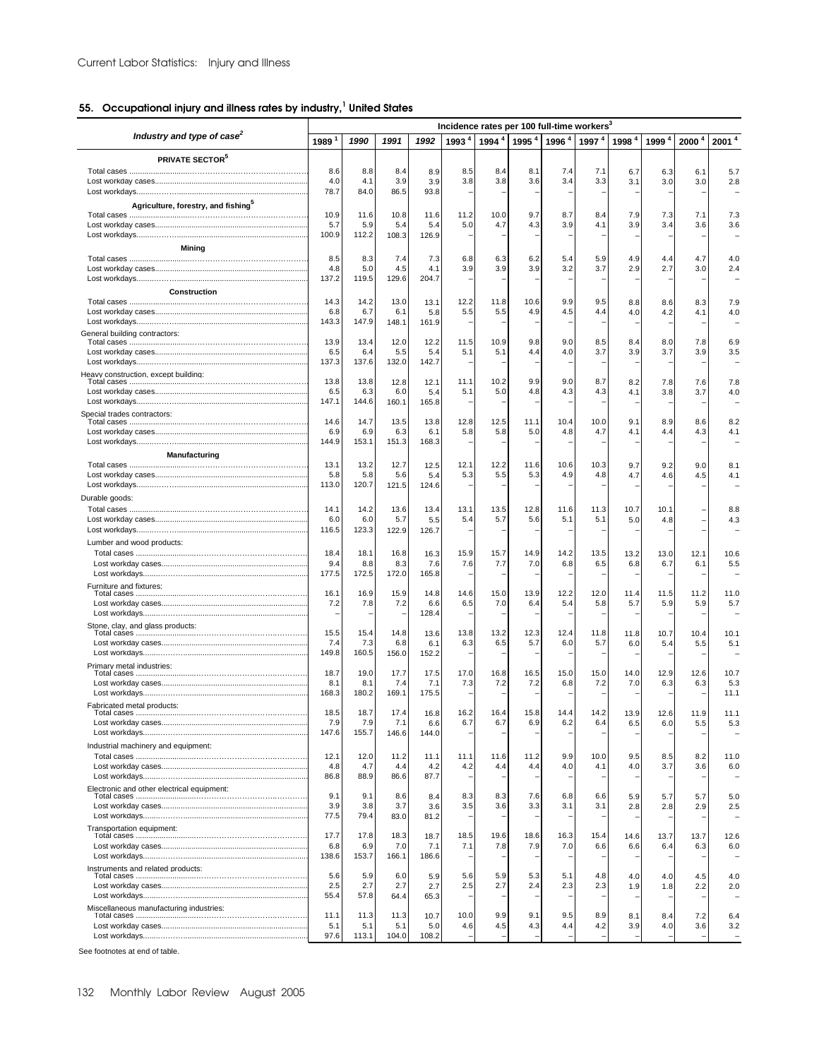## 55. Occupational injury and illness rates by industry,[1] United States

| Industry and type of case[2] | Incidence rates per 100 full-time workers[3] | | | | | | | | | | | | |
|---|---|---|---|---|---|---|---|---|---|---|---|---|---|
| | 1989 [1] | 1990 | 1991 | 1992 | 1993 [4] | 1994 [4] | 1995 [4] | 1996 [4] | 1997 [4] | 1998 [4] | 1999 [4] | 2000 [4] | 2001 [4] |
| **PRIVATE SECTOR[5]** | | | | | | | | | | | | | |
| Total cases | 8.6 | 8.8 | 8.4 | 8.9 | 8.5 | 8.4 | 8.1 | 7.4 | 7.1 | 6.7 | 6.3 | 6.1 | 5.7 |
| Lost workday cases | 4.0 | 4.1 | 3.9 | 3.9 | 3.8 | 3.8 | 3.6 | 3.4 | 3.3 | 3.1 | 3.0 | 3.0 | 2.8 |
| Lost workdays | 78.7 | 84.0 | 86.5 | 93.8 | – | – | – | – | – | – | – | – | – |
| **Agriculture, forestry, and fishing[5]** | | | | | | | | | | | | | |
| Total cases | 10.9 | 11.6 | 10.8 | 11.6 | 11.2 | 10.0 | 9.7 | 8.7 | 8.4 | 7.9 | 7.3 | 7.1 | 7.3 |
| Lost workday cases | 5.7 | 5.9 | 5.4 | 5.4 | 5.0 | 4.7 | 4.3 | 3.9 | 4.1 | 3.9 | 3.4 | 3.6 | 3.6 |
| Lost workdays | 100.9 | 112.2 | 108.3 | 126.9 | – | – | – | – | – | – | – | – | – |
| **Mining** | | | | | | | | | | | | | |
| Total cases | 8.5 | 8.3 | 7.4 | 7.3 | 6.8 | 6.3 | 6.2 | 5.4 | 5.9 | 4.9 | 4.4 | 4.7 | 4.0 |
| Lost workday cases | 4.8 | 5.0 | 4.5 | 4.1 | 3.9 | 3.9 | 3.9 | 3.2 | 3.7 | 2.9 | 2.7 | 3.0 | 2.4 |
| Lost workdays | 137.2 | 119.5 | 129.6 | 204.7 | – | – | – | – | – | – | – | – | – |
| **Construction** | | | | | | | | | | | | | |
| Total cases | 14.3 | 14.2 | 13.0 | 13.1 | 12.2 | 11.8 | 10.6 | 9.9 | 9.5 | 8.8 | 8.6 | 8.3 | 7.9 |
| Lost workday cases | 6.8 | 6.7 | 6.1 | 5.8 | 5.5 | 5.5 | 4.9 | 4.5 | 4.4 | 4.0 | 4.2 | 4.1 | 4.0 |
| Lost workdays | 143.3 | 147.9 | 148.1 | 161.9 | – | – | – | – | – | – | – | – | – |
| General building contractors: | | | | | | | | | | | | | |
| Total cases | 13.9 | 13.4 | 12.0 | 12.2 | 11.5 | 10.9 | 9.8 | 9.0 | 8.5 | 8.4 | 8.0 | 7.8 | 6.9 |
| Lost workday cases | 6.5 | 6.4 | 5.5 | 5.4 | 5.1 | 5.1 | 4.4 | 4.0 | 3.7 | 3.9 | 3.7 | 3.9 | 3.5 |
| Lost workdays | 137.3 | 137.6 | 132.0 | 142.7 | – | – | – | – | – | – | – | – | – |
| Heavy construction, except building: | | | | | | | | | | | | | |
| Total cases | 13.8 | 13.8 | 12.8 | 12.1 | 11.1 | 10.2 | 9.9 | 9.0 | 8.7 | 8.2 | 7.8 | 7.6 | 7.8 |
| Lost workday cases | 6.5 | 6.3 | 6.0 | 5.4 | 5.1 | 5.0 | 4.8 | 4.3 | 4.3 | 4.1 | 3.8 | 3.7 | 4.0 |
| Lost workdays | 147.1 | 144.6 | 160.1 | 165.8 | – | – | – | – | – | – | – | – | – |
| Special trades contractors: | | | | | | | | | | | | | |
| Total cases | 14.6 | 14.7 | 13.5 | 13.8 | 12.8 | 12.5 | 11.1 | 10.4 | 10.0 | 9.1 | 8.9 | 8.6 | 8.2 |
| Lost workday cases | 6.9 | 6.9 | 6.3 | 6.1 | 5.8 | 5.8 | 5.0 | 4.8 | 4.7 | 4.1 | 4.4 | 4.3 | 4.1 |
| Lost workdays | 144.9 | 153.1 | 151.3 | 168.3 | – | – | – | – | – | – | – | – | – |
| **Manufacturing** | | | | | | | | | | | | | |
| Total cases | 13.1 | 13.2 | 12.7 | 12.5 | 12.1 | 12.2 | 11.6 | 10.6 | 10.3 | 9.7 | 9.2 | 9.0 | 8.1 |
| Lost workday cases | 5.8 | 5.8 | 5.6 | 5.4 | 5.3 | 5.5 | 5.3 | 4.9 | 4.8 | 4.7 | 4.6 | 4.5 | 4.1 |
| Lost workdays | 113.0 | 120.7 | 121.5 | 124.6 | – | – | – | – | – | – | – | – | – |
| Durable goods: | | | | | | | | | | | | | |
| Total cases | 14.1 | 14.2 | 13.6 | 13.4 | 13.1 | 13.5 | 12.8 | 11.6 | 11.3 | 10.7 | 10.1 | – | 8.8 |
| Lost workday cases | 6.0 | 6.0 | 5.7 | 5.5 | 5.4 | 5.7 | 5.6 | 5.1 | 5.1 | 5.0 | 4.8 | – | 4.3 |
| Lost workdays | 116.5 | 123.3 | 122.9 | 126.7 | – | – | – | – | – | – | – | – | – |
| Lumber and wood products: | | | | | | | | | | | | | |
| Total cases | 18.4 | 18.1 | 16.8 | 16.3 | 15.9 | 15.7 | 14.9 | 14.2 | 13.5 | 13.2 | 13.0 | 12.1 | 10.6 |
| Lost workday cases | 9.4 | 8.8 | 8.3 | 7.6 | 7.6 | 7.7 | 7.0 | 6.8 | 6.5 | 6.8 | 6.7 | 6.1 | 5.5 |
| Lost workdays | 177.5 | 172.5 | 172.0 | 165.8 | – | – | – | – | – | – | – | – | – |
| Furniture and fixtures: | | | | | | | | | | | | | |
| Total cases | 16.1 | 16.9 | 15.9 | 14.8 | 14.6 | 15.0 | 13.9 | 12.2 | 12.0 | 11.4 | 11.5 | 11.2 | 11.0 |
| Lost workday cases | 7.2 | 7.8 | 7.2 | 6.6 | 6.5 | 7.0 | 6.4 | 5.4 | 5.8 | 5.7 | 5.9 | 5.9 | 5.7 |
| Lost workdays | – | – | – | 128.4 | – | – | – | – | – | – | – | – | – |
| Stone, clay, and glass products: | | | | | | | | | | | | | |
| Total cases | 15.5 | 15.4 | 14.8 | 13.6 | 13.8 | 13.2 | 12.3 | 12.4 | 11.8 | 11.8 | 10.7 | 10.4 | 10.1 |
| Lost workday cases | 7.4 | 7.3 | 6.8 | 6.1 | 6.3 | 6.5 | 5.7 | 6.0 | 5.7 | 6.0 | 5.4 | 5.5 | 5.1 |
| Lost workdays | 149.8 | 160.5 | 156.0 | 152.2 | – | – | – | – | – | – | – | – | – |
| Primary metal industries: | | | | | | | | | | | | | |
| Total cases | 18.7 | 19.0 | 17.7 | 17.5 | 17.0 | 16.8 | 16.5 | 15.0 | 15.0 | 14.0 | 12.9 | 12.6 | 10.7 |
| Lost workday cases | 8.1 | 8.1 | 7.4 | 7.1 | 7.3 | 7.2 | 7.2 | 6.8 | 7.2 | 7.0 | 6.3 | 6.3 | 5.3 |
| Lost workdays | 168.3 | 180.2 | 169.1 | 175.5 | – | – | – | – | – | – | – | – | 11.1 |
| Fabricated metal products: | | | | | | | | | | | | | |
| Total cases | 18.5 | 18.7 | 17.4 | 16.8 | 16.2 | 16.4 | 15.8 | 14.4 | 14.2 | 13.9 | 12.6 | 11.9 | 11.1 |
| Lost workday cases | 7.9 | 7.9 | 7.1 | 6.6 | 6.7 | 6.7 | 6.9 | 6.2 | 6.4 | 6.5 | 6.0 | 5.5 | 5.3 |
| Lost workdays | 147.6 | 155.7 | 146.6 | 144.0 | – | – | – | – | – | – | – | – | – |
| Industrial machinery and equipment: | | | | | | | | | | | | | |
| Total cases | 12.1 | 12.0 | 11.2 | 11.1 | 11.1 | 11.6 | 11.2 | 9.9 | 10.0 | 9.5 | 8.5 | 8.2 | 11.0 |
| Lost workday cases | 4.8 | 4.7 | 4.4 | 4.2 | 4.2 | 4.4 | 4.4 | 4.0 | 4.1 | 4.0 | 3.7 | 3.6 | 6.0 |
| Lost workdays | 86.8 | 88.9 | 86.6 | 87.7 | – | – | – | – | – | – | – | – | – |
| Electronic and other electrical equipment: | | | | | | | | | | | | | |
| Total cases | 9.1 | 9.1 | 8.6 | 8.4 | 8.3 | 8.3 | 7.6 | 6.8 | 6.6 | 5.9 | 5.7 | 5.7 | 5.0 |
| Lost workday cases | 3.9 | 3.8 | 3.7 | 3.6 | 3.5 | 3.6 | 3.3 | 3.1 | 3.1 | 2.8 | 2.8 | 2.9 | 2.5 |
| Lost workdays | 77.5 | 79.4 | 83.0 | 81.2 | – | – | – | – | – | – | – | – | – |
| Transportation equipment: | | | | | | | | | | | | | |
| Total cases | 17.7 | 17.8 | 18.3 | 18.7 | 18.5 | 19.6 | 18.6 | 16.3 | 15.4 | 14.6 | 13.7 | 13.7 | 12.6 |
| Lost workday cases | 6.8 | 6.9 | 7.0 | 7.1 | 7.1 | 7.8 | 7.9 | 7.0 | 6.6 | 6.6 | 6.4 | 6.3 | 6.0 |
| Lost workdays | 138.6 | 153.7 | 166.1 | 186.6 | – | – | – | – | – | – | – | – | – |
| Instruments and related products: | | | | | | | | | | | | | |
| Total cases | 5.6 | 5.9 | 6.0 | 5.9 | 5.6 | 5.9 | 5.3 | 5.1 | 4.8 | 4.0 | 4.0 | 4.5 | 4.0 |
| Lost workday cases | 2.5 | 2.7 | 2.7 | 2.7 | 2.5 | 2.7 | 2.4 | 2.3 | 2.3 | 1.9 | 1.8 | 2.2 | 2.0 |
| Lost workdays | 55.4 | 57.8 | 64.4 | 65.3 | – | – | – | – | – | – | – | – | – |
| Miscellaneous manufacturing industries: | | | | | | | | | | | | | |
| Total cases | 11.1 | 11.3 | 11.3 | 10.7 | 10.0 | 9.9 | 9.1 | 9.5 | 8.9 | 8.1 | 8.4 | 7.2 | 6.4 |
| Lost workday cases | 5.1 | 5.1 | 5.1 | 5.0 | 4.6 | 4.5 | 4.3 | 4.4 | 4.2 | 3.9 | 4.0 | 3.6 | 3.2 |
| Lost workdays | 97.6 | 113.1 | 104.0 | 108.2 | – | – | – | – | – | – | – | – | – |

See footnotes at end of table.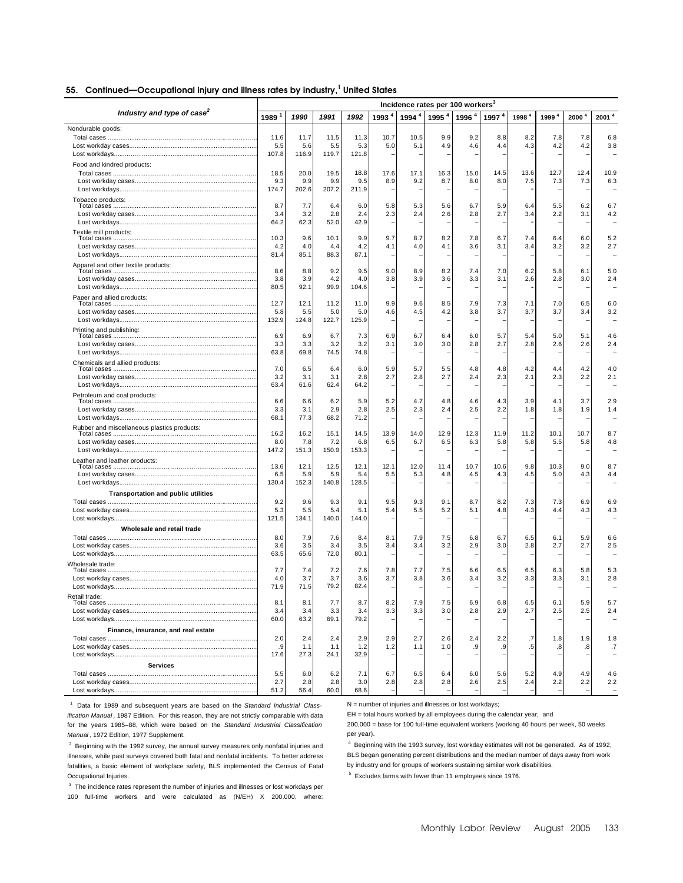## 55. Continued—Occupational injury and illness rates by industry,[1] United States

| Industry and type of case[2] | Incidence rates per 100 workers[3] | | | | | | | | | | | | |
|---|---|---|---|---|---|---|---|---|---|---|---|---|---|
| | 1989[1] | 1990 | 1991 | 1992 | 1993[4] | 1994[4] | 1995[4] | 1996[4] | 1997[4] | 1998[4] | 1999[4] | 2000[4] | 2001[4] |
| Nondurable goods: | | | | | | | | | | | | | |
| Total cases | 11.6 | 11.7 | 11.5 | 11.3 | 10.7 | 10.5 | 9.9 | 9.2 | 8.8 | 8.2 | 7.8 | 7.8 | 6.8 |
| Lost workday cases | 5.5 | 5.6 | 5.5 | 5.3 | 5.0 | 5.1 | 4.9 | 4.6 | 4.4 | 4.3 | 4.2 | 4.2 | 3.8 |
| Lost workdays | 107.8 | 116.9 | 119.7 | 121.8 | – | – | – | – | – | - | – | – | – |
| Food and kindred products: | | | | | | | | | | | | | |
| Total cases | 18.5 | 20.0 | 19.5 | 18.8 | 17.6 | 17.1 | 16.3 | 15.0 | 14.5 | 13.6 | 12.7 | 12.4 | 10.9 |
| Lost workday cases | 9.3 | 9.9 | 9.9 | 9.5 | 8.9 | 9.2 | 8.7 | 8.0 | 8.0 | 7.5 | 7.3 | 7.3 | 6.3 |
| Lost workdays | 174.7 | 202.6 | 207.2 | 211.9 | – | – | – | – | – | - | – | – | – |
| Tobacco products: | | | | | | | | | | | | | |
| Total cases | 8.7 | 7.7 | 6.4 | 6.0 | 5.8 | 5.3 | 5.6 | 6.7 | 5.9 | 6.4 | 5.5 | 6.2 | 6.7 |
| Lost workday cases | 3.4 | 3.2 | 2.8 | 2.4 | 2.3 | 2.4 | 2.6 | 2.8 | 2.7 | 3.4 | 2.2 | 3.1 | 4.2 |
| Lost workdays | 64.2 | 62.3 | 52.0 | 42.9 | – | – | – | – | – | - | – | – | – |
| Textile mill products: | | | | | | | | | | | | | |
| Total cases | 10.3 | 9.6 | 10.1 | 9.9 | 9.7 | 8.7 | 8.2 | 7.8 | 6.7 | 7.4 | 6.4 | 6.0 | 5.2 |
| Lost workday cases | 4.2 | 4.0 | 4.4 | 4.2 | 4.1 | 4.0 | 4.1 | 3.6 | 3.1 | 3.4 | 3.2 | 3.2 | 2.7 |
| Lost workdays | 81.4 | 85.1 | 88.3 | 87.1 | – | – | – | – | – | – | – | – | – |
| Apparel and other textile products: | | | | | | | | | | | | | |
| Total cases | 8.6 | 8.8 | 9.2 | 9.5 | 9.0 | 8.9 | 8.2 | 7.4 | 7.0 | 6.2 | 5.8 | 6.1 | 5.0 |
| Lost workday cases | 3.8 | 3.9 | 4.2 | 4.0 | 3.8 | 3.9 | 3.6 | 3.3 | 3.1 | 2.6 | 2.8 | 3.0 | 2.4 |
| Lost workdays | 80.5 | 92.1 | 99.9 | 104.6 | – | – | – | – | – | - | – | – | – |
| Paper and allied products: | | | | | | | | | | | | | |
| Total cases | 12.7 | 12.1 | 11.2 | 11.0 | 9.9 | 9.6 | 8.5 | 7.9 | 7.3 | 7.1 | 7.0 | 6.5 | 6.0 |
| Lost workday cases | 5.8 | 5.5 | 5.0 | 5.0 | 4.6 | 4.5 | 4.2 | 3.8 | 3.7 | 3.7 | 3.7 | 3.4 | 3.2 |
| Lost workdays | 132.9 | 124.8 | 122.7 | 125.9 | – | – | – | – | – | – | – | – | – |
| Printing and publishing: | | | | | | | | | | | | | |
| Total cases | 6.9 | 6.9 | 6.7 | 7.3 | 6.9 | 6.7 | 6.4 | 6.0 | 5.7 | 5.4 | 5.0 | 5.1 | 4.6 |
| Lost workday cases | 3.3 | 3.3 | 3.2 | 3.2 | 3.1 | 3.0 | 3.0 | 2.8 | 2.7 | 2.8 | 2.6 | 2.6 | 2.4 |
| Lost workdays | 63.8 | 69.8 | 74.5 | 74.8 | – | – | – | – | – | – | – | – | – |
| Chemicals and allied products: | | | | | | | | | | | | | |
| Total cases | 7.0 | 6.5 | 6.4 | 6.0 | 5.9 | 5.7 | 5.5 | 4.8 | 4.8 | 4.2 | 4.4 | 4.2 | 4.0 |
| Lost workday cases | 3.2 | 3.1 | 3.1 | 2.8 | 2.7 | 2.8 | 2.7 | 2.4 | 2.3 | 2.1 | 2.3 | 2.2 | 2.1 |
| Lost workdays | 63.4 | 61.6 | 62.4 | 64.2 | – | – | – | – | – | – | – | – | – |
| Petroleum and coal products: | | | | | | | | | | | | | |
| Total cases | 6.6 | 6.6 | 6.2 | 5.9 | 5.2 | 4.7 | 4.8 | 4.6 | 4.3 | 3.9 | 4.1 | 3.7 | 2.9 |
| Lost workday cases | 3.3 | 3.1 | 2.9 | 2.8 | 2.5 | 2.3 | 2.4 | 2.5 | 2.2 | 1.8 | 1.8 | 1.9 | 1.4 |
| Lost workdays | 68.1 | 77.3 | 68.2 | 71.2 | – | – | – | – | – | – | – | – | – |
| Rubber and miscellaneous plastics products: | | | | | | | | | | | | | |
| Total cases | 16.2 | 16.2 | 15.1 | 14.5 | 13.9 | 14.0 | 12.9 | 12.3 | 11.9 | 11.2 | 10.1 | 10.7 | 8.7 |
| Lost workday cases | 8.0 | 7.8 | 7.2 | 6.8 | 6.5 | 6.7 | 6.5 | 6.3 | 5.8 | 5.8 | 5.5 | 5.8 | 4.8 |
| Lost workdays | 147.2 | 151.3 | 150.9 | 153.3 | – | – | – | – | – | – | – | – | – |
| Leather and leather products: | | | | | | | | | | | | | |
| Total cases | 13.6 | 12.1 | 12.5 | 12.1 | 12.1 | 12.0 | 11.4 | 10.7 | 10.6 | 9.8 | 10.3 | 9.0 | 8.7 |
| Lost workday cases | 6.5 | 5.9 | 5.9 | 5.4 | 5.5 | 5.3 | 4.8 | 4.5 | 4.3 | 4.5 | 5.0 | 4.3 | 4.4 |
| Lost workdays | 130.4 | 152.3 | 140.8 | 128.5 | – | – | – | – | – | – | – | – | – |
| **Transportation and public utilities** | | | | | | | | | | | | | |
| Total cases | 9.2 | 9.6 | 9.3 | 9.1 | 9.5 | 9.3 | 9.1 | 8.7 | 8.2 | 7.3 | 7.3 | 6.9 | 6.9 |
| Lost workday cases | 5.3 | 5.5 | 5.4 | 5.1 | 5.4 | 5.5 | 5.2 | 5.1 | 4.8 | 4.3 | 4.4 | 4.3 | 4.3 |
| Lost workdays | 121.5 | 134.1 | 140.0 | 144.0 | – | – | – | – | – | – | – | – | – |
| **Wholesale and retail trade** | | | | | | | | | | | | | |
| Total cases | 8.0 | 7.9 | 7.6 | 8.4 | 8.1 | 7.9 | 7.5 | 6.8 | 6.7 | 6.5 | 6.1 | 5.9 | 6.6 |
| Lost workday cases | 3.6 | 3.5 | 3.4 | 3.5 | 3.4 | 3.4 | 3.2 | 2.9 | 3.0 | 2.8 | 2.7 | 2.7 | 2.5 |
| Lost workdays | 63.5 | 65.6 | 72.0 | 80.1 | – | – | – | – | – | – | – | – | – |
| Wholesale trade: | | | | | | | | | | | | | |
| Total cases | 7.7 | 7.4 | 7.2 | 7.6 | 7.8 | 7.7 | 7.5 | 6.6 | 6.5 | 6.5 | 6.3 | 5.8 | 5.3 |
| Lost workday cases | 4.0 | 3.7 | 3.7 | 3.6 | 3.7 | 3.8 | 3.6 | 3.4 | 3.2 | 3.3 | 3.3 | 3.1 | 2.8 |
| Lost workdays | 71.9 | 71.5 | 79.2 | 82.4 | – | – | – | – | – | – | – | – | – |
| Retail trade: | | | | | | | | | | | | | |
| Total cases | 8.1 | 8.1 | 7.7 | 8.7 | 8.2 | 7.9 | 7.5 | 6.9 | 6.8 | 6.5 | 6.1 | 5.9 | 5.7 |
| Lost workday cases | 3.4 | 3.4 | 3.3 | 3.4 | 3.3 | 3.3 | 3.0 | 2.8 | 2.9 | 2.7 | 2.5 | 2.5 | 2.4 |
| Lost workdays | 60.0 | 63.2 | 69.1 | 79.2 | – | – | – | – | – | – | – | – | – |
| **Finance, insurance, and real estate** | | | | | | | | | | | | | |
| Total cases | 2.0 | 2.4 | 2.4 | 2.9 | 2.9 | 2.7 | 2.6 | 2.4 | 2.2 | .7 | 1.8 | 1.9 | 1.8 |
| Lost workday cases | .9 | 1.1 | 1.1 | 1.2 | 1.2 | 1.1 | 1.0 | .9 | .9 | .5 | .8 | .8 | .7 |
| Lost workdays | 17.6 | 27.3 | 24.1 | 32.9 | – | – | – | – | – | – | – | – | – |
| **Services** | | | | | | | | | | | | | |
| Total cases | 5.5 | 6.0 | 6.2 | 7.1 | 6.7 | 6.5 | 6.4 | 6.0 | 5.6 | 5.2 | 4.9 | 4.9 | 4.6 |
| Lost workday cases | 2.7 | 2.8 | 2.8 | 3.0 | 2.8 | 2.8 | 2.8 | 2.6 | 2.5 | 2.4 | 2.2 | 2.2 | 2.2 |
| Lost workdays | 51.2 | 56.4 | 60.0 | 68.6 | – | – | – | – | – | – | – | – | – |

[1] Data for 1989 and subsequent years are based on the *Standard Industrial Classification Manual*, 1987 Edition. For this reason, they are not strictly comparable with data for the years 1985–88, which were based on the *Standard Industrial Classification Manual*, 1972 Edition, 1977 Supplement.

[2] Beginning with the 1992 survey, the annual survey measures only nonfatal injuries and illnesses, while past surveys covered both fatal and nonfatal incidents. To better address fatalities, a basic element of workplace safety, BLS implemented the Census of Fatal Occupational Injuries.

[3] The incidence rates represent the number of injuries and illnesses or lost workdays per 100 full-time workers and were calculated as (N/EH) X 200,000, where:

N = number of injuries and illnesses or lost workdays;

EH = total hours worked by all employees during the calendar year; and

200,000 = base for 100 full-time equivalent workers (working 40 hours per week, 50 weeks per year).

[4] Beginning with the 1993 survey, lost workday estimates will not be generated. As of 1992, BLS began generating percent distributions and the median number of days away from work by industry and for groups of workers sustaining similar work disabilities.

[5] Excludes farms with fewer than 11 employees since 1976.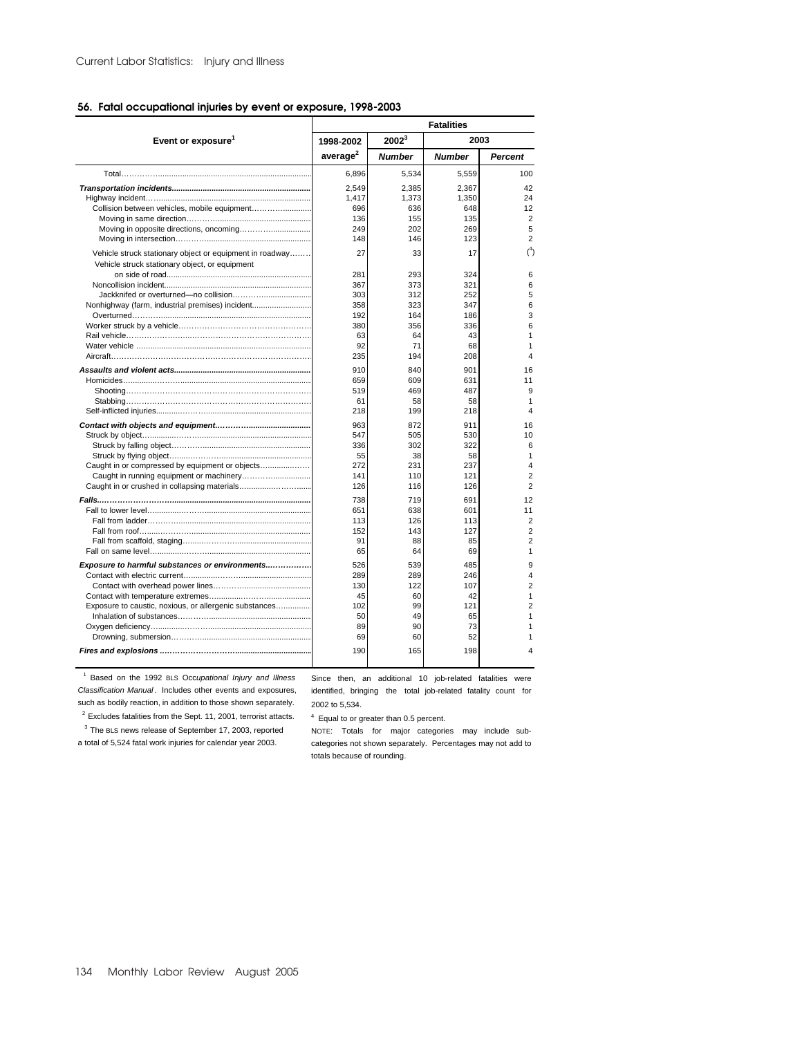## 56. Fatal occupational injuries by event or exposure, 1998-2003

| Event or exposure[1] | Fatalities | | | |
|---|---|---|---|---|
| | 1998-2002 | 2002[3] | 2003 | |
| | average[2] | *Number* | *Number* | *Percent* |
| Total | 6,896 | 5,534 | 5,559 | 100 |
| ***Transportation incidents*** | 2,549 | 2,385 | 2,367 | 42 |
| Highway incident | 1,417 | 1,373 | 1,350 | 24 |
| Collision between vehicles, mobile equipment | 696 | 636 | 648 | 12 |
| Moving in same direction | 136 | 155 | 135 | 2 |
| Moving in opposite directions, oncoming | 249 | 202 | 269 | 5 |
| Moving in intersection | 148 | 146 | 123 | 2 |
| Vehicle struck stationary object or equipment in roadway | 27 | 33 | 17 | ([4]) |
| Vehicle struck stationary object, or equipment on side of road | 281 | 293 | 324 | 6 |
| Noncollision incident | 367 | 373 | 321 | 6 |
| Jackknifed or overturned—no collision | 303 | 312 | 252 | 5 |
| Nonhighway (farm, industrial premises) incident | 358 | 323 | 347 | 6 |
| Overturned | 192 | 164 | 186 | 3 |
| Worker struck by a vehicle | 380 | 356 | 336 | 6 |
| Rail vehicle | 63 | 64 | 43 | 1 |
| Water vehicle | 92 | 71 | 68 | 1 |
| Aircraft | 235 | 194 | 208 | 4 |
| ***Assaults and violent acts*** | 910 | 840 | 901 | 16 |
| Homicides | 659 | 609 | 631 | 11 |
| Shooting | 519 | 469 | 487 | 9 |
| Stabbing | 61 | 58 | 58 | 1 |
| Self-inflicted injuries | 218 | 199 | 218 | 4 |
| ***Contact with objects and equipment*** | 963 | 872 | 911 | 16 |
| Struck by object | 547 | 505 | 530 | 10 |
| Struck by falling object | 336 | 302 | 322 | 6 |
| Struck by flying object | 55 | 38 | 58 | 1 |
| Caught in or compressed by equipment or objects | 272 | 231 | 237 | 4 |
| Caught in running equipment or machinery | 141 | 110 | 121 | 2 |
| Caught in or crushed in collapsing materials | 126 | 116 | 126 | 2 |
| ***Falls*** | 738 | 719 | 691 | 12 |
| Fall to lower level | 651 | 638 | 601 | 11 |
| Fall from ladder | 113 | 126 | 113 | 2 |
| Fall from roof | 152 | 143 | 127 | 2 |
| Fall from scaffold, staging | 91 | 88 | 85 | 2 |
| Fall on same level | 65 | 64 | 69 | 1 |
| ***Exposure to harmful substances or environments*** | 526 | 539 | 485 | 9 |
| Contact with electric current | 289 | 289 | 246 | 4 |
| Contact with overhead power lines | 130 | 122 | 107 | 2 |
| Contact with temperature extremes | 45 | 60 | 42 | 1 |
| Exposure to caustic, noxious, or allergenic substances | 102 | 99 | 121 | 2 |
| Inhalation of substances | 50 | 49 | 65 | 1 |
| Oxygen deficiency | 89 | 90 | 73 | 1 |
| Drowning, submersion | 69 | 60 | 52 | 1 |
| ***Fires and explosions*** | 190 | 165 | 198 | 4 |

[1] Based on the 1992 BLS *Occupational Injury and Illness Classification Manual*. Includes other events and exposures, such as bodily reaction, in addition to those shown separately.

[2] Excludes fatalities from the Sept. 11, 2001, terrorist attacks.

[3] The BLS news release of September 17, 2003, reported a total of 5,524 fatal work injuries for calendar year 2003. Since then, an additional 10 job-related fatalities were identified, bringing the total job-related fatality count for 2002 to 5,534.

[4] Equal to or greater than 0.5 percent.

NOTE: Totals for major categories may include subcategories not shown separately. Percentages may not add to totals because of rounding.